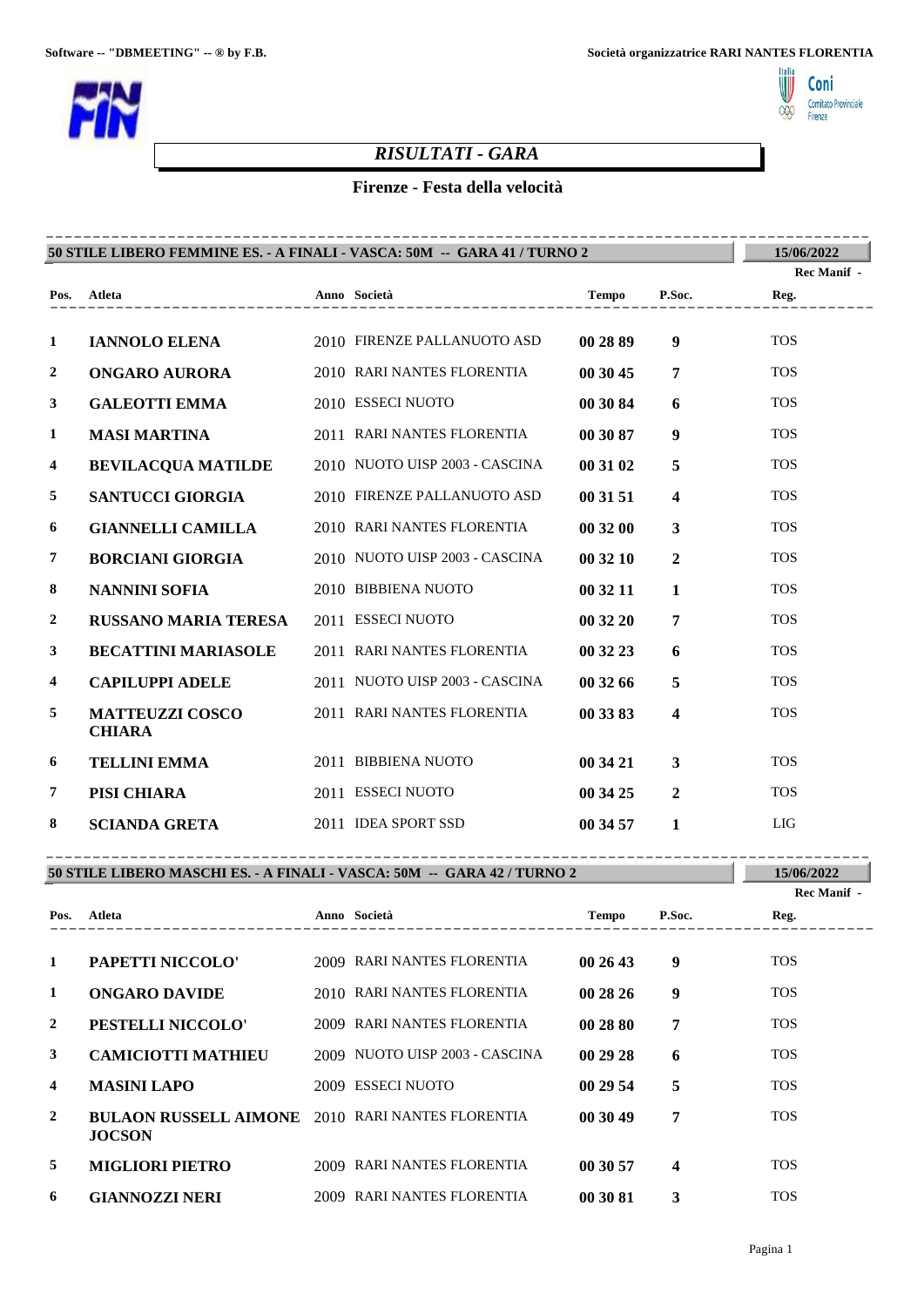Software -- "DBMEETING" -- ® by F.B.

Società organizzatrice RARI NANTES FLORENTIA

## *RISULTATI - GARA*

### Firenze - Festa della velocità

**50 STILE LIBERO FEMMINE ES. - A FINALI - VASCA: 50M -- GARA 41 / TURNO 2** — **15/06/2022**

Rec Manif -

| Pos. | Atleta | Anno | Società | Tempo | P.Soc. | Reg. |
|---|---|---|---|---|---|---|
| 1 | **IANNOLO ELENA** | 2010 | FIRENZE PALLANUOTO ASD | **00 28 89** | **9** | TOS |
| 2 | **ONGARO AURORA** | 2010 | RARI NANTES FLORENTIA | **00 30 45** | **7** | TOS |
| 3 | **GALEOTTI EMMA** | 2010 | ESSECI NUOTO | **00 30 84** | **6** | TOS |
| 1 | **MASI MARTINA** | 2011 | RARI NANTES FLORENTIA | **00 30 87** | **9** | TOS |
| 4 | **BEVILACQUA MATILDE** | 2010 | NUOTO UISP 2003 - CASCINA | **00 31 02** | **5** | TOS |
| 5 | **SANTUCCI GIORGIA** | 2010 | FIRENZE PALLANUOTO ASD | **00 31 51** | **4** | TOS |
| 6 | **GIANNELLI CAMILLA** | 2010 | RARI NANTES FLORENTIA | **00 32 00** | **3** | TOS |
| 7 | **BORCIANI GIORGIA** | 2010 | NUOTO UISP 2003 - CASCINA | **00 32 10** | **2** | TOS |
| 8 | **NANNINI SOFIA** | 2010 | BIBBIENA NUOTO | **00 32 11** | **1** | TOS |
| 2 | **RUSSANO MARIA TERESA** | 2011 | ESSECI NUOTO | **00 32 20** | **7** | TOS |
| 3 | **BECATTINI MARIASOLE** | 2011 | RARI NANTES FLORENTIA | **00 32 23** | **6** | TOS |
| 4 | **CAPILUPPI ADELE** | 2011 | NUOTO UISP 2003 - CASCINA | **00 32 66** | **5** | TOS |
| 5 | **MATTEUZZI COSCO CHIARA** | 2011 | RARI NANTES FLORENTIA | **00 33 83** | **4** | TOS |
| 6 | **TELLINI EMMA** | 2011 | BIBBIENA NUOTO | **00 34 21** | **3** | TOS |
| 7 | **PISI CHIARA** | 2011 | ESSECI NUOTO | **00 34 25** | **2** | TOS |
| 8 | **SCIANDA GRETA** | 2011 | IDEA SPORT SSD | **00 34 57** | **1** | LIG |

**50 STILE LIBERO MASCHI ES. - A FINALI - VASCA: 50M -- GARA 42 / TURNO 2** — **15/06/2022**

Rec Manif -

| Pos. | Atleta | Anno | Società | Tempo | P.Soc. | Reg. |
|---|---|---|---|---|---|---|
| 1 | **PAPETTI NICCOLO'** | 2009 | RARI NANTES FLORENTIA | **00 26 43** | **9** | TOS |
| 1 | **ONGARO DAVIDE** | 2010 | RARI NANTES FLORENTIA | **00 28 26** | **9** | TOS |
| 2 | **PESTELLI NICCOLO'** | 2009 | RARI NANTES FLORENTIA | **00 28 80** | **7** | TOS |
| 3 | **CAMICIOTTI MATHIEU** | 2009 | NUOTO UISP 2003 - CASCINA | **00 29 28** | **6** | TOS |
| 4 | **MASINI LAPO** | 2009 | ESSECI NUOTO | **00 29 54** | **5** | TOS |
| 2 | **BULAON RUSSELL AIMONE JOCSON** | 2010 | RARI NANTES FLORENTIA | **00 30 49** | **7** | TOS |
| 5 | **MIGLIORI PIETRO** | 2009 | RARI NANTES FLORENTIA | **00 30 57** | **4** | TOS |
| 6 | **GIANNOZZI NERI** | 2009 | RARI NANTES FLORENTIA | **00 30 81** | **3** | TOS |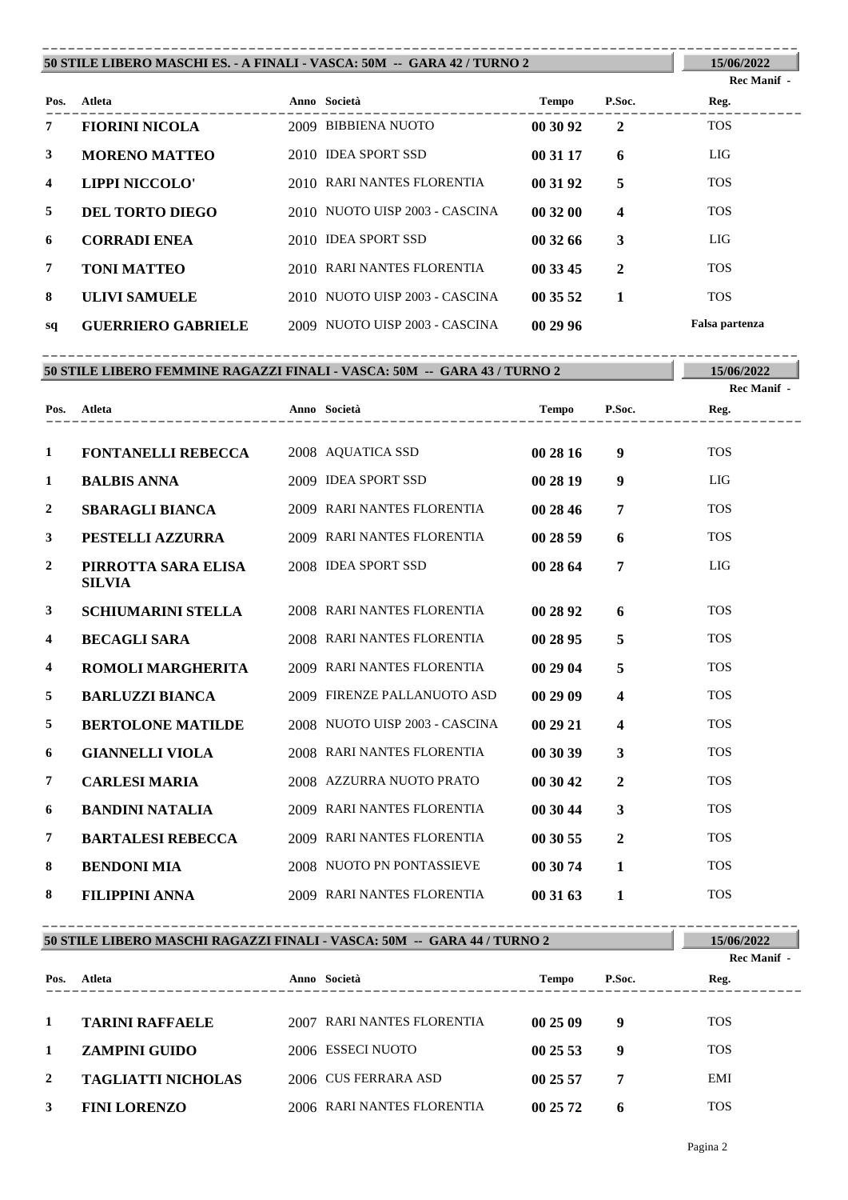## 50 STILE LIBERO MASCHI ES. - A FINALI - VASCA: 50M -- GARA 42 / TURNO 2

**15/06/2022**

**Rec Manif -**

| Pos. | Atleta | Anno | Società | Tempo | P.Soc. | Reg. |
|---|---|---|---|---|---|---|
| 7 | **FIORINI NICOLA** | 2009 | BIBBIENA NUOTO | **00 30 92** | **2** | TOS |
| 3 | **MORENO MATTEO** | 2010 | IDEA SPORT SSD | **00 31 17** | **6** | LIG |
| 4 | **LIPPI NICCOLO'** | 2010 | RARI NANTES FLORENTIA | **00 31 92** | **5** | TOS |
| 5 | **DEL TORTO DIEGO** | 2010 | NUOTO UISP 2003 - CASCINA | **00 32 00** | **4** | TOS |
| 6 | **CORRADI ENEA** | 2010 | IDEA SPORT SSD | **00 32 66** | **3** | LIG |
| 7 | **TONI MATTEO** | 2010 | RARI NANTES FLORENTIA | **00 33 45** | **2** | TOS |
| 8 | **ULIVI SAMUELE** | 2010 | NUOTO UISP 2003 - CASCINA | **00 35 52** | **1** | TOS |
| sq | **GUERRIERO GABRIELE** | 2009 | NUOTO UISP 2003 - CASCINA | **00 29 96** | | **Falsa partenza** |

## 50 STILE LIBERO FEMMINE RAGAZZI FINALI - VASCA: 50M -- GARA 43 / TURNO 2

**15/06/2022**

**Rec Manif -**

| Pos. | Atleta | Anno | Società | Tempo | P.Soc. | Reg. |
|---|---|---|---|---|---|---|
| 1 | **FONTANELLI REBECCA** | 2008 | AQUATICA SSD | **00 28 16** | **9** | TOS |
| 1 | **BALBIS ANNA** | 2009 | IDEA SPORT SSD | **00 28 19** | **9** | LIG |
| 2 | **SBARAGLI BIANCA** | 2009 | RARI NANTES FLORENTIA | **00 28 46** | **7** | TOS |
| 3 | **PESTELLI AZZURRA** | 2009 | RARI NANTES FLORENTIA | **00 28 59** | **6** | TOS |
| 2 | **PIRROTTA SARA ELISA SILVIA** | 2008 | IDEA SPORT SSD | **00 28 64** | **7** | LIG |
| 3 | **SCHIUMARINI STELLA** | 2008 | RARI NANTES FLORENTIA | **00 28 92** | **6** | TOS |
| 4 | **BECAGLI SARA** | 2008 | RARI NANTES FLORENTIA | **00 28 95** | **5** | TOS |
| 4 | **ROMOLI MARGHERITA** | 2009 | RARI NANTES FLORENTIA | **00 29 04** | **5** | TOS |
| 5 | **BARLUZZI BIANCA** | 2009 | FIRENZE PALLANUOTO ASD | **00 29 09** | **4** | TOS |
| 5 | **BERTOLONE MATILDE** | 2008 | NUOTO UISP 2003 - CASCINA | **00 29 21** | **4** | TOS |
| 6 | **GIANNELLI VIOLA** | 2008 | RARI NANTES FLORENTIA | **00 30 39** | **3** | TOS |
| 7 | **CARLESI MARIA** | 2008 | AZZURRA NUOTO PRATO | **00 30 42** | **2** | TOS |
| 6 | **BANDINI NATALIA** | 2009 | RARI NANTES FLORENTIA | **00 30 44** | **3** | TOS |
| 7 | **BARTALESI REBECCA** | 2009 | RARI NANTES FLORENTIA | **00 30 55** | **2** | TOS |
| 8 | **BENDONI MIA** | 2008 | NUOTO PN PONTASSIEVE | **00 30 74** | **1** | TOS |
| 8 | **FILIPPINI ANNA** | 2009 | RARI NANTES FLORENTIA | **00 31 63** | **1** | TOS |

## 50 STILE LIBERO MASCHI RAGAZZI FINALI - VASCA: 50M -- GARA 44 / TURNO 2

**15/06/2022**

**Rec Manif -**

| Pos. | Atleta | Anno | Società | Tempo | P.Soc. | Reg. |
|---|---|---|---|---|---|---|
| 1 | **TARINI RAFFAELE** | 2007 | RARI NANTES FLORENTIA | **00 25 09** | **9** | TOS |
| 1 | **ZAMPINI GUIDO** | 2006 | ESSECI NUOTO | **00 25 53** | **9** | TOS |
| 2 | **TAGLIATTI NICHOLAS** | 2006 | CUS FERRARA ASD | **00 25 57** | **7** | EMI |
| 3 | **FINI LORENZO** | 2006 | RARI NANTES FLORENTIA | **00 25 72** | **6** | TOS |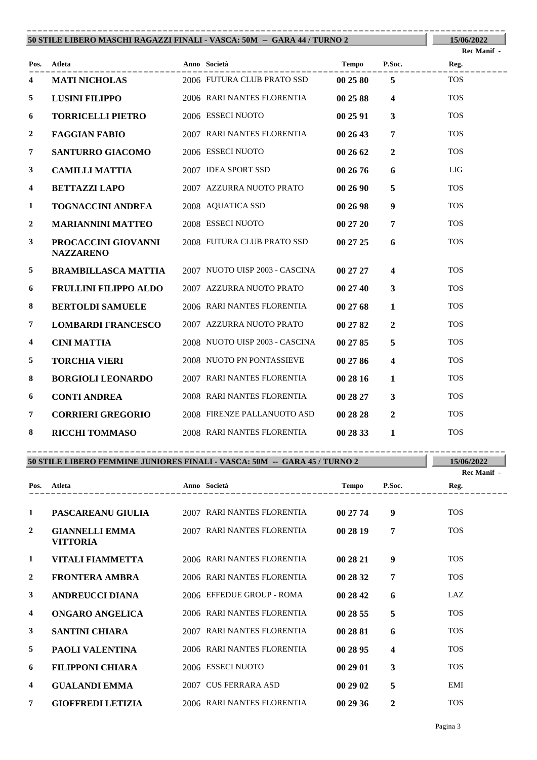## 50 STILE LIBERO MASCHI RAGAZZI FINALI - VASCA: 50M -- GARA 44 / TURNO 2

15/06/2022

Rec Manif -

| Pos. | Atleta | Anno | Società | Tempo | P.Soc. | Reg. |
|---|---|---|---|---|---|---|
| 4 | **MATI NICHOLAS** | 2006 | FUTURA CLUB PRATO SSD | **00 25 80** | **5** | TOS |
| 5 | **LUSINI FILIPPO** | 2006 | RARI NANTES FLORENTIA | **00 25 88** | **4** | TOS |
| 6 | **TORRICELLI PIETRO** | 2006 | ESSECI NUOTO | **00 25 91** | **3** | TOS |
| 2 | **FAGGIAN FABIO** | 2007 | RARI NANTES FLORENTIA | **00 26 43** | **7** | TOS |
| 7 | **SANTURRO GIACOMO** | 2006 | ESSECI NUOTO | **00 26 62** | **2** | TOS |
| 3 | **CAMILLI MATTIA** | 2007 | IDEA SPORT SSD | **00 26 76** | **6** | LIG |
| 4 | **BETTAZZI LAPO** | 2007 | AZZURRA NUOTO PRATO | **00 26 90** | **5** | TOS |
| 1 | **TOGNACCINI ANDREA** | 2008 | AQUATICA SSD | **00 26 98** | **9** | TOS |
| 2 | **MARIANNINI MATTEO** | 2008 | ESSECI NUOTO | **00 27 20** | **7** | TOS |
| 3 | **PROCACCINI GIOVANNI NAZZARENO** | 2008 | FUTURA CLUB PRATO SSD | **00 27 25** | **6** | TOS |
| 5 | **BRAMBILLASCA MATTIA** | 2007 | NUOTO UISP 2003 - CASCINA | **00 27 27** | **4** | TOS |
| 6 | **FRULLINI FILIPPO ALDO** | 2007 | AZZURRA NUOTO PRATO | **00 27 40** | **3** | TOS |
| 8 | **BERTOLDI SAMUELE** | 2006 | RARI NANTES FLORENTIA | **00 27 68** | **1** | TOS |
| 7 | **LOMBARDI FRANCESCO** | 2007 | AZZURRA NUOTO PRATO | **00 27 82** | **2** | TOS |
| 4 | **CINI MATTIA** | 2008 | NUOTO UISP 2003 - CASCINA | **00 27 85** | **5** | TOS |
| 5 | **TORCHIA VIERI** | 2008 | NUOTO PN PONTASSIEVE | **00 27 86** | **4** | TOS |
| 8 | **BORGIOLI LEONARDO** | 2007 | RARI NANTES FLORENTIA | **00 28 16** | **1** | TOS |
| 6 | **CONTI ANDREA** | 2008 | RARI NANTES FLORENTIA | **00 28 27** | **3** | TOS |
| 7 | **CORRIERI GREGORIO** | 2008 | FIRENZE PALLANUOTO ASD | **00 28 28** | **2** | TOS |
| 8 | **RICCHI TOMMASO** | 2008 | RARI NANTES FLORENTIA | **00 28 33** | **1** | TOS |

## 50 STILE LIBERO FEMMINE JUNIORES FINALI - VASCA: 50M -- GARA 45 / TURNO 2

15/06/2022

Rec Manif -

| Pos. | Atleta | Anno | Società | Tempo | P.Soc. | Reg. |
|---|---|---|---|---|---|---|
| 1 | **PASCAREANU GIULIA** | 2007 | RARI NANTES FLORENTIA | **00 27 74** | **9** | TOS |
| 2 | **GIANNELLI EMMA VITTORIA** | 2007 | RARI NANTES FLORENTIA | **00 28 19** | **7** | TOS |
| 1 | **VITALI FIAMMETTA** | 2006 | RARI NANTES FLORENTIA | **00 28 21** | **9** | TOS |
| 2 | **FRONTERA AMBRA** | 2006 | RARI NANTES FLORENTIA | **00 28 32** | **7** | TOS |
| 3 | **ANDREUCCI DIANA** | 2006 | EFFEDUE GROUP - ROMA | **00 28 42** | **6** | LAZ |
| 4 | **ONGARO ANGELICA** | 2006 | RARI NANTES FLORENTIA | **00 28 55** | **5** | TOS |
| 3 | **SANTINI CHIARA** | 2007 | RARI NANTES FLORENTIA | **00 28 81** | **6** | TOS |
| 5 | **PAOLI VALENTINA** | 2006 | RARI NANTES FLORENTIA | **00 28 95** | **4** | TOS |
| 6 | **FILIPPONI CHIARA** | 2006 | ESSECI NUOTO | **00 29 01** | **3** | TOS |
| 4 | **GUALANDI EMMA** | 2007 | CUS FERRARA ASD | **00 29 02** | **5** | EMI |
| 7 | **GIOFFREDI LETIZIA** | 2006 | RARI NANTES FLORENTIA | **00 29 36** | **2** | TOS |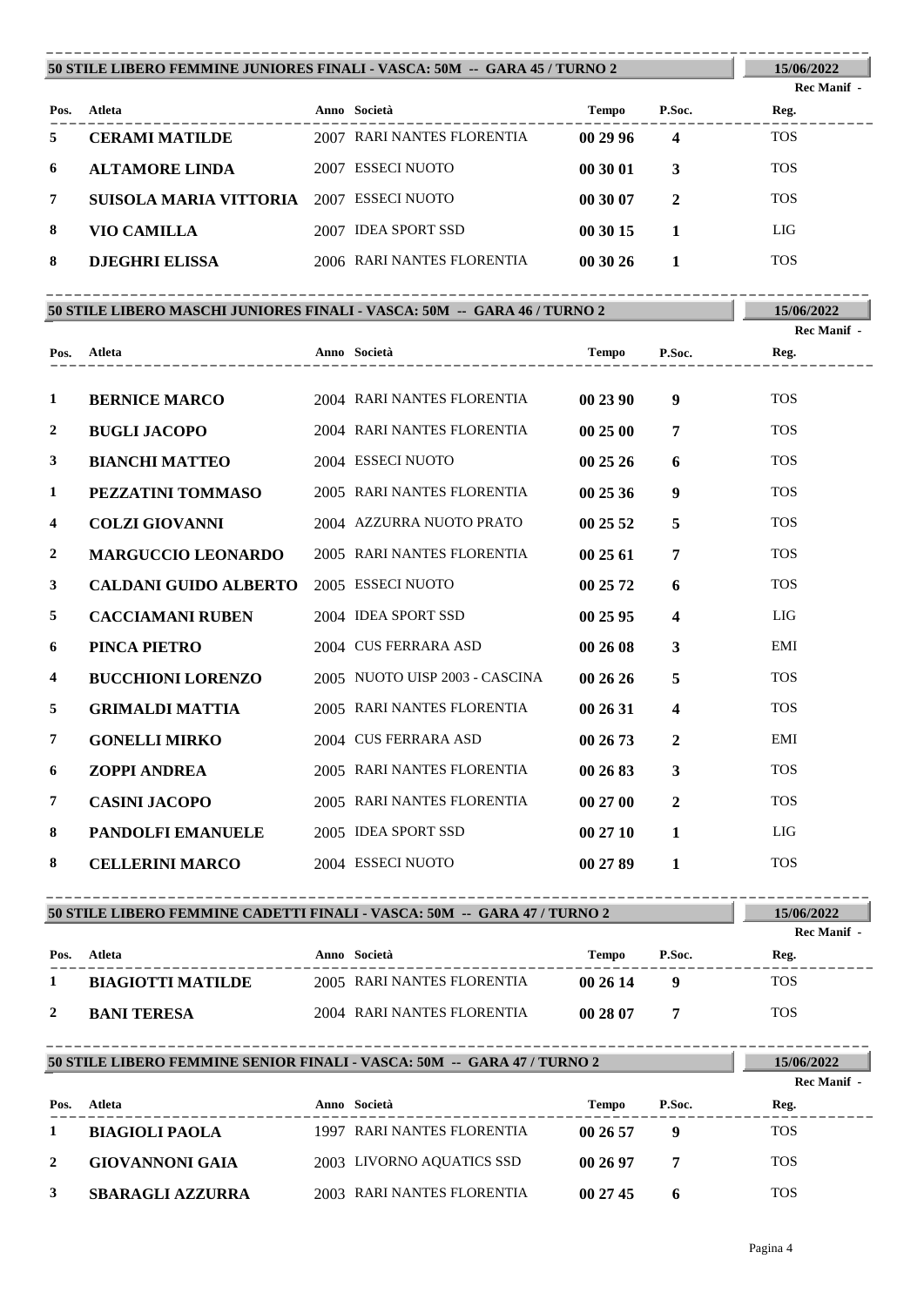## 50 STILE LIBERO FEMMINE JUNIORES FINALI - VASCA: 50M -- GARA 45 / TURNO 2

15/06/2022

Rec Manif -

| Pos. | Atleta | Anno | Società | Tempo | P.Soc. | Reg. |
|---|---|---|---|---|---|---|
| 5 | **CERAMI MATILDE** | 2007 | RARI NANTES FLORENTIA | **00 29 96** | **4** | TOS |
| 6 | **ALTAMORE LINDA** | 2007 | ESSECI NUOTO | **00 30 01** | **3** | TOS |
| 7 | **SUISOLA MARIA VITTORIA** | 2007 | ESSECI NUOTO | **00 30 07** | **2** | TOS |
| 8 | **VIO CAMILLA** | 2007 | IDEA SPORT SSD | **00 30 15** | **1** | LIG |
| 8 | **DJEGHRI ELISSA** | 2006 | RARI NANTES FLORENTIA | **00 30 26** | **1** | TOS |

## 50 STILE LIBERO MASCHI JUNIORES FINALI - VASCA: 50M -- GARA 46 / TURNO 2

15/06/2022

Rec Manif -

| Pos. | Atleta | Anno | Società | Tempo | P.Soc. | Reg. |
|---|---|---|---|---|---|---|
| 1 | **BERNICE MARCO** | 2004 | RARI NANTES FLORENTIA | **00 23 90** | **9** | TOS |
| 2 | **BUGLI JACOPO** | 2004 | RARI NANTES FLORENTIA | **00 25 00** | **7** | TOS |
| 3 | **BIANCHI MATTEO** | 2004 | ESSECI NUOTO | **00 25 26** | **6** | TOS |
| 1 | **PEZZATINI TOMMASO** | 2005 | RARI NANTES FLORENTIA | **00 25 36** | **9** | TOS |
| 4 | **COLZI GIOVANNI** | 2004 | AZZURRA NUOTO PRATO | **00 25 52** | **5** | TOS |
| 2 | **MARGUCCIO LEONARDO** | 2005 | RARI NANTES FLORENTIA | **00 25 61** | **7** | TOS |
| 3 | **CALDANI GUIDO ALBERTO** | 2005 | ESSECI NUOTO | **00 25 72** | **6** | TOS |
| 5 | **CACCIAMANI RUBEN** | 2004 | IDEA SPORT SSD | **00 25 95** | **4** | LIG |
| 6 | **PINCA PIETRO** | 2004 | CUS FERRARA ASD | **00 26 08** | **3** | EMI |
| 4 | **BUCCHIONI LORENZO** | 2005 | NUOTO UISP 2003 - CASCINA | **00 26 26** | **5** | TOS |
| 5 | **GRIMALDI MATTIA** | 2005 | RARI NANTES FLORENTIA | **00 26 31** | **4** | TOS |
| 7 | **GONELLI MIRKO** | 2004 | CUS FERRARA ASD | **00 26 73** | **2** | EMI |
| 6 | **ZOPPI ANDREA** | 2005 | RARI NANTES FLORENTIA | **00 26 83** | **3** | TOS |
| 7 | **CASINI JACOPO** | 2005 | RARI NANTES FLORENTIA | **00 27 00** | **2** | TOS |
| 8 | **PANDOLFI EMANUELE** | 2005 | IDEA SPORT SSD | **00 27 10** | **1** | LIG |
| 8 | **CELLERINI MARCO** | 2004 | ESSECI NUOTO | **00 27 89** | **1** | TOS |

## 50 STILE LIBERO FEMMINE CADETTI FINALI - VASCA: 50M -- GARA 47 / TURNO 2

15/06/2022

Rec Manif -

| Pos. | Atleta | Anno | Società | Tempo | P.Soc. | Reg. |
|---|---|---|---|---|---|---|
| 1 | **BIAGIOTTI MATILDE** | 2005 | RARI NANTES FLORENTIA | **00 26 14** | **9** | TOS |
| 2 | **BANI TERESA** | 2004 | RARI NANTES FLORENTIA | **00 28 07** | **7** | TOS |

## 50 STILE LIBERO FEMMINE SENIOR FINALI - VASCA: 50M -- GARA 47 / TURNO 2

15/06/2022

Rec Manif -

| Pos. | Atleta | Anno | Società | Tempo | P.Soc. | Reg. |
|---|---|---|---|---|---|---|
| 1 | **BIAGIOLI PAOLA** | 1997 | RARI NANTES FLORENTIA | **00 26 57** | **9** | TOS |
| 2 | **GIOVANNONI GAIA** | 2003 | LIVORNO AQUATICS SSD | **00 26 97** | **7** | TOS |
| 3 | **SBARAGLI AZZURRA** | 2003 | RARI NANTES FLORENTIA | **00 27 45** | **6** | TOS |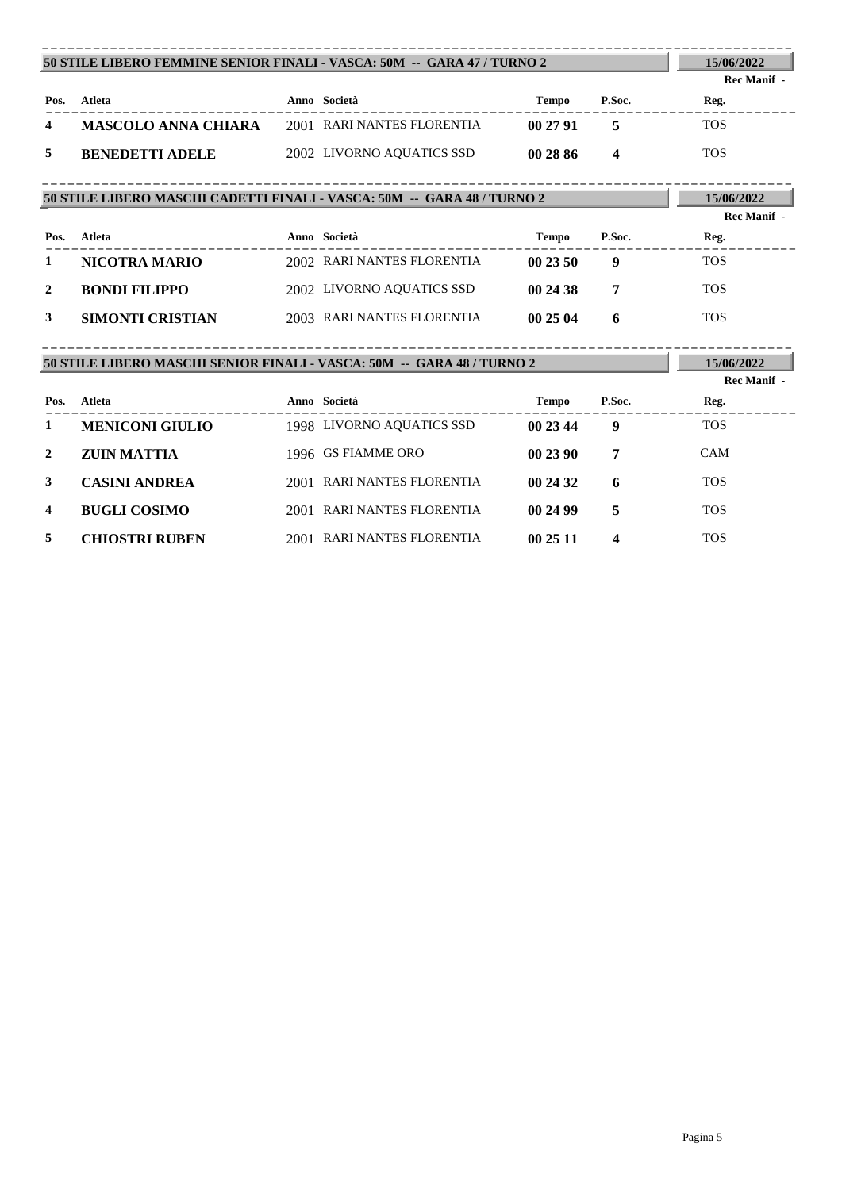## 50 STILE LIBERO FEMMINE SENIOR FINALI - VASCA: 50M -- GARA 47 / TURNO 2

15/06/2022

Rec Manif -

| Pos. | Atleta | Anno | Società | Tempo | P.Soc. | Reg. |
|---|---|---|---|---|---|---|
| 4 | **MASCOLO ANNA CHIARA** | 2001 | RARI NANTES FLORENTIA | **00 27 91** | **5** | TOS |
| 5 | **BENEDETTI ADELE** | 2002 | LIVORNO AQUATICS SSD | **00 28 86** | **4** | TOS |

## 50 STILE LIBERO MASCHI CADETTI FINALI - VASCA: 50M -- GARA 48 / TURNO 2

15/06/2022

Rec Manif -

| Pos. | Atleta | Anno | Società | Tempo | P.Soc. | Reg. |
|---|---|---|---|---|---|---|
| 1 | **NICOTRA MARIO** | 2002 | RARI NANTES FLORENTIA | **00 23 50** | **9** | TOS |
| 2 | **BONDI FILIPPO** | 2002 | LIVORNO AQUATICS SSD | **00 24 38** | **7** | TOS |
| 3 | **SIMONTI CRISTIAN** | 2003 | RARI NANTES FLORENTIA | **00 25 04** | **6** | TOS |

## 50 STILE LIBERO MASCHI SENIOR FINALI - VASCA: 50M -- GARA 48 / TURNO 2

15/06/2022

Rec Manif -

| Pos. | Atleta | Anno | Società | Tempo | P.Soc. | Reg. |
|---|---|---|---|---|---|---|
| 1 | **MENICONI GIULIO** | 1998 | LIVORNO AQUATICS SSD | **00 23 44** | **9** | TOS |
| 2 | **ZUIN MATTIA** | 1996 | GS FIAMME ORO | **00 23 90** | **7** | CAM |
| 3 | **CASINI ANDREA** | 2001 | RARI NANTES FLORENTIA | **00 24 32** | **6** | TOS |
| 4 | **BUGLI COSIMO** | 2001 | RARI NANTES FLORENTIA | **00 24 99** | **5** | TOS |
| 5 | **CHIOSTRI RUBEN** | 2001 | RARI NANTES FLORENTIA | **00 25 11** | **4** | TOS |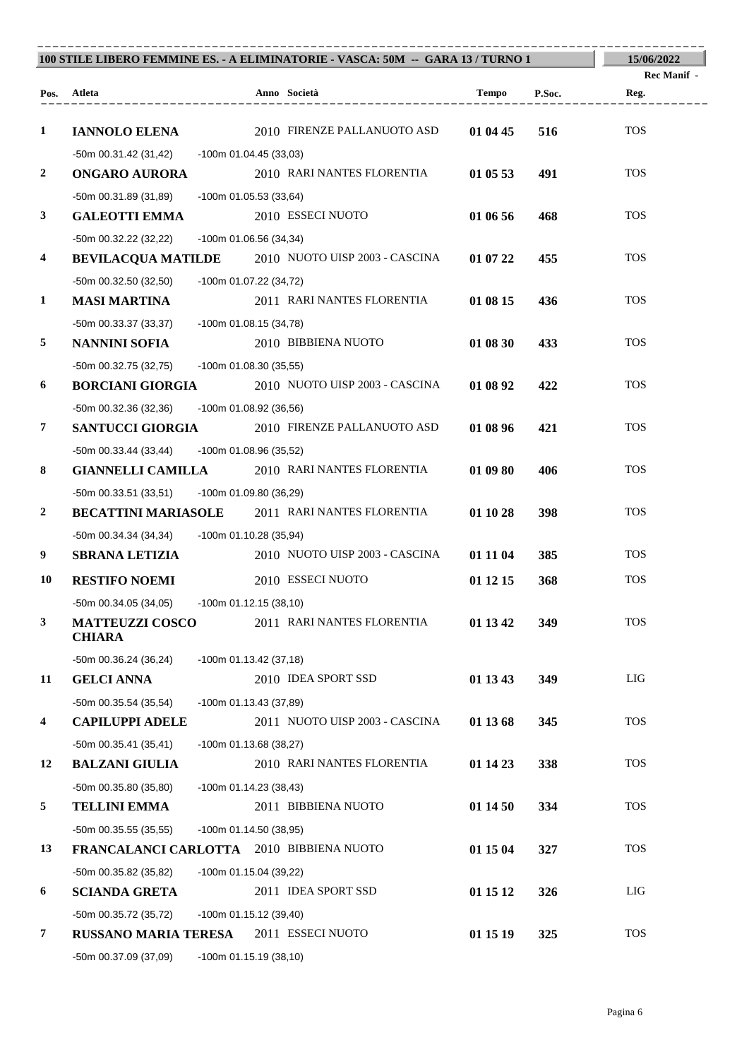**100 STILE LIBERO FEMMINE ES. - A ELIMINATORIE - VASCA: 50M -- GARA 13 / TURNO 1** — **15/06/2022**

Rec Manif -

| Pos. | Atleta | Anno | Società | Tempo | P.Soc. | Reg. |
|---|---|---|---|---|---|---|
| 1 | **IANNOLO ELENA** | 2010 | FIRENZE PALLANUOTO ASD | **01 04 45** | **516** | TOS |
| | -50m 00.31.42 (31,42) -100m 01.04.45 (33,03) | | | | | |
| 2 | **ONGARO AURORA** | 2010 | RARI NANTES FLORENTIA | **01 05 53** | **491** | TOS |
| | -50m 00.31.89 (31,89) -100m 01.05.53 (33,64) | | | | | |
| 3 | **GALEOTTI EMMA** | 2010 | ESSECI NUOTO | **01 06 56** | **468** | TOS |
| | -50m 00.32.22 (32,22) -100m 01.06.56 (34,34) | | | | | |
| 4 | **BEVILACQUA MATILDE** | 2010 | NUOTO UISP 2003 - CASCINA | **01 07 22** | **455** | TOS |
| | -50m 00.32.50 (32,50) -100m 01.07.22 (34,72) | | | | | |
| 1 | **MASI MARTINA** | 2011 | RARI NANTES FLORENTIA | **01 08 15** | **436** | TOS |
| | -50m 00.33.37 (33,37) -100m 01.08.15 (34,78) | | | | | |
| 5 | **NANNINI SOFIA** | 2010 | BIBBIENA NUOTO | **01 08 30** | **433** | TOS |
| | -50m 00.32.75 (32,75) -100m 01.08.30 (35,55) | | | | | |
| 6 | **BORCIANI GIORGIA** | 2010 | NUOTO UISP 2003 - CASCINA | **01 08 92** | **422** | TOS |
| | -50m 00.32.36 (32,36) -100m 01.08.92 (36,56) | | | | | |
| 7 | **SANTUCCI GIORGIA** | 2010 | FIRENZE PALLANUOTO ASD | **01 08 96** | **421** | TOS |
| | -50m 00.33.44 (33,44) -100m 01.08.96 (35,52) | | | | | |
| 8 | **GIANNELLI CAMILLA** | 2010 | RARI NANTES FLORENTIA | **01 09 80** | **406** | TOS |
| | -50m 00.33.51 (33,51) -100m 01.09.80 (36,29) | | | | | |
| 2 | **BECATTINI MARIASOLE** | 2011 | RARI NANTES FLORENTIA | **01 10 28** | **398** | TOS |
| | -50m 00.34.34 (34,34) -100m 01.10.28 (35,94) | | | | | |
| 9 | **SBRANA LETIZIA** | 2010 | NUOTO UISP 2003 - CASCINA | **01 11 04** | **385** | TOS |
| 10 | **RESTIFO NOEMI** | 2010 | ESSECI NUOTO | **01 12 15** | **368** | TOS |
| | -50m 00.34.05 (34,05) -100m 01.12.15 (38,10) | | | | | |
| 3 | **MATTEUZZI COSCO CHIARA** | 2011 | RARI NANTES FLORENTIA | **01 13 42** | **349** | TOS |
| | -50m 00.36.24 (36,24) -100m 01.13.42 (37,18) | | | | | |
| 11 | **GELCI ANNA** | 2010 | IDEA SPORT SSD | **01 13 43** | **349** | LIG |
| | -50m 00.35.54 (35,54) -100m 01.13.43 (37,89) | | | | | |
| 4 | **CAPILUPPI ADELE** | 2011 | NUOTO UISP 2003 - CASCINA | **01 13 68** | **345** | TOS |
| | -50m 00.35.41 (35,41) -100m 01.13.68 (38,27) | | | | | |
| 12 | **BALZANI GIULIA** | 2010 | RARI NANTES FLORENTIA | **01 14 23** | **338** | TOS |
| | -50m 00.35.80 (35,80) -100m 01.14.23 (38,43) | | | | | |
| 5 | **TELLINI EMMA** | 2011 | BIBBIENA NUOTO | **01 14 50** | **334** | TOS |
| | -50m 00.35.55 (35,55) -100m 01.14.50 (38,95) | | | | | |
| 13 | **FRANCALANCI CARLOTTA** | 2010 | BIBBIENA NUOTO | **01 15 04** | **327** | TOS |
| | -50m 00.35.82 (35,82) -100m 01.15.04 (39,22) | | | | | |
| 6 | **SCIANDA GRETA** | 2011 | IDEA SPORT SSD | **01 15 12** | **326** | LIG |
| | -50m 00.35.72 (35,72) -100m 01.15.12 (39,40) | | | | | |
| 7 | **RUSSANO MARIA TERESA** | 2011 | ESSECI NUOTO | **01 15 19** | **325** | TOS |
| | -50m 00.37.09 (37,09) -100m 01.15.19 (38,10) | | | | | |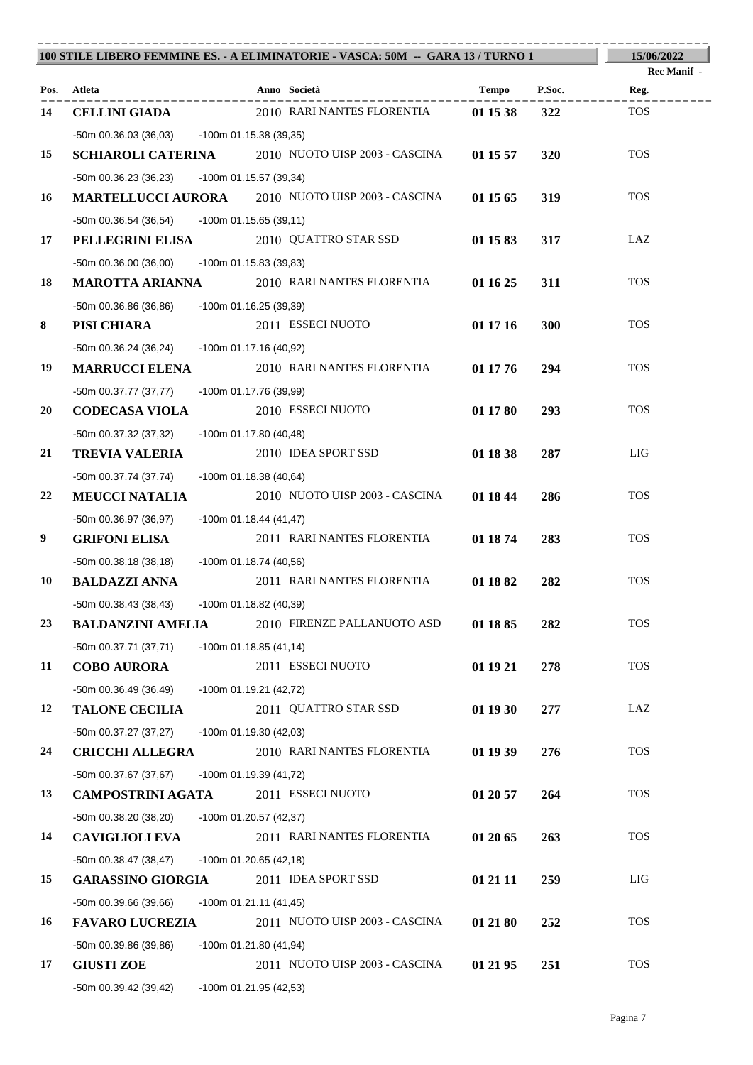**100 STILE LIBERO FEMMINE ES. - A ELIMINATORIE - VASCA: 50M -- GARA 13 / TURNO 1** | **15/06/2022**

Rec Manif -

| Pos. | Atleta | Anno | Società | Tempo | P.Soc. | Reg. |
|---|---|---|---|---|---|---|
| 14 | **CELLINI GIADA** | 2010 | RARI NANTES FLORENTIA | **01 15 38** | **322** | TOS |
| | -50m 00.36.03 (36,03) -100m 01.15.38 (39,35) | | | | | |
| 15 | **SCHIAROLI CATERINA** | 2010 | NUOTO UISP 2003 - CASCINA | **01 15 57** | **320** | TOS |
| | -50m 00.36.23 (36,23) -100m 01.15.57 (39,34) | | | | | |
| 16 | **MARTELLUCCI AURORA** | 2010 | NUOTO UISP 2003 - CASCINA | **01 15 65** | **319** | TOS |
| | -50m 00.36.54 (36,54) -100m 01.15.65 (39,11) | | | | | |
| 17 | **PELLEGRINI ELISA** | 2010 | QUATTRO STAR SSD | **01 15 83** | **317** | LAZ |
| | -50m 00.36.00 (36,00) -100m 01.15.83 (39,83) | | | | | |
| 18 | **MAROTTA ARIANNA** | 2010 | RARI NANTES FLORENTIA | **01 16 25** | **311** | TOS |
| | -50m 00.36.86 (36,86) -100m 01.16.25 (39,39) | | | | | |
| 8 | **PISI CHIARA** | 2011 | ESSECI NUOTO | **01 17 16** | **300** | TOS |
| | -50m 00.36.24 (36,24) -100m 01.17.16 (40,92) | | | | | |
| 19 | **MARRUCCI ELENA** | 2010 | RARI NANTES FLORENTIA | **01 17 76** | **294** | TOS |
| | -50m 00.37.77 (37,77) -100m 01.17.76 (39,99) | | | | | |
| 20 | **CODECASA VIOLA** | 2010 | ESSECI NUOTO | **01 17 80** | **293** | TOS |
| | -50m 00.37.32 (37,32) -100m 01.17.80 (40,48) | | | | | |
| 21 | **TREVIA VALERIA** | 2010 | IDEA SPORT SSD | **01 18 38** | **287** | LIG |
| | -50m 00.37.74 (37,74) -100m 01.18.38 (40,64) | | | | | |
| 22 | **MEUCCI NATALIA** | 2010 | NUOTO UISP 2003 - CASCINA | **01 18 44** | **286** | TOS |
| | -50m 00.36.97 (36,97) -100m 01.18.44 (41,47) | | | | | |
| 9 | **GRIFONI ELISA** | 2011 | RARI NANTES FLORENTIA | **01 18 74** | **283** | TOS |
| | -50m 00.38.18 (38,18) -100m 01.18.74 (40,56) | | | | | |
| 10 | **BALDAZZI ANNA** | 2011 | RARI NANTES FLORENTIA | **01 18 82** | **282** | TOS |
| | -50m 00.38.43 (38,43) -100m 01.18.82 (40,39) | | | | | |
| 23 | **BALDANZINI AMELIA** | 2010 | FIRENZE PALLANUOTO ASD | **01 18 85** | **282** | TOS |
| | -50m 00.37.71 (37,71) -100m 01.18.85 (41,14) | | | | | |
| 11 | **COBO AURORA** | 2011 | ESSECI NUOTO | **01 19 21** | **278** | TOS |
| | -50m 00.36.49 (36,49) -100m 01.19.21 (42,72) | | | | | |
| 12 | **TALONE CECILIA** | 2011 | QUATTRO STAR SSD | **01 19 30** | **277** | LAZ |
| | -50m 00.37.27 (37,27) -100m 01.19.30 (42,03) | | | | | |
| 24 | **CRICCHI ALLEGRA** | 2010 | RARI NANTES FLORENTIA | **01 19 39** | **276** | TOS |
| | -50m 00.37.67 (37,67) -100m 01.19.39 (41,72) | | | | | |
| 13 | **CAMPOSTRINI AGATA** | 2011 | ESSECI NUOTO | **01 20 57** | **264** | TOS |
| | -50m 00.38.20 (38,20) -100m 01.20.57 (42,37) | | | | | |
| 14 | **CAVIGLIOLI EVA** | 2011 | RARI NANTES FLORENTIA | **01 20 65** | **263** | TOS |
| | -50m 00.38.47 (38,47) -100m 01.20.65 (42,18) | | | | | |
| 15 | **GARASSINO GIORGIA** | 2011 | IDEA SPORT SSD | **01 21 11** | **259** | LIG |
| | -50m 00.39.66 (39,66) -100m 01.21.11 (41,45) | | | | | |
| 16 | **FAVARO LUCREZIA** | 2011 | NUOTO UISP 2003 - CASCINA | **01 21 80** | **252** | TOS |
| | -50m 00.39.86 (39,86) -100m 01.21.80 (41,94) | | | | | |
| 17 | **GIUSTI ZOE** | 2011 | NUOTO UISP 2003 - CASCINA | **01 21 95** | **251** | TOS |
| | -50m 00.39.42 (39,42) -100m 01.21.95 (42,53) | | | | | |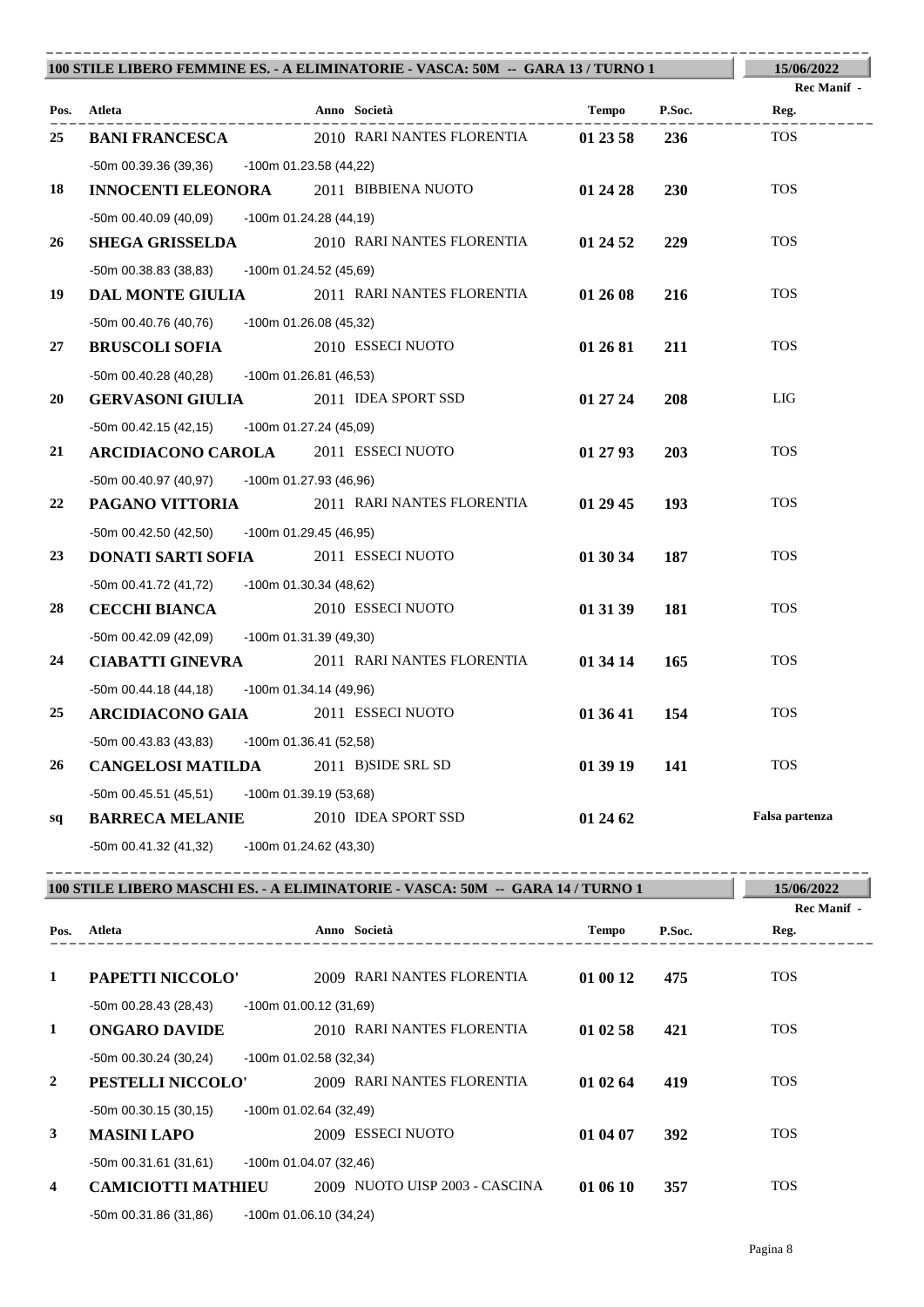## 100 STILE LIBERO FEMMINE ES. - A ELIMINATORIE - VASCA: 50M -- GARA 13 / TURNO 1

15/06/2022

| Pos. | Atleta | Anno | Società | Tempo | P.Soc. | Rec Manif - Reg. |
|---|---|---|---|---|---|---|
| 25 | **BANI FRANCESCA** | 2010 | RARI NANTES FLORENTIA | **01 23 58** | **236** | TOS |
| | -50m 00.39.36 (39,36) -100m 01.23.58 (44,22) | | | | | |
| 18 | **INNOCENTI ELEONORA** | 2011 | BIBBIENA NUOTO | **01 24 28** | **230** | TOS |
| | -50m 00.40.09 (40,09) -100m 01.24.28 (44,19) | | | | | |
| 26 | **SHEGA GRISSELDA** | 2010 | RARI NANTES FLORENTIA | **01 24 52** | **229** | TOS |
| | -50m 00.38.83 (38,83) -100m 01.24.52 (45,69) | | | | | |
| 19 | **DAL MONTE GIULIA** | 2011 | RARI NANTES FLORENTIA | **01 26 08** | **216** | TOS |
| | -50m 00.40.76 (40,76) -100m 01.26.08 (45,32) | | | | | |
| 27 | **BRUSCOLI SOFIA** | 2010 | ESSECI NUOTO | **01 26 81** | **211** | TOS |
| | -50m 00.40.28 (40,28) -100m 01.26.81 (46,53) | | | | | |
| 20 | **GERVASONI GIULIA** | 2011 | IDEA SPORT SSD | **01 27 24** | **208** | LIG |
| | -50m 00.42.15 (42,15) -100m 01.27.24 (45,09) | | | | | |
| 21 | **ARCIDIACONO CAROLA** | 2011 | ESSECI NUOTO | **01 27 93** | **203** | TOS |
| | -50m 00.40.97 (40,97) -100m 01.27.93 (46,96) | | | | | |
| 22 | **PAGANO VITTORIA** | 2011 | RARI NANTES FLORENTIA | **01 29 45** | **193** | TOS |
| | -50m 00.42.50 (42,50) -100m 01.29.45 (46,95) | | | | | |
| 23 | **DONATI SARTI SOFIA** | 2011 | ESSECI NUOTO | **01 30 34** | **187** | TOS |
| | -50m 00.41.72 (41,72) -100m 01.30.34 (48,62) | | | | | |
| 28 | **CECCHI BIANCA** | 2010 | ESSECI NUOTO | **01 31 39** | **181** | TOS |
| | -50m 00.42.09 (42,09) -100m 01.31.39 (49,30) | | | | | |
| 24 | **CIABATTI GINEVRA** | 2011 | RARI NANTES FLORENTIA | **01 34 14** | **165** | TOS |
| | -50m 00.44.18 (44,18) -100m 01.34.14 (49,96) | | | | | |
| 25 | **ARCIDIACONO GAIA** | 2011 | ESSECI NUOTO | **01 36 41** | **154** | TOS |
| | -50m 00.43.83 (43,83) -100m 01.36.41 (52,58) | | | | | |
| 26 | **CANGELOSI MATILDA** | 2011 | B)SIDE SRL SD | **01 39 19** | **141** | TOS |
| | -50m 00.45.51 (45,51) -100m 01.39.19 (53,68) | | | | | |
| sq | **BARRECA MELANIE** | 2010 | IDEA SPORT SSD | **01 24 62** | | **Falsa partenza** |
| | -50m 00.41.32 (41,32) -100m 01.24.62 (43,30) | | | | | |

## 100 STILE LIBERO MASCHI ES. - A ELIMINATORIE - VASCA: 50M -- GARA 14 / TURNO 1

15/06/2022

| Pos. | Atleta | Anno | Società | Tempo | P.Soc. | Rec Manif - Reg. |
|---|---|---|---|---|---|---|
| 1 | **PAPETTI NICCOLO'** | 2009 | RARI NANTES FLORENTIA | **01 00 12** | **475** | TOS |
| | -50m 00.28.43 (28,43) -100m 01.00.12 (31,69) | | | | | |
| 1 | **ONGARO DAVIDE** | 2010 | RARI NANTES FLORENTIA | **01 02 58** | **421** | TOS |
| | -50m 00.30.24 (30,24) -100m 01.02.58 (32,34) | | | | | |
| 2 | **PESTELLI NICCOLO'** | 2009 | RARI NANTES FLORENTIA | **01 02 64** | **419** | TOS |
| | -50m 00.30.15 (30,15) -100m 01.02.64 (32,49) | | | | | |
| 3 | **MASINI LAPO** | 2009 | ESSECI NUOTO | **01 04 07** | **392** | TOS |
| | -50m 00.31.61 (31,61) -100m 01.04.07 (32,46) | | | | | |
| 4 | **CAMICIOTTI MATHIEU** | 2009 | NUOTO UISP 2003 - CASCINA | **01 06 10** | **357** | TOS |
| | -50m 00.31.86 (31,86) -100m 01.06.10 (34,24) | | | | | |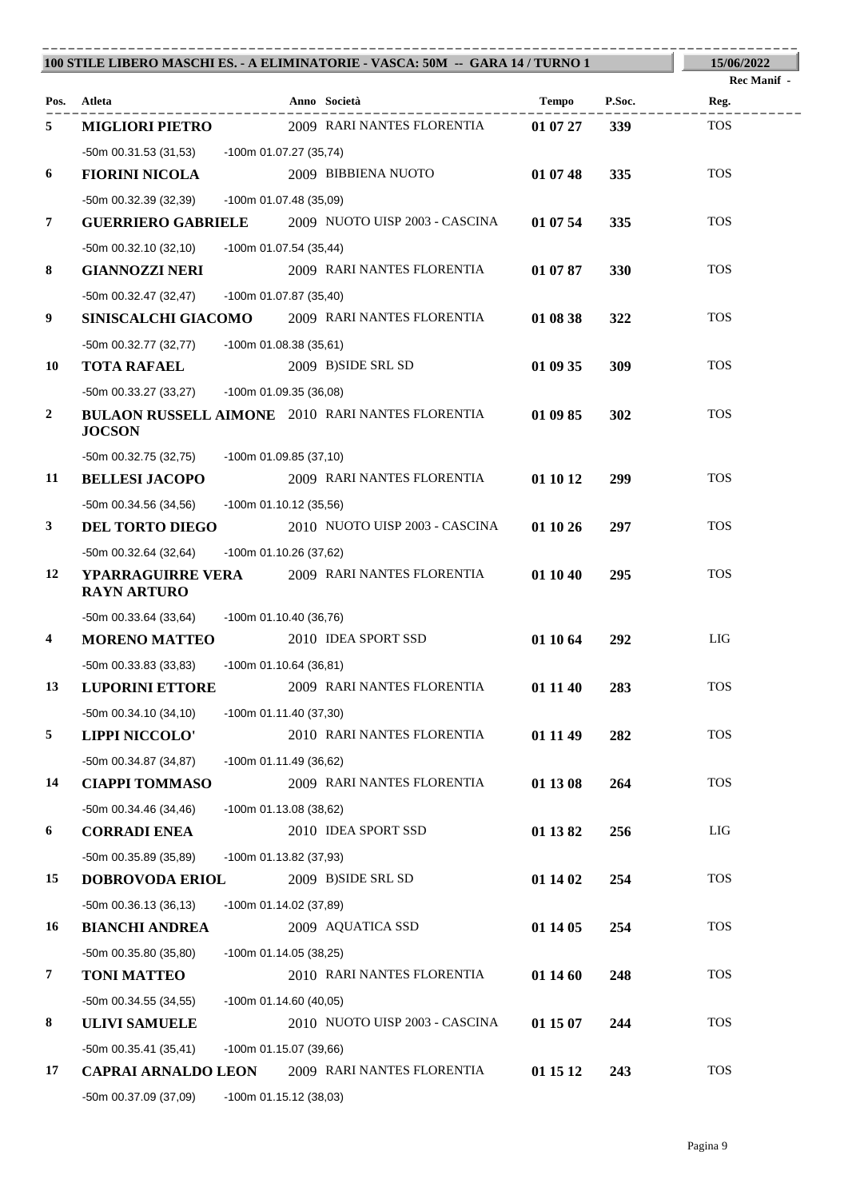**100 STILE LIBERO MASCHI ES. - A ELIMINATORIE - VASCA: 50M -- GARA 14 / TURNO 1** **15/06/2022**

Rec Manif -

| Pos. | Atleta | Anno | Società | Tempo | P.Soc. | Reg. |
|---|---|---|---|---|---|---|
| 5 | **MIGLIORI PIETRO** | 2009 | RARI NANTES FLORENTIA | **01 07 27** | **339** | TOS |
| | -50m 00.31.53 (31,53) -100m 01.07.27 (35,74) | | | | | |
| 6 | **FIORINI NICOLA** | 2009 | BIBBIENA NUOTO | **01 07 48** | **335** | TOS |
| | -50m 00.32.39 (32,39) -100m 01.07.48 (35,09) | | | | | |
| 7 | **GUERRIERO GABRIELE** | 2009 | NUOTO UISP 2003 - CASCINA | **01 07 54** | **335** | TOS |
| | -50m 00.32.10 (32,10) -100m 01.07.54 (35,44) | | | | | |
| 8 | **GIANNOZZI NERI** | 2009 | RARI NANTES FLORENTIA | **01 07 87** | **330** | TOS |
| | -50m 00.32.47 (32,47) -100m 01.07.87 (35,40) | | | | | |
| 9 | **SINISCALCHI GIACOMO** | 2009 | RARI NANTES FLORENTIA | **01 08 38** | **322** | TOS |
| | -50m 00.32.77 (32,77) -100m 01.08.38 (35,61) | | | | | |
| 10 | **TOTA RAFAEL** | 2009 | B)SIDE SRL SD | **01 09 35** | **309** | TOS |
| | -50m 00.33.27 (33,27) -100m 01.09.35 (36,08) | | | | | |
| 2 | **BULAON RUSSELL AIMONE JOCSON** | 2010 | RARI NANTES FLORENTIA | **01 09 85** | **302** | TOS |
| | -50m 00.32.75 (32,75) -100m 01.09.85 (37,10) | | | | | |
| 11 | **BELLESI JACOPO** | 2009 | RARI NANTES FLORENTIA | **01 10 12** | **299** | TOS |
| | -50m 00.34.56 (34,56) -100m 01.10.12 (35,56) | | | | | |
| 3 | **DEL TORTO DIEGO** | 2010 | NUOTO UISP 2003 - CASCINA | **01 10 26** | **297** | TOS |
| | -50m 00.32.64 (32,64) -100m 01.10.26 (37,62) | | | | | |
| 12 | **YPARRAGUIRRE VERA RAYN ARTURO** | 2009 | RARI NANTES FLORENTIA | **01 10 40** | **295** | TOS |
| | -50m 00.33.64 (33,64) -100m 01.10.40 (36,76) | | | | | |
| 4 | **MORENO MATTEO** | 2010 | IDEA SPORT SSD | **01 10 64** | **292** | LIG |
| | -50m 00.33.83 (33,83) -100m 01.10.64 (36,81) | | | | | |
| 13 | **LUPORINI ETTORE** | 2009 | RARI NANTES FLORENTIA | **01 11 40** | **283** | TOS |
| | -50m 00.34.10 (34,10) -100m 01.11.40 (37,30) | | | | | |
| 5 | **LIPPI NICCOLO'** | 2010 | RARI NANTES FLORENTIA | **01 11 49** | **282** | TOS |
| | -50m 00.34.87 (34,87) -100m 01.11.49 (36,62) | | | | | |
| 14 | **CIAPPI TOMMASO** | 2009 | RARI NANTES FLORENTIA | **01 13 08** | **264** | TOS |
| | -50m 00.34.46 (34,46) -100m 01.13.08 (38,62) | | | | | |
| 6 | **CORRADI ENEA** | 2010 | IDEA SPORT SSD | **01 13 82** | **256** | LIG |
| | -50m 00.35.89 (35,89) -100m 01.13.82 (37,93) | | | | | |
| 15 | **DOBROVODA ERIOL** | 2009 | B)SIDE SRL SD | **01 14 02** | **254** | TOS |
| | -50m 00.36.13 (36,13) -100m 01.14.02 (37,89) | | | | | |
| 16 | **BIANCHI ANDREA** | 2009 | AQUATICA SSD | **01 14 05** | **254** | TOS |
| | -50m 00.35.80 (35,80) -100m 01.14.05 (38,25) | | | | | |
| 7 | **TONI MATTEO** | 2010 | RARI NANTES FLORENTIA | **01 14 60** | **248** | TOS |
| | -50m 00.34.55 (34,55) -100m 01.14.60 (40,05) | | | | | |
| 8 | **ULIVI SAMUELE** | 2010 | NUOTO UISP 2003 - CASCINA | **01 15 07** | **244** | TOS |
| | -50m 00.35.41 (35,41) -100m 01.15.07 (39,66) | | | | | |
| 17 | **CAPRAI ARNALDO LEON** | 2009 | RARI NANTES FLORENTIA | **01 15 12** | **243** | TOS |
| | -50m 00.37.09 (37,09) -100m 01.15.12 (38,03) | | | | | |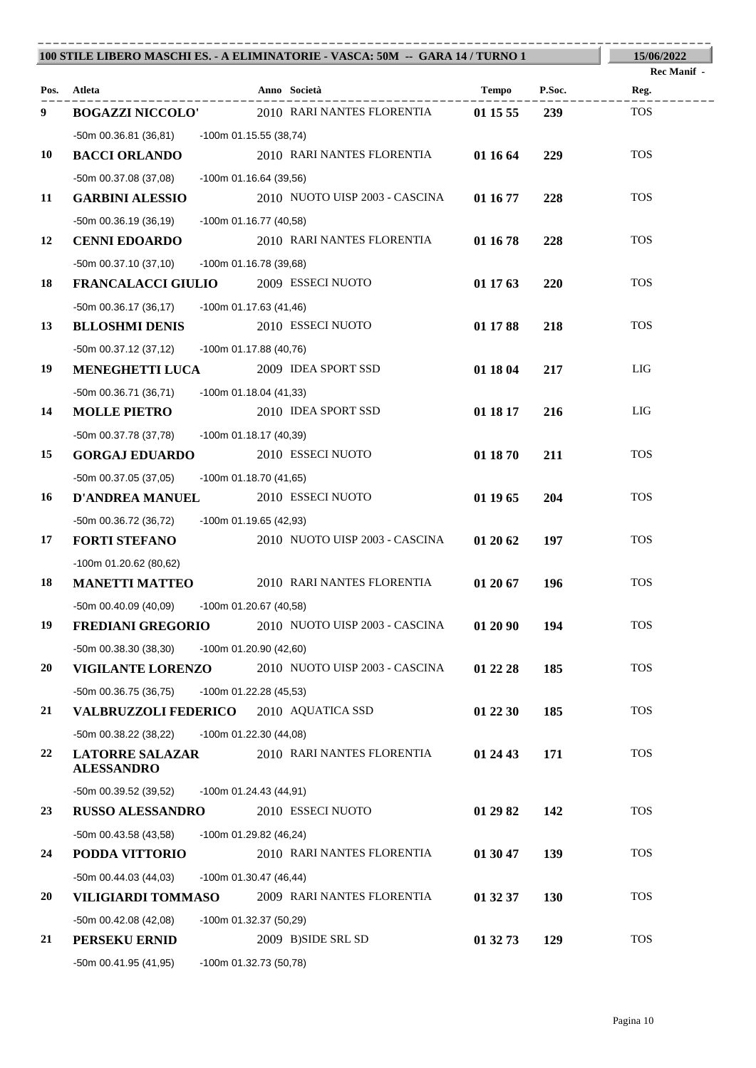**100 STILE LIBERO MASCHI ES. - A ELIMINATORIE - VASCA: 50M -- GARA 14 / TURNO 1** | **15/06/2022**

Rec Manif -

| Pos. | Atleta | Anno | Società | Tempo | P.Soc. | Reg. |
|---|---|---|---|---|---|---|
| **9** | **BOGAZZI NICCOLO'** | 2010 | RARI NANTES FLORENTIA | **01 15 55** | **239** | TOS |
| | -50m 00.36.81 (36,81) -100m 01.15.55 (38,74) | | | | | |
| **10** | **BACCI ORLANDO** | 2010 | RARI NANTES FLORENTIA | **01 16 64** | **229** | TOS |
| | -50m 00.37.08 (37,08) -100m 01.16.64 (39,56) | | | | | |
| **11** | **GARBINI ALESSIO** | 2010 | NUOTO UISP 2003 - CASCINA | **01 16 77** | **228** | TOS |
| | -50m 00.36.19 (36,19) -100m 01.16.77 (40,58) | | | | | |
| **12** | **CENNI EDOARDO** | 2010 | RARI NANTES FLORENTIA | **01 16 78** | **228** | TOS |
| | -50m 00.37.10 (37,10) -100m 01.16.78 (39,68) | | | | | |
| **18** | **FRANCALACCI GIULIO** | 2009 | ESSECI NUOTO | **01 17 63** | **220** | TOS |
| | -50m 00.36.17 (36,17) -100m 01.17.63 (41,46) | | | | | |
| **13** | **BLLOSHMI DENIS** | 2010 | ESSECI NUOTO | **01 17 88** | **218** | TOS |
| | -50m 00.37.12 (37,12) -100m 01.17.88 (40,76) | | | | | |
| **19** | **MENEGHETTI LUCA** | 2009 | IDEA SPORT SSD | **01 18 04** | **217** | LIG |
| | -50m 00.36.71 (36,71) -100m 01.18.04 (41,33) | | | | | |
| **14** | **MOLLE PIETRO** | 2010 | IDEA SPORT SSD | **01 18 17** | **216** | LIG |
| | -50m 00.37.78 (37,78) -100m 01.18.17 (40,39) | | | | | |
| **15** | **GORGAJ EDUARDO** | 2010 | ESSECI NUOTO | **01 18 70** | **211** | TOS |
| | -50m 00.37.05 (37,05) -100m 01.18.70 (41,65) | | | | | |
| **16** | **D'ANDREA MANUEL** | 2010 | ESSECI NUOTO | **01 19 65** | **204** | TOS |
| | -50m 00.36.72 (36,72) -100m 01.19.65 (42,93) | | | | | |
| **17** | **FORTI STEFANO** | 2010 | NUOTO UISP 2003 - CASCINA | **01 20 62** | **197** | TOS |
| | -100m 01.20.62 (80,62) | | | | | |
| **18** | **MANETTI MATTEO** | 2010 | RARI NANTES FLORENTIA | **01 20 67** | **196** | TOS |
| | -50m 00.40.09 (40,09) -100m 01.20.67 (40,58) | | | | | |
| **19** | **FREDIANI GREGORIO** | 2010 | NUOTO UISP 2003 - CASCINA | **01 20 90** | **194** | TOS |
| | -50m 00.38.30 (38,30) -100m 01.20.90 (42,60) | | | | | |
| **20** | **VIGILANTE LORENZO** | 2010 | NUOTO UISP 2003 - CASCINA | **01 22 28** | **185** | TOS |
| | -50m 00.36.75 (36,75) -100m 01.22.28 (45,53) | | | | | |
| **21** | **VALBRUZZOLI FEDERICO** | 2010 | AQUATICA SSD | **01 22 30** | **185** | TOS |
| | -50m 00.38.22 (38,22) -100m 01.22.30 (44,08) | | | | | |
| **22** | **LATORRE SALAZAR ALESSANDRO** | 2010 | RARI NANTES FLORENTIA | **01 24 43** | **171** | TOS |
| | -50m 00.39.52 (39,52) -100m 01.24.43 (44,91) | | | | | |
| **23** | **RUSSO ALESSANDRO** | 2010 | ESSECI NUOTO | **01 29 82** | **142** | TOS |
| | -50m 00.43.58 (43,58) -100m 01.29.82 (46,24) | | | | | |
| **24** | **PODDA VITTORIO** | 2010 | RARI NANTES FLORENTIA | **01 30 47** | **139** | TOS |
| | -50m 00.44.03 (44,03) -100m 01.30.47 (46,44) | | | | | |
| **20** | **VILIGIARDI TOMMASO** | 2009 | RARI NANTES FLORENTIA | **01 32 37** | **130** | TOS |
| | -50m 00.42.08 (42,08) -100m 01.32.37 (50,29) | | | | | |
| **21** | **PERSEKU ERNID** | 2009 | B)SIDE SRL SD | **01 32 73** | **129** | TOS |
| | -50m 00.41.95 (41,95) -100m 01.32.73 (50,78) | | | | | |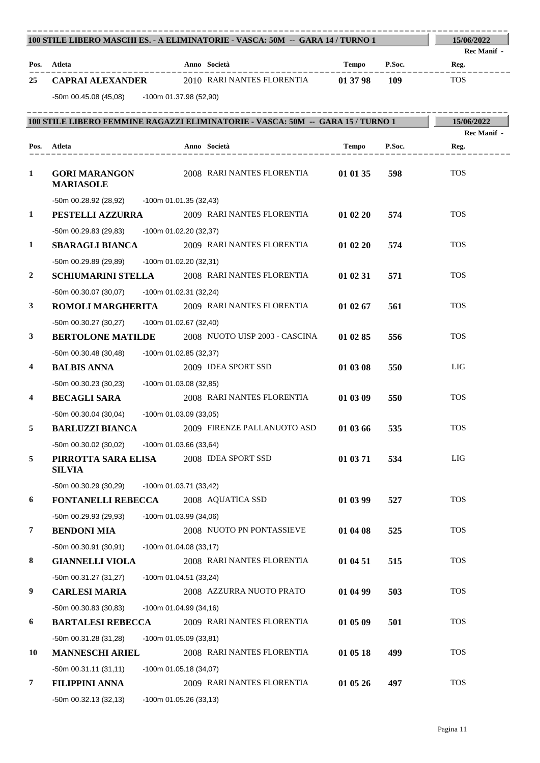## 100 STILE LIBERO MASCHI ES. - A ELIMINATORIE - VASCA: 50M -- GARA 14 / TURNO 1

15/06/2022

| Pos. | Atleta | Anno | Società | Tempo | P.Soc. | Rec Manif - Reg. |
|---|---|---|---|---|---|---|
| 25 | **CAPRAI ALEXANDER** | 2010 | RARI NANTES FLORENTIA | **01 37 98** | **109** | TOS |
| | -50m 00.45.08 (45,08) -100m 01.37.98 (52,90) | | | | | |

## 100 STILE LIBERO FEMMINE RAGAZZI ELIMINATORIE - VASCA: 50M -- GARA 15 / TURNO 1

15/06/2022

| Pos. | Atleta | Anno | Società | Tempo | P.Soc. | Rec Manif - Reg. |
|---|---|---|---|---|---|---|
| 1 | **GORI MARANGON MARIASOLE** | 2008 | RARI NANTES FLORENTIA | **01 01 35** | **598** | TOS |
| | -50m 00.28.92 (28,92) -100m 01.01.35 (32,43) | | | | | |
| 1 | **PESTELLI AZZURRA** | 2009 | RARI NANTES FLORENTIA | **01 02 20** | **574** | TOS |
| | -50m 00.29.83 (29,83) -100m 01.02.20 (32,37) | | | | | |
| 1 | **SBARAGLI BIANCA** | 2009 | RARI NANTES FLORENTIA | **01 02 20** | **574** | TOS |
| | -50m 00.29.89 (29,89) -100m 01.02.20 (32,31) | | | | | |
| 2 | **SCHIUMARINI STELLA** | 2008 | RARI NANTES FLORENTIA | **01 02 31** | **571** | TOS |
| | -50m 00.30.07 (30,07) -100m 01.02.31 (32,24) | | | | | |
| 3 | **ROMOLI MARGHERITA** | 2009 | RARI NANTES FLORENTIA | **01 02 67** | **561** | TOS |
| | -50m 00.30.27 (30,27) -100m 01.02.67 (32,40) | | | | | |
| 3 | **BERTOLONE MATILDE** | 2008 | NUOTO UISP 2003 - CASCINA | **01 02 85** | **556** | TOS |
| | -50m 00.30.48 (30,48) -100m 01.02.85 (32,37) | | | | | |
| 4 | **BALBIS ANNA** | 2009 | IDEA SPORT SSD | **01 03 08** | **550** | LIG |
| | -50m 00.30.23 (30,23) -100m 01.03.08 (32,85) | | | | | |
| 4 | **BECAGLI SARA** | 2008 | RARI NANTES FLORENTIA | **01 03 09** | **550** | TOS |
| | -50m 00.30.04 (30,04) -100m 01.03.09 (33,05) | | | | | |
| 5 | **BARLUZZI BIANCA** | 2009 | FIRENZE PALLANUOTO ASD | **01 03 66** | **535** | TOS |
| | -50m 00.30.02 (30,02) -100m 01.03.66 (33,64) | | | | | |
| 5 | **PIRROTTA SARA ELISA SILVIA** | 2008 | IDEA SPORT SSD | **01 03 71** | **534** | LIG |
| | -50m 00.30.29 (30,29) -100m 01.03.71 (33,42) | | | | | |
| 6 | **FONTANELLI REBECCA** | 2008 | AQUATICA SSD | **01 03 99** | **527** | TOS |
| | -50m 00.29.93 (29,93) -100m 01.03.99 (34,06) | | | | | |
| 7 | **BENDONI MIA** | 2008 | NUOTO PN PONTASSIEVE | **01 04 08** | **525** | TOS |
| | -50m 00.30.91 (30,91) -100m 01.04.08 (33,17) | | | | | |
| 8 | **GIANNELLI VIOLA** | 2008 | RARI NANTES FLORENTIA | **01 04 51** | **515** | TOS |
| | -50m 00.31.27 (31,27) -100m 01.04.51 (33,24) | | | | | |
| 9 | **CARLESI MARIA** | 2008 | AZZURRA NUOTO PRATO | **01 04 99** | **503** | TOS |
| | -50m 00.30.83 (30,83) -100m 01.04.99 (34,16) | | | | | |
| 6 | **BARTALESI REBECCA** | 2009 | RARI NANTES FLORENTIA | **01 05 09** | **501** | TOS |
| | -50m 00.31.28 (31,28) -100m 01.05.09 (33,81) | | | | | |
| 10 | **MANNESCHI ARIEL** | 2008 | RARI NANTES FLORENTIA | **01 05 18** | **499** | TOS |
| | -50m 00.31.11 (31,11) -100m 01.05.18 (34,07) | | | | | |
| 7 | **FILIPPINI ANNA** | 2009 | RARI NANTES FLORENTIA | **01 05 26** | **497** | TOS |
| | -50m 00.32.13 (32,13) -100m 01.05.26 (33,13) | | | | | |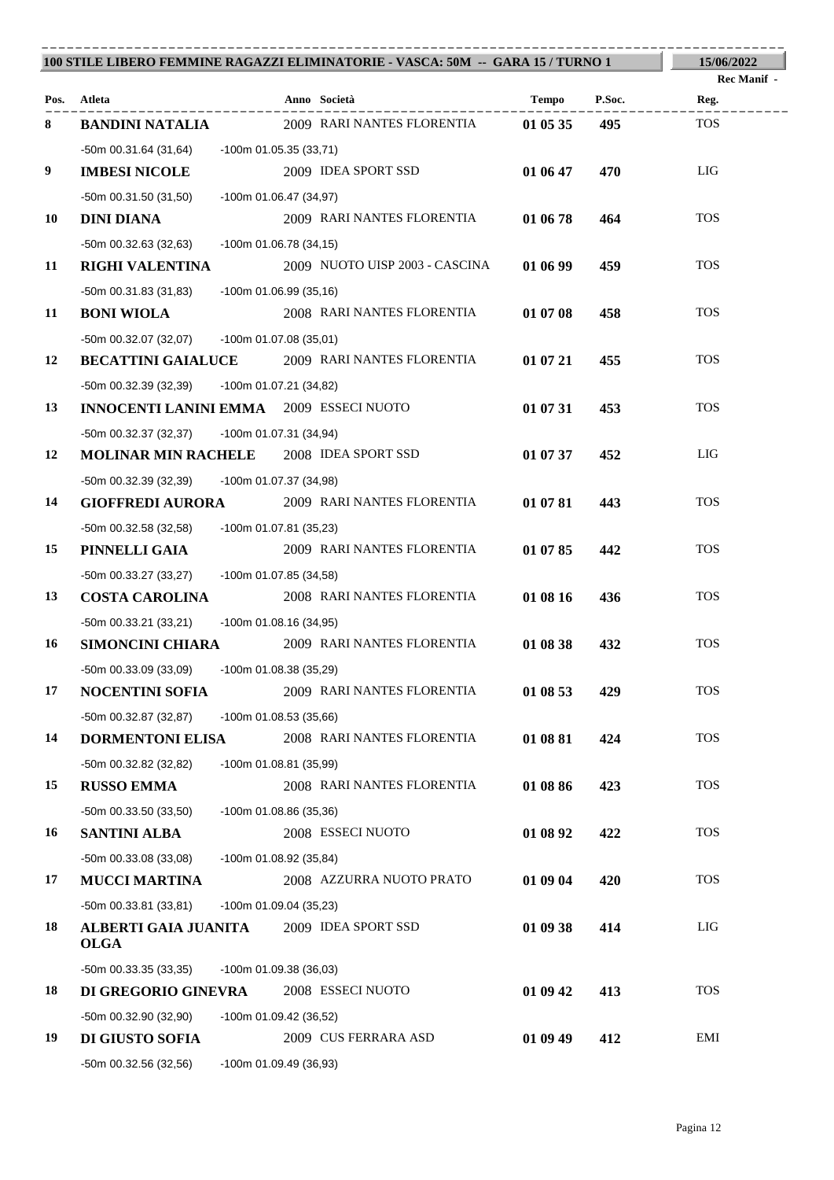**100 STILE LIBERO FEMMINE RAGAZZI ELIMINATORIE - VASCA: 50M -- GARA 15 / TURNO 1** | **15/06/2022**

Rec Manif -

| Pos. | Atleta | Anno | Società | Tempo | P.Soc. | Reg. |
|---|---|---|---|---|---|---|
| 8 | **BANDINI NATALIA** | 2009 | RARI NANTES FLORENTIA | **01 05 35** | **495** | TOS |
| | -50m 00.31.64 (31,64) -100m 01.05.35 (33,71) | | | | | |
| 9 | **IMBESI NICOLE** | 2009 | IDEA SPORT SSD | **01 06 47** | **470** | LIG |
| | -50m 00.31.50 (31,50) -100m 01.06.47 (34,97) | | | | | |
| 10 | **DINI DIANA** | 2009 | RARI NANTES FLORENTIA | **01 06 78** | **464** | TOS |
| | -50m 00.32.63 (32,63) -100m 01.06.78 (34,15) | | | | | |
| 11 | **RIGHI VALENTINA** | 2009 | NUOTO UISP 2003 - CASCINA | **01 06 99** | **459** | TOS |
| | -50m 00.31.83 (31,83) -100m 01.06.99 (35,16) | | | | | |
| 11 | **BONI WIOLA** | 2008 | RARI NANTES FLORENTIA | **01 07 08** | **458** | TOS |
| | -50m 00.32.07 (32,07) -100m 01.07.08 (35,01) | | | | | |
| 12 | **BECATTINI GAIALUCE** | 2009 | RARI NANTES FLORENTIA | **01 07 21** | **455** | TOS |
| | -50m 00.32.39 (32,39) -100m 01.07.21 (34,82) | | | | | |
| 13 | **INNOCENTI LANINI EMMA** | 2009 | ESSECI NUOTO | **01 07 31** | **453** | TOS |
| | -50m 00.32.37 (32,37) -100m 01.07.31 (34,94) | | | | | |
| 12 | **MOLINAR MIN RACHELE** | 2008 | IDEA SPORT SSD | **01 07 37** | **452** | LIG |
| | -50m 00.32.39 (32,39) -100m 01.07.37 (34,98) | | | | | |
| 14 | **GIOFFREDI AURORA** | 2009 | RARI NANTES FLORENTIA | **01 07 81** | **443** | TOS |
| | -50m 00.32.58 (32,58) -100m 01.07.81 (35,23) | | | | | |
| 15 | **PINNELLI GAIA** | 2009 | RARI NANTES FLORENTIA | **01 07 85** | **442** | TOS |
| | -50m 00.33.27 (33,27) -100m 01.07.85 (34,58) | | | | | |
| 13 | **COSTA CAROLINA** | 2008 | RARI NANTES FLORENTIA | **01 08 16** | **436** | TOS |
| | -50m 00.33.21 (33,21) -100m 01.08.16 (34,95) | | | | | |
| 16 | **SIMONCINI CHIARA** | 2009 | RARI NANTES FLORENTIA | **01 08 38** | **432** | TOS |
| | -50m 00.33.09 (33,09) -100m 01.08.38 (35,29) | | | | | |
| 17 | **NOCENTINI SOFIA** | 2009 | RARI NANTES FLORENTIA | **01 08 53** | **429** | TOS |
| | -50m 00.32.87 (32,87) -100m 01.08.53 (35,66) | | | | | |
| 14 | **DORMENTONI ELISA** | 2008 | RARI NANTES FLORENTIA | **01 08 81** | **424** | TOS |
| | -50m 00.32.82 (32,82) -100m 01.08.81 (35,99) | | | | | |
| 15 | **RUSSO EMMA** | 2008 | RARI NANTES FLORENTIA | **01 08 86** | **423** | TOS |
| | -50m 00.33.50 (33,50) -100m 01.08.86 (35,36) | | | | | |
| 16 | **SANTINI ALBA** | 2008 | ESSECI NUOTO | **01 08 92** | **422** | TOS |
| | -50m 00.33.08 (33,08) -100m 01.08.92 (35,84) | | | | | |
| 17 | **MUCCI MARTINA** | 2008 | AZZURRA NUOTO PRATO | **01 09 04** | **420** | TOS |
| | -50m 00.33.81 (33,81) -100m 01.09.04 (35,23) | | | | | |
| 18 | **ALBERTI GAIA JUANITA OLGA** | 2009 | IDEA SPORT SSD | **01 09 38** | **414** | LIG |
| | -50m 00.33.35 (33,35) -100m 01.09.38 (36,03) | | | | | |
| 18 | **DI GREGORIO GINEVRA** | 2008 | ESSECI NUOTO | **01 09 42** | **413** | TOS |
| | -50m 00.32.90 (32,90) -100m 01.09.42 (36,52) | | | | | |
| 19 | **DI GIUSTO SOFIA** | 2009 | CUS FERRARA ASD | **01 09 49** | **412** | EMI |
| | -50m 00.32.56 (32,56) -100m 01.09.49 (36,93) | | | | | |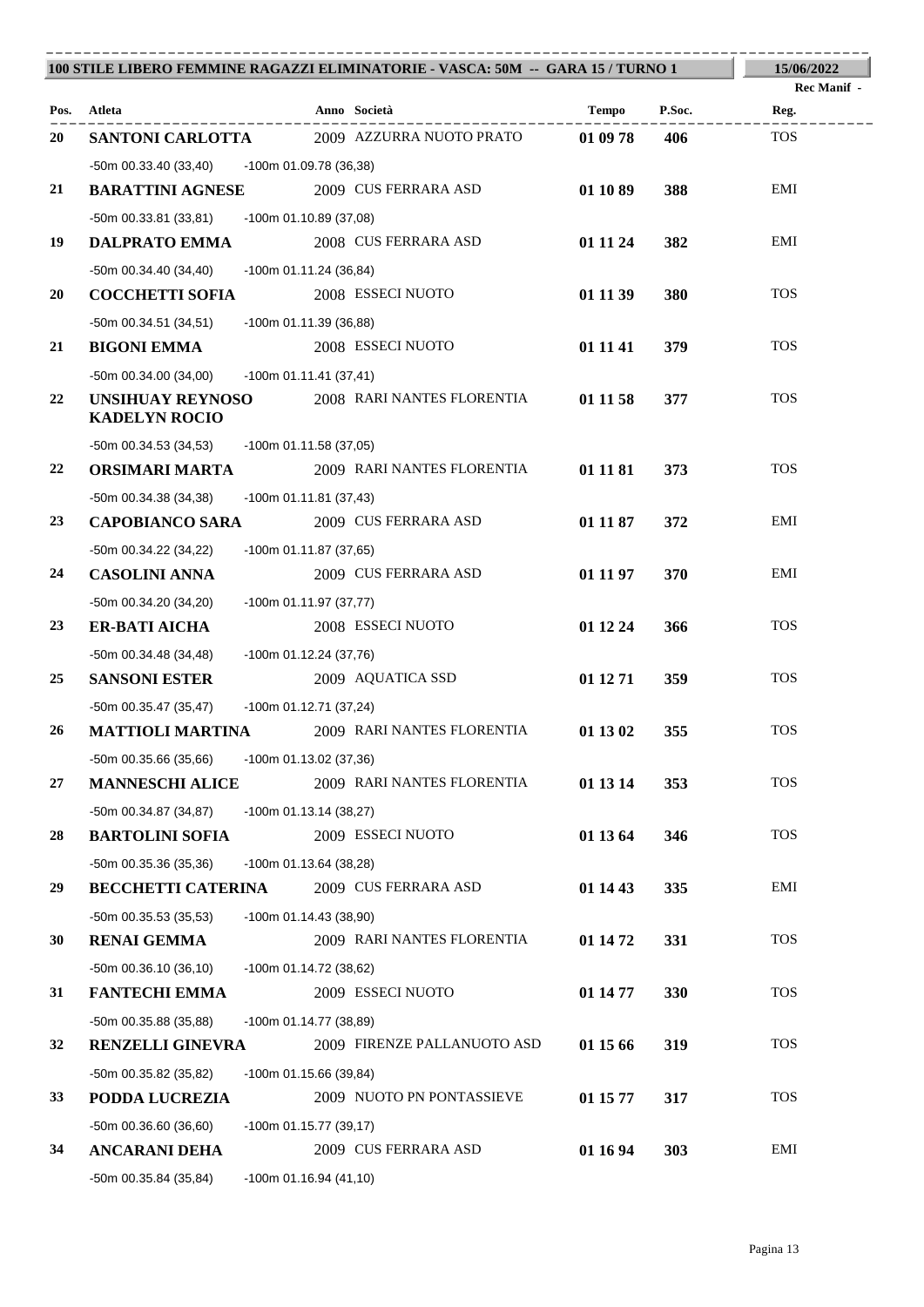**100 STILE LIBERO FEMMINE RAGAZZI ELIMINATORIE - VASCA: 50M -- GARA 15 / TURNO 1** | **15/06/2022**

| Pos. | Atleta | Anno | Società | Tempo | P.Soc. | Rec Manif - Reg. |
|---|---|---|---|---|---|---|
| 20 | **SANTONI CARLOTTA** | 2009 | AZZURRA NUOTO PRATO | **01 09 78** | **406** | TOS |
| | -50m 00.33.40 (33,40) -100m 01.09.78 (36,38) | | | | | |
| 21 | **BARATTINI AGNESE** | 2009 | CUS FERRARA ASD | **01 10 89** | **388** | EMI |
| | -50m 00.33.81 (33,81) -100m 01.10.89 (37,08) | | | | | |
| 19 | **DALPRATO EMMA** | 2008 | CUS FERRARA ASD | **01 11 24** | **382** | EMI |
| | -50m 00.34.40 (34,40) -100m 01.11.24 (36,84) | | | | | |
| 20 | **COCCHETTI SOFIA** | 2008 | ESSECI NUOTO | **01 11 39** | **380** | TOS |
| | -50m 00.34.51 (34,51) -100m 01.11.39 (36,88) | | | | | |
| 21 | **BIGONI EMMA** | 2008 | ESSECI NUOTO | **01 11 41** | **379** | TOS |
| | -50m 00.34.00 (34,00) -100m 01.11.41 (37,41) | | | | | |
| 22 | **UNSIHUAY REYNOSO KADELYN ROCIO** | 2008 | RARI NANTES FLORENTIA | **01 11 58** | **377** | TOS |
| | -50m 00.34.53 (34,53) -100m 01.11.58 (37,05) | | | | | |
| 22 | **ORSIMARI MARTA** | 2009 | RARI NANTES FLORENTIA | **01 11 81** | **373** | TOS |
| | -50m 00.34.38 (34,38) -100m 01.11.81 (37,43) | | | | | |
| 23 | **CAPOBIANCO SARA** | 2009 | CUS FERRARA ASD | **01 11 87** | **372** | EMI |
| | -50m 00.34.22 (34,22) -100m 01.11.87 (37,65) | | | | | |
| 24 | **CASOLINI ANNA** | 2009 | CUS FERRARA ASD | **01 11 97** | **370** | EMI |
| | -50m 00.34.20 (34,20) -100m 01.11.97 (37,77) | | | | | |
| 23 | **ER-BATI AICHA** | 2008 | ESSECI NUOTO | **01 12 24** | **366** | TOS |
| | -50m 00.34.48 (34,48) -100m 01.12.24 (37,76) | | | | | |
| 25 | **SANSONI ESTER** | 2009 | AQUATICA SSD | **01 12 71** | **359** | TOS |
| | -50m 00.35.47 (35,47) -100m 01.12.71 (37,24) | | | | | |
| 26 | **MATTIOLI MARTINA** | 2009 | RARI NANTES FLORENTIA | **01 13 02** | **355** | TOS |
| | -50m 00.35.66 (35,66) -100m 01.13.02 (37,36) | | | | | |
| 27 | **MANNESCHI ALICE** | 2009 | RARI NANTES FLORENTIA | **01 13 14** | **353** | TOS |
| | -50m 00.34.87 (34,87) -100m 01.13.14 (38,27) | | | | | |
| 28 | **BARTOLINI SOFIA** | 2009 | ESSECI NUOTO | **01 13 64** | **346** | TOS |
| | -50m 00.35.36 (35,36) -100m 01.13.64 (38,28) | | | | | |
| 29 | **BECCHETTI CATERINA** | 2009 | CUS FERRARA ASD | **01 14 43** | **335** | EMI |
| | -50m 00.35.53 (35,53) -100m 01.14.43 (38,90) | | | | | |
| 30 | **RENAI GEMMA** | 2009 | RARI NANTES FLORENTIA | **01 14 72** | **331** | TOS |
| | -50m 00.36.10 (36,10) -100m 01.14.72 (38,62) | | | | | |
| 31 | **FANTECHI EMMA** | 2009 | ESSECI NUOTO | **01 14 77** | **330** | TOS |
| | -50m 00.35.88 (35,88) -100m 01.14.77 (38,89) | | | | | |
| 32 | **RENZELLI GINEVRA** | 2009 | FIRENZE PALLANUOTO ASD | **01 15 66** | **319** | TOS |
| | -50m 00.35.82 (35,82) -100m 01.15.66 (39,84) | | | | | |
| 33 | **PODDA LUCREZIA** | 2009 | NUOTO PN PONTASSIEVE | **01 15 77** | **317** | TOS |
| | -50m 00.36.60 (36,60) -100m 01.15.77 (39,17) | | | | | |
| 34 | **ANCARANI DEHA** | 2009 | CUS FERRARA ASD | **01 16 94** | **303** | EMI |
| | -50m 00.35.84 (35,84) -100m 01.16.94 (41,10) | | | | | |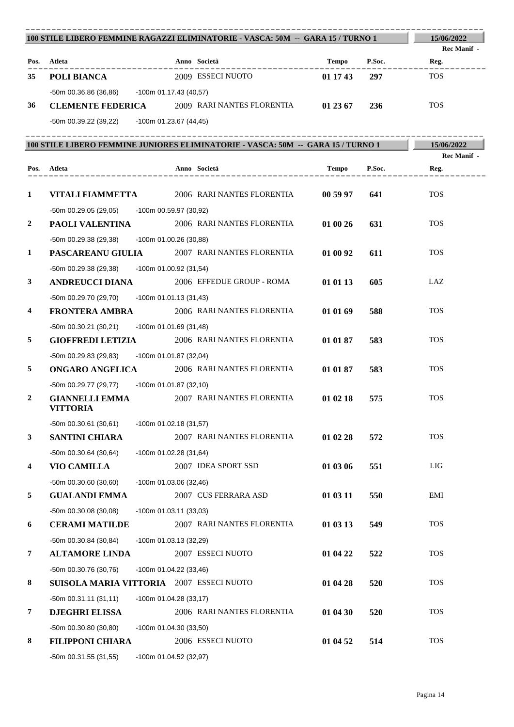## 100 STILE LIBERO FEMMINE RAGAZZI ELIMINATORIE - VASCA: 50M -- GARA 15 / TURNO 1

15/06/2022

Rec Manif -

| Pos. | Atleta | Anno | Società | Tempo | P.Soc. | Reg. |
|---|---|---|---|---|---|---|
| 35 | **POLI BIANCA** | 2009 | ESSECI NUOTO | **01 17 43** | **297** | TOS |
| | -50m 00.36.86 (36,86) -100m 01.17.43 (40,57) | | | | | |
| 36 | **CLEMENTE FEDERICA** | 2009 | RARI NANTES FLORENTIA | **01 23 67** | **236** | TOS |
| | -50m 00.39.22 (39,22) -100m 01.23.67 (44,45) | | | | | |

## 100 STILE LIBERO FEMMINE JUNIORES ELIMINATORIE - VASCA: 50M -- GARA 15 / TURNO 1

15/06/2022

Rec Manif -

| Pos. | Atleta | Anno | Società | Tempo | P.Soc. | Reg. |
|---|---|---|---|---|---|---|
| 1 | **VITALI FIAMMETTA** | 2006 | RARI NANTES FLORENTIA | **00 59 97** | **641** | TOS |
| | -50m 00.29.05 (29,05) -100m 00.59.97 (30,92) | | | | | |
| 2 | **PAOLI VALENTINA** | 2006 | RARI NANTES FLORENTIA | **01 00 26** | **631** | TOS |
| | -50m 00.29.38 (29,38) -100m 01.00.26 (30,88) | | | | | |
| 1 | **PASCAREANU GIULIA** | 2007 | RARI NANTES FLORENTIA | **01 00 92** | **611** | TOS |
| | -50m 00.29.38 (29,38) -100m 01.00.92 (31,54) | | | | | |
| 3 | **ANDREUCCI DIANA** | 2006 | EFFEDUE GROUP - ROMA | **01 01 13** | **605** | LAZ |
| | -50m 00.29.70 (29,70) -100m 01.01.13 (31,43) | | | | | |
| 4 | **FRONTERA AMBRA** | 2006 | RARI NANTES FLORENTIA | **01 01 69** | **588** | TOS |
| | -50m 00.30.21 (30,21) -100m 01.01.69 (31,48) | | | | | |
| 5 | **GIOFFREDI LETIZIA** | 2006 | RARI NANTES FLORENTIA | **01 01 87** | **583** | TOS |
| | -50m 00.29.83 (29,83) -100m 01.01.87 (32,04) | | | | | |
| 5 | **ONGARO ANGELICA** | 2006 | RARI NANTES FLORENTIA | **01 01 87** | **583** | TOS |
| | -50m 00.29.77 (29,77) -100m 01.01.87 (32,10) | | | | | |
| 2 | **GIANNELLI EMMA VITTORIA** | 2007 | RARI NANTES FLORENTIA | **01 02 18** | **575** | TOS |
| | -50m 00.30.61 (30,61) -100m 01.02.18 (31,57) | | | | | |
| 3 | **SANTINI CHIARA** | 2007 | RARI NANTES FLORENTIA | **01 02 28** | **572** | TOS |
| | -50m 00.30.64 (30,64) -100m 01.02.28 (31,64) | | | | | |
| 4 | **VIO CAMILLA** | 2007 | IDEA SPORT SSD | **01 03 06** | **551** | LIG |
| | -50m 00.30.60 (30,60) -100m 01.03.06 (32,46) | | | | | |
| 5 | **GUALANDI EMMA** | 2007 | CUS FERRARA ASD | **01 03 11** | **550** | EMI |
| | -50m 00.30.08 (30,08) -100m 01.03.11 (33,03) | | | | | |
| 6 | **CERAMI MATILDE** | 2007 | RARI NANTES FLORENTIA | **01 03 13** | **549** | TOS |
| | -50m 00.30.84 (30,84) -100m 01.03.13 (32,29) | | | | | |
| 7 | **ALTAMORE LINDA** | 2007 | ESSECI NUOTO | **01 04 22** | **522** | TOS |
| | -50m 00.30.76 (30,76) -100m 01.04.22 (33,46) | | | | | |
| 8 | **SUISOLA MARIA VITTORIA** | 2007 | ESSECI NUOTO | **01 04 28** | **520** | TOS |
| | -50m 00.31.11 (31,11) -100m 01.04.28 (33,17) | | | | | |
| 7 | **DJEGHRI ELISSA** | 2006 | RARI NANTES FLORENTIA | **01 04 30** | **520** | TOS |
| | -50m 00.30.80 (30,80) -100m 01.04.30 (33,50) | | | | | |
| 8 | **FILIPPONI CHIARA** | 2006 | ESSECI NUOTO | **01 04 52** | **514** | TOS |
| | -50m 00.31.55 (31,55) -100m 01.04.52 (32,97) | | | | | |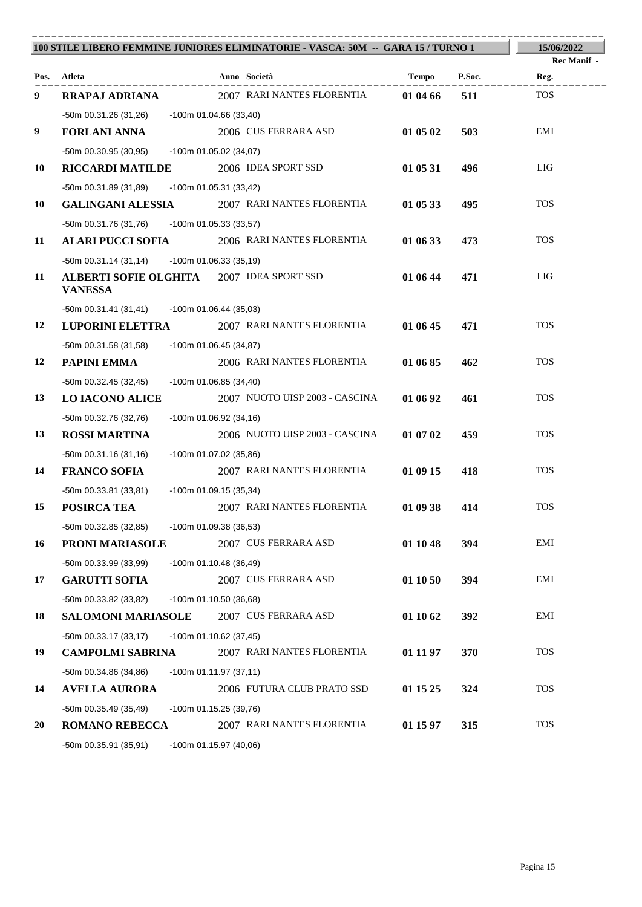**100 STILE LIBERO FEMMINE JUNIORES ELIMINATORIE - VASCA: 50M -- GARA 15 / TURNO 1** | **15/06/2022**

| Pos. | Atleta | Anno | Società | Tempo | P.Soc. | Rec Manif - Reg. |
|---|---|---|---|---|---|---|
| **9** | **RRAPAJ ADRIANA** | 2007 | RARI NANTES FLORENTIA | **01 04 66** | **511** | TOS |
| | -50m 00.31.26 (31,26) -100m 01.04.66 (33,40) | | | | | |
| **9** | **FORLANI ANNA** | 2006 | CUS FERRARA ASD | **01 05 02** | **503** | EMI |
| | -50m 00.30.95 (30,95) -100m 01.05.02 (34,07) | | | | | |
| **10** | **RICCARDI MATILDE** | 2006 | IDEA SPORT SSD | **01 05 31** | **496** | LIG |
| | -50m 00.31.89 (31,89) -100m 01.05.31 (33,42) | | | | | |
| **10** | **GALINGANI ALESSIA** | 2007 | RARI NANTES FLORENTIA | **01 05 33** | **495** | TOS |
| | -50m 00.31.76 (31,76) -100m 01.05.33 (33,57) | | | | | |
| **11** | **ALARI PUCCI SOFIA** | 2006 | RARI NANTES FLORENTIA | **01 06 33** | **473** | TOS |
| | -50m 00.31.14 (31,14) -100m 01.06.33 (35,19) | | | | | |
| **11** | **ALBERTI SOFIE OLGHITA VANESSA** | 2007 | IDEA SPORT SSD | **01 06 44** | **471** | LIG |
| | -50m 00.31.41 (31,41) -100m 01.06.44 (35,03) | | | | | |
| **12** | **LUPORINI ELETTRA** | 2007 | RARI NANTES FLORENTIA | **01 06 45** | **471** | TOS |
| | -50m 00.31.58 (31,58) -100m 01.06.45 (34,87) | | | | | |
| **12** | **PAPINI EMMA** | 2006 | RARI NANTES FLORENTIA | **01 06 85** | **462** | TOS |
| | -50m 00.32.45 (32,45) -100m 01.06.85 (34,40) | | | | | |
| **13** | **LO IACONO ALICE** | 2007 | NUOTO UISP 2003 - CASCINA | **01 06 92** | **461** | TOS |
| | -50m 00.32.76 (32,76) -100m 01.06.92 (34,16) | | | | | |
| **13** | **ROSSI MARTINA** | 2006 | NUOTO UISP 2003 - CASCINA | **01 07 02** | **459** | TOS |
| | -50m 00.31.16 (31,16) -100m 01.07.02 (35,86) | | | | | |
| **14** | **FRANCO SOFIA** | 2007 | RARI NANTES FLORENTIA | **01 09 15** | **418** | TOS |
| | -50m 00.33.81 (33,81) -100m 01.09.15 (35,34) | | | | | |
| **15** | **POSIRCA TEA** | 2007 | RARI NANTES FLORENTIA | **01 09 38** | **414** | TOS |
| | -50m 00.32.85 (32,85) -100m 01.09.38 (36,53) | | | | | |
| **16** | **PRONI MARIASOLE** | 2007 | CUS FERRARA ASD | **01 10 48** | **394** | EMI |
| | -50m 00.33.99 (33,99) -100m 01.10.48 (36,49) | | | | | |
| **17** | **GARUTTI SOFIA** | 2007 | CUS FERRARA ASD | **01 10 50** | **394** | EMI |
| | -50m 00.33.82 (33,82) -100m 01.10.50 (36,68) | | | | | |
| **18** | **SALOMONI MARIASOLE** | 2007 | CUS FERRARA ASD | **01 10 62** | **392** | EMI |
| | -50m 00.33.17 (33,17) -100m 01.10.62 (37,45) | | | | | |
| **19** | **CAMPOLMI SABRINA** | 2007 | RARI NANTES FLORENTIA | **01 11 97** | **370** | TOS |
| | -50m 00.34.86 (34,86) -100m 01.11.97 (37,11) | | | | | |
| **14** | **AVELLA AURORA** | 2006 | FUTURA CLUB PRATO SSD | **01 15 25** | **324** | TOS |
| | -50m 00.35.49 (35,49) -100m 01.15.25 (39,76) | | | | | |
| **20** | **ROMANO REBECCA** | 2007 | RARI NANTES FLORENTIA | **01 15 97** | **315** | TOS |
| | -50m 00.35.91 (35,91) -100m 01.15.97 (40,06) | | | | | |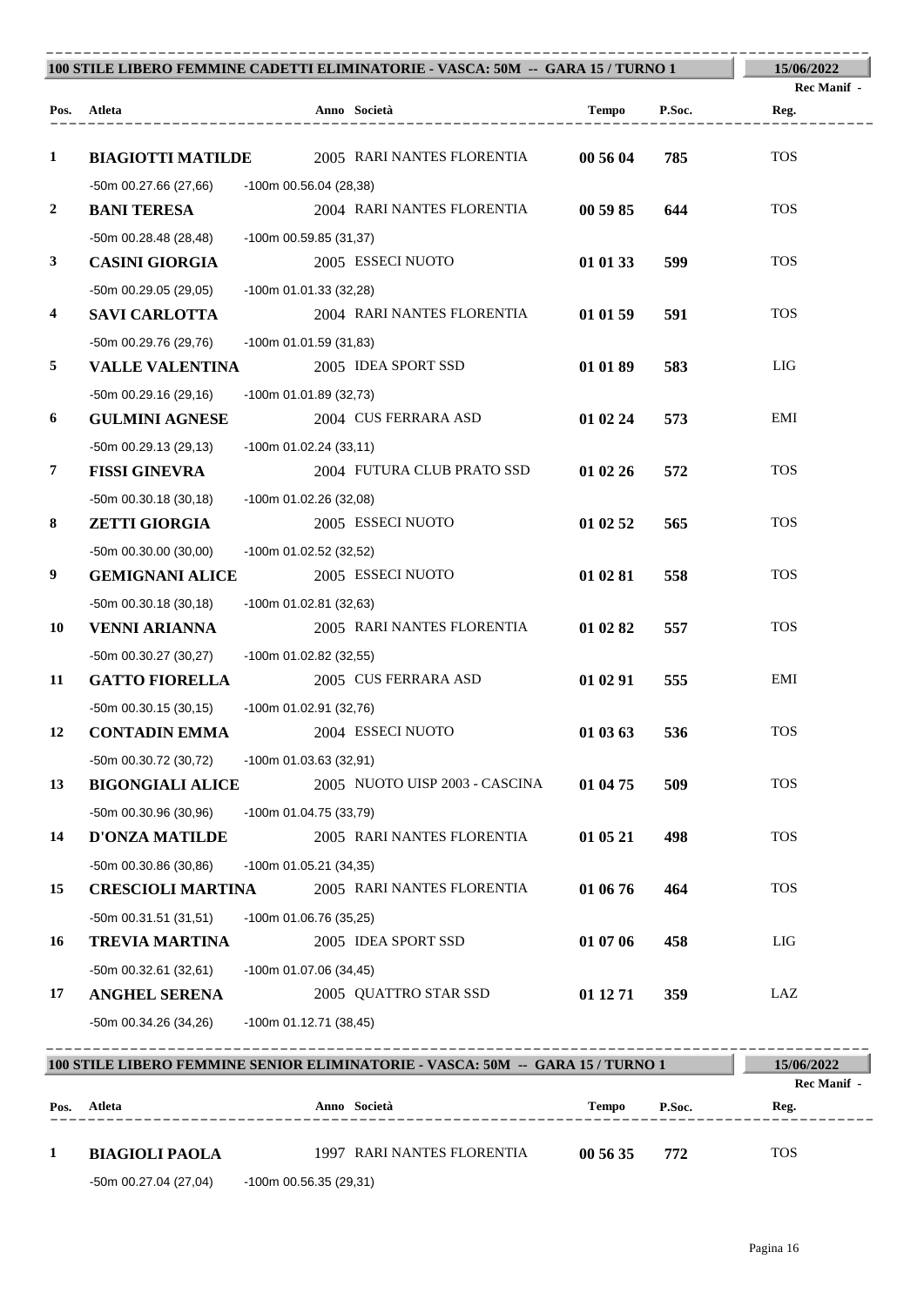## 100 STILE LIBERO FEMMINE CADETTI ELIMINATORIE - VASCA: 50M -- GARA 15 / TURNO 1

15/06/2022

Rec Manif -

| Pos. | Atleta | Anno | Società | Tempo | P.Soc. | Reg. |
|---|---|---|---|---|---|---|
| 1 | **BIAGIOTTI MATILDE** | 2005 | RARI NANTES FLORENTIA | **00 56 04** | **785** | TOS |
| | -50m 00.27.66 (27,66) -100m 00.56.04 (28,38) | | | | | |
| 2 | **BANI TERESA** | 2004 | RARI NANTES FLORENTIA | **00 59 85** | **644** | TOS |
| | -50m 00.28.48 (28,48) -100m 00.59.85 (31,37) | | | | | |
| 3 | **CASINI GIORGIA** | 2005 | ESSECI NUOTO | **01 01 33** | **599** | TOS |
| | -50m 00.29.05 (29,05) -100m 01.01.33 (32,28) | | | | | |
| 4 | **SAVI CARLOTTA** | 2004 | RARI NANTES FLORENTIA | **01 01 59** | **591** | TOS |
| | -50m 00.29.76 (29,76) -100m 01.01.59 (31,83) | | | | | |
| 5 | **VALLE VALENTINA** | 2005 | IDEA SPORT SSD | **01 01 89** | **583** | LIG |
| | -50m 00.29.16 (29,16) -100m 01.01.89 (32,73) | | | | | |
| 6 | **GULMINI AGNESE** | 2004 | CUS FERRARA ASD | **01 02 24** | **573** | EMI |
| | -50m 00.29.13 (29,13) -100m 01.02.24 (33,11) | | | | | |
| 7 | **FISSI GINEVRA** | 2004 | FUTURA CLUB PRATO SSD | **01 02 26** | **572** | TOS |
| | -50m 00.30.18 (30,18) -100m 01.02.26 (32,08) | | | | | |
| 8 | **ZETTI GIORGIA** | 2005 | ESSECI NUOTO | **01 02 52** | **565** | TOS |
| | -50m 00.30.00 (30,00) -100m 01.02.52 (32,52) | | | | | |
| 9 | **GEMIGNANI ALICE** | 2005 | ESSECI NUOTO | **01 02 81** | **558** | TOS |
| | -50m 00.30.18 (30,18) -100m 01.02.81 (32,63) | | | | | |
| 10 | **VENNI ARIANNA** | 2005 | RARI NANTES FLORENTIA | **01 02 82** | **557** | TOS |
| | -50m 00.30.27 (30,27) -100m 01.02.82 (32,55) | | | | | |
| 11 | **GATTO FIORELLA** | 2005 | CUS FERRARA ASD | **01 02 91** | **555** | EMI |
| | -50m 00.30.15 (30,15) -100m 01.02.91 (32,76) | | | | | |
| 12 | **CONTADIN EMMA** | 2004 | ESSECI NUOTO | **01 03 63** | **536** | TOS |
| | -50m 00.30.72 (30,72) -100m 01.03.63 (32,91) | | | | | |
| 13 | **BIGONGIALI ALICE** | 2005 | NUOTO UISP 2003 - CASCINA | **01 04 75** | **509** | TOS |
| | -50m 00.30.96 (30,96) -100m 01.04.75 (33,79) | | | | | |
| 14 | **D'ONZA MATILDE** | 2005 | RARI NANTES FLORENTIA | **01 05 21** | **498** | TOS |
| | -50m 00.30.86 (30,86) -100m 01.05.21 (34,35) | | | | | |
| 15 | **CRESCIOLI MARTINA** | 2005 | RARI NANTES FLORENTIA | **01 06 76** | **464** | TOS |
| | -50m 00.31.51 (31,51) -100m 01.06.76 (35,25) | | | | | |
| 16 | **TREVIA MARTINA** | 2005 | IDEA SPORT SSD | **01 07 06** | **458** | LIG |
| | -50m 00.32.61 (32,61) -100m 01.07.06 (34,45) | | | | | |
| 17 | **ANGHEL SERENA** | 2005 | QUATTRO STAR SSD | **01 12 71** | **359** | LAZ |
| | -50m 00.34.26 (34,26) -100m 01.12.71 (38,45) | | | | | |

## 100 STILE LIBERO FEMMINE SENIOR ELIMINATORIE - VASCA: 50M -- GARA 15 / TURNO 1

15/06/2022

Rec Manif -

| Pos. | Atleta | Anno | Società | Tempo | P.Soc. | Reg. |
|---|---|---|---|---|---|---|
| 1 | **BIAGIOLI PAOLA** | 1997 | RARI NANTES FLORENTIA | **00 56 35** | **772** | TOS |
| | -50m 00.27.04 (27,04) -100m 00.56.35 (29,31) | | | | | |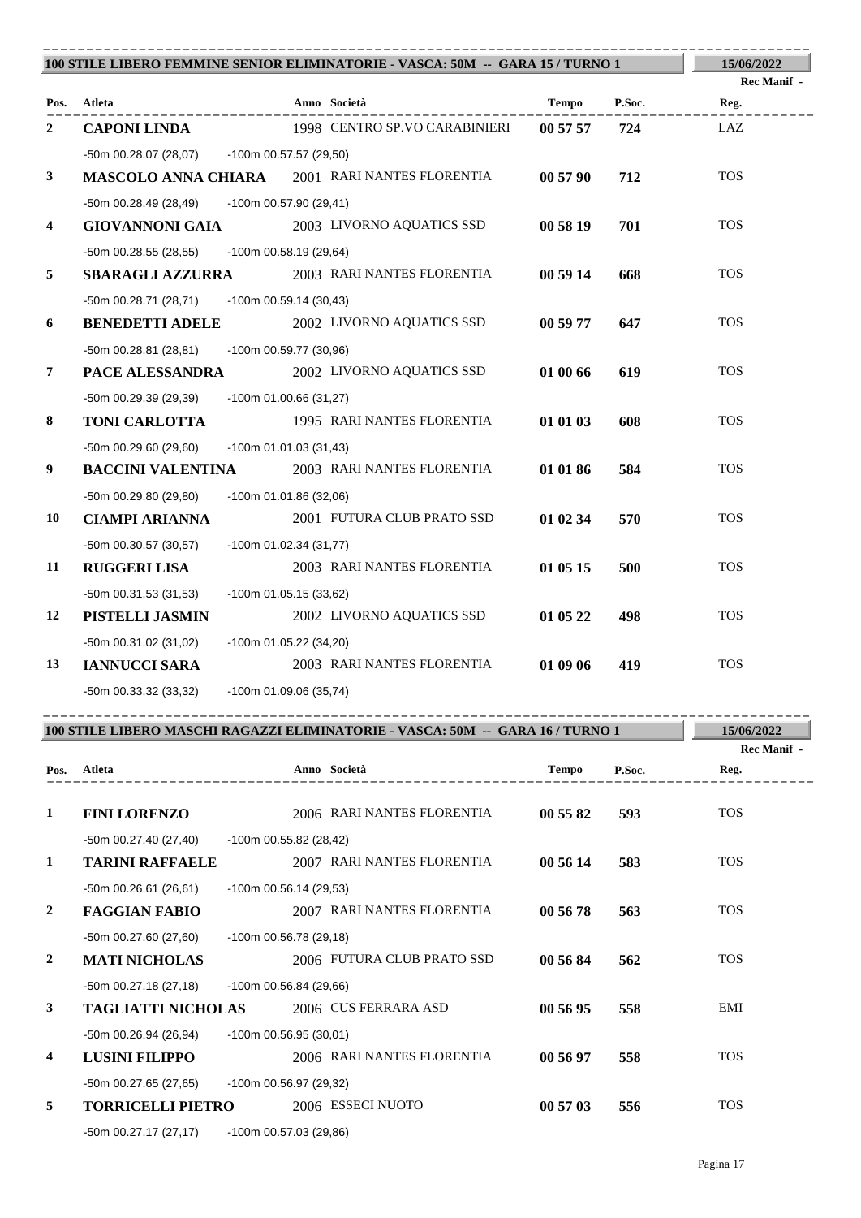## 100 STILE LIBERO FEMMINE SENIOR ELIMINATORIE - VASCA: 50M -- GARA 15 / TURNO 1

15/06/2022

Rec Manif -

| Pos. | Atleta | Anno | Società | Tempo | P.Soc. | Reg. |
|---|---|---|---|---|---|---|
| 2 | **CAPONI LINDA** | 1998 | CENTRO SP.VO CARABINIERI | **00 57 57** | **724** | LAZ |
| | -50m 00.28.07 (28,07) -100m 00.57.57 (29,50) | | | | | |
| 3 | **MASCOLO ANNA CHIARA** | 2001 | RARI NANTES FLORENTIA | **00 57 90** | **712** | TOS |
| | -50m 00.28.49 (28,49) -100m 00.57.90 (29,41) | | | | | |
| 4 | **GIOVANNONI GAIA** | 2003 | LIVORNO AQUATICS SSD | **00 58 19** | **701** | TOS |
| | -50m 00.28.55 (28,55) -100m 00.58.19 (29,64) | | | | | |
| 5 | **SBARAGLI AZZURRA** | 2003 | RARI NANTES FLORENTIA | **00 59 14** | **668** | TOS |
| | -50m 00.28.71 (28,71) -100m 00.59.14 (30,43) | | | | | |
| 6 | **BENEDETTI ADELE** | 2002 | LIVORNO AQUATICS SSD | **00 59 77** | **647** | TOS |
| | -50m 00.28.81 (28,81) -100m 00.59.77 (30,96) | | | | | |
| 7 | **PACE ALESSANDRA** | 2002 | LIVORNO AQUATICS SSD | **01 00 66** | **619** | TOS |
| | -50m 00.29.39 (29,39) -100m 01.00.66 (31,27) | | | | | |
| 8 | **TONI CARLOTTA** | 1995 | RARI NANTES FLORENTIA | **01 01 03** | **608** | TOS |
| | -50m 00.29.60 (29,60) -100m 01.01.03 (31,43) | | | | | |
| 9 | **BACCINI VALENTINA** | 2003 | RARI NANTES FLORENTIA | **01 01 86** | **584** | TOS |
| | -50m 00.29.80 (29,80) -100m 01.01.86 (32,06) | | | | | |
| 10 | **CIAMPI ARIANNA** | 2001 | FUTURA CLUB PRATO SSD | **01 02 34** | **570** | TOS |
| | -50m 00.30.57 (30,57) -100m 01.02.34 (31,77) | | | | | |
| 11 | **RUGGERI LISA** | 2003 | RARI NANTES FLORENTIA | **01 05 15** | **500** | TOS |
| | -50m 00.31.53 (31,53) -100m 01.05.15 (33,62) | | | | | |
| 12 | **PISTELLI JASMIN** | 2002 | LIVORNO AQUATICS SSD | **01 05 22** | **498** | TOS |
| | -50m 00.31.02 (31,02) -100m 01.05.22 (34,20) | | | | | |
| 13 | **IANNUCCI SARA** | 2003 | RARI NANTES FLORENTIA | **01 09 06** | **419** | TOS |
| | -50m 00.33.32 (33,32) -100m 01.09.06 (35,74) | | | | | |

## 100 STILE LIBERO MASCHI RAGAZZI ELIMINATORIE - VASCA: 50M -- GARA 16 / TURNO 1

15/06/2022

Rec Manif -

| Pos. | Atleta | Anno | Società | Tempo | P.Soc. | Reg. |
|---|---|---|---|---|---|---|
| 1 | **FINI LORENZO** | 2006 | RARI NANTES FLORENTIA | **00 55 82** | **593** | TOS |
| | -50m 00.27.40 (27,40) -100m 00.55.82 (28,42) | | | | | |
| 1 | **TARINI RAFFAELE** | 2007 | RARI NANTES FLORENTIA | **00 56 14** | **583** | TOS |
| | -50m 00.26.61 (26,61) -100m 00.56.14 (29,53) | | | | | |
| 2 | **FAGGIAN FABIO** | 2007 | RARI NANTES FLORENTIA | **00 56 78** | **563** | TOS |
| | -50m 00.27.60 (27,60) -100m 00.56.78 (29,18) | | | | | |
| 2 | **MATI NICHOLAS** | 2006 | FUTURA CLUB PRATO SSD | **00 56 84** | **562** | TOS |
| | -50m 00.27.18 (27,18) -100m 00.56.84 (29,66) | | | | | |
| 3 | **TAGLIATTI NICHOLAS** | 2006 | CUS FERRARA ASD | **00 56 95** | **558** | EMI |
| | -50m 00.26.94 (26,94) -100m 00.56.95 (30,01) | | | | | |
| 4 | **LUSINI FILIPPO** | 2006 | RARI NANTES FLORENTIA | **00 56 97** | **558** | TOS |
| | -50m 00.27.65 (27,65) -100m 00.56.97 (29,32) | | | | | |
| 5 | **TORRICELLI PIETRO** | 2006 | ESSECI NUOTO | **00 57 03** | **556** | TOS |
| | -50m 00.27.17 (27,17) -100m 00.57.03 (29,86) | | | | | |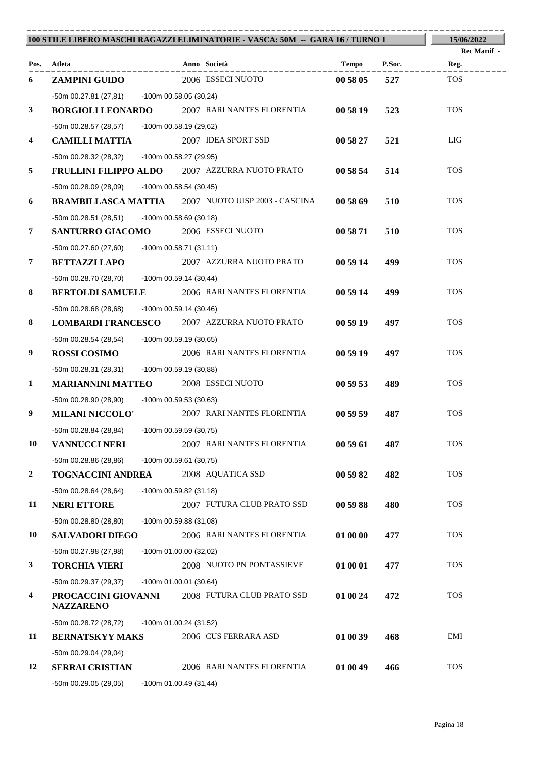**100 STILE LIBERO MASCHI RAGAZZI ELIMINATORIE - VASCA: 50M -- GARA 16 / TURNO 1** | **15/06/2022**

Rec Manif -

| Pos. | Atleta | Anno | Società | Tempo | P.Soc. | Reg. |
|---|---|---|---|---|---|---|
| 6 | **ZAMPINI GUIDO** | 2006 | ESSECI NUOTO | **00 58 05** | **527** | TOS |
| | -50m 00.27.81 (27,81) -100m 00.58.05 (30,24) | | | | | |
| 3 | **BORGIOLI LEONARDO** | 2007 | RARI NANTES FLORENTIA | **00 58 19** | **523** | TOS |
| | -50m 00.28.57 (28,57) -100m 00.58.19 (29,62) | | | | | |
| 4 | **CAMILLI MATTIA** | 2007 | IDEA SPORT SSD | **00 58 27** | **521** | LIG |
| | -50m 00.28.32 (28,32) -100m 00.58.27 (29,95) | | | | | |
| 5 | **FRULLINI FILIPPO ALDO** | 2007 | AZZURRA NUOTO PRATO | **00 58 54** | **514** | TOS |
| | -50m 00.28.09 (28,09) -100m 00.58.54 (30,45) | | | | | |
| 6 | **BRAMBILLASCA MATTIA** | 2007 | NUOTO UISP 2003 - CASCINA | **00 58 69** | **510** | TOS |
| | -50m 00.28.51 (28,51) -100m 00.58.69 (30,18) | | | | | |
| 7 | **SANTURRO GIACOMO** | 2006 | ESSECI NUOTO | **00 58 71** | **510** | TOS |
| | -50m 00.27.60 (27,60) -100m 00.58.71 (31,11) | | | | | |
| 7 | **BETTAZZI LAPO** | 2007 | AZZURRA NUOTO PRATO | **00 59 14** | **499** | TOS |
| | -50m 00.28.70 (28,70) -100m 00.59.14 (30,44) | | | | | |
| 8 | **BERTOLDI SAMUELE** | 2006 | RARI NANTES FLORENTIA | **00 59 14** | **499** | TOS |
| | -50m 00.28.68 (28,68) -100m 00.59.14 (30,46) | | | | | |
| 8 | **LOMBARDI FRANCESCO** | 2007 | AZZURRA NUOTO PRATO | **00 59 19** | **497** | TOS |
| | -50m 00.28.54 (28,54) -100m 00.59.19 (30,65) | | | | | |
| 9 | **ROSSI COSIMO** | 2006 | RARI NANTES FLORENTIA | **00 59 19** | **497** | TOS |
| | -50m 00.28.31 (28,31) -100m 00.59.19 (30,88) | | | | | |
| 1 | **MARIANNINI MATTEO** | 2008 | ESSECI NUOTO | **00 59 53** | **489** | TOS |
| | -50m 00.28.90 (28,90) -100m 00.59.53 (30,63) | | | | | |
| 9 | **MILANI NICCOLO'** | 2007 | RARI NANTES FLORENTIA | **00 59 59** | **487** | TOS |
| | -50m 00.28.84 (28,84) -100m 00.59.59 (30,75) | | | | | |
| 10 | **VANNUCCI NERI** | 2007 | RARI NANTES FLORENTIA | **00 59 61** | **487** | TOS |
| | -50m 00.28.86 (28,86) -100m 00.59.61 (30,75) | | | | | |
| 2 | **TOGNACCINI ANDREA** | 2008 | AQUATICA SSD | **00 59 82** | **482** | TOS |
| | -50m 00.28.64 (28,64) -100m 00.59.82 (31,18) | | | | | |
| 11 | **NERI ETTORE** | 2007 | FUTURA CLUB PRATO SSD | **00 59 88** | **480** | TOS |
| | -50m 00.28.80 (28,80) -100m 00.59.88 (31,08) | | | | | |
| 10 | **SALVADORI DIEGO** | 2006 | RARI NANTES FLORENTIA | **01 00 00** | **477** | TOS |
| | -50m 00.27.98 (27,98) -100m 01.00.00 (32,02) | | | | | |
| 3 | **TORCHIA VIERI** | 2008 | NUOTO PN PONTASSIEVE | **01 00 01** | **477** | TOS |
| | -50m 00.29.37 (29,37) -100m 01.00.01 (30,64) | | | | | |
| 4 | **PROCACCINI GIOVANNI NAZZARENO** | 2008 | FUTURA CLUB PRATO SSD | **01 00 24** | **472** | TOS |
| | -50m 00.28.72 (28,72) -100m 01.00.24 (31,52) | | | | | |
| 11 | **BERNATSKYY MAKS** | 2006 | CUS FERRARA ASD | **01 00 39** | **468** | EMI |
| | -50m 00.29.04 (29,04) | | | | | |
| 12 | **SERRAI CRISTIAN** | 2006 | RARI NANTES FLORENTIA | **01 00 49** | **466** | TOS |
| | -50m 00.29.05 (29,05) -100m 01.00.49 (31,44) | | | | | |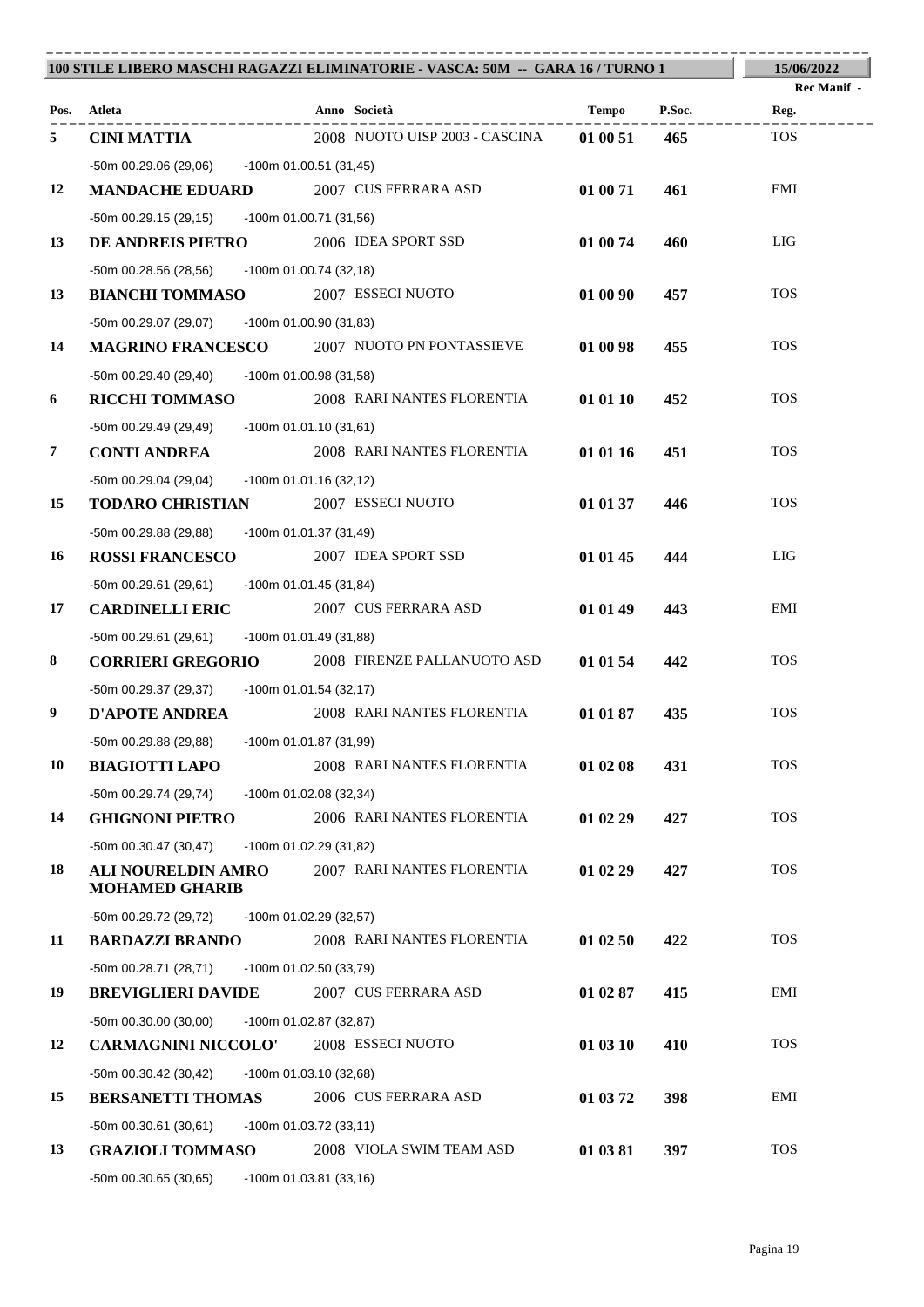**100 STILE LIBERO MASCHI RAGAZZI ELIMINATORIE - VASCA: 50M -- GARA 16 / TURNO 1** — **15/06/2022**

Rec Manif -

| Pos. | Atleta | Anno | Società | Tempo | P.Soc. | Reg. |
|---|---|---|---|---|---|---|
| 5 | **CINI MATTIA** | 2008 | NUOTO UISP 2003 - CASCINA | **01 00 51** | **465** | TOS |
| | -50m 00.29.06 (29,06) -100m 01.00.51 (31,45) | | | | | |
| 12 | **MANDACHE EDUARD** | 2007 | CUS FERRARA ASD | **01 00 71** | **461** | EMI |
| | -50m 00.29.15 (29,15) -100m 01.00.71 (31,56) | | | | | |
| 13 | **DE ANDREIS PIETRO** | 2006 | IDEA SPORT SSD | **01 00 74** | **460** | LIG |
| | -50m 00.28.56 (28,56) -100m 01.00.74 (32,18) | | | | | |
| 13 | **BIANCHI TOMMASO** | 2007 | ESSECI NUOTO | **01 00 90** | **457** | TOS |
| | -50m 00.29.07 (29,07) -100m 01.00.90 (31,83) | | | | | |
| 14 | **MAGRINO FRANCESCO** | 2007 | NUOTO PN PONTASSIEVE | **01 00 98** | **455** | TOS |
| | -50m 00.29.40 (29,40) -100m 01.00.98 (31,58) | | | | | |
| 6 | **RICCHI TOMMASO** | 2008 | RARI NANTES FLORENTIA | **01 01 10** | **452** | TOS |
| | -50m 00.29.49 (29,49) -100m 01.01.10 (31,61) | | | | | |
| 7 | **CONTI ANDREA** | 2008 | RARI NANTES FLORENTIA | **01 01 16** | **451** | TOS |
| | -50m 00.29.04 (29,04) -100m 01.01.16 (32,12) | | | | | |
| 15 | **TODARO CHRISTIAN** | 2007 | ESSECI NUOTO | **01 01 37** | **446** | TOS |
| | -50m 00.29.88 (29,88) -100m 01.01.37 (31,49) | | | | | |
| 16 | **ROSSI FRANCESCO** | 2007 | IDEA SPORT SSD | **01 01 45** | **444** | LIG |
| | -50m 00.29.61 (29,61) -100m 01.01.45 (31,84) | | | | | |
| 17 | **CARDINELLI ERIC** | 2007 | CUS FERRARA ASD | **01 01 49** | **443** | EMI |
| | -50m 00.29.61 (29,61) -100m 01.01.49 (31,88) | | | | | |
| 8 | **CORRIERI GREGORIO** | 2008 | FIRENZE PALLANUOTO ASD | **01 01 54** | **442** | TOS |
| | -50m 00.29.37 (29,37) -100m 01.01.54 (32,17) | | | | | |
| 9 | **D'APOTE ANDREA** | 2008 | RARI NANTES FLORENTIA | **01 01 87** | **435** | TOS |
| | -50m 00.29.88 (29,88) -100m 01.01.87 (31,99) | | | | | |
| 10 | **BIAGIOTTI LAPO** | 2008 | RARI NANTES FLORENTIA | **01 02 08** | **431** | TOS |
| | -50m 00.29.74 (29,74) -100m 01.02.08 (32,34) | | | | | |
| 14 | **GHIGNONI PIETRO** | 2006 | RARI NANTES FLORENTIA | **01 02 29** | **427** | TOS |
| | -50m 00.30.47 (30,47) -100m 01.02.29 (31,82) | | | | | |
| 18 | **ALI NOURELDIN AMRO MOHAMED GHARIB** | 2007 | RARI NANTES FLORENTIA | **01 02 29** | **427** | TOS |
| | -50m 00.29.72 (29,72) -100m 01.02.29 (32,57) | | | | | |
| 11 | **BARDAZZI BRANDO** | 2008 | RARI NANTES FLORENTIA | **01 02 50** | **422** | TOS |
| | -50m 00.28.71 (28,71) -100m 01.02.50 (33,79) | | | | | |
| 19 | **BREVIGLIERI DAVIDE** | 2007 | CUS FERRARA ASD | **01 02 87** | **415** | EMI |
| | -50m 00.30.00 (30,00) -100m 01.02.87 (32,87) | | | | | |
| 12 | **CARMAGNINI NICCOLO'** | 2008 | ESSECI NUOTO | **01 03 10** | **410** | TOS |
| | -50m 00.30.42 (30,42) -100m 01.03.10 (32,68) | | | | | |
| 15 | **BERSANETTI THOMAS** | 2006 | CUS FERRARA ASD | **01 03 72** | **398** | EMI |
| | -50m 00.30.61 (30,61) -100m 01.03.72 (33,11) | | | | | |
| 13 | **GRAZIOLI TOMMASO** | 2008 | VIOLA SWIM TEAM ASD | **01 03 81** | **397** | TOS |
| | -50m 00.30.65 (30,65) -100m 01.03.81 (33,16) | | | | | |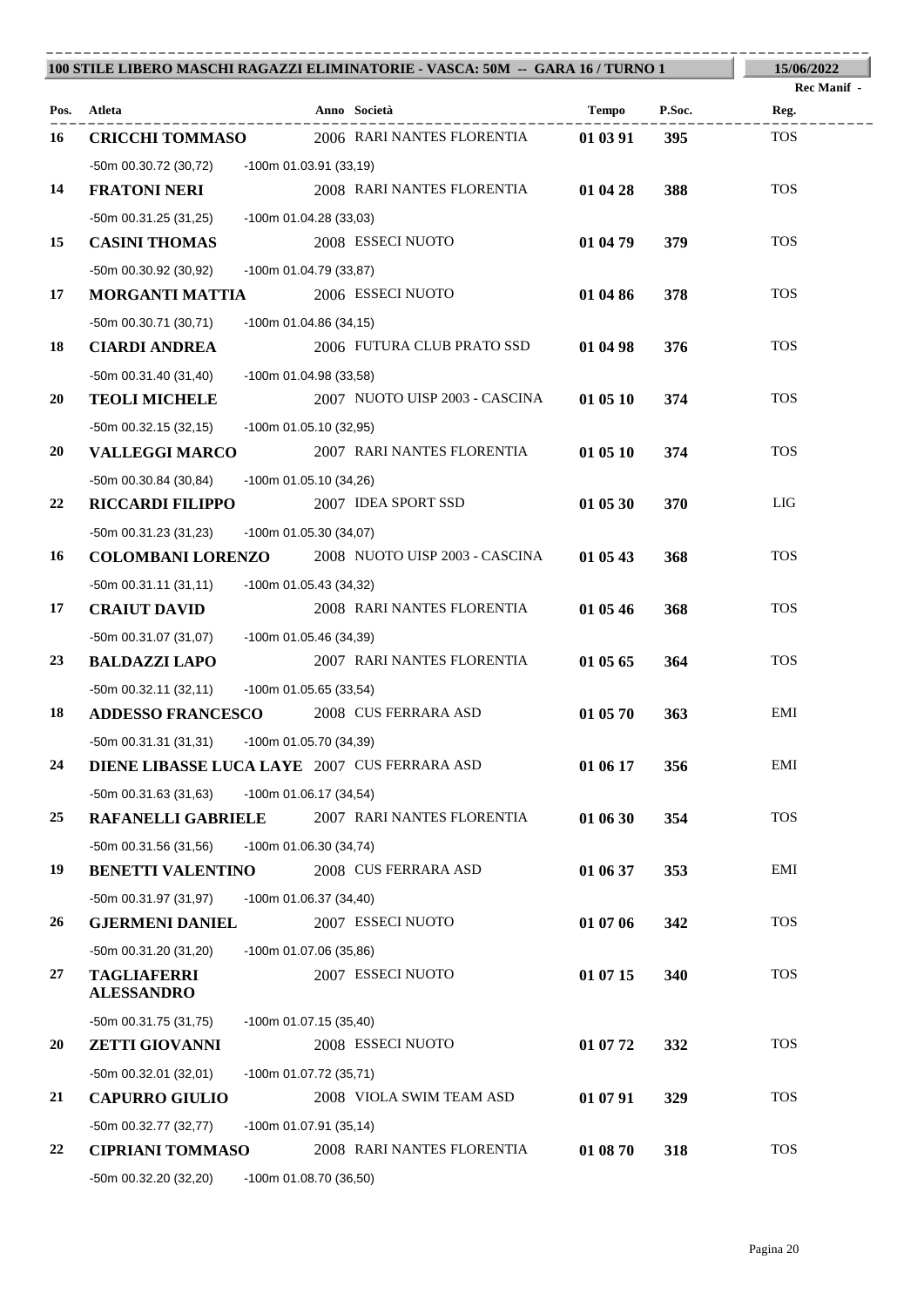**100 STILE LIBERO MASCHI RAGAZZI ELIMINATORIE - VASCA: 50M -- GARA 16 / TURNO 1** | **15/06/2022**

**Rec Manif -**

| Pos. | Atleta | Anno | Società | Tempo | P.Soc. | Reg. |
|---|---|---|---|---|---|---|
| 16 | **CRICCHI TOMMASO** | 2006 | RARI NANTES FLORENTIA | **01 03 91** | **395** | TOS |
| | -50m 00.30.72 (30,72) -100m 01.03.91 (33,19) | | | | | |
| 14 | **FRATONI NERI** | 2008 | RARI NANTES FLORENTIA | **01 04 28** | **388** | TOS |
| | -50m 00.31.25 (31,25) -100m 01.04.28 (33,03) | | | | | |
| 15 | **CASINI THOMAS** | 2008 | ESSECI NUOTO | **01 04 79** | **379** | TOS |
| | -50m 00.30.92 (30,92) -100m 01.04.79 (33,87) | | | | | |
| 17 | **MORGANTI MATTIA** | 2006 | ESSECI NUOTO | **01 04 86** | **378** | TOS |
| | -50m 00.30.71 (30,71) -100m 01.04.86 (34,15) | | | | | |
| 18 | **CIARDI ANDREA** | 2006 | FUTURA CLUB PRATO SSD | **01 04 98** | **376** | TOS |
| | -50m 00.31.40 (31,40) -100m 01.04.98 (33,58) | | | | | |
| 20 | **TEOLI MICHELE** | 2007 | NUOTO UISP 2003 - CASCINA | **01 05 10** | **374** | TOS |
| | -50m 00.32.15 (32,15) -100m 01.05.10 (32,95) | | | | | |
| 20 | **VALLEGGI MARCO** | 2007 | RARI NANTES FLORENTIA | **01 05 10** | **374** | TOS |
| | -50m 00.30.84 (30,84) -100m 01.05.10 (34,26) | | | | | |
| 22 | **RICCARDI FILIPPO** | 2007 | IDEA SPORT SSD | **01 05 30** | **370** | LIG |
| | -50m 00.31.23 (31,23) -100m 01.05.30 (34,07) | | | | | |
| 16 | **COLOMBANI LORENZO** | 2008 | NUOTO UISP 2003 - CASCINA | **01 05 43** | **368** | TOS |
| | -50m 00.31.11 (31,11) -100m 01.05.43 (34,32) | | | | | |
| 17 | **CRAIUT DAVID** | 2008 | RARI NANTES FLORENTIA | **01 05 46** | **368** | TOS |
| | -50m 00.31.07 (31,07) -100m 01.05.46 (34,39) | | | | | |
| 23 | **BALDAZZI LAPO** | 2007 | RARI NANTES FLORENTIA | **01 05 65** | **364** | TOS |
| | -50m 00.32.11 (32,11) -100m 01.05.65 (33,54) | | | | | |
| 18 | **ADDESSO FRANCESCO** | 2008 | CUS FERRARA ASD | **01 05 70** | **363** | EMI |
| | -50m 00.31.31 (31,31) -100m 01.05.70 (34,39) | | | | | |
| 24 | **DIENE LIBASSE LUCA LAYE** | 2007 | CUS FERRARA ASD | **01 06 17** | **356** | EMI |
| | -50m 00.31.63 (31,63) -100m 01.06.17 (34,54) | | | | | |
| 25 | **RAFANELLI GABRIELE** | 2007 | RARI NANTES FLORENTIA | **01 06 30** | **354** | TOS |
| | -50m 00.31.56 (31,56) -100m 01.06.30 (34,74) | | | | | |
| 19 | **BENETTI VALENTINO** | 2008 | CUS FERRARA ASD | **01 06 37** | **353** | EMI |
| | -50m 00.31.97 (31,97) -100m 01.06.37 (34,40) | | | | | |
| 26 | **GJERMENI DANIEL** | 2007 | ESSECI NUOTO | **01 07 06** | **342** | TOS |
| | -50m 00.31.20 (31,20) -100m 01.07.06 (35,86) | | | | | |
| 27 | **TAGLIAFERRI ALESSANDRO** | 2007 | ESSECI NUOTO | **01 07 15** | **340** | TOS |
| | -50m 00.31.75 (31,75) -100m 01.07.15 (35,40) | | | | | |
| 20 | **ZETTI GIOVANNI** | 2008 | ESSECI NUOTO | **01 07 72** | **332** | TOS |
| | -50m 00.32.01 (32,01) -100m 01.07.72 (35,71) | | | | | |
| 21 | **CAPURRO GIULIO** | 2008 | VIOLA SWIM TEAM ASD | **01 07 91** | **329** | TOS |
| | -50m 00.32.77 (32,77) -100m 01.07.91 (35,14) | | | | | |
| 22 | **CIPRIANI TOMMASO** | 2008 | RARI NANTES FLORENTIA | **01 08 70** | **318** | TOS |
| | -50m 00.32.20 (32,20) -100m 01.08.70 (36,50) | | | | | |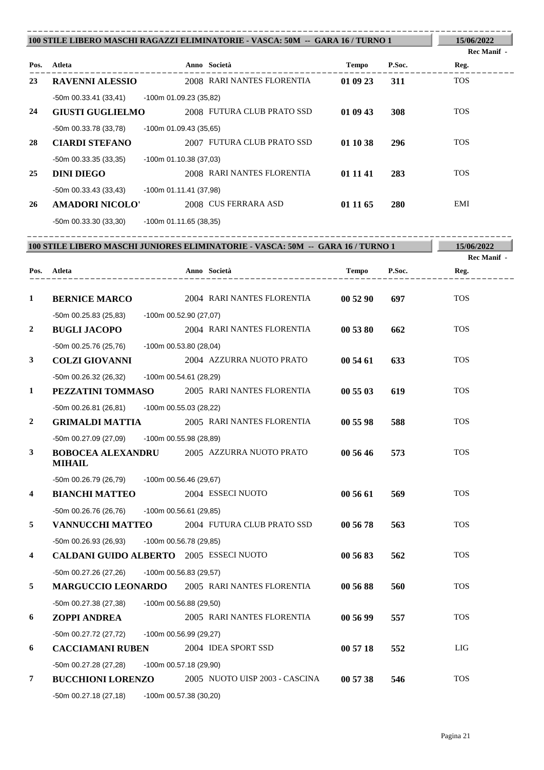## 100 STILE LIBERO MASCHI RAGAZZI ELIMINATORIE - VASCA: 50M -- GARA 16 / TURNO 1

15/06/2022

Rec Manif -

| Pos. | Atleta | Anno | Società | Tempo | P.Soc. | Reg. |
|---|---|---|---|---|---|---|
| 23 | **RAVENNI ALESSIO** | 2008 | RARI NANTES FLORENTIA | **01 09 23** | **311** | TOS |
| | -50m 00.33.41 (33,41) -100m 01.09.23 (35,82) | | | | | |
| 24 | **GIUSTI GUGLIELMO** | 2008 | FUTURA CLUB PRATO SSD | **01 09 43** | **308** | TOS |
| | -50m 00.33.78 (33,78) -100m 01.09.43 (35,65) | | | | | |
| 28 | **CIARDI STEFANO** | 2007 | FUTURA CLUB PRATO SSD | **01 10 38** | **296** | TOS |
| | -50m 00.33.35 (33,35) -100m 01.10.38 (37,03) | | | | | |
| 25 | **DINI DIEGO** | 2008 | RARI NANTES FLORENTIA | **01 11 41** | **283** | TOS |
| | -50m 00.33.43 (33,43) -100m 01.11.41 (37,98) | | | | | |
| 26 | **AMADORI NICOLO'** | 2008 | CUS FERRARA ASD | **01 11 65** | **280** | EMI |
| | -50m 00.33.30 (33,30) -100m 01.11.65 (38,35) | | | | | |

## 100 STILE LIBERO MASCHI JUNIORES ELIMINATORIE - VASCA: 50M -- GARA 16 / TURNO 1

15/06/2022

Rec Manif -

| Pos. | Atleta | Anno | Società | Tempo | P.Soc. | Reg. |
|---|---|---|---|---|---|---|
| 1 | **BERNICE MARCO** | 2004 | RARI NANTES FLORENTIA | **00 52 90** | **697** | TOS |
| | -50m 00.25.83 (25,83) -100m 00.52.90 (27,07) | | | | | |
| 2 | **BUGLI JACOPO** | 2004 | RARI NANTES FLORENTIA | **00 53 80** | **662** | TOS |
| | -50m 00.25.76 (25,76) -100m 00.53.80 (28,04) | | | | | |
| 3 | **COLZI GIOVANNI** | 2004 | AZZURRA NUOTO PRATO | **00 54 61** | **633** | TOS |
| | -50m 00.26.32 (26,32) -100m 00.54.61 (28,29) | | | | | |
| 1 | **PEZZATINI TOMMASO** | 2005 | RARI NANTES FLORENTIA | **00 55 03** | **619** | TOS |
| | -50m 00.26.81 (26,81) -100m 00.55.03 (28,22) | | | | | |
| 2 | **GRIMALDI MATTIA** | 2005 | RARI NANTES FLORENTIA | **00 55 98** | **588** | TOS |
| | -50m 00.27.09 (27,09) -100m 00.55.98 (28,89) | | | | | |
| 3 | **BOBOCEA ALEXANDRU MIHAIL** | 2005 | AZZURRA NUOTO PRATO | **00 56 46** | **573** | TOS |
| | -50m 00.26.79 (26,79) -100m 00.56.46 (29,67) | | | | | |
| 4 | **BIANCHI MATTEO** | 2004 | ESSECI NUOTO | **00 56 61** | **569** | TOS |
| | -50m 00.26.76 (26,76) -100m 00.56.61 (29,85) | | | | | |
| 5 | **VANNUCCHI MATTEO** | 2004 | FUTURA CLUB PRATO SSD | **00 56 78** | **563** | TOS |
| | -50m 00.26.93 (26,93) -100m 00.56.78 (29,85) | | | | | |
| 4 | **CALDANI GUIDO ALBERTO** | 2005 | ESSECI NUOTO | **00 56 83** | **562** | TOS |
| | -50m 00.27.26 (27,26) -100m 00.56.83 (29,57) | | | | | |
| 5 | **MARGUCCIO LEONARDO** | 2005 | RARI NANTES FLORENTIA | **00 56 88** | **560** | TOS |
| | -50m 00.27.38 (27,38) -100m 00.56.88 (29,50) | | | | | |
| 6 | **ZOPPI ANDREA** | 2005 | RARI NANTES FLORENTIA | **00 56 99** | **557** | TOS |
| | -50m 00.27.72 (27,72) -100m 00.56.99 (29,27) | | | | | |
| 6 | **CACCIAMANI RUBEN** | 2004 | IDEA SPORT SSD | **00 57 18** | **552** | LIG |
| | -50m 00.27.28 (27,28) -100m 00.57.18 (29,90) | | | | | |
| 7 | **BUCCHIONI LORENZO** | 2005 | NUOTO UISP 2003 - CASCINA | **00 57 38** | **546** | TOS |
| | -50m 00.27.18 (27,18) -100m 00.57.38 (30,20) | | | | | |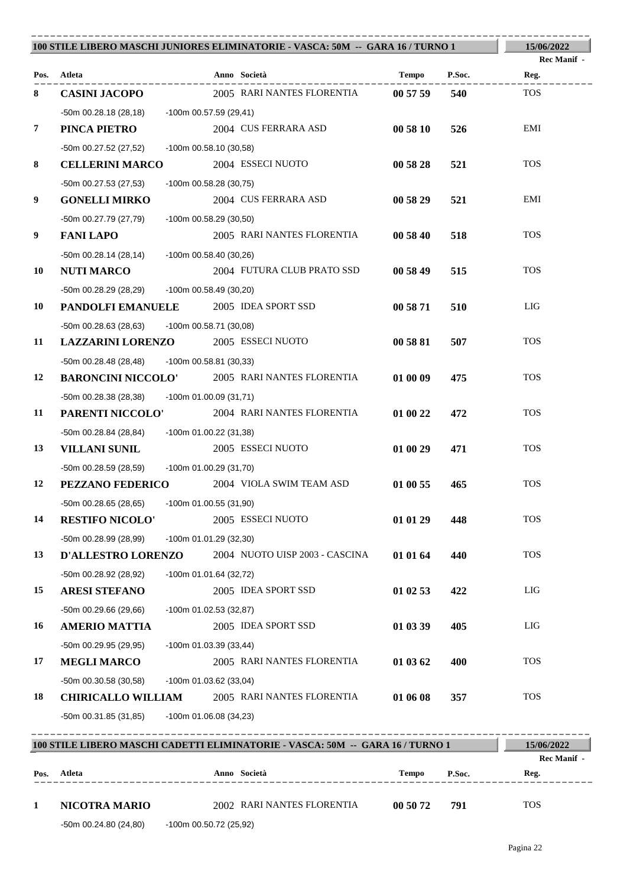## 100 STILE LIBERO MASCHI JUNIORES ELIMINATORIE - VASCA: 50M -- GARA 16 / TURNO 1

15/06/2022

Rec Manif -

| Pos. | Atleta | Anno | Società | Tempo | P.Soc. | Reg. |
|---|---|---|---|---|---|---|
| 8 | **CASINI JACOPO** | 2005 | RARI NANTES FLORENTIA | **00 57 59** | **540** | TOS |
| | -50m 00.28.18 (28,18) -100m 00.57.59 (29,41) | | | | | |
| 7 | **PINCA PIETRO** | 2004 | CUS FERRARA ASD | **00 58 10** | **526** | EMI |
| | -50m 00.27.52 (27,52) -100m 00.58.10 (30,58) | | | | | |
| 8 | **CELLERINI MARCO** | 2004 | ESSECI NUOTO | **00 58 28** | **521** | TOS |
| | -50m 00.27.53 (27,53) -100m 00.58.28 (30,75) | | | | | |
| 9 | **GONELLI MIRKO** | 2004 | CUS FERRARA ASD | **00 58 29** | **521** | EMI |
| | -50m 00.27.79 (27,79) -100m 00.58.29 (30,50) | | | | | |
| 9 | **FANI LAPO** | 2005 | RARI NANTES FLORENTIA | **00 58 40** | **518** | TOS |
| | -50m 00.28.14 (28,14) -100m 00.58.40 (30,26) | | | | | |
| 10 | **NUTI MARCO** | 2004 | FUTURA CLUB PRATO SSD | **00 58 49** | **515** | TOS |
| | -50m 00.28.29 (28,29) -100m 00.58.49 (30,20) | | | | | |
| 10 | **PANDOLFI EMANUELE** | 2005 | IDEA SPORT SSD | **00 58 71** | **510** | LIG |
| | -50m 00.28.63 (28,63) -100m 00.58.71 (30,08) | | | | | |
| 11 | **LAZZARINI LORENZO** | 2005 | ESSECI NUOTO | **00 58 81** | **507** | TOS |
| | -50m 00.28.48 (28,48) -100m 00.58.81 (30,33) | | | | | |
| 12 | **BARONCINI NICCOLO'** | 2005 | RARI NANTES FLORENTIA | **01 00 09** | **475** | TOS |
| | -50m 00.28.38 (28,38) -100m 01.00.09 (31,71) | | | | | |
| 11 | **PARENTI NICCOLO'** | 2004 | RARI NANTES FLORENTIA | **01 00 22** | **472** | TOS |
| | -50m 00.28.84 (28,84) -100m 01.00.22 (31,38) | | | | | |
| 13 | **VILLANI SUNIL** | 2005 | ESSECI NUOTO | **01 00 29** | **471** | TOS |
| | -50m 00.28.59 (28,59) -100m 01.00.29 (31,70) | | | | | |
| 12 | **PEZZANO FEDERICO** | 2004 | VIOLA SWIM TEAM ASD | **01 00 55** | **465** | TOS |
| | -50m 00.28.65 (28,65) -100m 01.00.55 (31,90) | | | | | |
| 14 | **RESTIFO NICOLO'** | 2005 | ESSECI NUOTO | **01 01 29** | **448** | TOS |
| | -50m 00.28.99 (28,99) -100m 01.01.29 (32,30) | | | | | |
| 13 | **D'ALLESTRO LORENZO** | 2004 | NUOTO UISP 2003 - CASCINA | **01 01 64** | **440** | TOS |
| | -50m 00.28.92 (28,92) -100m 01.01.64 (32,72) | | | | | |
| 15 | **ARESI STEFANO** | 2005 | IDEA SPORT SSD | **01 02 53** | **422** | LIG |
| | -50m 00.29.66 (29,66) -100m 01.02.53 (32,87) | | | | | |
| 16 | **AMERIO MATTIA** | 2005 | IDEA SPORT SSD | **01 03 39** | **405** | LIG |
| | -50m 00.29.95 (29,95) -100m 01.03.39 (33,44) | | | | | |
| 17 | **MEGLI MARCO** | 2005 | RARI NANTES FLORENTIA | **01 03 62** | **400** | TOS |
| | -50m 00.30.58 (30,58) -100m 01.03.62 (33,04) | | | | | |
| 18 | **CHIRICALLO WILLIAM** | 2005 | RARI NANTES FLORENTIA | **01 06 08** | **357** | TOS |
| | -50m 00.31.85 (31,85) -100m 01.06.08 (34,23) | | | | | |

## 100 STILE LIBERO MASCHI CADETTI ELIMINATORIE - VASCA: 50M -- GARA 16 / TURNO 1

15/06/2022

Rec Manif -

| Pos. | Atleta | Anno | Società | Tempo | P.Soc. | Reg. |
|---|---|---|---|---|---|---|
| 1 | **NICOTRA MARIO** | 2002 | RARI NANTES FLORENTIA | **00 50 72** | **791** | TOS |
| | -50m 00.24.80 (24,80) -100m 00.50.72 (25,92) | | | | | |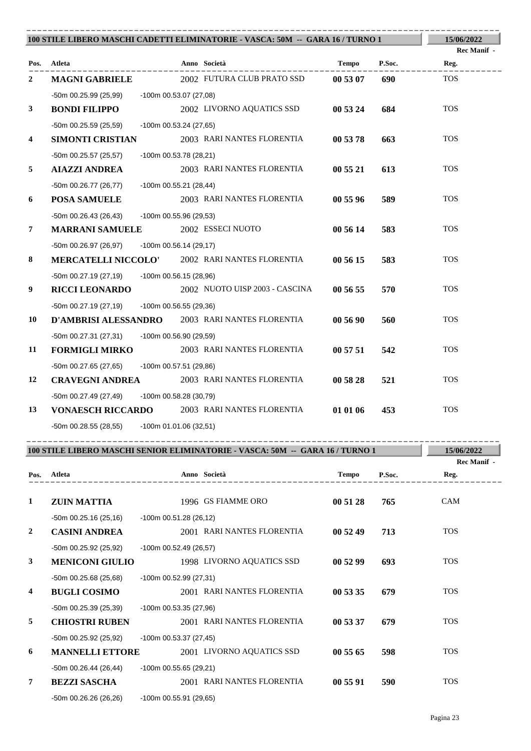## 100 STILE LIBERO MASCHI CADETTI ELIMINATORIE - VASCA: 50M -- GARA 16 / TURNO 1

15/06/2022

Rec Manif -

| Pos. | Atleta | Anno | Società | Tempo | P.Soc. | Reg. |
|---|---|---|---|---|---|---|
| 2 | **MAGNI GABRIELE** | 2002 | FUTURA CLUB PRATO SSD | **00 53 07** | **690** | TOS |
| | -50m 00.25.99 (25,99) -100m 00.53.07 (27,08) | | | | | |
| 3 | **BONDI FILIPPO** | 2002 | LIVORNO AQUATICS SSD | **00 53 24** | **684** | TOS |
| | -50m 00.25.59 (25,59) -100m 00.53.24 (27,65) | | | | | |
| 4 | **SIMONTI CRISTIAN** | 2003 | RARI NANTES FLORENTIA | **00 53 78** | **663** | TOS |
| | -50m 00.25.57 (25,57) -100m 00.53.78 (28,21) | | | | | |
| 5 | **AIAZZI ANDREA** | 2003 | RARI NANTES FLORENTIA | **00 55 21** | **613** | TOS |
| | -50m 00.26.77 (26,77) -100m 00.55.21 (28,44) | | | | | |
| 6 | **POSA SAMUELE** | 2003 | RARI NANTES FLORENTIA | **00 55 96** | **589** | TOS |
| | -50m 00.26.43 (26,43) -100m 00.55.96 (29,53) | | | | | |
| 7 | **MARRANI SAMUELE** | 2002 | ESSECI NUOTO | **00 56 14** | **583** | TOS |
| | -50m 00.26.97 (26,97) -100m 00.56.14 (29,17) | | | | | |
| 8 | **MERCATELLI NICCOLO'** | 2002 | RARI NANTES FLORENTIA | **00 56 15** | **583** | TOS |
| | -50m 00.27.19 (27,19) -100m 00.56.15 (28,96) | | | | | |
| 9 | **RICCI LEONARDO** | 2002 | NUOTO UISP 2003 - CASCINA | **00 56 55** | **570** | TOS |
| | -50m 00.27.19 (27,19) -100m 00.56.55 (29,36) | | | | | |
| 10 | **D'AMBRISI ALESSANDRO** | 2003 | RARI NANTES FLORENTIA | **00 56 90** | **560** | TOS |
| | -50m 00.27.31 (27,31) -100m 00.56.90 (29,59) | | | | | |
| 11 | **FORMIGLI MIRKO** | 2003 | RARI NANTES FLORENTIA | **00 57 51** | **542** | TOS |
| | -50m 00.27.65 (27,65) -100m 00.57.51 (29,86) | | | | | |
| 12 | **CRAVEGNI ANDREA** | 2003 | RARI NANTES FLORENTIA | **00 58 28** | **521** | TOS |
| | -50m 00.27.49 (27,49) -100m 00.58.28 (30,79) | | | | | |
| 13 | **VONAESCH RICCARDO** | 2003 | RARI NANTES FLORENTIA | **01 01 06** | **453** | TOS |
| | -50m 00.28.55 (28,55) -100m 01.01.06 (32,51) | | | | | |

## 100 STILE LIBERO MASCHI SENIOR ELIMINATORIE - VASCA: 50M -- GARA 16 / TURNO 1

15/06/2022

Rec Manif -

| Pos. | Atleta | Anno | Società | Tempo | P.Soc. | Reg. |
|---|---|---|---|---|---|---|
| 1 | **ZUIN MATTIA** | 1996 | GS FIAMME ORO | **00 51 28** | **765** | CAM |
| | -50m 00.25.16 (25,16) -100m 00.51.28 (26,12) | | | | | |
| 2 | **CASINI ANDREA** | 2001 | RARI NANTES FLORENTIA | **00 52 49** | **713** | TOS |
| | -50m 00.25.92 (25,92) -100m 00.52.49 (26,57) | | | | | |
| 3 | **MENICONI GIULIO** | 1998 | LIVORNO AQUATICS SSD | **00 52 99** | **693** | TOS |
| | -50m 00.25.68 (25,68) -100m 00.52.99 (27,31) | | | | | |
| 4 | **BUGLI COSIMO** | 2001 | RARI NANTES FLORENTIA | **00 53 35** | **679** | TOS |
| | -50m 00.25.39 (25,39) -100m 00.53.35 (27,96) | | | | | |
| 5 | **CHIOSTRI RUBEN** | 2001 | RARI NANTES FLORENTIA | **00 53 37** | **679** | TOS |
| | -50m 00.25.92 (25,92) -100m 00.53.37 (27,45) | | | | | |
| 6 | **MANNELLI ETTORE** | 2001 | LIVORNO AQUATICS SSD | **00 55 65** | **598** | TOS |
| | -50m 00.26.44 (26,44) -100m 00.55.65 (29,21) | | | | | |
| 7 | **BEZZI SASCHA** | 2001 | RARI NANTES FLORENTIA | **00 55 91** | **590** | TOS |
| | -50m 00.26.26 (26,26) -100m 00.55.91 (29,65) | | | | | |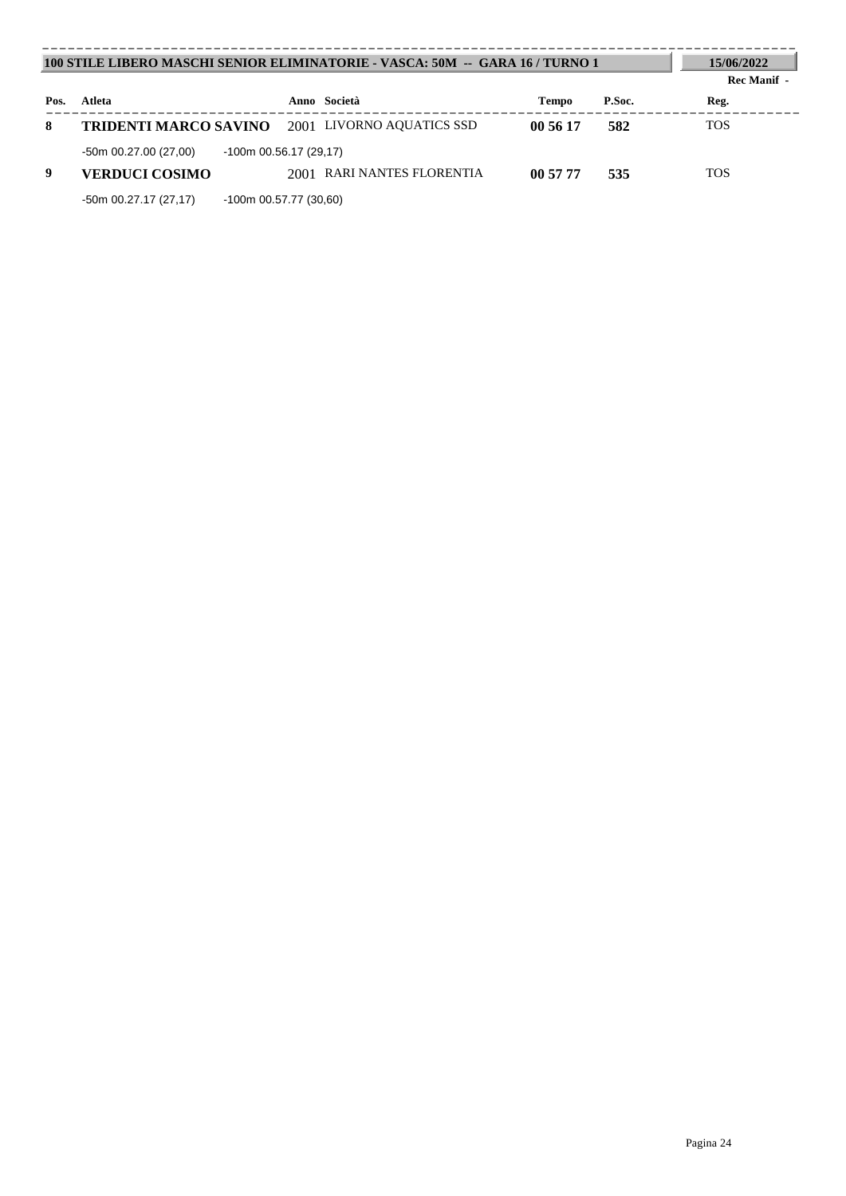**100 STILE LIBERO MASCHI SENIOR ELIMINATORIE - VASCA: 50M -- GARA 16 / TURNO 1** | **15/06/2022**

**Rec Manif -**

| Pos. | Atleta | Anno | Società | Tempo | P.Soc. | Reg. |
|---|---|---|---|---|---|---|
| **8** | **TRIDENTI MARCO SAVINO** | 2001 | LIVORNO AQUATICS SSD | **00 56 17** | **582** | TOS |
| | -50m 00.27.00 (27,00) | -100m 00.56.17 (29,17) | | | | |
| **9** | **VERDUCI COSIMO** | 2001 | RARI NANTES FLORENTIA | **00 57 77** | **535** | TOS |
| | -50m 00.27.17 (27,17) | -100m 00.57.77 (30,60) | | | | |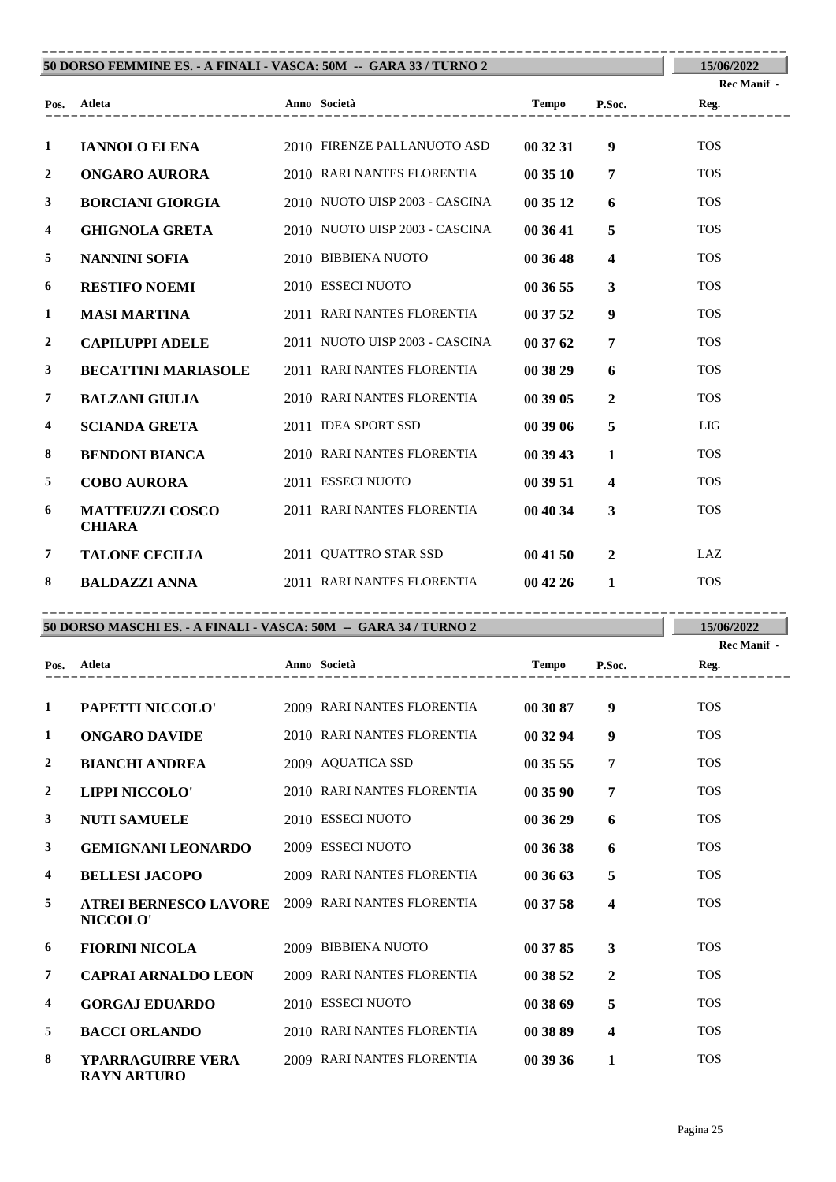## 50 DORSO FEMMINE ES. - A FINALI - VASCA: 50M -- GARA 33 / TURNO 2

15/06/2022

| Pos. | Atleta | Anno | Società | Tempo | P.Soc. | Rec Manif - Reg. |
|---|---|---|---|---|---|---|
| 1 | **IANNOLO ELENA** | 2010 | FIRENZE PALLANUOTO ASD | **00 32 31** | **9** | TOS |
| 2 | **ONGARO AURORA** | 2010 | RARI NANTES FLORENTIA | **00 35 10** | **7** | TOS |
| 3 | **BORCIANI GIORGIA** | 2010 | NUOTO UISP 2003 - CASCINA | **00 35 12** | **6** | TOS |
| 4 | **GHIGNOLA GRETA** | 2010 | NUOTO UISP 2003 - CASCINA | **00 36 41** | **5** | TOS |
| 5 | **NANNINI SOFIA** | 2010 | BIBBIENA NUOTO | **00 36 48** | **4** | TOS |
| 6 | **RESTIFO NOEMI** | 2010 | ESSECI NUOTO | **00 36 55** | **3** | TOS |
| 1 | **MASI MARTINA** | 2011 | RARI NANTES FLORENTIA | **00 37 52** | **9** | TOS |
| 2 | **CAPILUPPI ADELE** | 2011 | NUOTO UISP 2003 - CASCINA | **00 37 62** | **7** | TOS |
| 3 | **BECATTINI MARIASOLE** | 2011 | RARI NANTES FLORENTIA | **00 38 29** | **6** | TOS |
| 7 | **BALZANI GIULIA** | 2010 | RARI NANTES FLORENTIA | **00 39 05** | **2** | TOS |
| 4 | **SCIANDA GRETA** | 2011 | IDEA SPORT SSD | **00 39 06** | **5** | LIG |
| 8 | **BENDONI BIANCA** | 2010 | RARI NANTES FLORENTIA | **00 39 43** | **1** | TOS |
| 5 | **COBO AURORA** | 2011 | ESSECI NUOTO | **00 39 51** | **4** | TOS |
| 6 | **MATTEUZZI COSCO CHIARA** | 2011 | RARI NANTES FLORENTIA | **00 40 34** | **3** | TOS |
| 7 | **TALONE CECILIA** | 2011 | QUATTRO STAR SSD | **00 41 50** | **2** | LAZ |
| 8 | **BALDAZZI ANNA** | 2011 | RARI NANTES FLORENTIA | **00 42 26** | **1** | TOS |

## 50 DORSO MASCHI ES. - A FINALI - VASCA: 50M -- GARA 34 / TURNO 2

15/06/2022

| Pos. | Atleta | Anno | Società | Tempo | P.Soc. | Rec Manif - Reg. |
|---|---|---|---|---|---|---|
| 1 | **PAPETTI NICCOLO'** | 2009 | RARI NANTES FLORENTIA | **00 30 87** | **9** | TOS |
| 1 | **ONGARO DAVIDE** | 2010 | RARI NANTES FLORENTIA | **00 32 94** | **9** | TOS |
| 2 | **BIANCHI ANDREA** | 2009 | AQUATICA SSD | **00 35 55** | **7** | TOS |
| 2 | **LIPPI NICCOLO'** | 2010 | RARI NANTES FLORENTIA | **00 35 90** | **7** | TOS |
| 3 | **NUTI SAMUELE** | 2010 | ESSECI NUOTO | **00 36 29** | **6** | TOS |
| 3 | **GEMIGNANI LEONARDO** | 2009 | ESSECI NUOTO | **00 36 38** | **6** | TOS |
| 4 | **BELLESI JACOPO** | 2009 | RARI NANTES FLORENTIA | **00 36 63** | **5** | TOS |
| 5 | **ATREI BERNESCO LAVORE NICCOLO'** | 2009 | RARI NANTES FLORENTIA | **00 37 58** | **4** | TOS |
| 6 | **FIORINI NICOLA** | 2009 | BIBBIENA NUOTO | **00 37 85** | **3** | TOS |
| 7 | **CAPRAI ARNALDO LEON** | 2009 | RARI NANTES FLORENTIA | **00 38 52** | **2** | TOS |
| 4 | **GORGAJ EDUARDO** | 2010 | ESSECI NUOTO | **00 38 69** | **5** | TOS |
| 5 | **BACCI ORLANDO** | 2010 | RARI NANTES FLORENTIA | **00 38 89** | **4** | TOS |
| 8 | **YPARRAGUIRRE VERA RAYN ARTURO** | 2009 | RARI NANTES FLORENTIA | **00 39 36** | **1** | TOS |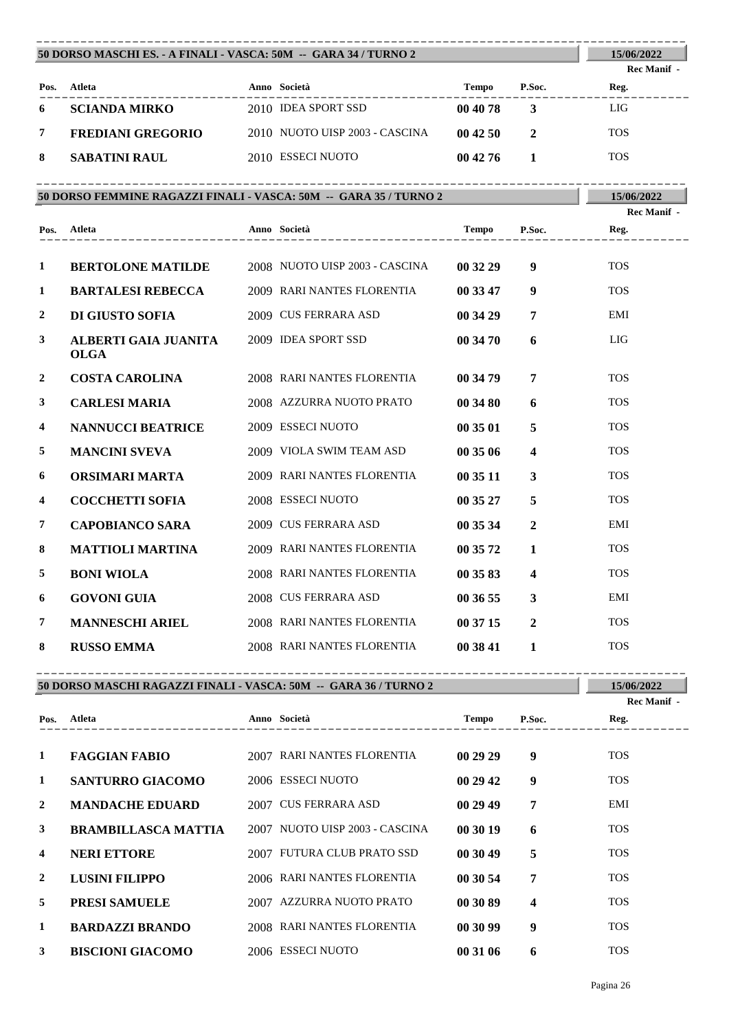## 50 DORSO MASCHI ES. - A FINALI - VASCA: 50M -- GARA 34 / TURNO 2

15/06/2022

Rec Manif -

| Pos. | Atleta | Anno | Società | Tempo | P.Soc. | Reg. |
|---|---|---|---|---|---|---|
| 6 | **SCIANDA MIRKO** | 2010 | IDEA SPORT SSD | **00 40 78** | **3** | LIG |
| 7 | **FREDIANI GREGORIO** | 2010 | NUOTO UISP 2003 - CASCINA | **00 42 50** | **2** | TOS |
| 8 | **SABATINI RAUL** | 2010 | ESSECI NUOTO | **00 42 76** | **1** | TOS |

## 50 DORSO FEMMINE RAGAZZI FINALI - VASCA: 50M -- GARA 35 / TURNO 2

15/06/2022

Rec Manif -

| Pos. | Atleta | Anno | Società | Tempo | P.Soc. | Reg. |
|---|---|---|---|---|---|---|
| 1 | **BERTOLONE MATILDE** | 2008 | NUOTO UISP 2003 - CASCINA | **00 32 29** | **9** | TOS |
| 1 | **BARTALESI REBECCA** | 2009 | RARI NANTES FLORENTIA | **00 33 47** | **9** | TOS |
| 2 | **DI GIUSTO SOFIA** | 2009 | CUS FERRARA ASD | **00 34 29** | **7** | EMI |
| 3 | **ALBERTI GAIA JUANITA OLGA** | 2009 | IDEA SPORT SSD | **00 34 70** | **6** | LIG |
| 2 | **COSTA CAROLINA** | 2008 | RARI NANTES FLORENTIA | **00 34 79** | **7** | TOS |
| 3 | **CARLESI MARIA** | 2008 | AZZURRA NUOTO PRATO | **00 34 80** | **6** | TOS |
| 4 | **NANNUCCI BEATRICE** | 2009 | ESSECI NUOTO | **00 35 01** | **5** | TOS |
| 5 | **MANCINI SVEVA** | 2009 | VIOLA SWIM TEAM ASD | **00 35 06** | **4** | TOS |
| 6 | **ORSIMARI MARTA** | 2009 | RARI NANTES FLORENTIA | **00 35 11** | **3** | TOS |
| 4 | **COCCHETTI SOFIA** | 2008 | ESSECI NUOTO | **00 35 27** | **5** | TOS |
| 7 | **CAPOBIANCO SARA** | 2009 | CUS FERRARA ASD | **00 35 34** | **2** | EMI |
| 8 | **MATTIOLI MARTINA** | 2009 | RARI NANTES FLORENTIA | **00 35 72** | **1** | TOS |
| 5 | **BONI WIOLA** | 2008 | RARI NANTES FLORENTIA | **00 35 83** | **4** | TOS |
| 6 | **GOVONI GUIA** | 2008 | CUS FERRARA ASD | **00 36 55** | **3** | EMI |
| 7 | **MANNESCHI ARIEL** | 2008 | RARI NANTES FLORENTIA | **00 37 15** | **2** | TOS |
| 8 | **RUSSO EMMA** | 2008 | RARI NANTES FLORENTIA | **00 38 41** | **1** | TOS |

## 50 DORSO MASCHI RAGAZZI FINALI - VASCA: 50M -- GARA 36 / TURNO 2

15/06/2022

Rec Manif -

| Pos. | Atleta | Anno | Società | Tempo | P.Soc. | Reg. |
|---|---|---|---|---|---|---|
| 1 | **FAGGIAN FABIO** | 2007 | RARI NANTES FLORENTIA | **00 29 29** | **9** | TOS |
| 1 | **SANTURRO GIACOMO** | 2006 | ESSECI NUOTO | **00 29 42** | **9** | TOS |
| 2 | **MANDACHE EDUARD** | 2007 | CUS FERRARA ASD | **00 29 49** | **7** | EMI |
| 3 | **BRAMBILLASCA MATTIA** | 2007 | NUOTO UISP 2003 - CASCINA | **00 30 19** | **6** | TOS |
| 4 | **NERI ETTORE** | 2007 | FUTURA CLUB PRATO SSD | **00 30 49** | **5** | TOS |
| 2 | **LUSINI FILIPPO** | 2006 | RARI NANTES FLORENTIA | **00 30 54** | **7** | TOS |
| 5 | **PRESI SAMUELE** | 2007 | AZZURRA NUOTO PRATO | **00 30 89** | **4** | TOS |
| 1 | **BARDAZZI BRANDO** | 2008 | RARI NANTES FLORENTIA | **00 30 99** | **9** | TOS |
| 3 | **BISCIONI GIACOMO** | 2006 | ESSECI NUOTO | **00 31 06** | **6** | TOS |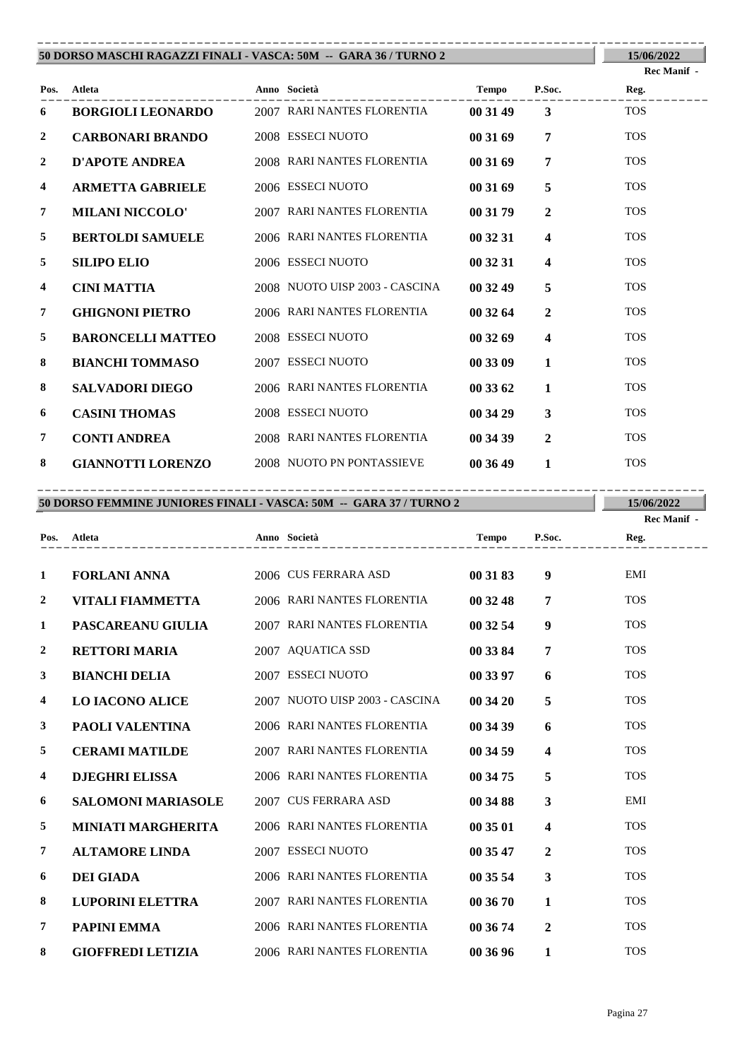## 50 DORSO MASCHI RAGAZZI FINALI - VASCA: 50M -- GARA 36 / TURNO 2

15/06/2022

Rec Manif -

| Pos. | Atleta | Anno | Società | Tempo | P.Soc. | Reg. |
|---|---|---|---|---|---|---|
| 6 | **BORGIOLI LEONARDO** | 2007 | RARI NANTES FLORENTIA | **00 31 49** | **3** | TOS |
| 2 | **CARBONARI BRANDO** | 2008 | ESSECI NUOTO | **00 31 69** | **7** | TOS |
| 2 | **D'APOTE ANDREA** | 2008 | RARI NANTES FLORENTIA | **00 31 69** | **7** | TOS |
| 4 | **ARMETTA GABRIELE** | 2006 | ESSECI NUOTO | **00 31 69** | **5** | TOS |
| 7 | **MILANI NICCOLO'** | 2007 | RARI NANTES FLORENTIA | **00 31 79** | **2** | TOS |
| 5 | **BERTOLDI SAMUELE** | 2006 | RARI NANTES FLORENTIA | **00 32 31** | **4** | TOS |
| 5 | **SILIPO ELIO** | 2006 | ESSECI NUOTO | **00 32 31** | **4** | TOS |
| 4 | **CINI MATTIA** | 2008 | NUOTO UISP 2003 - CASCINA | **00 32 49** | **5** | TOS |
| 7 | **GHIGNONI PIETRO** | 2006 | RARI NANTES FLORENTIA | **00 32 64** | **2** | TOS |
| 5 | **BARONCELLI MATTEO** | 2008 | ESSECI NUOTO | **00 32 69** | **4** | TOS |
| 8 | **BIANCHI TOMMASO** | 2007 | ESSECI NUOTO | **00 33 09** | **1** | TOS |
| 8 | **SALVADORI DIEGO** | 2006 | RARI NANTES FLORENTIA | **00 33 62** | **1** | TOS |
| 6 | **CASINI THOMAS** | 2008 | ESSECI NUOTO | **00 34 29** | **3** | TOS |
| 7 | **CONTI ANDREA** | 2008 | RARI NANTES FLORENTIA | **00 34 39** | **2** | TOS |
| 8 | **GIANNOTTI LORENZO** | 2008 | NUOTO PN PONTASSIEVE | **00 36 49** | **1** | TOS |

## 50 DORSO FEMMINE JUNIORES FINALI - VASCA: 50M -- GARA 37 / TURNO 2

15/06/2022

Rec Manif -

| Pos. | Atleta | Anno | Società | Tempo | P.Soc. | Reg. |
|---|---|---|---|---|---|---|
| 1 | **FORLANI ANNA** | 2006 | CUS FERRARA ASD | **00 31 83** | **9** | EMI |
| 2 | **VITALI FIAMMETTA** | 2006 | RARI NANTES FLORENTIA | **00 32 48** | **7** | TOS |
| 1 | **PASCAREANU GIULIA** | 2007 | RARI NANTES FLORENTIA | **00 32 54** | **9** | TOS |
| 2 | **RETTORI MARIA** | 2007 | AQUATICA SSD | **00 33 84** | **7** | TOS |
| 3 | **BIANCHI DELIA** | 2007 | ESSECI NUOTO | **00 33 97** | **6** | TOS |
| 4 | **LO IACONO ALICE** | 2007 | NUOTO UISP 2003 - CASCINA | **00 34 20** | **5** | TOS |
| 3 | **PAOLI VALENTINA** | 2006 | RARI NANTES FLORENTIA | **00 34 39** | **6** | TOS |
| 5 | **CERAMI MATILDE** | 2007 | RARI NANTES FLORENTIA | **00 34 59** | **4** | TOS |
| 4 | **DJEGHRI ELISSA** | 2006 | RARI NANTES FLORENTIA | **00 34 75** | **5** | TOS |
| 6 | **SALOMONI MARIASOLE** | 2007 | CUS FERRARA ASD | **00 34 88** | **3** | EMI |
| 5 | **MINIATI MARGHERITA** | 2006 | RARI NANTES FLORENTIA | **00 35 01** | **4** | TOS |
| 7 | **ALTAMORE LINDA** | 2007 | ESSECI NUOTO | **00 35 47** | **2** | TOS |
| 6 | **DEI GIADA** | 2006 | RARI NANTES FLORENTIA | **00 35 54** | **3** | TOS |
| 8 | **LUPORINI ELETTRA** | 2007 | RARI NANTES FLORENTIA | **00 36 70** | **1** | TOS |
| 7 | **PAPINI EMMA** | 2006 | RARI NANTES FLORENTIA | **00 36 74** | **2** | TOS |
| 8 | **GIOFFREDI LETIZIA** | 2006 | RARI NANTES FLORENTIA | **00 36 96** | **1** | TOS |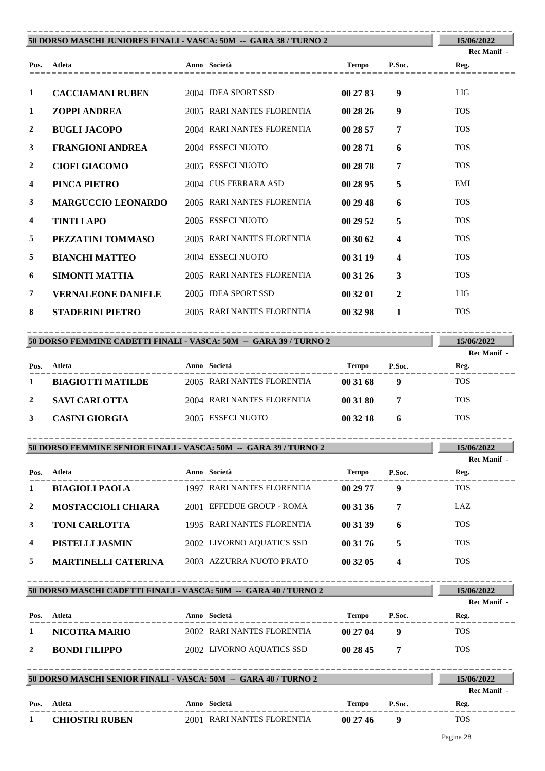## 50 DORSO MASCHI JUNIORES FINALI - VASCA: 50M -- GARA 38 / TURNO 2

15/06/2022

Rec Manif -

| Pos. | Atleta | Anno | Società | Tempo | P.Soc. | Reg. |
|---|---|---|---|---|---|---|
| 1 | **CACCIAMANI RUBEN** | 2004 | IDEA SPORT SSD | **00 27 83** | **9** | LIG |
| 1 | **ZOPPI ANDREA** | 2005 | RARI NANTES FLORENTIA | **00 28 26** | **9** | TOS |
| 2 | **BUGLI JACOPO** | 2004 | RARI NANTES FLORENTIA | **00 28 57** | **7** | TOS |
| 3 | **FRANGIONI ANDREA** | 2004 | ESSECI NUOTO | **00 28 71** | **6** | TOS |
| 2 | **CIOFI GIACOMO** | 2005 | ESSECI NUOTO | **00 28 78** | **7** | TOS |
| 4 | **PINCA PIETRO** | 2004 | CUS FERRARA ASD | **00 28 95** | **5** | EMI |
| 3 | **MARGUCCIO LEONARDO** | 2005 | RARI NANTES FLORENTIA | **00 29 48** | **6** | TOS |
| 4 | **TINTI LAPO** | 2005 | ESSECI NUOTO | **00 29 52** | **5** | TOS |
| 5 | **PEZZATINI TOMMASO** | 2005 | RARI NANTES FLORENTIA | **00 30 62** | **4** | TOS |
| 5 | **BIANCHI MATTEO** | 2004 | ESSECI NUOTO | **00 31 19** | **4** | TOS |
| 6 | **SIMONTI MATTIA** | 2005 | RARI NANTES FLORENTIA | **00 31 26** | **3** | TOS |
| 7 | **VERNALEONE DANIELE** | 2005 | IDEA SPORT SSD | **00 32 01** | **2** | LIG |
| 8 | **STADERINI PIETRO** | 2005 | RARI NANTES FLORENTIA | **00 32 98** | **1** | TOS |

## 50 DORSO FEMMINE CADETTI FINALI - VASCA: 50M -- GARA 39 / TURNO 2

15/06/2022

Rec Manif -

| Pos. | Atleta | Anno | Società | Tempo | P.Soc. | Reg. |
|---|---|---|---|---|---|---|
| 1 | **BIAGIOTTI MATILDE** | 2005 | RARI NANTES FLORENTIA | **00 31 68** | **9** | TOS |
| 2 | **SAVI CARLOTTA** | 2004 | RARI NANTES FLORENTIA | **00 31 80** | **7** | TOS |
| 3 | **CASINI GIORGIA** | 2005 | ESSECI NUOTO | **00 32 18** | **6** | TOS |

## 50 DORSO FEMMINE SENIOR FINALI - VASCA: 50M -- GARA 39 / TURNO 2

15/06/2022

Rec Manif -

| Pos. | Atleta | Anno | Società | Tempo | P.Soc. | Reg. |
|---|---|---|---|---|---|---|
| 1 | **BIAGIOLI PAOLA** | 1997 | RARI NANTES FLORENTIA | **00 29 77** | **9** | TOS |
| 2 | **MOSTACCIOLI CHIARA** | 2001 | EFFEDUE GROUP - ROMA | **00 31 36** | **7** | LAZ |
| 3 | **TONI CARLOTTA** | 1995 | RARI NANTES FLORENTIA | **00 31 39** | **6** | TOS |
| 4 | **PISTELLI JASMIN** | 2002 | LIVORNO AQUATICS SSD | **00 31 76** | **5** | TOS |
| 5 | **MARTINELLI CATERINA** | 2003 | AZZURRA NUOTO PRATO | **00 32 05** | **4** | TOS |

## 50 DORSO MASCHI CADETTI FINALI - VASCA: 50M -- GARA 40 / TURNO 2

15/06/2022

Rec Manif -

| Pos. | Atleta | Anno | Società | Tempo | P.Soc. | Reg. |
|---|---|---|---|---|---|---|
| 1 | **NICOTRA MARIO** | 2002 | RARI NANTES FLORENTIA | **00 27 04** | **9** | TOS |
| 2 | **BONDI FILIPPO** | 2002 | LIVORNO AQUATICS SSD | **00 28 45** | **7** | TOS |

## 50 DORSO MASCHI SENIOR FINALI - VASCA: 50M -- GARA 40 / TURNO 2

15/06/2022

Rec Manif -

| Pos. | Atleta | Anno | Società | Tempo | P.Soc. | Reg. |
|---|---|---|---|---|---|---|
| 1 | **CHIOSTRI RUBEN** | 2001 | RARI NANTES FLORENTIA | **00 27 46** | **9** | TOS |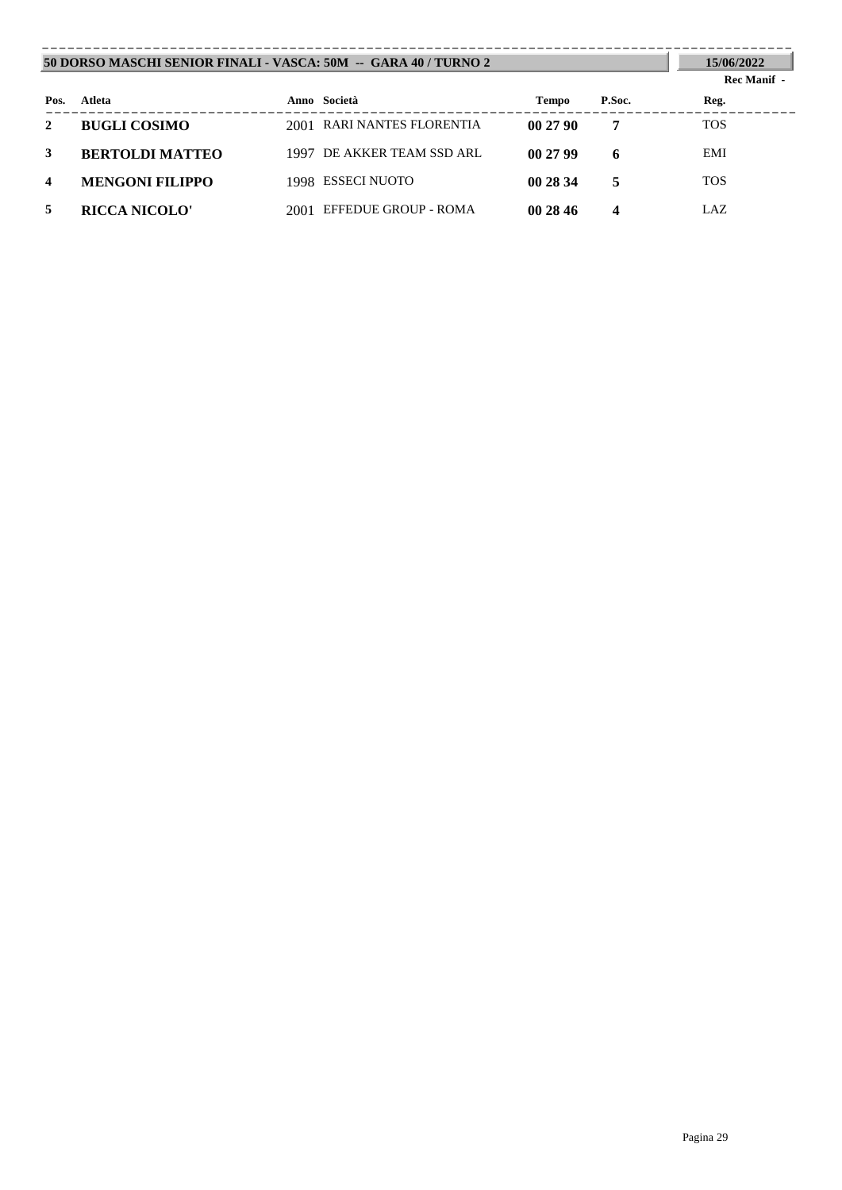**50 DORSO MASCHI SENIOR FINALI - VASCA: 50M -- GARA 40 / TURNO 2** | **15/06/2022**

**Rec Manif -**

| Pos. | Atleta | Anno | Società | Tempo | P.Soc. | Reg. |
|---|---|---|---|---|---|---|
| **2** | **BUGLI COSIMO** | 2001 | RARI NANTES FLORENTIA | **00 27 90** | **7** | TOS |
| **3** | **BERTOLDI MATTEO** | 1997 | DE AKKER TEAM SSD ARL | **00 27 99** | **6** | EMI |
| **4** | **MENGONI FILIPPO** | 1998 | ESSECI NUOTO | **00 28 34** | **5** | TOS |
| **5** | **RICCA NICOLO'** | 2001 | EFFEDUE GROUP - ROMA | **00 28 46** | **4** | LAZ |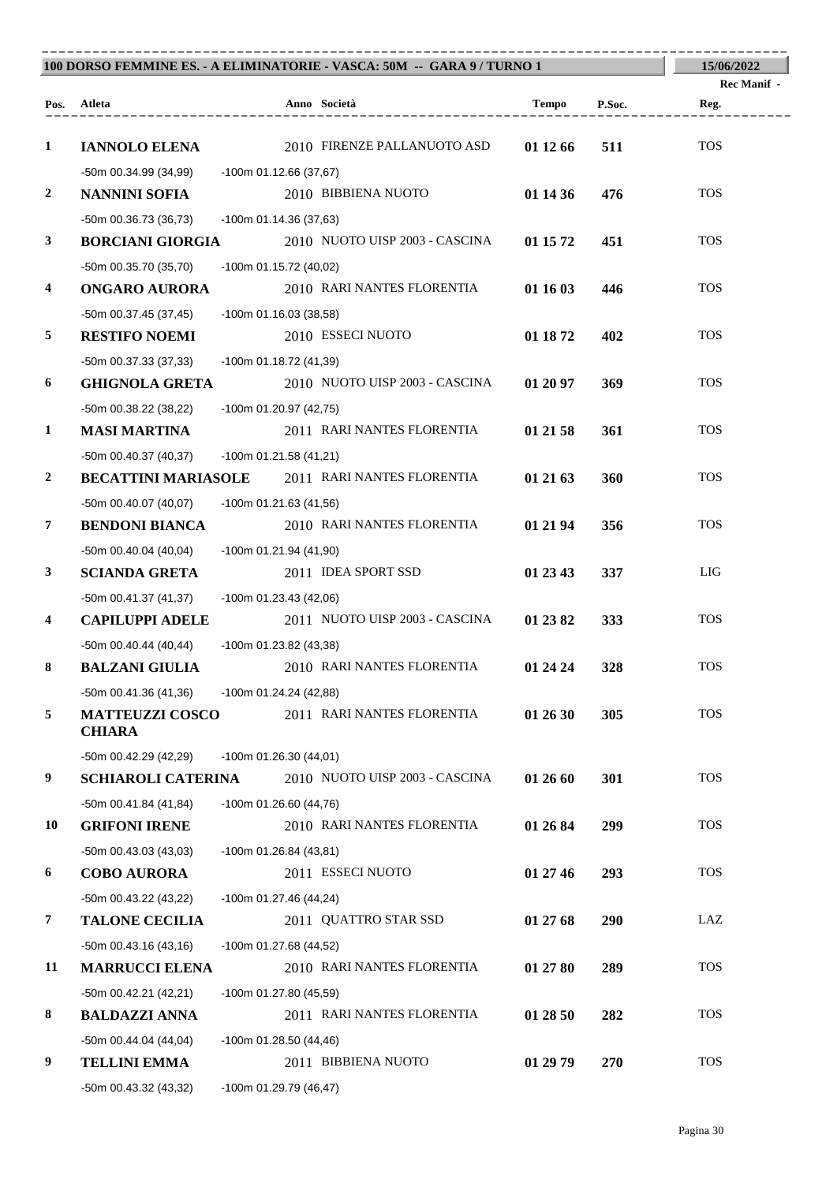**100 DORSO FEMMINE ES. - A ELIMINATORIE - VASCA: 50M -- GARA 9 / TURNO 1** | **15/06/2022**

Rec Manif -

| Pos. | Atleta | Anno | Società | Tempo | P.Soc. | Reg. |
|---|---|---|---|---|---|---|
| 1 | **IANNOLO ELENA** | 2010 | FIRENZE PALLANUOTO ASD | **01 12 66** | **511** | TOS |
| | -50m 00.34.99 (34,99) -100m 01.12.66 (37,67) | | | | | |
| 2 | **NANNINI SOFIA** | 2010 | BIBBIENA NUOTO | **01 14 36** | **476** | TOS |
| | -50m 00.36.73 (36,73) -100m 01.14.36 (37,63) | | | | | |
| 3 | **BORCIANI GIORGIA** | 2010 | NUOTO UISP 2003 - CASCINA | **01 15 72** | **451** | TOS |
| | -50m 00.35.70 (35,70) -100m 01.15.72 (40,02) | | | | | |
| 4 | **ONGARO AURORA** | 2010 | RARI NANTES FLORENTIA | **01 16 03** | **446** | TOS |
| | -50m 00.37.45 (37,45) -100m 01.16.03 (38,58) | | | | | |
| 5 | **RESTIFO NOEMI** | 2010 | ESSECI NUOTO | **01 18 72** | **402** | TOS |
| | -50m 00.37.33 (37,33) -100m 01.18.72 (41,39) | | | | | |
| 6 | **GHIGNOLA GRETA** | 2010 | NUOTO UISP 2003 - CASCINA | **01 20 97** | **369** | TOS |
| | -50m 00.38.22 (38,22) -100m 01.20.97 (42,75) | | | | | |
| 1 | **MASI MARTINA** | 2011 | RARI NANTES FLORENTIA | **01 21 58** | **361** | TOS |
| | -50m 00.40.37 (40,37) -100m 01.21.58 (41,21) | | | | | |
| 2 | **BECATTINI MARIASOLE** | 2011 | RARI NANTES FLORENTIA | **01 21 63** | **360** | TOS |
| | -50m 00.40.07 (40,07) -100m 01.21.63 (41,56) | | | | | |
| 7 | **BENDONI BIANCA** | 2010 | RARI NANTES FLORENTIA | **01 21 94** | **356** | TOS |
| | -50m 00.40.04 (40,04) -100m 01.21.94 (41,90) | | | | | |
| 3 | **SCIANDA GRETA** | 2011 | IDEA SPORT SSD | **01 23 43** | **337** | LIG |
| | -50m 00.41.37 (41,37) -100m 01.23.43 (42,06) | | | | | |
| 4 | **CAPILUPPI ADELE** | 2011 | NUOTO UISP 2003 - CASCINA | **01 23 82** | **333** | TOS |
| | -50m 00.40.44 (40,44) -100m 01.23.82 (43,38) | | | | | |
| 8 | **BALZANI GIULIA** | 2010 | RARI NANTES FLORENTIA | **01 24 24** | **328** | TOS |
| | -50m 00.41.36 (41,36) -100m 01.24.24 (42,88) | | | | | |
| 5 | **MATTEUZZI COSCO CHIARA** | 2011 | RARI NANTES FLORENTIA | **01 26 30** | **305** | TOS |
| | -50m 00.42.29 (42,29) -100m 01.26.30 (44,01) | | | | | |
| 9 | **SCHIAROLI CATERINA** | 2010 | NUOTO UISP 2003 - CASCINA | **01 26 60** | **301** | TOS |
| | -50m 00.41.84 (41,84) -100m 01.26.60 (44,76) | | | | | |
| 10 | **GRIFONI IRENE** | 2010 | RARI NANTES FLORENTIA | **01 26 84** | **299** | TOS |
| | -50m 00.43.03 (43,03) -100m 01.26.84 (43,81) | | | | | |
| 6 | **COBO AURORA** | 2011 | ESSECI NUOTO | **01 27 46** | **293** | TOS |
| | -50m 00.43.22 (43,22) -100m 01.27.46 (44,24) | | | | | |
| 7 | **TALONE CECILIA** | 2011 | QUATTRO STAR SSD | **01 27 68** | **290** | LAZ |
| | -50m 00.43.16 (43,16) -100m 01.27.68 (44,52) | | | | | |
| 11 | **MARRUCCI ELENA** | 2010 | RARI NANTES FLORENTIA | **01 27 80** | **289** | TOS |
| | -50m 00.42.21 (42,21) -100m 01.27.80 (45,59) | | | | | |
| 8 | **BALDAZZI ANNA** | 2011 | RARI NANTES FLORENTIA | **01 28 50** | **282** | TOS |
| | -50m 00.44.04 (44,04) -100m 01.28.50 (44,46) | | | | | |
| 9 | **TELLINI EMMA** | 2011 | BIBBIENA NUOTO | **01 29 79** | **270** | TOS |
| | -50m 00.43.32 (43,32) -100m 01.29.79 (46,47) | | | | | |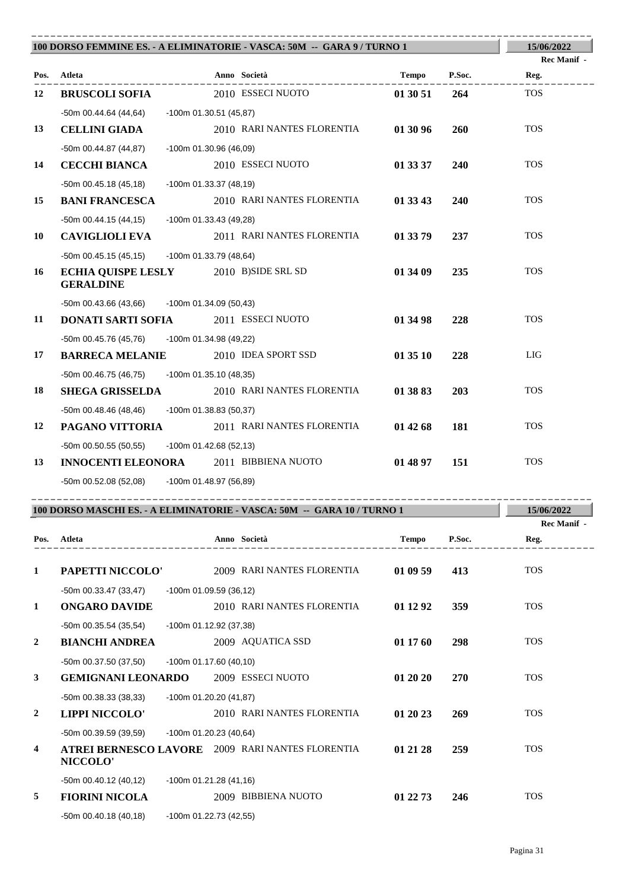## 100 DORSO FEMMINE ES. - A ELIMINATORIE - VASCA: 50M -- GARA 9 / TURNO 1

15/06/2022

| Pos. | Atleta | Anno | Società | Tempo | P.Soc. | Rec Manif - Reg. |
|---|---|---|---|---|---|---|
| 12 | **BRUSCOLI SOFIA** | 2010 | ESSECI NUOTO | **01 30 51** | **264** | TOS |
| | -50m 00.44.64 (44,64) -100m 01.30.51 (45,87) | | | | | |
| 13 | **CELLINI GIADA** | 2010 | RARI NANTES FLORENTIA | **01 30 96** | **260** | TOS |
| | -50m 00.44.87 (44,87) -100m 01.30.96 (46,09) | | | | | |
| 14 | **CECCHI BIANCA** | 2010 | ESSECI NUOTO | **01 33 37** | **240** | TOS |
| | -50m 00.45.18 (45,18) -100m 01.33.37 (48,19) | | | | | |
| 15 | **BANI FRANCESCA** | 2010 | RARI NANTES FLORENTIA | **01 33 43** | **240** | TOS |
| | -50m 00.44.15 (44,15) -100m 01.33.43 (49,28) | | | | | |
| 10 | **CAVIGLIOLI EVA** | 2011 | RARI NANTES FLORENTIA | **01 33 79** | **237** | TOS |
| | -50m 00.45.15 (45,15) -100m 01.33.79 (48,64) | | | | | |
| 16 | **ECHIA QUISPE LESLY GERALDINE** | 2010 | B)SIDE SRL SD | **01 34 09** | **235** | TOS |
| | -50m 00.43.66 (43,66) -100m 01.34.09 (50,43) | | | | | |
| 11 | **DONATI SARTI SOFIA** | 2011 | ESSECI NUOTO | **01 34 98** | **228** | TOS |
| | -50m 00.45.76 (45,76) -100m 01.34.98 (49,22) | | | | | |
| 17 | **BARRECA MELANIE** | 2010 | IDEA SPORT SSD | **01 35 10** | **228** | LIG |
| | -50m 00.46.75 (46,75) -100m 01.35.10 (48,35) | | | | | |
| 18 | **SHEGA GRISSELDA** | 2010 | RARI NANTES FLORENTIA | **01 38 83** | **203** | TOS |
| | -50m 00.48.46 (48,46) -100m 01.38.83 (50,37) | | | | | |
| 12 | **PAGANO VITTORIA** | 2011 | RARI NANTES FLORENTIA | **01 42 68** | **181** | TOS |
| | -50m 00.50.55 (50,55) -100m 01.42.68 (52,13) | | | | | |
| 13 | **INNOCENTI ELEONORA** | 2011 | BIBBIENA NUOTO | **01 48 97** | **151** | TOS |
| | -50m 00.52.08 (52,08) -100m 01.48.97 (56,89) | | | | | |

## 100 DORSO MASCHI ES. - A ELIMINATORIE - VASCA: 50M -- GARA 10 / TURNO 1

15/06/2022

| Pos. | Atleta | Anno | Società | Tempo | P.Soc. | Rec Manif - Reg. |
|---|---|---|---|---|---|---|
| 1 | **PAPETTI NICCOLO'** | 2009 | RARI NANTES FLORENTIA | **01 09 59** | **413** | TOS |
| | -50m 00.33.47 (33,47) -100m 01.09.59 (36,12) | | | | | |
| 1 | **ONGARO DAVIDE** | 2010 | RARI NANTES FLORENTIA | **01 12 92** | **359** | TOS |
| | -50m 00.35.54 (35,54) -100m 01.12.92 (37,38) | | | | | |
| 2 | **BIANCHI ANDREA** | 2009 | AQUATICA SSD | **01 17 60** | **298** | TOS |
| | -50m 00.37.50 (37,50) -100m 01.17.60 (40,10) | | | | | |
| 3 | **GEMIGNANI LEONARDO** | 2009 | ESSECI NUOTO | **01 20 20** | **270** | TOS |
| | -50m 00.38.33 (38,33) -100m 01.20.20 (41,87) | | | | | |
| 2 | **LIPPI NICCOLO'** | 2010 | RARI NANTES FLORENTIA | **01 20 23** | **269** | TOS |
| | -50m 00.39.59 (39,59) -100m 01.20.23 (40,64) | | | | | |
| 4 | **ATREI BERNESCO LAVORE NICCOLO'** | 2009 | RARI NANTES FLORENTIA | **01 21 28** | **259** | TOS |
| | -50m 00.40.12 (40,12) -100m 01.21.28 (41,16) | | | | | |
| 5 | **FIORINI NICOLA** | 2009 | BIBBIENA NUOTO | **01 22 73** | **246** | TOS |
| | -50m 00.40.18 (40,18) -100m 01.22.73 (42,55) | | | | | |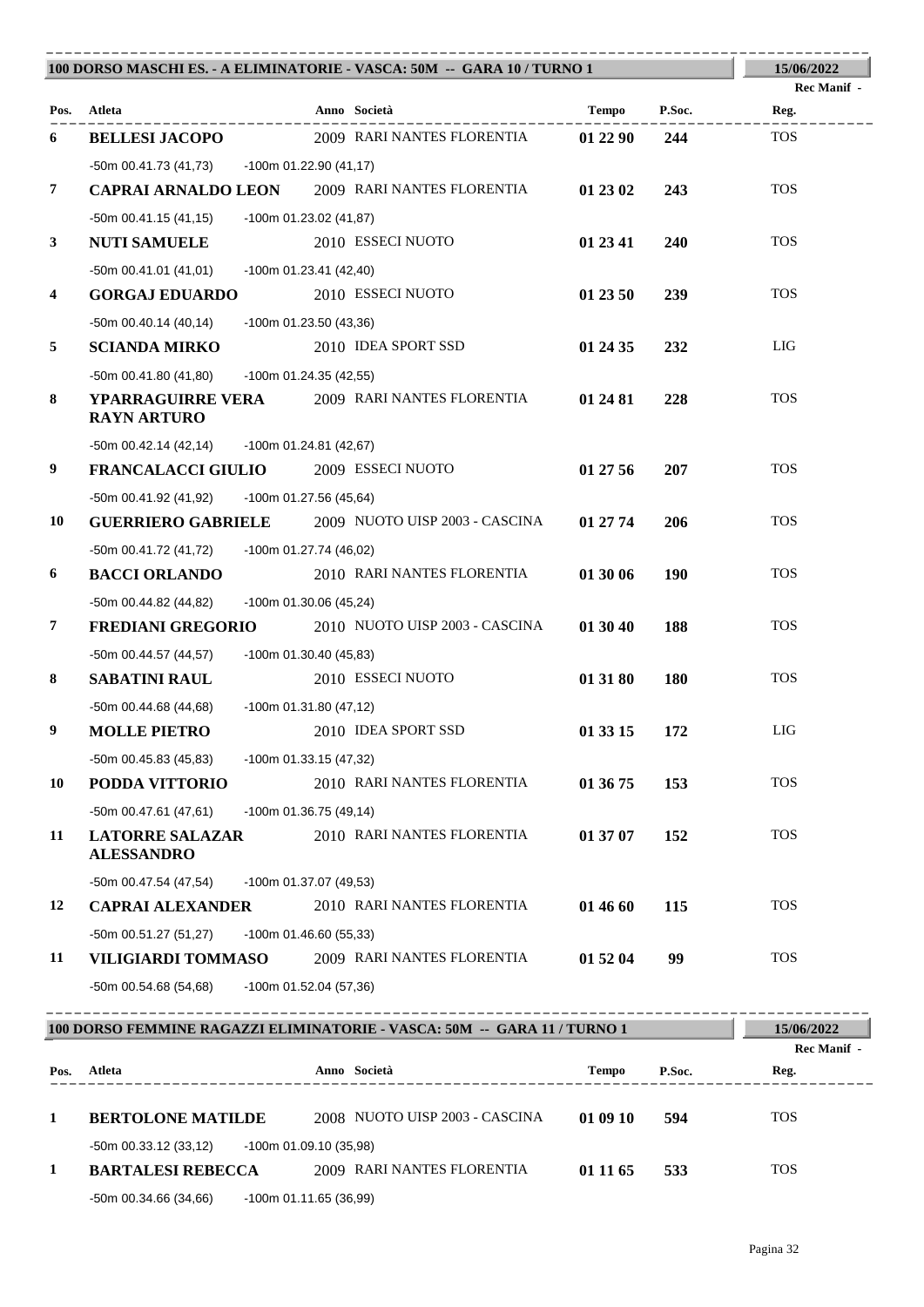## 100 DORSO MASCHI ES. - A ELIMINATORIE - VASCA: 50M -- GARA 10 / TURNO 1

15/06/2022

| Pos. | Atleta | Anno | Società | Tempo | P.Soc. | Rec Manif - Reg. |
|---|---|---|---|---|---|---|
| 6 | **BELLESI JACOPO** | 2009 | RARI NANTES FLORENTIA | **01 22 90** | **244** | TOS |
| | -50m 00.41.73 (41,73) -100m 01.22.90 (41,17) | | | | | |
| 7 | **CAPRAI ARNALDO LEON** | 2009 | RARI NANTES FLORENTIA | **01 23 02** | **243** | TOS |
| | -50m 00.41.15 (41,15) -100m 01.23.02 (41,87) | | | | | |
| 3 | **NUTI SAMUELE** | 2010 | ESSECI NUOTO | **01 23 41** | **240** | TOS |
| | -50m 00.41.01 (41,01) -100m 01.23.41 (42,40) | | | | | |
| 4 | **GORGAJ EDUARDO** | 2010 | ESSECI NUOTO | **01 23 50** | **239** | TOS |
| | -50m 00.40.14 (40,14) -100m 01.23.50 (43,36) | | | | | |
| 5 | **SCIANDA MIRKO** | 2010 | IDEA SPORT SSD | **01 24 35** | **232** | LIG |
| | -50m 00.41.80 (41,80) -100m 01.24.35 (42,55) | | | | | |
| 8 | **YPARRAGUIRRE VERA RAYN ARTURO** | 2009 | RARI NANTES FLORENTIA | **01 24 81** | **228** | TOS |
| | -50m 00.42.14 (42,14) -100m 01.24.81 (42,67) | | | | | |
| 9 | **FRANCALACCI GIULIO** | 2009 | ESSECI NUOTO | **01 27 56** | **207** | TOS |
| | -50m 00.41.92 (41,92) -100m 01.27.56 (45,64) | | | | | |
| 10 | **GUERRIERO GABRIELE** | 2009 | NUOTO UISP 2003 - CASCINA | **01 27 74** | **206** | TOS |
| | -50m 00.41.72 (41,72) -100m 01.27.74 (46,02) | | | | | |
| 6 | **BACCI ORLANDO** | 2010 | RARI NANTES FLORENTIA | **01 30 06** | **190** | TOS |
| | -50m 00.44.82 (44,82) -100m 01.30.06 (45,24) | | | | | |
| 7 | **FREDIANI GREGORIO** | 2010 | NUOTO UISP 2003 - CASCINA | **01 30 40** | **188** | TOS |
| | -50m 00.44.57 (44,57) -100m 01.30.40 (45,83) | | | | | |
| 8 | **SABATINI RAUL** | 2010 | ESSECI NUOTO | **01 31 80** | **180** | TOS |
| | -50m 00.44.68 (44,68) -100m 01.31.80 (47,12) | | | | | |
| 9 | **MOLLE PIETRO** | 2010 | IDEA SPORT SSD | **01 33 15** | **172** | LIG |
| | -50m 00.45.83 (45,83) -100m 01.33.15 (47,32) | | | | | |
| 10 | **PODDA VITTORIO** | 2010 | RARI NANTES FLORENTIA | **01 36 75** | **153** | TOS |
| | -50m 00.47.61 (47,61) -100m 01.36.75 (49,14) | | | | | |
| 11 | **LATORRE SALAZAR ALESSANDRO** | 2010 | RARI NANTES FLORENTIA | **01 37 07** | **152** | TOS |
| | -50m 00.47.54 (47,54) -100m 01.37.07 (49,53) | | | | | |
| 12 | **CAPRAI ALEXANDER** | 2010 | RARI NANTES FLORENTIA | **01 46 60** | **115** | TOS |
| | -50m 00.51.27 (51,27) -100m 01.46.60 (55,33) | | | | | |
| 11 | **VILIGIARDI TOMMASO** | 2009 | RARI NANTES FLORENTIA | **01 52 04** | **99** | TOS |
| | -50m 00.54.68 (54,68) -100m 01.52.04 (57,36) | | | | | |

## 100 DORSO FEMMINE RAGAZZI ELIMINATORIE - VASCA: 50M -- GARA 11 / TURNO 1

15/06/2022

| Pos. | Atleta | Anno | Società | Tempo | P.Soc. | Rec Manif - Reg. |
|---|---|---|---|---|---|---|
| 1 | **BERTOLONE MATILDE** | 2008 | NUOTO UISP 2003 - CASCINA | **01 09 10** | **594** | TOS |
| | -50m 00.33.12 (33,12) -100m 01.09.10 (35,98) | | | | | |
| 1 | **BARTALESI REBECCA** | 2009 | RARI NANTES FLORENTIA | **01 11 65** | **533** | TOS |
| | -50m 00.34.66 (34,66) -100m 01.11.65 (36,99) | | | | | |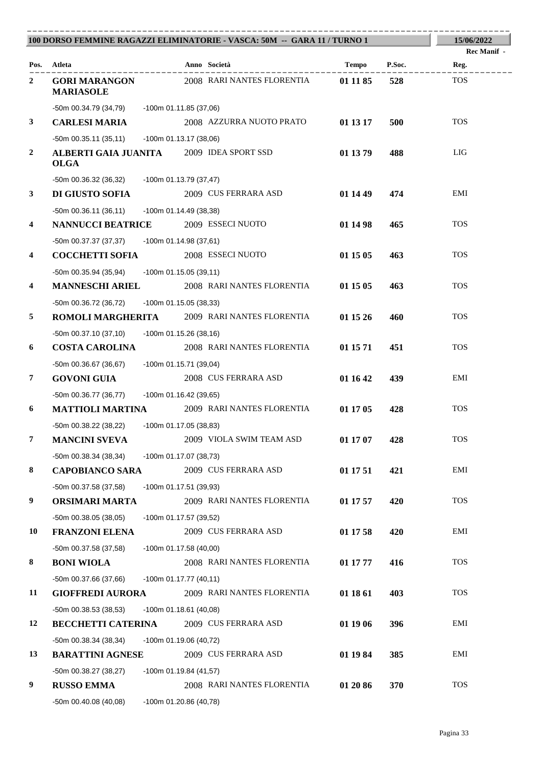**100 DORSO FEMMINE RAGAZZI ELIMINATORIE - VASCA: 50M -- GARA 11 / TURNO 1** — **15/06/2022**

| Pos. | Atleta | Anno | Società | Tempo | P.Soc. | Rec Manif - Reg. |
|---|---|---|---|---|---|---|
| 2 | **GORI MARANGON MARIASOLE** | 2008 | RARI NANTES FLORENTIA | **01 11 85** | **528** | TOS |
| | -50m 00.34.79 (34,79) -100m 01.11.85 (37,06) | | | | | |
| 3 | **CARLESI MARIA** | 2008 | AZZURRA NUOTO PRATO | **01 13 17** | **500** | TOS |
| | -50m 00.35.11 (35,11) -100m 01.13.17 (38,06) | | | | | |
| 2 | **ALBERTI GAIA JUANITA OLGA** | 2009 | IDEA SPORT SSD | **01 13 79** | **488** | LIG |
| | -50m 00.36.32 (36,32) -100m 01.13.79 (37,47) | | | | | |
| 3 | **DI GIUSTO SOFIA** | 2009 | CUS FERRARA ASD | **01 14 49** | **474** | EMI |
| | -50m 00.36.11 (36,11) -100m 01.14.49 (38,38) | | | | | |
| 4 | **NANNUCCI BEATRICE** | 2009 | ESSECI NUOTO | **01 14 98** | **465** | TOS |
| | -50m 00.37.37 (37,37) -100m 01.14.98 (37,61) | | | | | |
| 4 | **COCCHETTI SOFIA** | 2008 | ESSECI NUOTO | **01 15 05** | **463** | TOS |
| | -50m 00.35.94 (35,94) -100m 01.15.05 (39,11) | | | | | |
| 4 | **MANNESCHI ARIEL** | 2008 | RARI NANTES FLORENTIA | **01 15 05** | **463** | TOS |
| | -50m 00.36.72 (36,72) -100m 01.15.05 (38,33) | | | | | |
| 5 | **ROMOLI MARGHERITA** | 2009 | RARI NANTES FLORENTIA | **01 15 26** | **460** | TOS |
| | -50m 00.37.10 (37,10) -100m 01.15.26 (38,16) | | | | | |
| 6 | **COSTA CAROLINA** | 2008 | RARI NANTES FLORENTIA | **01 15 71** | **451** | TOS |
| | -50m 00.36.67 (36,67) -100m 01.15.71 (39,04) | | | | | |
| 7 | **GOVONI GUIA** | 2008 | CUS FERRARA ASD | **01 16 42** | **439** | EMI |
| | -50m 00.36.77 (36,77) -100m 01.16.42 (39,65) | | | | | |
| 6 | **MATTIOLI MARTINA** | 2009 | RARI NANTES FLORENTIA | **01 17 05** | **428** | TOS |
| | -50m 00.38.22 (38,22) -100m 01.17.05 (38,83) | | | | | |
| 7 | **MANCINI SVEVA** | 2009 | VIOLA SWIM TEAM ASD | **01 17 07** | **428** | TOS |
| | -50m 00.38.34 (38,34) -100m 01.17.07 (38,73) | | | | | |
| 8 | **CAPOBIANCO SARA** | 2009 | CUS FERRARA ASD | **01 17 51** | **421** | EMI |
| | -50m 00.37.58 (37,58) -100m 01.17.51 (39,93) | | | | | |
| 9 | **ORSIMARI MARTA** | 2009 | RARI NANTES FLORENTIA | **01 17 57** | **420** | TOS |
| | -50m 00.38.05 (38,05) -100m 01.17.57 (39,52) | | | | | |
| 10 | **FRANZONI ELENA** | 2009 | CUS FERRARA ASD | **01 17 58** | **420** | EMI |
| | -50m 00.37.58 (37,58) -100m 01.17.58 (40,00) | | | | | |
| 8 | **BONI WIOLA** | 2008 | RARI NANTES FLORENTIA | **01 17 77** | **416** | TOS |
| | -50m 00.37.66 (37,66) -100m 01.17.77 (40,11) | | | | | |
| 11 | **GIOFFREDI AURORA** | 2009 | RARI NANTES FLORENTIA | **01 18 61** | **403** | TOS |
| | -50m 00.38.53 (38,53) -100m 01.18.61 (40,08) | | | | | |
| 12 | **BECCHETTI CATERINA** | 2009 | CUS FERRARA ASD | **01 19 06** | **396** | EMI |
| | -50m 00.38.34 (38,34) -100m 01.19.06 (40,72) | | | | | |
| 13 | **BARATTINI AGNESE** | 2009 | CUS FERRARA ASD | **01 19 84** | **385** | EMI |
| | -50m 00.38.27 (38,27) -100m 01.19.84 (41,57) | | | | | |
| 9 | **RUSSO EMMA** | 2008 | RARI NANTES FLORENTIA | **01 20 86** | **370** | TOS |
| | -50m 00.40.08 (40,08) -100m 01.20.86 (40,78) | | | | | |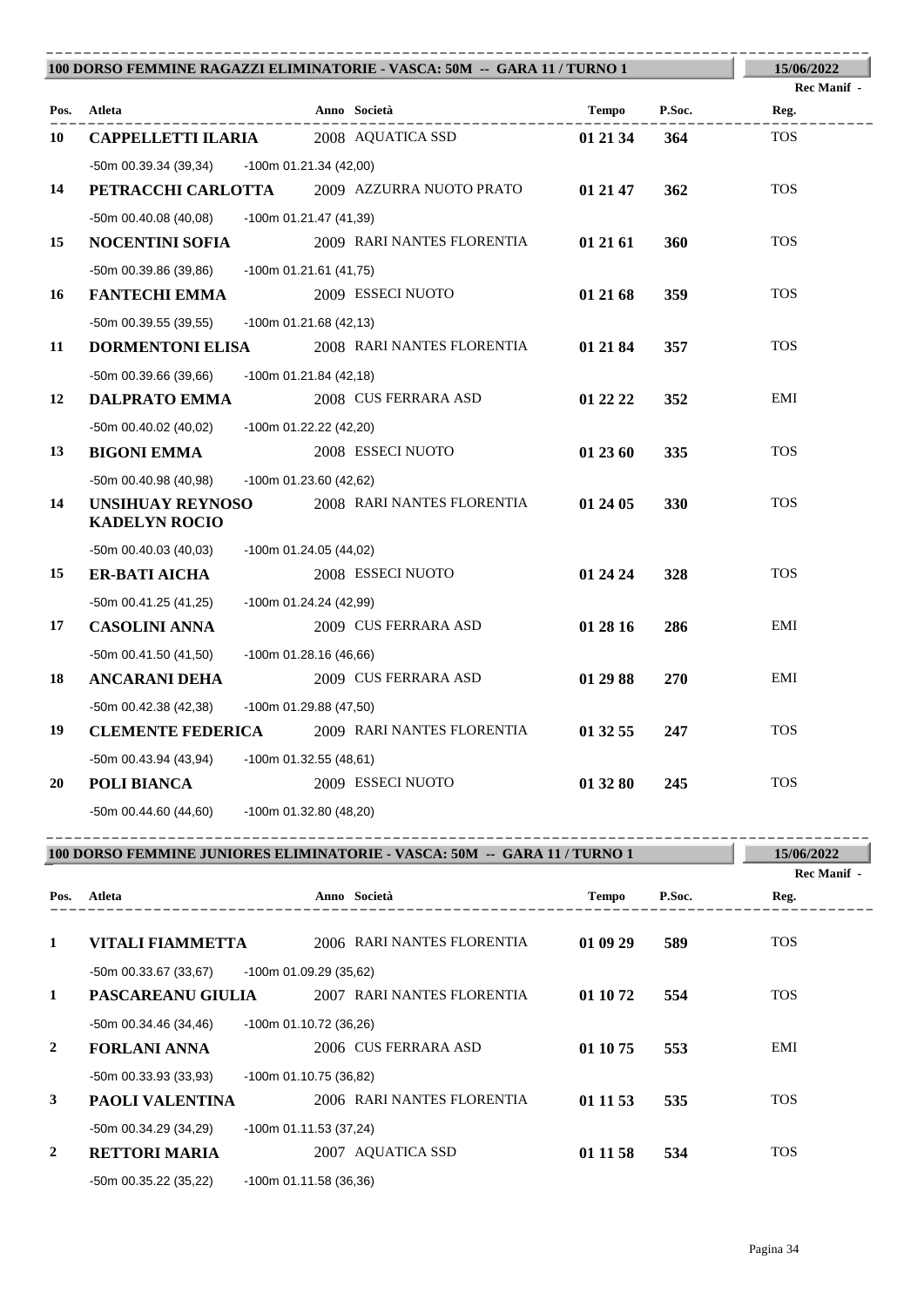## 100 DORSO FEMMINE RAGAZZI ELIMINATORIE - VASCA: 50M -- GARA 11 / TURNO 1

15/06/2022

Rec Manif -

| Pos. | Atleta | Anno | Società | Tempo | P.Soc. | Reg. |
|---|---|---|---|---|---|---|
| 10 | **CAPPELLETTI ILARIA** | 2008 | AQUATICA SSD | **01 21 34** | **364** | TOS |
| | -50m 00.39.34 (39,34) -100m 01.21.34 (42,00) | | | | | |
| 14 | **PETRACCHI CARLOTTA** | 2009 | AZZURRA NUOTO PRATO | **01 21 47** | **362** | TOS |
| | -50m 00.40.08 (40,08) -100m 01.21.47 (41,39) | | | | | |
| 15 | **NOCENTINI SOFIA** | 2009 | RARI NANTES FLORENTIA | **01 21 61** | **360** | TOS |
| | -50m 00.39.86 (39,86) -100m 01.21.61 (41,75) | | | | | |
| 16 | **FANTECHI EMMA** | 2009 | ESSECI NUOTO | **01 21 68** | **359** | TOS |
| | -50m 00.39.55 (39,55) -100m 01.21.68 (42,13) | | | | | |
| 11 | **DORMENTONI ELISA** | 2008 | RARI NANTES FLORENTIA | **01 21 84** | **357** | TOS |
| | -50m 00.39.66 (39,66) -100m 01.21.84 (42,18) | | | | | |
| 12 | **DALPRATO EMMA** | 2008 | CUS FERRARA ASD | **01 22 22** | **352** | EMI |
| | -50m 00.40.02 (40,02) -100m 01.22.22 (42,20) | | | | | |
| 13 | **BIGONI EMMA** | 2008 | ESSECI NUOTO | **01 23 60** | **335** | TOS |
| | -50m 00.40.98 (40,98) -100m 01.23.60 (42,62) | | | | | |
| 14 | **UNSIHUAY REYNOSO KADELYN ROCIO** | 2008 | RARI NANTES FLORENTIA | **01 24 05** | **330** | TOS |
| | -50m 00.40.03 (40,03) -100m 01.24.05 (44,02) | | | | | |
| 15 | **ER-BATI AICHA** | 2008 | ESSECI NUOTO | **01 24 24** | **328** | TOS |
| | -50m 00.41.25 (41,25) -100m 01.24.24 (42,99) | | | | | |
| 17 | **CASOLINI ANNA** | 2009 | CUS FERRARA ASD | **01 28 16** | **286** | EMI |
| | -50m 00.41.50 (41,50) -100m 01.28.16 (46,66) | | | | | |
| 18 | **ANCARANI DEHA** | 2009 | CUS FERRARA ASD | **01 29 88** | **270** | EMI |
| | -50m 00.42.38 (42,38) -100m 01.29.88 (47,50) | | | | | |
| 19 | **CLEMENTE FEDERICA** | 2009 | RARI NANTES FLORENTIA | **01 32 55** | **247** | TOS |
| | -50m 00.43.94 (43,94) -100m 01.32.55 (48,61) | | | | | |
| 20 | **POLI BIANCA** | 2009 | ESSECI NUOTO | **01 32 80** | **245** | TOS |
| | -50m 00.44.60 (44,60) -100m 01.32.80 (48,20) | | | | | |

## 100 DORSO FEMMINE JUNIORES ELIMINATORIE - VASCA: 50M -- GARA 11 / TURNO 1

15/06/2022

Rec Manif -

| Pos. | Atleta | Anno | Società | Tempo | P.Soc. | Reg. |
|---|---|---|---|---|---|---|
| 1 | **VITALI FIAMMETTA** | 2006 | RARI NANTES FLORENTIA | **01 09 29** | **589** | TOS |
| | -50m 00.33.67 (33,67) -100m 01.09.29 (35,62) | | | | | |
| 1 | **PASCAREANU GIULIA** | 2007 | RARI NANTES FLORENTIA | **01 10 72** | **554** | TOS |
| | -50m 00.34.46 (34,46) -100m 01.10.72 (36,26) | | | | | |
| 2 | **FORLANI ANNA** | 2006 | CUS FERRARA ASD | **01 10 75** | **553** | EMI |
| | -50m 00.33.93 (33,93) -100m 01.10.75 (36,82) | | | | | |
| 3 | **PAOLI VALENTINA** | 2006 | RARI NANTES FLORENTIA | **01 11 53** | **535** | TOS |
| | -50m 00.34.29 (34,29) -100m 01.11.53 (37,24) | | | | | |
| 2 | **RETTORI MARIA** | 2007 | AQUATICA SSD | **01 11 58** | **534** | TOS |
| | -50m 00.35.22 (35,22) -100m 01.11.58 (36,36) | | | | | |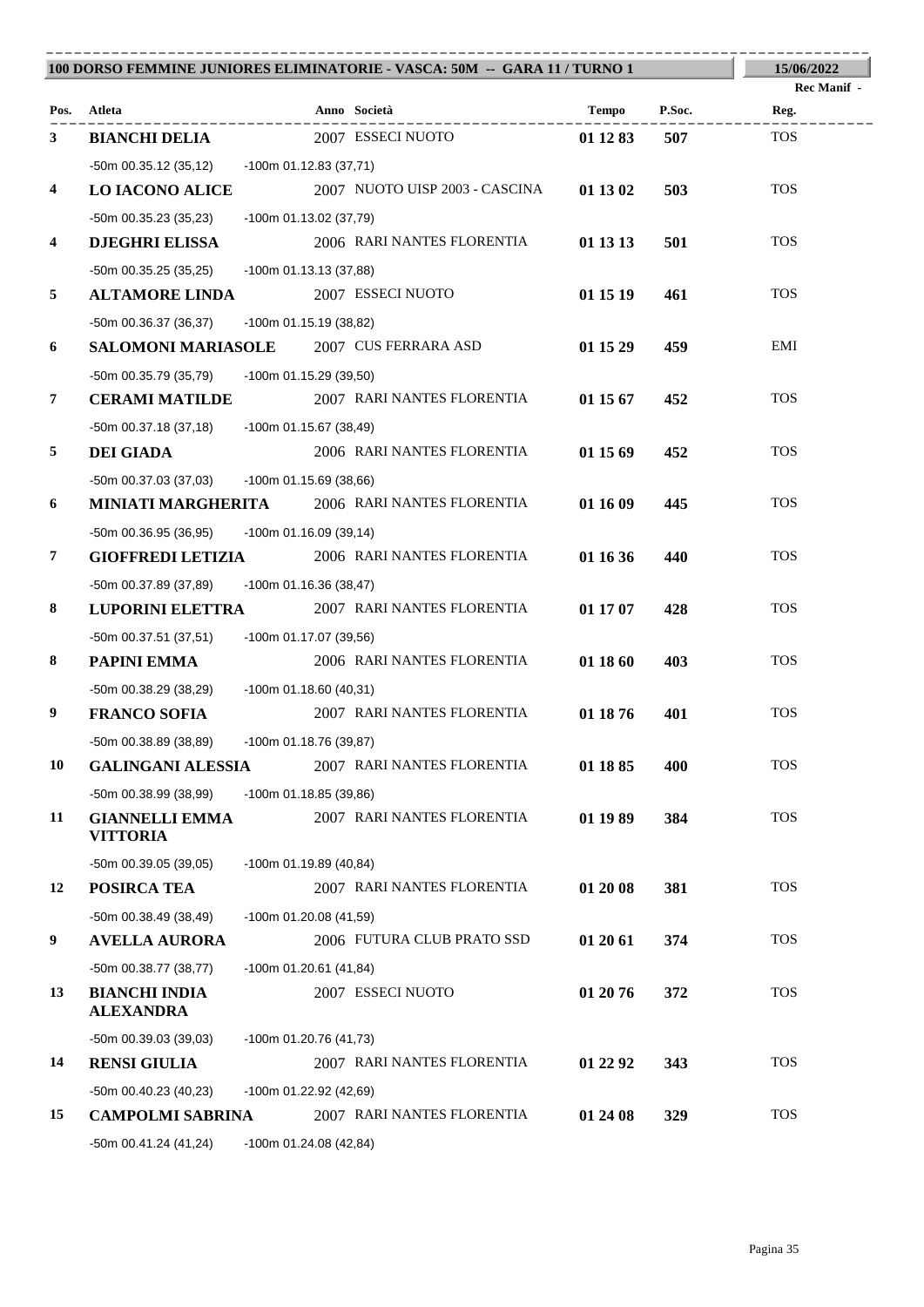**100 DORSO FEMMINE JUNIORES ELIMINATORIE - VASCA: 50M -- GARA 11 / TURNO 1** | **15/06/2022**

| Pos. | Atleta | Anno | Società | Tempo | P.Soc. | Rec Manif - Reg. |
|---|---|---|---|---|---|---|
| 3 | **BIANCHI DELIA** | 2007 | ESSECI NUOTO | **01 12 83** | **507** | TOS |
| | -50m 00.35.12 (35,12) -100m 01.12.83 (37,71) | | | | | |
| 4 | **LO IACONO ALICE** | 2007 | NUOTO UISP 2003 - CASCINA | **01 13 02** | **503** | TOS |
| | -50m 00.35.23 (35,23) -100m 01.13.02 (37,79) | | | | | |
| 4 | **DJEGHRI ELISSA** | 2006 | RARI NANTES FLORENTIA | **01 13 13** | **501** | TOS |
| | -50m 00.35.25 (35,25) -100m 01.13.13 (37,88) | | | | | |
| 5 | **ALTAMORE LINDA** | 2007 | ESSECI NUOTO | **01 15 19** | **461** | TOS |
| | -50m 00.36.37 (36,37) -100m 01.15.19 (38,82) | | | | | |
| 6 | **SALOMONI MARIASOLE** | 2007 | CUS FERRARA ASD | **01 15 29** | **459** | EMI |
| | -50m 00.35.79 (35,79) -100m 01.15.29 (39,50) | | | | | |
| 7 | **CERAMI MATILDE** | 2007 | RARI NANTES FLORENTIA | **01 15 67** | **452** | TOS |
| | -50m 00.37.18 (37,18) -100m 01.15.67 (38,49) | | | | | |
| 5 | **DEI GIADA** | 2006 | RARI NANTES FLORENTIA | **01 15 69** | **452** | TOS |
| | -50m 00.37.03 (37,03) -100m 01.15.69 (38,66) | | | | | |
| 6 | **MINIATI MARGHERITA** | 2006 | RARI NANTES FLORENTIA | **01 16 09** | **445** | TOS |
| | -50m 00.36.95 (36,95) -100m 01.16.09 (39,14) | | | | | |
| 7 | **GIOFFREDI LETIZIA** | 2006 | RARI NANTES FLORENTIA | **01 16 36** | **440** | TOS |
| | -50m 00.37.89 (37,89) -100m 01.16.36 (38,47) | | | | | |
| 8 | **LUPORINI ELETTRA** | 2007 | RARI NANTES FLORENTIA | **01 17 07** | **428** | TOS |
| | -50m 00.37.51 (37,51) -100m 01.17.07 (39,56) | | | | | |
| 8 | **PAPINI EMMA** | 2006 | RARI NANTES FLORENTIA | **01 18 60** | **403** | TOS |
| | -50m 00.38.29 (38,29) -100m 01.18.60 (40,31) | | | | | |
| 9 | **FRANCO SOFIA** | 2007 | RARI NANTES FLORENTIA | **01 18 76** | **401** | TOS |
| | -50m 00.38.89 (38,89) -100m 01.18.76 (39,87) | | | | | |
| 10 | **GALINGANI ALESSIA** | 2007 | RARI NANTES FLORENTIA | **01 18 85** | **400** | TOS |
| | -50m 00.38.99 (38,99) -100m 01.18.85 (39,86) | | | | | |
| 11 | **GIANNELLI EMMA VITTORIA** | 2007 | RARI NANTES FLORENTIA | **01 19 89** | **384** | TOS |
| | -50m 00.39.05 (39,05) -100m 01.19.89 (40,84) | | | | | |
| 12 | **POSIRCA TEA** | 2007 | RARI NANTES FLORENTIA | **01 20 08** | **381** | TOS |
| | -50m 00.38.49 (38,49) -100m 01.20.08 (41,59) | | | | | |
| 9 | **AVELLA AURORA** | 2006 | FUTURA CLUB PRATO SSD | **01 20 61** | **374** | TOS |
| | -50m 00.38.77 (38,77) -100m 01.20.61 (41,84) | | | | | |
| 13 | **BIANCHI INDIA ALEXANDRA** | 2007 | ESSECI NUOTO | **01 20 76** | **372** | TOS |
| | -50m 00.39.03 (39,03) -100m 01.20.76 (41,73) | | | | | |
| 14 | **RENSI GIULIA** | 2007 | RARI NANTES FLORENTIA | **01 22 92** | **343** | TOS |
| | -50m 00.40.23 (40,23) -100m 01.22.92 (42,69) | | | | | |
| 15 | **CAMPOLMI SABRINA** | 2007 | RARI NANTES FLORENTIA | **01 24 08** | **329** | TOS |
| | -50m 00.41.24 (41,24) -100m 01.24.08 (42,84) | | | | | |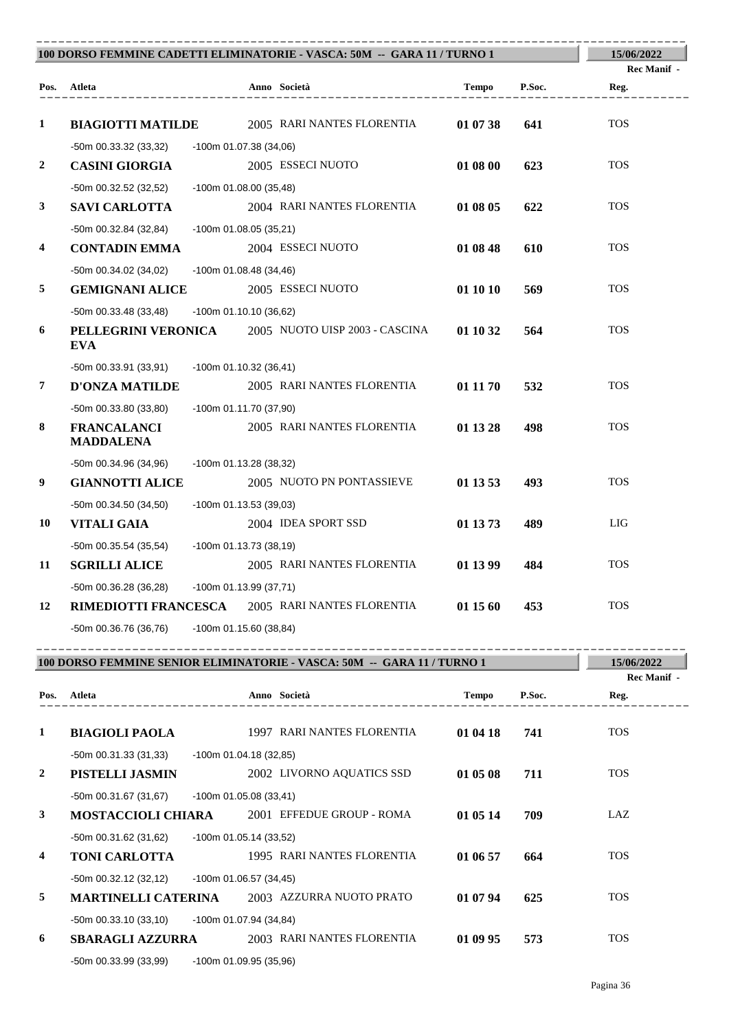## 100 DORSO FEMMINE CADETTI ELIMINATORIE - VASCA: 50M -- GARA 11 / TURNO 1

15/06/2022

| Pos. | Atleta | Anno | Società | Tempo | P.Soc. | Rec Manif - Reg. |
|---|---|---|---|---|---|---|
| 1 | **BIAGIOTTI MATILDE** | 2005 | RARI NANTES FLORENTIA | **01 07 38** | **641** | TOS |
| | -50m 00.33.32 (33,32) -100m 01.07.38 (34,06) | | | | | |
| 2 | **CASINI GIORGIA** | 2005 | ESSECI NUOTO | **01 08 00** | **623** | TOS |
| | -50m 00.32.52 (32,52) -100m 01.08.00 (35,48) | | | | | |
| 3 | **SAVI CARLOTTA** | 2004 | RARI NANTES FLORENTIA | **01 08 05** | **622** | TOS |
| | -50m 00.32.84 (32,84) -100m 01.08.05 (35,21) | | | | | |
| 4 | **CONTADIN EMMA** | 2004 | ESSECI NUOTO | **01 08 48** | **610** | TOS |
| | -50m 00.34.02 (34,02) -100m 01.08.48 (34,46) | | | | | |
| 5 | **GEMIGNANI ALICE** | 2005 | ESSECI NUOTO | **01 10 10** | **569** | TOS |
| | -50m 00.33.48 (33,48) -100m 01.10.10 (36,62) | | | | | |
| 6 | **PELLEGRINI VERONICA EVA** | 2005 | NUOTO UISP 2003 - CASCINA | **01 10 32** | **564** | TOS |
| | -50m 00.33.91 (33,91) -100m 01.10.32 (36,41) | | | | | |
| 7 | **D'ONZA MATILDE** | 2005 | RARI NANTES FLORENTIA | **01 11 70** | **532** | TOS |
| | -50m 00.33.80 (33,80) -100m 01.11.70 (37,90) | | | | | |
| 8 | **FRANCALANCI MADDALENA** | 2005 | RARI NANTES FLORENTIA | **01 13 28** | **498** | TOS |
| | -50m 00.34.96 (34,96) -100m 01.13.28 (38,32) | | | | | |
| 9 | **GIANNOTTI ALICE** | 2005 | NUOTO PN PONTASSIEVE | **01 13 53** | **493** | TOS |
| | -50m 00.34.50 (34,50) -100m 01.13.53 (39,03) | | | | | |
| 10 | **VITALI GAIA** | 2004 | IDEA SPORT SSD | **01 13 73** | **489** | LIG |
| | -50m 00.35.54 (35,54) -100m 01.13.73 (38,19) | | | | | |
| 11 | **SGRILLI ALICE** | 2005 | RARI NANTES FLORENTIA | **01 13 99** | **484** | TOS |
| | -50m 00.36.28 (36,28) -100m 01.13.99 (37,71) | | | | | |
| 12 | **RIMEDIOTTI FRANCESCA** | 2005 | RARI NANTES FLORENTIA | **01 15 60** | **453** | TOS |
| | -50m 00.36.76 (36,76) -100m 01.15.60 (38,84) | | | | | |

## 100 DORSO FEMMINE SENIOR ELIMINATORIE - VASCA: 50M -- GARA 11 / TURNO 1

15/06/2022

| Pos. | Atleta | Anno | Società | Tempo | P.Soc. | Rec Manif - Reg. |
|---|---|---|---|---|---|---|
| 1 | **BIAGIOLI PAOLA** | 1997 | RARI NANTES FLORENTIA | **01 04 18** | **741** | TOS |
| | -50m 00.31.33 (31,33) -100m 01.04.18 (32,85) | | | | | |
| 2 | **PISTELLI JASMIN** | 2002 | LIVORNO AQUATICS SSD | **01 05 08** | **711** | TOS |
| | -50m 00.31.67 (31,67) -100m 01.05.08 (33,41) | | | | | |
| 3 | **MOSTACCIOLI CHIARA** | 2001 | EFFEDUE GROUP - ROMA | **01 05 14** | **709** | LAZ |
| | -50m 00.31.62 (31,62) -100m 01.05.14 (33,52) | | | | | |
| 4 | **TONI CARLOTTA** | 1995 | RARI NANTES FLORENTIA | **01 06 57** | **664** | TOS |
| | -50m 00.32.12 (32,12) -100m 01.06.57 (34,45) | | | | | |
| 5 | **MARTINELLI CATERINA** | 2003 | AZZURRA NUOTO PRATO | **01 07 94** | **625** | TOS |
| | -50m 00.33.10 (33,10) -100m 01.07.94 (34,84) | | | | | |
| 6 | **SBARAGLI AZZURRA** | 2003 | RARI NANTES FLORENTIA | **01 09 95** | **573** | TOS |
| | -50m 00.33.99 (33,99) -100m 01.09.95 (35,96) | | | | | |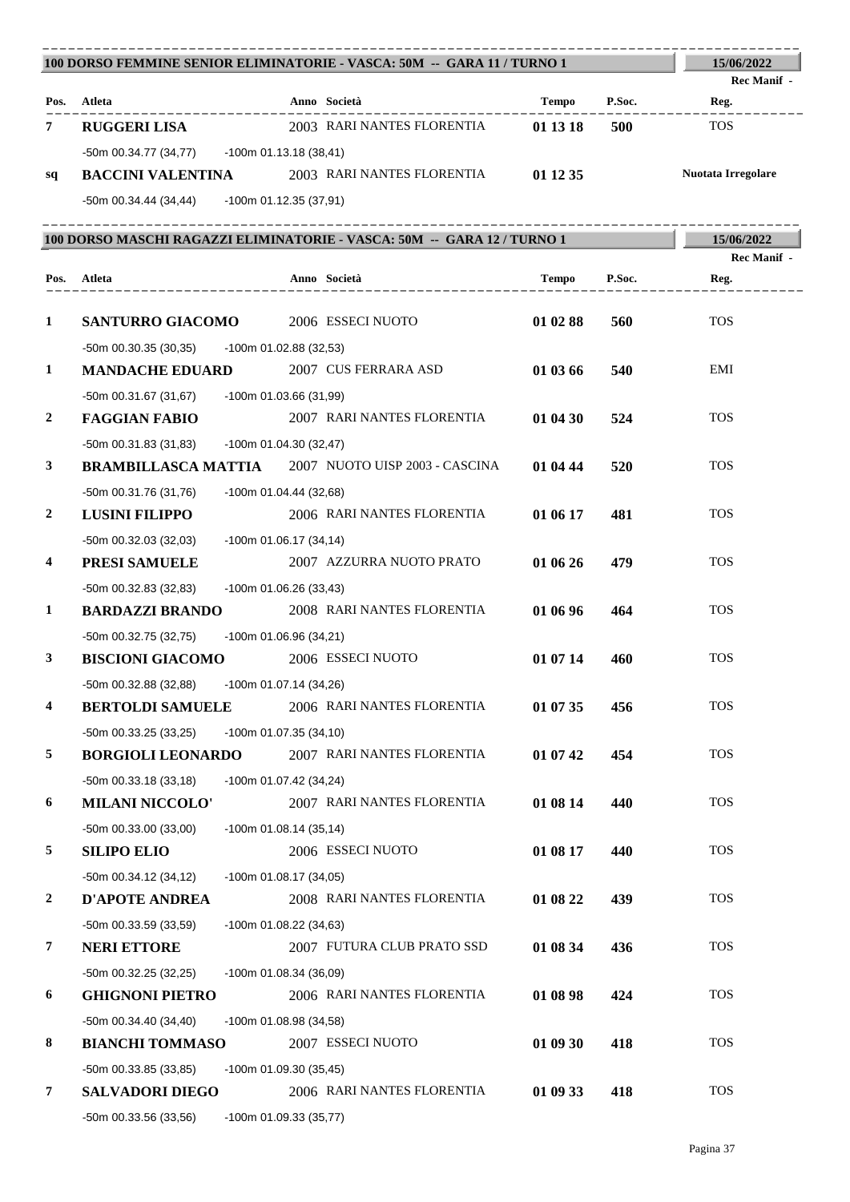## 100 DORSO FEMMINE SENIOR ELIMINATORIE - VASCA: 50M -- GARA 11 / TURNO 1

15/06/2022

| Pos. | Atleta | Anno | Società | Tempo | P.Soc. | Rec Manif - Reg. |
|---|---|---|---|---|---|---|
| 7 | **RUGGERI LISA** | 2003 | RARI NANTES FLORENTIA | **01 13 18** | **500** | TOS |
| | -50m 00.34.77 (34,77) -100m 01.13.18 (38,41) | | | | | |
| sq | **BACCINI VALENTINA** | 2003 | RARI NANTES FLORENTIA | **01 12 35** | | **Nuotata Irregolare** |
| | -50m 00.34.44 (34,44) -100m 01.12.35 (37,91) | | | | | |

## 100 DORSO MASCHI RAGAZZI ELIMINATORIE - VASCA: 50M -- GARA 12 / TURNO 1

15/06/2022

| Pos. | Atleta | Anno | Società | Tempo | P.Soc. | Rec Manif - Reg. |
|---|---|---|---|---|---|---|
| 1 | **SANTURRO GIACOMO** | 2006 | ESSECI NUOTO | **01 02 88** | **560** | TOS |
| | -50m 00.30.35 (30,35) -100m 01.02.88 (32,53) | | | | | |
| 1 | **MANDACHE EDUARD** | 2007 | CUS FERRARA ASD | **01 03 66** | **540** | EMI |
| | -50m 00.31.67 (31,67) -100m 01.03.66 (31,99) | | | | | |
| 2 | **FAGGIAN FABIO** | 2007 | RARI NANTES FLORENTIA | **01 04 30** | **524** | TOS |
| | -50m 00.31.83 (31,83) -100m 01.04.30 (32,47) | | | | | |
| 3 | **BRAMBILLASCA MATTIA** | 2007 | NUOTO UISP 2003 - CASCINA | **01 04 44** | **520** | TOS |
| | -50m 00.31.76 (31,76) -100m 01.04.44 (32,68) | | | | | |
| 2 | **LUSINI FILIPPO** | 2006 | RARI NANTES FLORENTIA | **01 06 17** | **481** | TOS |
| | -50m 00.32.03 (32,03) -100m 01.06.17 (34,14) | | | | | |
| 4 | **PRESI SAMUELE** | 2007 | AZZURRA NUOTO PRATO | **01 06 26** | **479** | TOS |
| | -50m 00.32.83 (32,83) -100m 01.06.26 (33,43) | | | | | |
| 1 | **BARDAZZI BRANDO** | 2008 | RARI NANTES FLORENTIA | **01 06 96** | **464** | TOS |
| | -50m 00.32.75 (32,75) -100m 01.06.96 (34,21) | | | | | |
| 3 | **BISCIONI GIACOMO** | 2006 | ESSECI NUOTO | **01 07 14** | **460** | TOS |
| | -50m 00.32.88 (32,88) -100m 01.07.14 (34,26) | | | | | |
| 4 | **BERTOLDI SAMUELE** | 2006 | RARI NANTES FLORENTIA | **01 07 35** | **456** | TOS |
| | -50m 00.33.25 (33,25) -100m 01.07.35 (34,10) | | | | | |
| 5 | **BORGIOLI LEONARDO** | 2007 | RARI NANTES FLORENTIA | **01 07 42** | **454** | TOS |
| | -50m 00.33.18 (33,18) -100m 01.07.42 (34,24) | | | | | |
| 6 | **MILANI NICCOLO'** | 2007 | RARI NANTES FLORENTIA | **01 08 14** | **440** | TOS |
| | -50m 00.33.00 (33,00) -100m 01.08.14 (35,14) | | | | | |
| 5 | **SILIPO ELIO** | 2006 | ESSECI NUOTO | **01 08 17** | **440** | TOS |
| | -50m 00.34.12 (34,12) -100m 01.08.17 (34,05) | | | | | |
| 2 | **D'APOTE ANDREA** | 2008 | RARI NANTES FLORENTIA | **01 08 22** | **439** | TOS |
| | -50m 00.33.59 (33,59) -100m 01.08.22 (34,63) | | | | | |
| 7 | **NERI ETTORE** | 2007 | FUTURA CLUB PRATO SSD | **01 08 34** | **436** | TOS |
| | -50m 00.32.25 (32,25) -100m 01.08.34 (36,09) | | | | | |
| 6 | **GHIGNONI PIETRO** | 2006 | RARI NANTES FLORENTIA | **01 08 98** | **424** | TOS |
| | -50m 00.34.40 (34,40) -100m 01.08.98 (34,58) | | | | | |
| 8 | **BIANCHI TOMMASO** | 2007 | ESSECI NUOTO | **01 09 30** | **418** | TOS |
| | -50m 00.33.85 (33,85) -100m 01.09.30 (35,45) | | | | | |
| 7 | **SALVADORI DIEGO** | 2006 | RARI NANTES FLORENTIA | **01 09 33** | **418** | TOS |
| | -50m 00.33.56 (33,56) -100m 01.09.33 (35,77) | | | | | |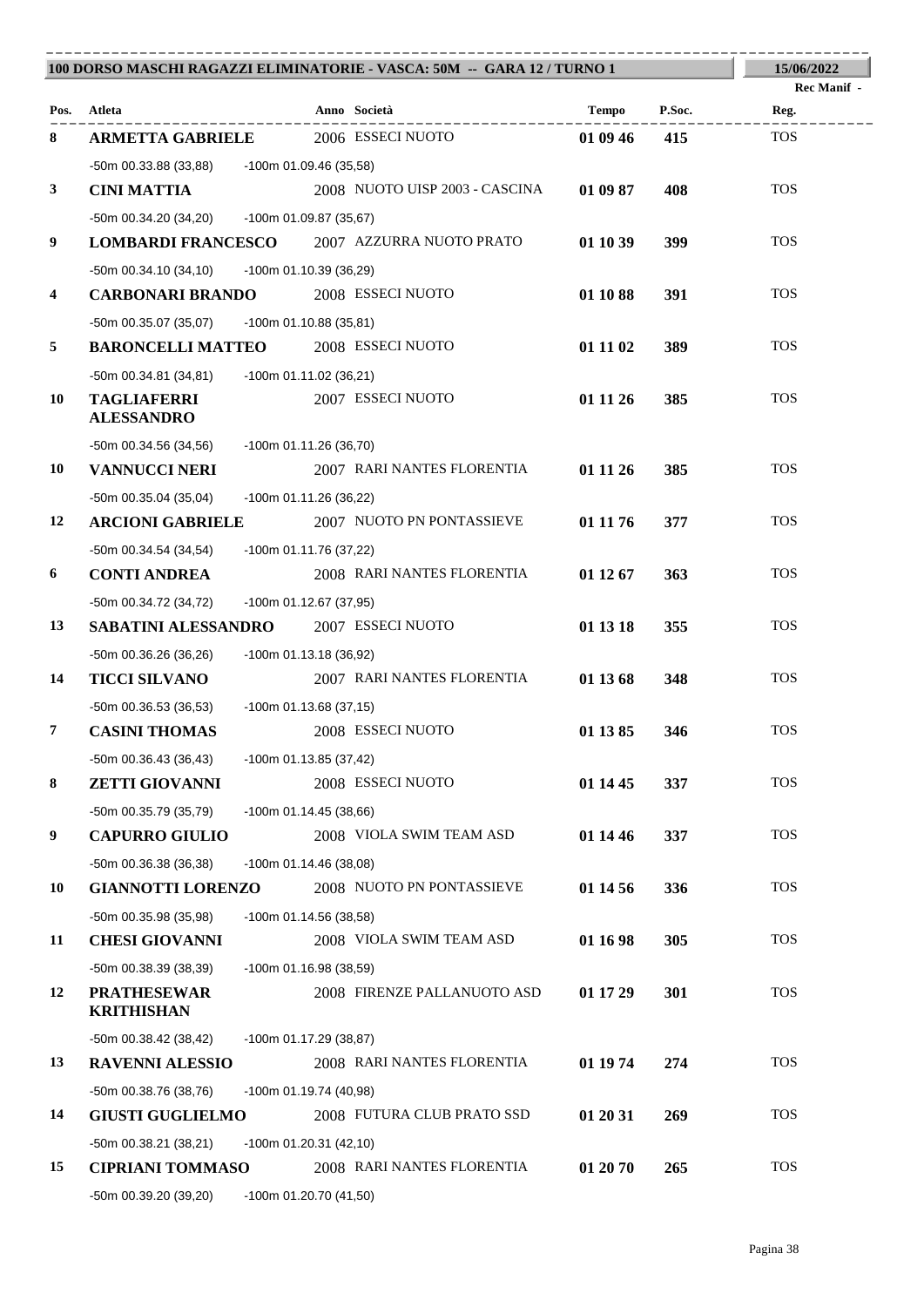## 100 DORSO MASCHI RAGAZZI ELIMINATORIE - VASCA: 50M -- GARA 12 / TURNO 1

15/06/2022

| Pos. | Atleta | Anno | Società | Tempo | P.Soc. | Rec Manif - Reg. |
|---|---|---|---|---|---|---|
| 8 | **ARMETTA GABRIELE** | 2006 | ESSECI NUOTO | **01 09 46** | **415** | TOS |
| | -50m 00.33.88 (33,88) -100m 01.09.46 (35,58) | | | | | |
| 3 | **CINI MATTIA** | 2008 | NUOTO UISP 2003 - CASCINA | **01 09 87** | **408** | TOS |
| | -50m 00.34.20 (34,20) -100m 01.09.87 (35,67) | | | | | |
| 9 | **LOMBARDI FRANCESCO** | 2007 | AZZURRA NUOTO PRATO | **01 10 39** | **399** | TOS |
| | -50m 00.34.10 (34,10) -100m 01.10.39 (36,29) | | | | | |
| 4 | **CARBONARI BRANDO** | 2008 | ESSECI NUOTO | **01 10 88** | **391** | TOS |
| | -50m 00.35.07 (35,07) -100m 01.10.88 (35,81) | | | | | |
| 5 | **BARONCELLI MATTEO** | 2008 | ESSECI NUOTO | **01 11 02** | **389** | TOS |
| | -50m 00.34.81 (34,81) -100m 01.11.02 (36,21) | | | | | |
| 10 | **TAGLIAFERRI ALESSANDRO** | 2007 | ESSECI NUOTO | **01 11 26** | **385** | TOS |
| | -50m 00.34.56 (34,56) -100m 01.11.26 (36,70) | | | | | |
| 10 | **VANNUCCI NERI** | 2007 | RARI NANTES FLORENTIA | **01 11 26** | **385** | TOS |
| | -50m 00.35.04 (35,04) -100m 01.11.26 (36,22) | | | | | |
| 12 | **ARCIONI GABRIELE** | 2007 | NUOTO PN PONTASSIEVE | **01 11 76** | **377** | TOS |
| | -50m 00.34.54 (34,54) -100m 01.11.76 (37,22) | | | | | |
| 6 | **CONTI ANDREA** | 2008 | RARI NANTES FLORENTIA | **01 12 67** | **363** | TOS |
| | -50m 00.34.72 (34,72) -100m 01.12.67 (37,95) | | | | | |
| 13 | **SABATINI ALESSANDRO** | 2007 | ESSECI NUOTO | **01 13 18** | **355** | TOS |
| | -50m 00.36.26 (36,26) -100m 01.13.18 (36,92) | | | | | |
| 14 | **TICCI SILVANO** | 2007 | RARI NANTES FLORENTIA | **01 13 68** | **348** | TOS |
| | -50m 00.36.53 (36,53) -100m 01.13.68 (37,15) | | | | | |
| 7 | **CASINI THOMAS** | 2008 | ESSECI NUOTO | **01 13 85** | **346** | TOS |
| | -50m 00.36.43 (36,43) -100m 01.13.85 (37,42) | | | | | |
| 8 | **ZETTI GIOVANNI** | 2008 | ESSECI NUOTO | **01 14 45** | **337** | TOS |
| | -50m 00.35.79 (35,79) -100m 01.14.45 (38,66) | | | | | |
| 9 | **CAPURRO GIULIO** | 2008 | VIOLA SWIM TEAM ASD | **01 14 46** | **337** | TOS |
| | -50m 00.36.38 (36,38) -100m 01.14.46 (38,08) | | | | | |
| 10 | **GIANNOTTI LORENZO** | 2008 | NUOTO PN PONTASSIEVE | **01 14 56** | **336** | TOS |
| | -50m 00.35.98 (35,98) -100m 01.14.56 (38,58) | | | | | |
| 11 | **CHESI GIOVANNI** | 2008 | VIOLA SWIM TEAM ASD | **01 16 98** | **305** | TOS |
| | -50m 00.38.39 (38,39) -100m 01.16.98 (38,59) | | | | | |
| 12 | **PRATHESEWAR KRITHISHAN** | 2008 | FIRENZE PALLANUOTO ASD | **01 17 29** | **301** | TOS |
| | -50m 00.38.42 (38,42) -100m 01.17.29 (38,87) | | | | | |
| 13 | **RAVENNI ALESSIO** | 2008 | RARI NANTES FLORENTIA | **01 19 74** | **274** | TOS |
| | -50m 00.38.76 (38,76) -100m 01.19.74 (40,98) | | | | | |
| 14 | **GIUSTI GUGLIELMO** | 2008 | FUTURA CLUB PRATO SSD | **01 20 31** | **269** | TOS |
| | -50m 00.38.21 (38,21) -100m 01.20.31 (42,10) | | | | | |
| 15 | **CIPRIANI TOMMASO** | 2008 | RARI NANTES FLORENTIA | **01 20 70** | **265** | TOS |
| | -50m 00.39.20 (39,20) -100m 01.20.70 (41,50) | | | | | |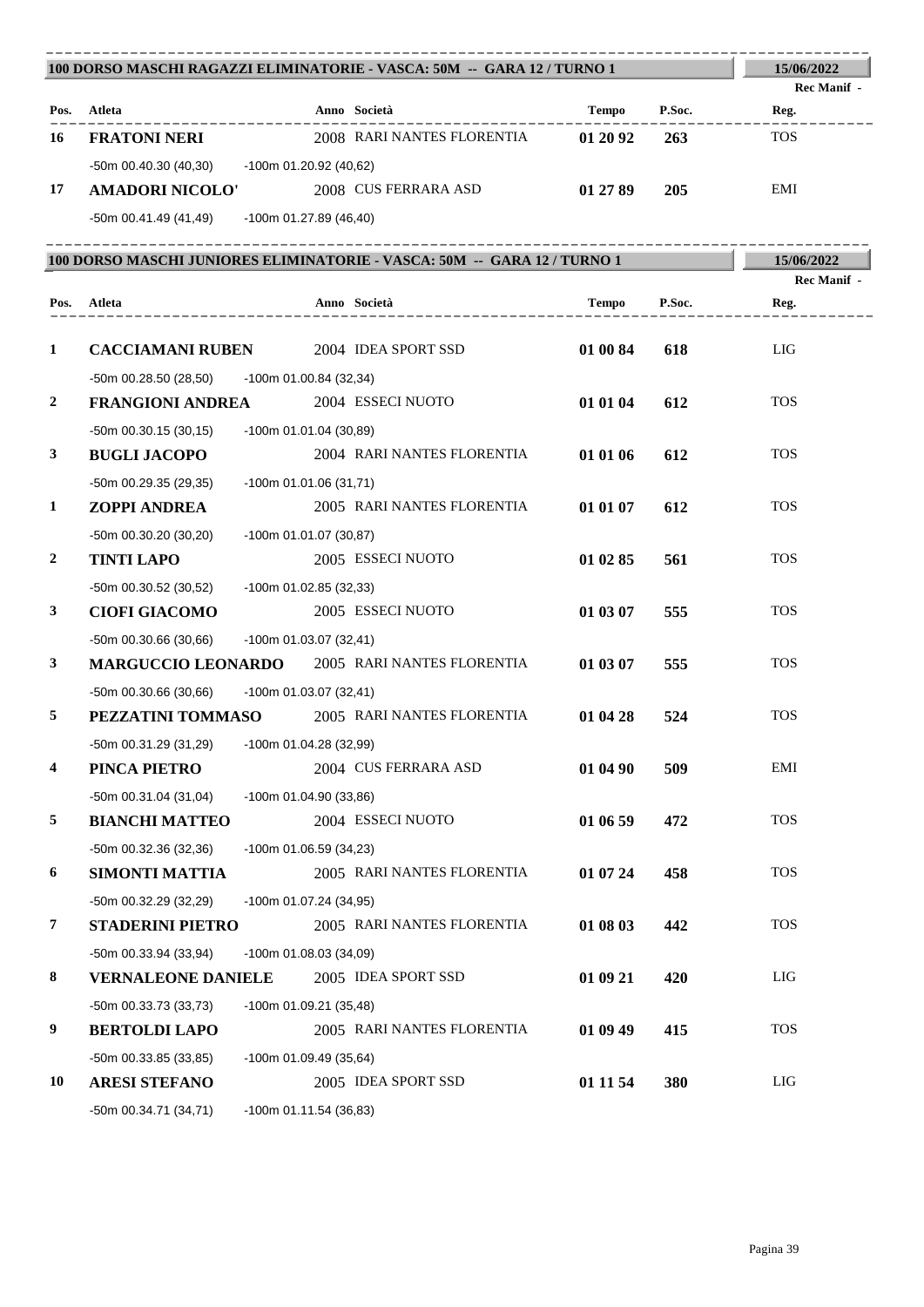## 100 DORSO MASCHI RAGAZZI ELIMINATORIE - VASCA: 50M -- GARA 12 / TURNO 1

15/06/2022

Rec Manif -

| Pos. | Atleta | Anno | Società | Tempo | P.Soc. | Reg. |
|---|---|---|---|---|---|---|
| 16 | **FRATONI NERI** | 2008 | RARI NANTES FLORENTIA | **01 20 92** | **263** | TOS |
| | -50m 00.40.30 (40,30) -100m 01.20.92 (40,62) | | | | | |
| 17 | **AMADORI NICOLO'** | 2008 | CUS FERRARA ASD | **01 27 89** | **205** | EMI |
| | -50m 00.41.49 (41,49) -100m 01.27.89 (46,40) | | | | | |

## 100 DORSO MASCHI JUNIORES ELIMINATORIE - VASCA: 50M -- GARA 12 / TURNO 1

15/06/2022

Rec Manif -

| Pos. | Atleta | Anno | Società | Tempo | P.Soc. | Reg. |
|---|---|---|---|---|---|---|
| 1 | **CACCIAMANI RUBEN** | 2004 | IDEA SPORT SSD | **01 00 84** | **618** | LIG |
| | -50m 00.28.50 (28,50) -100m 01.00.84 (32,34) | | | | | |
| 2 | **FRANGIONI ANDREA** | 2004 | ESSECI NUOTO | **01 01 04** | **612** | TOS |
| | -50m 00.30.15 (30,15) -100m 01.01.04 (30,89) | | | | | |
| 3 | **BUGLI JACOPO** | 2004 | RARI NANTES FLORENTIA | **01 01 06** | **612** | TOS |
| | -50m 00.29.35 (29,35) -100m 01.01.06 (31,71) | | | | | |
| 1 | **ZOPPI ANDREA** | 2005 | RARI NANTES FLORENTIA | **01 01 07** | **612** | TOS |
| | -50m 00.30.20 (30,20) -100m 01.01.07 (30,87) | | | | | |
| 2 | **TINTI LAPO** | 2005 | ESSECI NUOTO | **01 02 85** | **561** | TOS |
| | -50m 00.30.52 (30,52) -100m 01.02.85 (32,33) | | | | | |
| 3 | **CIOFI GIACOMO** | 2005 | ESSECI NUOTO | **01 03 07** | **555** | TOS |
| | -50m 00.30.66 (30,66) -100m 01.03.07 (32,41) | | | | | |
| 3 | **MARGUCCIO LEONARDO** | 2005 | RARI NANTES FLORENTIA | **01 03 07** | **555** | TOS |
| | -50m 00.30.66 (30,66) -100m 01.03.07 (32,41) | | | | | |
| 5 | **PEZZATINI TOMMASO** | 2005 | RARI NANTES FLORENTIA | **01 04 28** | **524** | TOS |
| | -50m 00.31.29 (31,29) -100m 01.04.28 (32,99) | | | | | |
| 4 | **PINCA PIETRO** | 2004 | CUS FERRARA ASD | **01 04 90** | **509** | EMI |
| | -50m 00.31.04 (31,04) -100m 01.04.90 (33,86) | | | | | |
| 5 | **BIANCHI MATTEO** | 2004 | ESSECI NUOTO | **01 06 59** | **472** | TOS |
| | -50m 00.32.36 (32,36) -100m 01.06.59 (34,23) | | | | | |
| 6 | **SIMONTI MATTIA** | 2005 | RARI NANTES FLORENTIA | **01 07 24** | **458** | TOS |
| | -50m 00.32.29 (32,29) -100m 01.07.24 (34,95) | | | | | |
| 7 | **STADERINI PIETRO** | 2005 | RARI NANTES FLORENTIA | **01 08 03** | **442** | TOS |
| | -50m 00.33.94 (33,94) -100m 01.08.03 (34,09) | | | | | |
| 8 | **VERNALEONE DANIELE** | 2005 | IDEA SPORT SSD | **01 09 21** | **420** | LIG |
| | -50m 00.33.73 (33,73) -100m 01.09.21 (35,48) | | | | | |
| 9 | **BERTOLDI LAPO** | 2005 | RARI NANTES FLORENTIA | **01 09 49** | **415** | TOS |
| | -50m 00.33.85 (33,85) -100m 01.09.49 (35,64) | | | | | |
| 10 | **ARESI STEFANO** | 2005 | IDEA SPORT SSD | **01 11 54** | **380** | LIG |
| | -50m 00.34.71 (34,71) -100m 01.11.54 (36,83) | | | | | |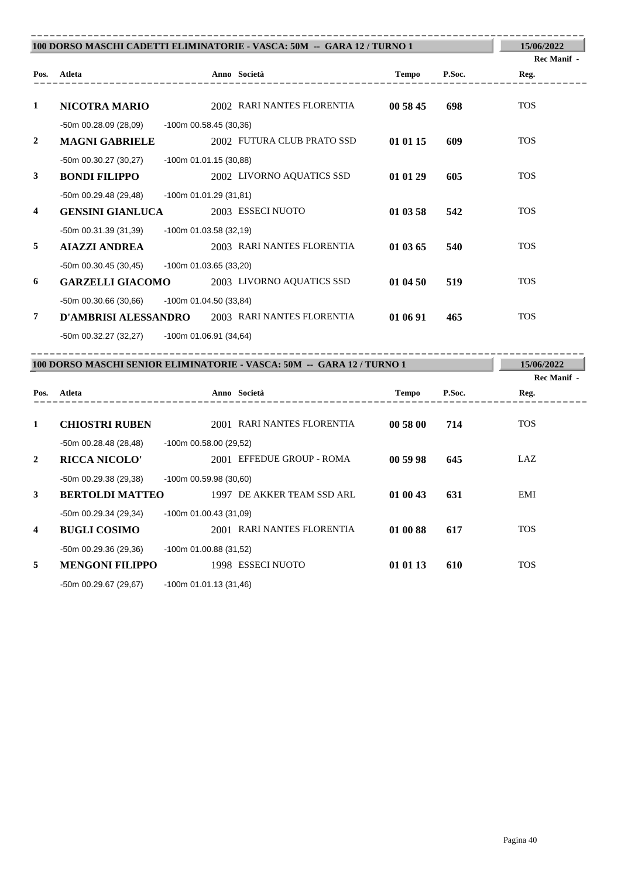## 100 DORSO MASCHI CADETTI ELIMINATORIE - VASCA: 50M -- GARA 12 / TURNO 1

15/06/2022

Rec Manif -

| Pos. | Atleta | Anno | Società | Tempo | P.Soc. | Reg. |
|---|---|---|---|---|---|---|
| 1 | **NICOTRA MARIO** | 2002 | RARI NANTES FLORENTIA | **00 58 45** | **698** | TOS |
| | -50m 00.28.09 (28,09) -100m 00.58.45 (30,36) | | | | | |
| 2 | **MAGNI GABRIELE** | 2002 | FUTURA CLUB PRATO SSD | **01 01 15** | **609** | TOS |
| | -50m 00.30.27 (30,27) -100m 01.01.15 (30,88) | | | | | |
| 3 | **BONDI FILIPPO** | 2002 | LIVORNO AQUATICS SSD | **01 01 29** | **605** | TOS |
| | -50m 00.29.48 (29,48) -100m 01.01.29 (31,81) | | | | | |
| 4 | **GENSINI GIANLUCA** | 2003 | ESSECI NUOTO | **01 03 58** | **542** | TOS |
| | -50m 00.31.39 (31,39) -100m 01.03.58 (32,19) | | | | | |
| 5 | **AIAZZI ANDREA** | 2003 | RARI NANTES FLORENTIA | **01 03 65** | **540** | TOS |
| | -50m 00.30.45 (30,45) -100m 01.03.65 (33,20) | | | | | |
| 6 | **GARZELLI GIACOMO** | 2003 | LIVORNO AQUATICS SSD | **01 04 50** | **519** | TOS |
| | -50m 00.30.66 (30,66) -100m 01.04.50 (33,84) | | | | | |
| 7 | **D'AMBRISI ALESSANDRO** | 2003 | RARI NANTES FLORENTIA | **01 06 91** | **465** | TOS |
| | -50m 00.32.27 (32,27) -100m 01.06.91 (34,64) | | | | | |

## 100 DORSO MASCHI SENIOR ELIMINATORIE - VASCA: 50M -- GARA 12 / TURNO 1

15/06/2022

Rec Manif -

| Pos. | Atleta | Anno | Società | Tempo | P.Soc. | Reg. |
|---|---|---|---|---|---|---|
| 1 | **CHIOSTRI RUBEN** | 2001 | RARI NANTES FLORENTIA | **00 58 00** | **714** | TOS |
| | -50m 00.28.48 (28,48) -100m 00.58.00 (29,52) | | | | | |
| 2 | **RICCA NICOLO'** | 2001 | EFFEDUE GROUP - ROMA | **00 59 98** | **645** | LAZ |
| | -50m 00.29.38 (29,38) -100m 00.59.98 (30,60) | | | | | |
| 3 | **BERTOLDI MATTEO** | 1997 | DE AKKER TEAM SSD ARL | **01 00 43** | **631** | EMI |
| | -50m 00.29.34 (29,34) -100m 01.00.43 (31,09) | | | | | |
| 4 | **BUGLI COSIMO** | 2001 | RARI NANTES FLORENTIA | **01 00 88** | **617** | TOS |
| | -50m 00.29.36 (29,36) -100m 01.00.88 (31,52) | | | | | |
| 5 | **MENGONI FILIPPO** | 1998 | ESSECI NUOTO | **01 01 13** | **610** | TOS |
| | -50m 00.29.67 (29,67) -100m 01.01.13 (31,46) | | | | | |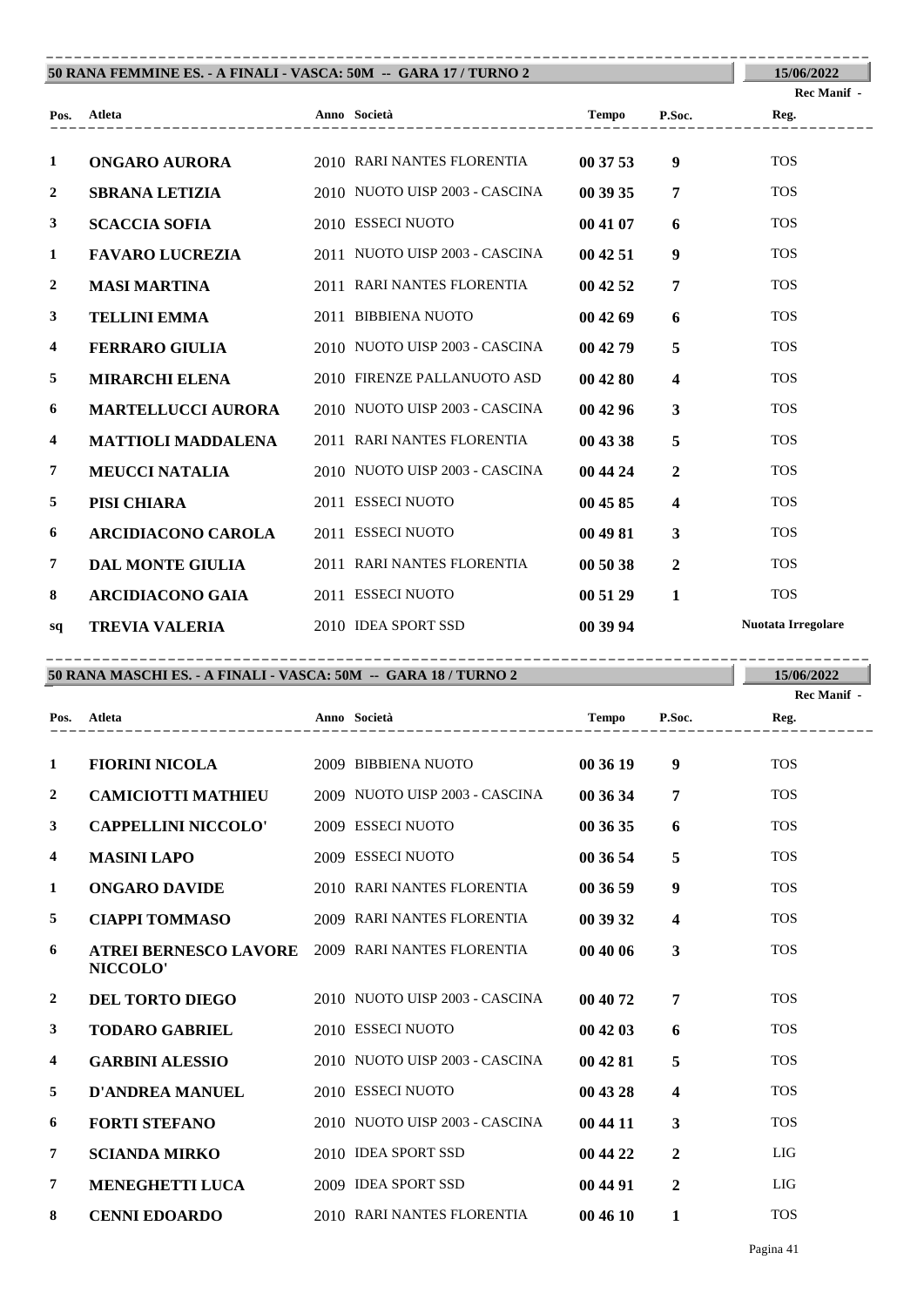## 50 RANA FEMMINE ES. - A FINALI - VASCA: 50M -- GARA 17 / TURNO 2

15/06/2022

Rec Manif -

| Pos. | Atleta | Anno | Società | Tempo | P.Soc. | Reg. |
|---|---|---|---|---|---|---|
| 1 | **ONGARO AURORA** | 2010 | RARI NANTES FLORENTIA | **00 37 53** | **9** | TOS |
| 2 | **SBRANA LETIZIA** | 2010 | NUOTO UISP 2003 - CASCINA | **00 39 35** | **7** | TOS |
| 3 | **SCACCIA SOFIA** | 2010 | ESSECI NUOTO | **00 41 07** | **6** | TOS |
| 1 | **FAVARO LUCREZIA** | 2011 | NUOTO UISP 2003 - CASCINA | **00 42 51** | **9** | TOS |
| 2 | **MASI MARTINA** | 2011 | RARI NANTES FLORENTIA | **00 42 52** | **7** | TOS |
| 3 | **TELLINI EMMA** | 2011 | BIBBIENA NUOTO | **00 42 69** | **6** | TOS |
| 4 | **FERRARO GIULIA** | 2010 | NUOTO UISP 2003 - CASCINA | **00 42 79** | **5** | TOS |
| 5 | **MIRARCHI ELENA** | 2010 | FIRENZE PALLANUOTO ASD | **00 42 80** | **4** | TOS |
| 6 | **MARTELLUCCI AURORA** | 2010 | NUOTO UISP 2003 - CASCINA | **00 42 96** | **3** | TOS |
| 4 | **MATTIOLI MADDALENA** | 2011 | RARI NANTES FLORENTIA | **00 43 38** | **5** | TOS |
| 7 | **MEUCCI NATALIA** | 2010 | NUOTO UISP 2003 - CASCINA | **00 44 24** | **2** | TOS |
| 5 | **PISI CHIARA** | 2011 | ESSECI NUOTO | **00 45 85** | **4** | TOS |
| 6 | **ARCIDIACONO CAROLA** | 2011 | ESSECI NUOTO | **00 49 81** | **3** | TOS |
| 7 | **DAL MONTE GIULIA** | 2011 | RARI NANTES FLORENTIA | **00 50 38** | **2** | TOS |
| 8 | **ARCIDIACONO GAIA** | 2011 | ESSECI NUOTO | **00 51 29** | **1** | TOS |
| sq | **TREVIA VALERIA** | 2010 | IDEA SPORT SSD | **00 39 94** | | **Nuotata Irregolare** |

## 50 RANA MASCHI ES. - A FINALI - VASCA: 50M -- GARA 18 / TURNO 2

15/06/2022

Rec Manif -

| Pos. | Atleta | Anno | Società | Tempo | P.Soc. | Reg. |
|---|---|---|---|---|---|---|
| 1 | **FIORINI NICOLA** | 2009 | BIBBIENA NUOTO | **00 36 19** | **9** | TOS |
| 2 | **CAMICIOTTI MATHIEU** | 2009 | NUOTO UISP 2003 - CASCINA | **00 36 34** | **7** | TOS |
| 3 | **CAPPELLINI NICCOLO'** | 2009 | ESSECI NUOTO | **00 36 35** | **6** | TOS |
| 4 | **MASINI LAPO** | 2009 | ESSECI NUOTO | **00 36 54** | **5** | TOS |
| 1 | **ONGARO DAVIDE** | 2010 | RARI NANTES FLORENTIA | **00 36 59** | **9** | TOS |
| 5 | **CIAPPI TOMMASO** | 2009 | RARI NANTES FLORENTIA | **00 39 32** | **4** | TOS |
| 6 | **ATREI BERNESCO LAVORE NICCOLO'** | 2009 | RARI NANTES FLORENTIA | **00 40 06** | **3** | TOS |
| 2 | **DEL TORTO DIEGO** | 2010 | NUOTO UISP 2003 - CASCINA | **00 40 72** | **7** | TOS |
| 3 | **TODARO GABRIEL** | 2010 | ESSECI NUOTO | **00 42 03** | **6** | TOS |
| 4 | **GARBINI ALESSIO** | 2010 | NUOTO UISP 2003 - CASCINA | **00 42 81** | **5** | TOS |
| 5 | **D'ANDREA MANUEL** | 2010 | ESSECI NUOTO | **00 43 28** | **4** | TOS |
| 6 | **FORTI STEFANO** | 2010 | NUOTO UISP 2003 - CASCINA | **00 44 11** | **3** | TOS |
| 7 | **SCIANDA MIRKO** | 2010 | IDEA SPORT SSD | **00 44 22** | **2** | LIG |
| 7 | **MENEGHETTI LUCA** | 2009 | IDEA SPORT SSD | **00 44 91** | **2** | LIG |
| 8 | **CENNI EDOARDO** | 2010 | RARI NANTES FLORENTIA | **00 46 10** | **1** | TOS |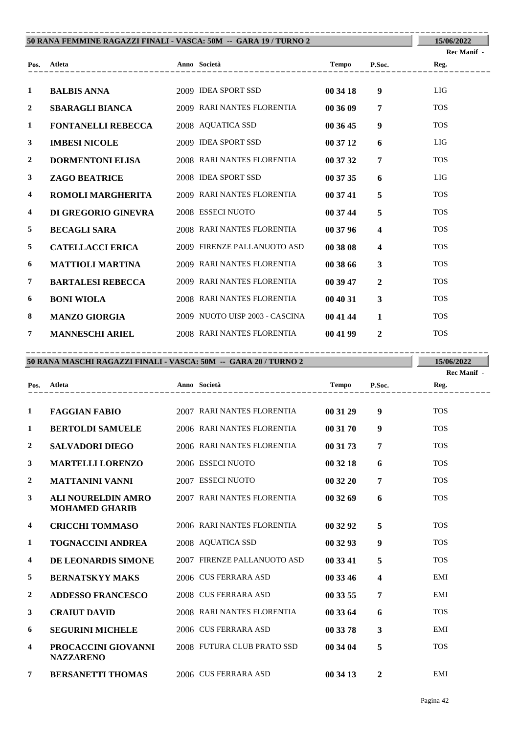## 50 RANA FEMMINE RAGAZZI FINALI - VASCA: 50M -- GARA 19 / TURNO 2

15/06/2022

| Pos. | Atleta | Anno | Società | Tempo | P.Soc. | Rec Manif - Reg. |
|---|---|---|---|---|---|---|
| 1 | **BALBIS ANNA** | 2009 | IDEA SPORT SSD | **00 34 18** | **9** | LIG |
| 2 | **SBARAGLI BIANCA** | 2009 | RARI NANTES FLORENTIA | **00 36 09** | **7** | TOS |
| 1 | **FONTANELLI REBECCA** | 2008 | AQUATICA SSD | **00 36 45** | **9** | TOS |
| 3 | **IMBESI NICOLE** | 2009 | IDEA SPORT SSD | **00 37 12** | **6** | LIG |
| 2 | **DORMENTONI ELISA** | 2008 | RARI NANTES FLORENTIA | **00 37 32** | **7** | TOS |
| 3 | **ZAGO BEATRICE** | 2008 | IDEA SPORT SSD | **00 37 35** | **6** | LIG |
| 4 | **ROMOLI MARGHERITA** | 2009 | RARI NANTES FLORENTIA | **00 37 41** | **5** | TOS |
| 4 | **DI GREGORIO GINEVRA** | 2008 | ESSECI NUOTO | **00 37 44** | **5** | TOS |
| 5 | **BECAGLI SARA** | 2008 | RARI NANTES FLORENTIA | **00 37 96** | **4** | TOS |
| 5 | **CATELLACCI ERICA** | 2009 | FIRENZE PALLANUOTO ASD | **00 38 08** | **4** | TOS |
| 6 | **MATTIOLI MARTINA** | 2009 | RARI NANTES FLORENTIA | **00 38 66** | **3** | TOS |
| 7 | **BARTALESI REBECCA** | 2009 | RARI NANTES FLORENTIA | **00 39 47** | **2** | TOS |
| 6 | **BONI WIOLA** | 2008 | RARI NANTES FLORENTIA | **00 40 31** | **3** | TOS |
| 8 | **MANZO GIORGIA** | 2009 | NUOTO UISP 2003 - CASCINA | **00 41 44** | **1** | TOS |
| 7 | **MANNESCHI ARIEL** | 2008 | RARI NANTES FLORENTIA | **00 41 99** | **2** | TOS |

## 50 RANA MASCHI RAGAZZI FINALI - VASCA: 50M -- GARA 20 / TURNO 2

15/06/2022

| Pos. | Atleta | Anno | Società | Tempo | P.Soc. | Rec Manif - Reg. |
|---|---|---|---|---|---|---|
| 1 | **FAGGIAN FABIO** | 2007 | RARI NANTES FLORENTIA | **00 31 29** | **9** | TOS |
| 1 | **BERTOLDI SAMUELE** | 2006 | RARI NANTES FLORENTIA | **00 31 70** | **9** | TOS |
| 2 | **SALVADORI DIEGO** | 2006 | RARI NANTES FLORENTIA | **00 31 73** | **7** | TOS |
| 3 | **MARTELLI LORENZO** | 2006 | ESSECI NUOTO | **00 32 18** | **6** | TOS |
| 2 | **MATTANINI VANNI** | 2007 | ESSECI NUOTO | **00 32 20** | **7** | TOS |
| 3 | **ALI NOURELDIN AMRO MOHAMED GHARIB** | 2007 | RARI NANTES FLORENTIA | **00 32 69** | **6** | TOS |
| 4 | **CRICCHI TOMMASO** | 2006 | RARI NANTES FLORENTIA | **00 32 92** | **5** | TOS |
| 1 | **TOGNACCINI ANDREA** | 2008 | AQUATICA SSD | **00 32 93** | **9** | TOS |
| 4 | **DE LEONARDIS SIMONE** | 2007 | FIRENZE PALLANUOTO ASD | **00 33 41** | **5** | TOS |
| 5 | **BERNATSKYY MAKS** | 2006 | CUS FERRARA ASD | **00 33 46** | **4** | EMI |
| 2 | **ADDESSO FRANCESCO** | 2008 | CUS FERRARA ASD | **00 33 55** | **7** | EMI |
| 3 | **CRAIUT DAVID** | 2008 | RARI NANTES FLORENTIA | **00 33 64** | **6** | TOS |
| 6 | **SEGURINI MICHELE** | 2006 | CUS FERRARA ASD | **00 33 78** | **3** | EMI |
| 4 | **PROCACCINI GIOVANNI NAZZARENO** | 2008 | FUTURA CLUB PRATO SSD | **00 34 04** | **5** | TOS |
| 7 | **BERSANETTI THOMAS** | 2006 | CUS FERRARA ASD | **00 34 13** | **2** | EMI |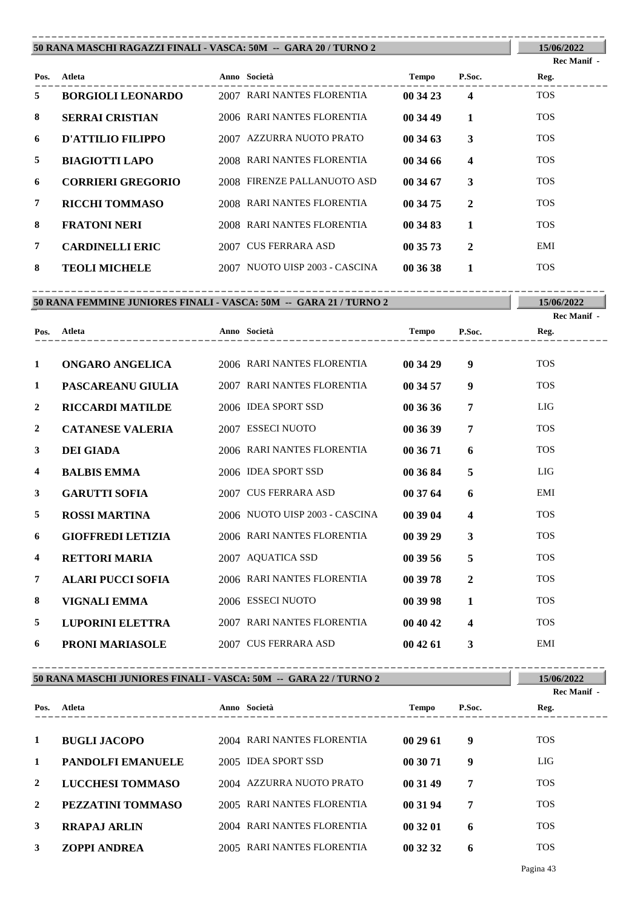## 50 RANA MASCHI RAGAZZI FINALI - VASCA: 50M -- GARA 20 / TURNO 2

15/06/2022

| Pos. | Atleta | Anno | Società | Tempo | P.Soc. | Rec Manif - Reg. |
|---|---|---|---|---|---|---|
| 5 | **BORGIOLI LEONARDO** | 2007 | RARI NANTES FLORENTIA | **00 34 23** | **4** | TOS |
| 8 | **SERRAI CRISTIAN** | 2006 | RARI NANTES FLORENTIA | **00 34 49** | **1** | TOS |
| 6 | **D'ATTILIO FILIPPO** | 2007 | AZZURRA NUOTO PRATO | **00 34 63** | **3** | TOS |
| 5 | **BIAGIOTTI LAPO** | 2008 | RARI NANTES FLORENTIA | **00 34 66** | **4** | TOS |
| 6 | **CORRIERI GREGORIO** | 2008 | FIRENZE PALLANUOTO ASD | **00 34 67** | **3** | TOS |
| 7 | **RICCHI TOMMASO** | 2008 | RARI NANTES FLORENTIA | **00 34 75** | **2** | TOS |
| 8 | **FRATONI NERI** | 2008 | RARI NANTES FLORENTIA | **00 34 83** | **1** | TOS |
| 7 | **CARDINELLI ERIC** | 2007 | CUS FERRARA ASD | **00 35 73** | **2** | EMI |
| 8 | **TEOLI MICHELE** | 2007 | NUOTO UISP 2003 - CASCINA | **00 36 38** | **1** | TOS |

## 50 RANA FEMMINE JUNIORES FINALI - VASCA: 50M -- GARA 21 / TURNO 2

15/06/2022

| Pos. | Atleta | Anno | Società | Tempo | P.Soc. | Rec Manif - Reg. |
|---|---|---|---|---|---|---|
| 1 | **ONGARO ANGELICA** | 2006 | RARI NANTES FLORENTIA | **00 34 29** | **9** | TOS |
| 1 | **PASCAREANU GIULIA** | 2007 | RARI NANTES FLORENTIA | **00 34 57** | **9** | TOS |
| 2 | **RICCARDI MATILDE** | 2006 | IDEA SPORT SSD | **00 36 36** | **7** | LIG |
| 2 | **CATANESE VALERIA** | 2007 | ESSECI NUOTO | **00 36 39** | **7** | TOS |
| 3 | **DEI GIADA** | 2006 | RARI NANTES FLORENTIA | **00 36 71** | **6** | TOS |
| 4 | **BALBIS EMMA** | 2006 | IDEA SPORT SSD | **00 36 84** | **5** | LIG |
| 3 | **GARUTTI SOFIA** | 2007 | CUS FERRARA ASD | **00 37 64** | **6** | EMI |
| 5 | **ROSSI MARTINA** | 2006 | NUOTO UISP 2003 - CASCINA | **00 39 04** | **4** | TOS |
| 6 | **GIOFFREDI LETIZIA** | 2006 | RARI NANTES FLORENTIA | **00 39 29** | **3** | TOS |
| 4 | **RETTORI MARIA** | 2007 | AQUATICA SSD | **00 39 56** | **5** | TOS |
| 7 | **ALARI PUCCI SOFIA** | 2006 | RARI NANTES FLORENTIA | **00 39 78** | **2** | TOS |
| 8 | **VIGNALI EMMA** | 2006 | ESSECI NUOTO | **00 39 98** | **1** | TOS |
| 5 | **LUPORINI ELETTRA** | 2007 | RARI NANTES FLORENTIA | **00 40 42** | **4** | TOS |
| 6 | **PRONI MARIASOLE** | 2007 | CUS FERRARA ASD | **00 42 61** | **3** | EMI |

## 50 RANA MASCHI JUNIORES FINALI - VASCA: 50M -- GARA 22 / TURNO 2

15/06/2022

| Pos. | Atleta | Anno | Società | Tempo | P.Soc. | Rec Manif - Reg. |
|---|---|---|---|---|---|---|
| 1 | **BUGLI JACOPO** | 2004 | RARI NANTES FLORENTIA | **00 29 61** | **9** | TOS |
| 1 | **PANDOLFI EMANUELE** | 2005 | IDEA SPORT SSD | **00 30 71** | **9** | LIG |
| 2 | **LUCCHESI TOMMASO** | 2004 | AZZURRA NUOTO PRATO | **00 31 49** | **7** | TOS |
| 2 | **PEZZATINI TOMMASO** | 2005 | RARI NANTES FLORENTIA | **00 31 94** | **7** | TOS |
| 3 | **RRAPAJ ARLIN** | 2004 | RARI NANTES FLORENTIA | **00 32 01** | **6** | TOS |
| 3 | **ZOPPI ANDREA** | 2005 | RARI NANTES FLORENTIA | **00 32 32** | **6** | TOS |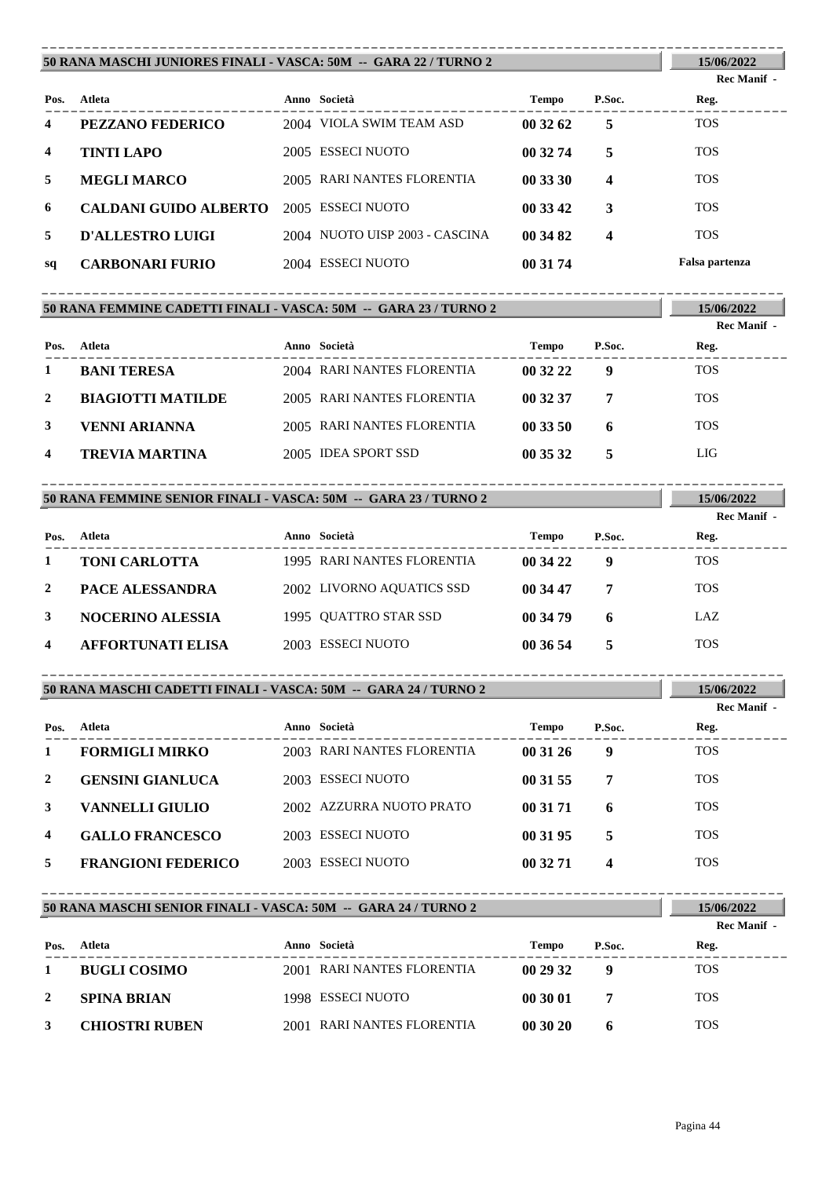## 50 RANA MASCHI JUNIORES FINALI - VASCA: 50M -- GARA 22 / TURNO 2

15/06/2022

Rec Manif -

| Pos. | Atleta | Anno | Società | Tempo | P.Soc. | Reg. |
|---|---|---|---|---|---|---|
| 4 | **PEZZANO FEDERICO** | 2004 | VIOLA SWIM TEAM ASD | **00 32 62** | **5** | TOS |
| 4 | **TINTI LAPO** | 2005 | ESSECI NUOTO | **00 32 74** | **5** | TOS |
| 5 | **MEGLI MARCO** | 2005 | RARI NANTES FLORENTIA | **00 33 30** | **4** | TOS |
| 6 | **CALDANI GUIDO ALBERTO** | 2005 | ESSECI NUOTO | **00 33 42** | **3** | TOS |
| 5 | **D'ALLESTRO LUIGI** | 2004 | NUOTO UISP 2003 - CASCINA | **00 34 82** | **4** | TOS |
| sq | **CARBONARI FURIO** | 2004 | ESSECI NUOTO | **00 31 74** | | **Falsa partenza** |

## 50 RANA FEMMINE CADETTI FINALI - VASCA: 50M -- GARA 23 / TURNO 2

15/06/2022

Rec Manif -

| Pos. | Atleta | Anno | Società | Tempo | P.Soc. | Reg. |
|---|---|---|---|---|---|---|
| 1 | **BANI TERESA** | 2004 | RARI NANTES FLORENTIA | **00 32 22** | **9** | TOS |
| 2 | **BIAGIOTTI MATILDE** | 2005 | RARI NANTES FLORENTIA | **00 32 37** | **7** | TOS |
| 3 | **VENNI ARIANNA** | 2005 | RARI NANTES FLORENTIA | **00 33 50** | **6** | TOS |
| 4 | **TREVIA MARTINA** | 2005 | IDEA SPORT SSD | **00 35 32** | **5** | LIG |

## 50 RANA FEMMINE SENIOR FINALI - VASCA: 50M -- GARA 23 / TURNO 2

15/06/2022

Rec Manif -

| Pos. | Atleta | Anno | Società | Tempo | P.Soc. | Reg. |
|---|---|---|---|---|---|---|
| 1 | **TONI CARLOTTA** | 1995 | RARI NANTES FLORENTIA | **00 34 22** | **9** | TOS |
| 2 | **PACE ALESSANDRA** | 2002 | LIVORNO AQUATICS SSD | **00 34 47** | **7** | TOS |
| 3 | **NOCERINO ALESSIA** | 1995 | QUATTRO STAR SSD | **00 34 79** | **6** | LAZ |
| 4 | **AFFORTUNATI ELISA** | 2003 | ESSECI NUOTO | **00 36 54** | **5** | TOS |

## 50 RANA MASCHI CADETTI FINALI - VASCA: 50M -- GARA 24 / TURNO 2

15/06/2022

Rec Manif -

| Pos. | Atleta | Anno | Società | Tempo | P.Soc. | Reg. |
|---|---|---|---|---|---|---|
| 1 | **FORMIGLI MIRKO** | 2003 | RARI NANTES FLORENTIA | **00 31 26** | **9** | TOS |
| 2 | **GENSINI GIANLUCA** | 2003 | ESSECI NUOTO | **00 31 55** | **7** | TOS |
| 3 | **VANNELLI GIULIO** | 2002 | AZZURRA NUOTO PRATO | **00 31 71** | **6** | TOS |
| 4 | **GALLO FRANCESCO** | 2003 | ESSECI NUOTO | **00 31 95** | **5** | TOS |
| 5 | **FRANGIONI FEDERICO** | 2003 | ESSECI NUOTO | **00 32 71** | **4** | TOS |

## 50 RANA MASCHI SENIOR FINALI - VASCA: 50M -- GARA 24 / TURNO 2

15/06/2022

Rec Manif -

| Pos. | Atleta | Anno | Società | Tempo | P.Soc. | Reg. |
|---|---|---|---|---|---|---|
| 1 | **BUGLI COSIMO** | 2001 | RARI NANTES FLORENTIA | **00 29 32** | **9** | TOS |
| 2 | **SPINA BRIAN** | 1998 | ESSECI NUOTO | **00 30 01** | **7** | TOS |
| 3 | **CHIOSTRI RUBEN** | 2001 | RARI NANTES FLORENTIA | **00 30 20** | **6** | TOS |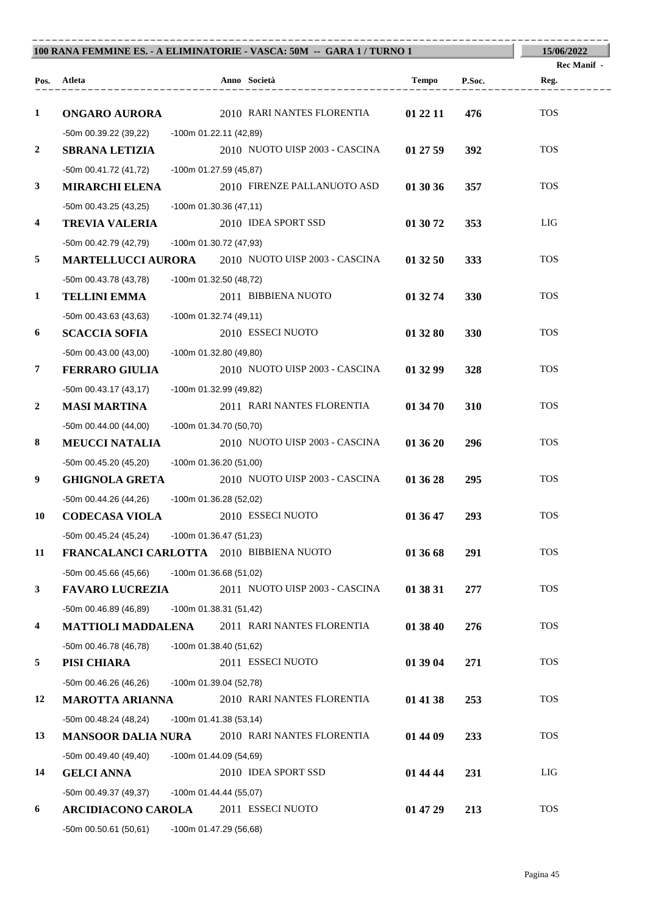**100 RANA FEMMINE ES. - A ELIMINATORIE - VASCA: 50M -- GARA 1 / TURNO 1** | **15/06/2022**

| Pos. | Atleta | Anno | Società | Tempo | P.Soc. | Rec Manif - Reg. |
|---|---|---|---|---|---|---|
| 1 | **ONGARO AURORA** | 2010 | RARI NANTES FLORENTIA | **01 22 11** | **476** | TOS |
| | -50m 00.39.22 (39,22) -100m 01.22.11 (42,89) | | | | | |
| 2 | **SBRANA LETIZIA** | 2010 | NUOTO UISP 2003 - CASCINA | **01 27 59** | **392** | TOS |
| | -50m 00.41.72 (41,72) -100m 01.27.59 (45,87) | | | | | |
| 3 | **MIRARCHI ELENA** | 2010 | FIRENZE PALLANUOTO ASD | **01 30 36** | **357** | TOS |
| | -50m 00.43.25 (43,25) -100m 01.30.36 (47,11) | | | | | |
| 4 | **TREVIA VALERIA** | 2010 | IDEA SPORT SSD | **01 30 72** | **353** | LIG |
| | -50m 00.42.79 (42,79) -100m 01.30.72 (47,93) | | | | | |
| 5 | **MARTELLUCCI AURORA** | 2010 | NUOTO UISP 2003 - CASCINA | **01 32 50** | **333** | TOS |
| | -50m 00.43.78 (43,78) -100m 01.32.50 (48,72) | | | | | |
| 1 | **TELLINI EMMA** | 2011 | BIBBIENA NUOTO | **01 32 74** | **330** | TOS |
| | -50m 00.43.63 (43,63) -100m 01.32.74 (49,11) | | | | | |
| 6 | **SCACCIA SOFIA** | 2010 | ESSECI NUOTO | **01 32 80** | **330** | TOS |
| | -50m 00.43.00 (43,00) -100m 01.32.80 (49,80) | | | | | |
| 7 | **FERRARO GIULIA** | 2010 | NUOTO UISP 2003 - CASCINA | **01 32 99** | **328** | TOS |
| | -50m 00.43.17 (43,17) -100m 01.32.99 (49,82) | | | | | |
| 2 | **MASI MARTINA** | 2011 | RARI NANTES FLORENTIA | **01 34 70** | **310** | TOS |
| | -50m 00.44.00 (44,00) -100m 01.34.70 (50,70) | | | | | |
| 8 | **MEUCCI NATALIA** | 2010 | NUOTO UISP 2003 - CASCINA | **01 36 20** | **296** | TOS |
| | -50m 00.45.20 (45,20) -100m 01.36.20 (51,00) | | | | | |
| 9 | **GHIGNOLA GRETA** | 2010 | NUOTO UISP 2003 - CASCINA | **01 36 28** | **295** | TOS |
| | -50m 00.44.26 (44,26) -100m 01.36.28 (52,02) | | | | | |
| 10 | **CODECASA VIOLA** | 2010 | ESSECI NUOTO | **01 36 47** | **293** | TOS |
| | -50m 00.45.24 (45,24) -100m 01.36.47 (51,23) | | | | | |
| 11 | **FRANCALANCI CARLOTTA** | 2010 | BIBBIENA NUOTO | **01 36 68** | **291** | TOS |
| | -50m 00.45.66 (45,66) -100m 01.36.68 (51,02) | | | | | |
| 3 | **FAVARO LUCREZIA** | 2011 | NUOTO UISP 2003 - CASCINA | **01 38 31** | **277** | TOS |
| | -50m 00.46.89 (46,89) -100m 01.38.31 (51,42) | | | | | |
| 4 | **MATTIOLI MADDALENA** | 2011 | RARI NANTES FLORENTIA | **01 38 40** | **276** | TOS |
| | -50m 00.46.78 (46,78) -100m 01.38.40 (51,62) | | | | | |
| 5 | **PISI CHIARA** | 2011 | ESSECI NUOTO | **01 39 04** | **271** | TOS |
| | -50m 00.46.26 (46,26) -100m 01.39.04 (52,78) | | | | | |
| 12 | **MAROTTA ARIANNA** | 2010 | RARI NANTES FLORENTIA | **01 41 38** | **253** | TOS |
| | -50m 00.48.24 (48,24) -100m 01.41.38 (53,14) | | | | | |
| 13 | **MANSOOR DALIA NURA** | 2010 | RARI NANTES FLORENTIA | **01 44 09** | **233** | TOS |
| | -50m 00.49.40 (49,40) -100m 01.44.09 (54,69) | | | | | |
| 14 | **GELCI ANNA** | 2010 | IDEA SPORT SSD | **01 44 44** | **231** | LIG |
| | -50m 00.49.37 (49,37) -100m 01.44.44 (55,07) | | | | | |
| 6 | **ARCIDIACONO CAROLA** | 2011 | ESSECI NUOTO | **01 47 29** | **213** | TOS |
| | -50m 00.50.61 (50,61) -100m 01.47.29 (56,68) | | | | | |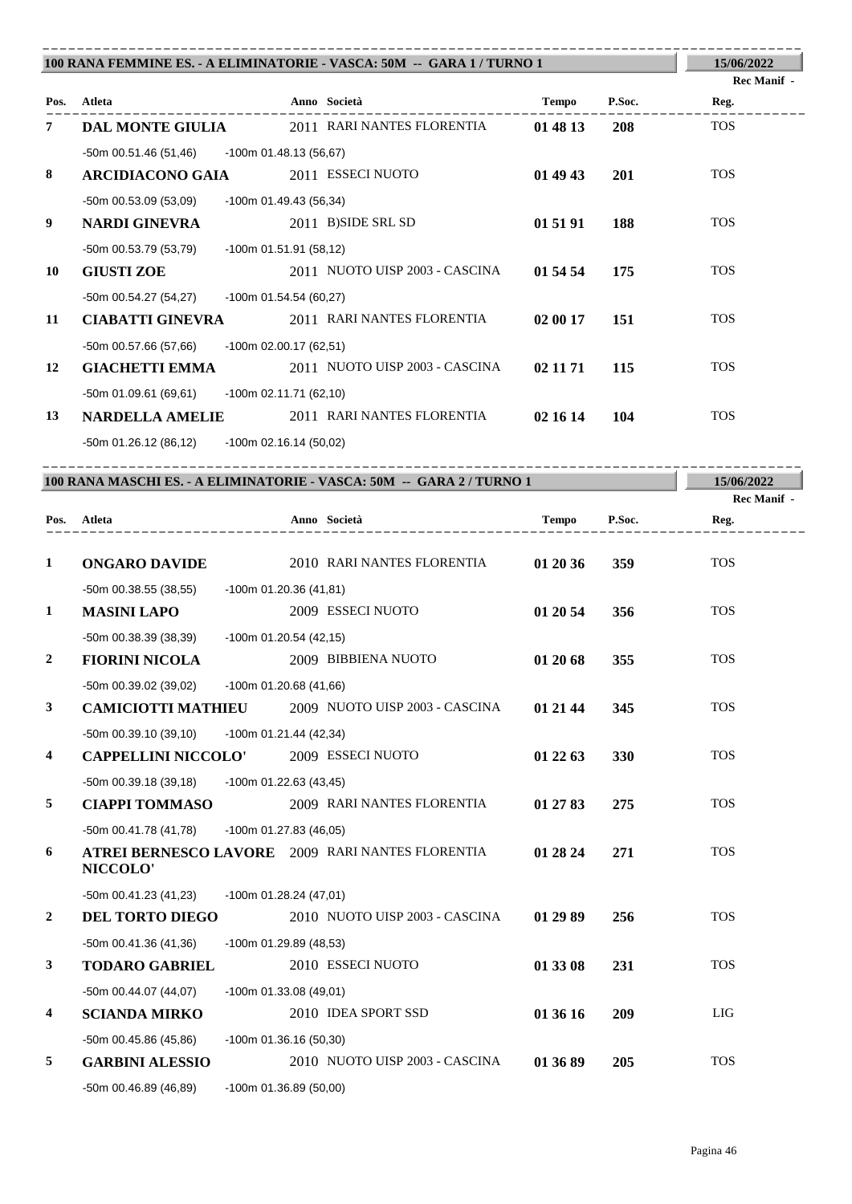## 100 RANA FEMMINE ES. - A ELIMINATORIE - VASCA: 50M -- GARA 1 / TURNO 1

15/06/2022

| Pos. | Atleta | Anno | Società | Tempo | P.Soc. | Rec Manif - Reg. |
|---|---|---|---|---|---|---|
| 7 | **DAL MONTE GIULIA** | 2011 | RARI NANTES FLORENTIA | **01 48 13** | **208** | TOS |
| | -50m 00.51.46 (51,46) -100m 01.48.13 (56,67) | | | | | |
| 8 | **ARCIDIACONO GAIA** | 2011 | ESSECI NUOTO | **01 49 43** | **201** | TOS |
| | -50m 00.53.09 (53,09) -100m 01.49.43 (56,34) | | | | | |
| 9 | **NARDI GINEVRA** | 2011 | B)SIDE SRL SD | **01 51 91** | **188** | TOS |
| | -50m 00.53.79 (53,79) -100m 01.51.91 (58,12) | | | | | |
| 10 | **GIUSTI ZOE** | 2011 | NUOTO UISP 2003 - CASCINA | **01 54 54** | **175** | TOS |
| | -50m 00.54.27 (54,27) -100m 01.54.54 (60,27) | | | | | |
| 11 | **CIABATTI GINEVRA** | 2011 | RARI NANTES FLORENTIA | **02 00 17** | **151** | TOS |
| | -50m 00.57.66 (57,66) -100m 02.00.17 (62,51) | | | | | |
| 12 | **GIACHETTI EMMA** | 2011 | NUOTO UISP 2003 - CASCINA | **02 11 71** | **115** | TOS |
| | -50m 01.09.61 (69,61) -100m 02.11.71 (62,10) | | | | | |
| 13 | **NARDELLA AMELIE** | 2011 | RARI NANTES FLORENTIA | **02 16 14** | **104** | TOS |
| | -50m 01.26.12 (86,12) -100m 02.16.14 (50,02) | | | | | |

## 100 RANA MASCHI ES. - A ELIMINATORIE - VASCA: 50M -- GARA 2 / TURNO 1

15/06/2022

| Pos. | Atleta | Anno | Società | Tempo | P.Soc. | Rec Manif - Reg. |
|---|---|---|---|---|---|---|
| 1 | **ONGARO DAVIDE** | 2010 | RARI NANTES FLORENTIA | **01 20 36** | **359** | TOS |
| | -50m 00.38.55 (38,55) -100m 01.20.36 (41,81) | | | | | |
| 1 | **MASINI LAPO** | 2009 | ESSECI NUOTO | **01 20 54** | **356** | TOS |
| | -50m 00.38.39 (38,39) -100m 01.20.54 (42,15) | | | | | |
| 2 | **FIORINI NICOLA** | 2009 | BIBBIENA NUOTO | **01 20 68** | **355** | TOS |
| | -50m 00.39.02 (39,02) -100m 01.20.68 (41,66) | | | | | |
| 3 | **CAMICIOTTI MATHIEU** | 2009 | NUOTO UISP 2003 - CASCINA | **01 21 44** | **345** | TOS |
| | -50m 00.39.10 (39,10) -100m 01.21.44 (42,34) | | | | | |
| 4 | **CAPPELLINI NICCOLO'** | 2009 | ESSECI NUOTO | **01 22 63** | **330** | TOS |
| | -50m 00.39.18 (39,18) -100m 01.22.63 (43,45) | | | | | |
| 5 | **CIAPPI TOMMASO** | 2009 | RARI NANTES FLORENTIA | **01 27 83** | **275** | TOS |
| | -50m 00.41.78 (41,78) -100m 01.27.83 (46,05) | | | | | |
| 6 | **ATREI BERNESCO LAVORE NICCOLO'** | 2009 | RARI NANTES FLORENTIA | **01 28 24** | **271** | TOS |
| | -50m 00.41.23 (41,23) -100m 01.28.24 (47,01) | | | | | |
| 2 | **DEL TORTO DIEGO** | 2010 | NUOTO UISP 2003 - CASCINA | **01 29 89** | **256** | TOS |
| | -50m 00.41.36 (41,36) -100m 01.29.89 (48,53) | | | | | |
| 3 | **TODARO GABRIEL** | 2010 | ESSECI NUOTO | **01 33 08** | **231** | TOS |
| | -50m 00.44.07 (44,07) -100m 01.33.08 (49,01) | | | | | |
| 4 | **SCIANDA MIRKO** | 2010 | IDEA SPORT SSD | **01 36 16** | **209** | LIG |
| | -50m 00.45.86 (45,86) -100m 01.36.16 (50,30) | | | | | |
| 5 | **GARBINI ALESSIO** | 2010 | NUOTO UISP 2003 - CASCINA | **01 36 89** | **205** | TOS |
| | -50m 00.46.89 (46,89) -100m 01.36.89 (50,00) | | | | | |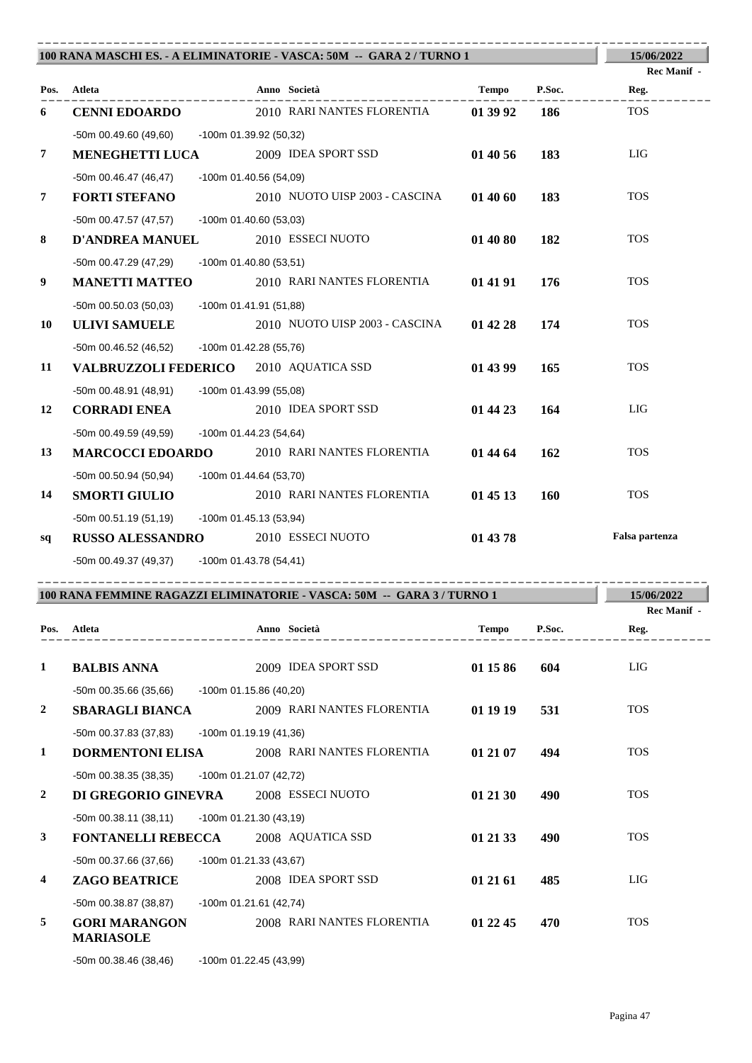## 100 RANA MASCHI ES. - A ELIMINATORIE - VASCA: 50M -- GARA 2 / TURNO 1

15/06/2022

Rec Manif -

| Pos. | Atleta | Anno | Società | Tempo | P.Soc. | Reg. |
|---|---|---|---|---|---|---|
| 6 | **CENNI EDOARDO** | 2010 | RARI NANTES FLORENTIA | **01 39 92** | **186** | TOS |
| | -50m 00.49.60 (49,60) -100m 01.39.92 (50,32) | | | | | |
| 7 | **MENEGHETTI LUCA** | 2009 | IDEA SPORT SSD | **01 40 56** | **183** | LIG |
| | -50m 00.46.47 (46,47) -100m 01.40.56 (54,09) | | | | | |
| 7 | **FORTI STEFANO** | 2010 | NUOTO UISP 2003 - CASCINA | **01 40 60** | **183** | TOS |
| | -50m 00.47.57 (47,57) -100m 01.40.60 (53,03) | | | | | |
| 8 | **D'ANDREA MANUEL** | 2010 | ESSECI NUOTO | **01 40 80** | **182** | TOS |
| | -50m 00.47.29 (47,29) -100m 01.40.80 (53,51) | | | | | |
| 9 | **MANETTI MATTEO** | 2010 | RARI NANTES FLORENTIA | **01 41 91** | **176** | TOS |
| | -50m 00.50.03 (50,03) -100m 01.41.91 (51,88) | | | | | |
| 10 | **ULIVI SAMUELE** | 2010 | NUOTO UISP 2003 - CASCINA | **01 42 28** | **174** | TOS |
| | -50m 00.46.52 (46,52) -100m 01.42.28 (55,76) | | | | | |
| 11 | **VALBRUZZOLI FEDERICO** | 2010 | AQUATICA SSD | **01 43 99** | **165** | TOS |
| | -50m 00.48.91 (48,91) -100m 01.43.99 (55,08) | | | | | |
| 12 | **CORRADI ENEA** | 2010 | IDEA SPORT SSD | **01 44 23** | **164** | LIG |
| | -50m 00.49.59 (49,59) -100m 01.44.23 (54,64) | | | | | |
| 13 | **MARCOCCI EDOARDO** | 2010 | RARI NANTES FLORENTIA | **01 44 64** | **162** | TOS |
| | -50m 00.50.94 (50,94) -100m 01.44.64 (53,70) | | | | | |
| 14 | **SMORTI GIULIO** | 2010 | RARI NANTES FLORENTIA | **01 45 13** | **160** | TOS |
| | -50m 00.51.19 (51,19) -100m 01.45.13 (53,94) | | | | | |
| sq | **RUSSO ALESSANDRO** | 2010 | ESSECI NUOTO | **01 43 78** | | **Falsa partenza** |
| | -50m 00.49.37 (49,37) -100m 01.43.78 (54,41) | | | | | |

## 100 RANA FEMMINE RAGAZZI ELIMINATORIE - VASCA: 50M -- GARA 3 / TURNO 1

15/06/2022

Rec Manif -

| Pos. | Atleta | Anno | Società | Tempo | P.Soc. | Reg. |
|---|---|---|---|---|---|---|
| 1 | **BALBIS ANNA** | 2009 | IDEA SPORT SSD | **01 15 86** | **604** | LIG |
| | -50m 00.35.66 (35,66) -100m 01.15.86 (40,20) | | | | | |
| 2 | **SBARAGLI BIANCA** | 2009 | RARI NANTES FLORENTIA | **01 19 19** | **531** | TOS |
| | -50m 00.37.83 (37,83) -100m 01.19.19 (41,36) | | | | | |
| 1 | **DORMENTONI ELISA** | 2008 | RARI NANTES FLORENTIA | **01 21 07** | **494** | TOS |
| | -50m 00.38.35 (38,35) -100m 01.21.07 (42,72) | | | | | |
| 2 | **DI GREGORIO GINEVRA** | 2008 | ESSECI NUOTO | **01 21 30** | **490** | TOS |
| | -50m 00.38.11 (38,11) -100m 01.21.30 (43,19) | | | | | |
| 3 | **FONTANELLI REBECCA** | 2008 | AQUATICA SSD | **01 21 33** | **490** | TOS |
| | -50m 00.37.66 (37,66) -100m 01.21.33 (43,67) | | | | | |
| 4 | **ZAGO BEATRICE** | 2008 | IDEA SPORT SSD | **01 21 61** | **485** | LIG |
| | -50m 00.38.87 (38,87) -100m 01.21.61 (42,74) | | | | | |
| 5 | **GORI MARANGON MARIASOLE** | 2008 | RARI NANTES FLORENTIA | **01 22 45** | **470** | TOS |
| | -50m 00.38.46 (38,46) -100m 01.22.45 (43,99) | | | | | |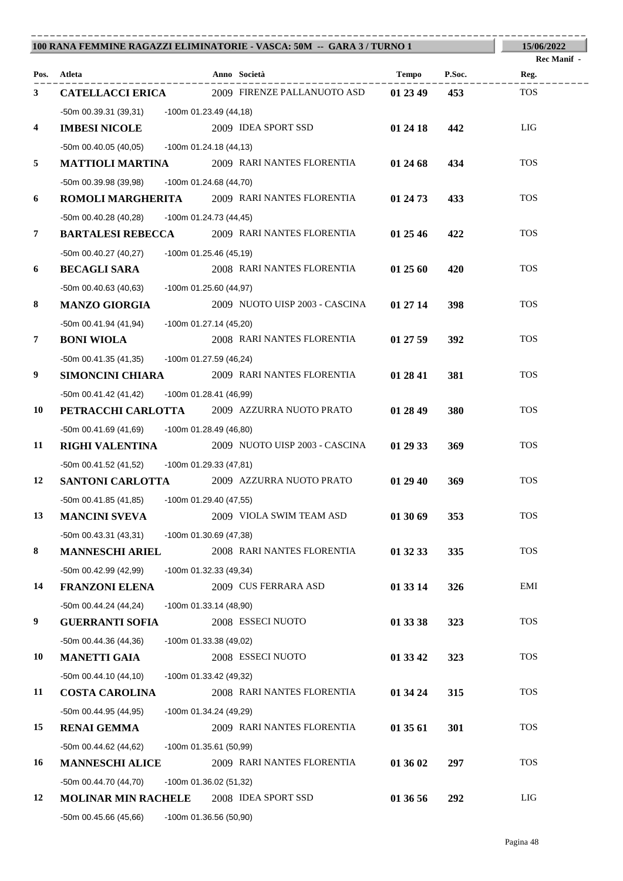**100 RANA FEMMINE RAGAZZI ELIMINATORIE - VASCA: 50M -- GARA 3 / TURNO 1** — 15/06/2022

| Pos. | Atleta | Anno | Società | Tempo | P.Soc. | Rec Manif - Reg. |
|---|---|---|---|---|---|---|
| 3 | **CATELLACCI ERICA** | 2009 | FIRENZE PALLANUOTO ASD | **01 23 49** | **453** | TOS |
| | -50m 00.39.31 (39,31) -100m 01.23.49 (44,18) | | | | | |
| 4 | **IMBESI NICOLE** | 2009 | IDEA SPORT SSD | **01 24 18** | **442** | LIG |
| | -50m 00.40.05 (40,05) -100m 01.24.18 (44,13) | | | | | |
| 5 | **MATTIOLI MARTINA** | 2009 | RARI NANTES FLORENTIA | **01 24 68** | **434** | TOS |
| | -50m 00.39.98 (39,98) -100m 01.24.68 (44,70) | | | | | |
| 6 | **ROMOLI MARGHERITA** | 2009 | RARI NANTES FLORENTIA | **01 24 73** | **433** | TOS |
| | -50m 00.40.28 (40,28) -100m 01.24.73 (44,45) | | | | | |
| 7 | **BARTALESI REBECCA** | 2009 | RARI NANTES FLORENTIA | **01 25 46** | **422** | TOS |
| | -50m 00.40.27 (40,27) -100m 01.25.46 (45,19) | | | | | |
| 6 | **BECAGLI SARA** | 2008 | RARI NANTES FLORENTIA | **01 25 60** | **420** | TOS |
| | -50m 00.40.63 (40,63) -100m 01.25.60 (44,97) | | | | | |
| 8 | **MANZO GIORGIA** | 2009 | NUOTO UISP 2003 - CASCINA | **01 27 14** | **398** | TOS |
| | -50m 00.41.94 (41,94) -100m 01.27.14 (45,20) | | | | | |
| 7 | **BONI WIOLA** | 2008 | RARI NANTES FLORENTIA | **01 27 59** | **392** | TOS |
| | -50m 00.41.35 (41,35) -100m 01.27.59 (46,24) | | | | | |
| 9 | **SIMONCINI CHIARA** | 2009 | RARI NANTES FLORENTIA | **01 28 41** | **381** | TOS |
| | -50m 00.41.42 (41,42) -100m 01.28.41 (46,99) | | | | | |
| 10 | **PETRACCHI CARLOTTA** | 2009 | AZZURRA NUOTO PRATO | **01 28 49** | **380** | TOS |
| | -50m 00.41.69 (41,69) -100m 01.28.49 (46,80) | | | | | |
| 11 | **RIGHI VALENTINA** | 2009 | NUOTO UISP 2003 - CASCINA | **01 29 33** | **369** | TOS |
| | -50m 00.41.52 (41,52) -100m 01.29.33 (47,81) | | | | | |
| 12 | **SANTONI CARLOTTA** | 2009 | AZZURRA NUOTO PRATO | **01 29 40** | **369** | TOS |
| | -50m 00.41.85 (41,85) -100m 01.29.40 (47,55) | | | | | |
| 13 | **MANCINI SVEVA** | 2009 | VIOLA SWIM TEAM ASD | **01 30 69** | **353** | TOS |
| | -50m 00.43.31 (43,31) -100m 01.30.69 (47,38) | | | | | |
| 8 | **MANNESCHI ARIEL** | 2008 | RARI NANTES FLORENTIA | **01 32 33** | **335** | TOS |
| | -50m 00.42.99 (42,99) -100m 01.32.33 (49,34) | | | | | |
| 14 | **FRANZONI ELENA** | 2009 | CUS FERRARA ASD | **01 33 14** | **326** | EMI |
| | -50m 00.44.24 (44,24) -100m 01.33.14 (48,90) | | | | | |
| 9 | **GUERRANTI SOFIA** | 2008 | ESSECI NUOTO | **01 33 38** | **323** | TOS |
| | -50m 00.44.36 (44,36) -100m 01.33.38 (49,02) | | | | | |
| 10 | **MANETTI GAIA** | 2008 | ESSECI NUOTO | **01 33 42** | **323** | TOS |
| | -50m 00.44.10 (44,10) -100m 01.33.42 (49,32) | | | | | |
| 11 | **COSTA CAROLINA** | 2008 | RARI NANTES FLORENTIA | **01 34 24** | **315** | TOS |
| | -50m 00.44.95 (44,95) -100m 01.34.24 (49,29) | | | | | |
| 15 | **RENAI GEMMA** | 2009 | RARI NANTES FLORENTIA | **01 35 61** | **301** | TOS |
| | -50m 00.44.62 (44,62) -100m 01.35.61 (50,99) | | | | | |
| 16 | **MANNESCHI ALICE** | 2009 | RARI NANTES FLORENTIA | **01 36 02** | **297** | TOS |
| | -50m 00.44.70 (44,70) -100m 01.36.02 (51,32) | | | | | |
| 12 | **MOLINAR MIN RACHELE** | 2008 | IDEA SPORT SSD | **01 36 56** | **292** | LIG |
| | -50m 00.45.66 (45,66) -100m 01.36.56 (50,90) | | | | | |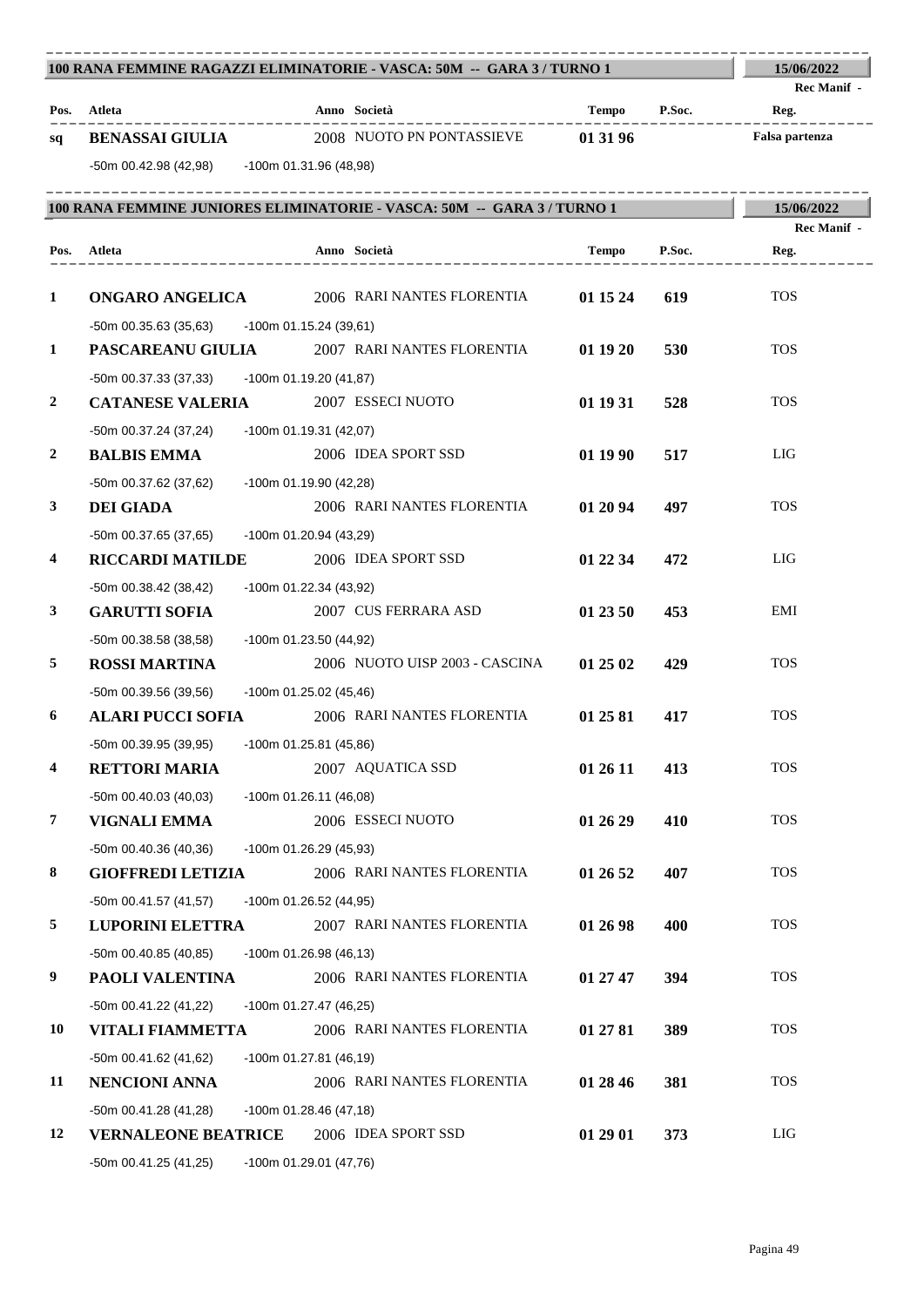## 100 RANA FEMMINE RAGAZZI ELIMINATORIE - VASCA: 50M -- GARA 3 / TURNO 1

15/06/2022

Rec Manif -

| Pos. | Atleta | Anno | Società | Tempo | P.Soc. | Reg. |
|---|---|---|---|---|---|---|
| sq | **BENASSAI GIULIA** | 2008 | NUOTO PN PONTASSIEVE | **01 31 96** | | **Falsa partenza** |
| | -50m 00.42.98 (42,98) -100m 01.31.96 (48,98) | | | | | |

## 100 RANA FEMMINE JUNIORES ELIMINATORIE - VASCA: 50M -- GARA 3 / TURNO 1

15/06/2022

Rec Manif -

| Pos. | Atleta | Anno | Società | Tempo | P.Soc. | Reg. |
|---|---|---|---|---|---|---|
| 1 | **ONGARO ANGELICA** | 2006 | RARI NANTES FLORENTIA | **01 15 24** | **619** | TOS |
| | -50m 00.35.63 (35,63) -100m 01.15.24 (39,61) | | | | | |
| 1 | **PASCAREANU GIULIA** | 2007 | RARI NANTES FLORENTIA | **01 19 20** | **530** | TOS |
| | -50m 00.37.33 (37,33) -100m 01.19.20 (41,87) | | | | | |
| 2 | **CATANESE VALERIA** | 2007 | ESSECI NUOTO | **01 19 31** | **528** | TOS |
| | -50m 00.37.24 (37,24) -100m 01.19.31 (42,07) | | | | | |
| 2 | **BALBIS EMMA** | 2006 | IDEA SPORT SSD | **01 19 90** | **517** | LIG |
| | -50m 00.37.62 (37,62) -100m 01.19.90 (42,28) | | | | | |
| 3 | **DEI GIADA** | 2006 | RARI NANTES FLORENTIA | **01 20 94** | **497** | TOS |
| | -50m 00.37.65 (37,65) -100m 01.20.94 (43,29) | | | | | |
| 4 | **RICCARDI MATILDE** | 2006 | IDEA SPORT SSD | **01 22 34** | **472** | LIG |
| | -50m 00.38.42 (38,42) -100m 01.22.34 (43,92) | | | | | |
| 3 | **GARUTTI SOFIA** | 2007 | CUS FERRARA ASD | **01 23 50** | **453** | EMI |
| | -50m 00.38.58 (38,58) -100m 01.23.50 (44,92) | | | | | |
| 5 | **ROSSI MARTINA** | 2006 | NUOTO UISP 2003 - CASCINA | **01 25 02** | **429** | TOS |
| | -50m 00.39.56 (39,56) -100m 01.25.02 (45,46) | | | | | |
| 6 | **ALARI PUCCI SOFIA** | 2006 | RARI NANTES FLORENTIA | **01 25 81** | **417** | TOS |
| | -50m 00.39.95 (39,95) -100m 01.25.81 (45,86) | | | | | |
| 4 | **RETTORI MARIA** | 2007 | AQUATICA SSD | **01 26 11** | **413** | TOS |
| | -50m 00.40.03 (40,03) -100m 01.26.11 (46,08) | | | | | |
| 7 | **VIGNALI EMMA** | 2006 | ESSECI NUOTO | **01 26 29** | **410** | TOS |
| | -50m 00.40.36 (40,36) -100m 01.26.29 (45,93) | | | | | |
| 8 | **GIOFFREDI LETIZIA** | 2006 | RARI NANTES FLORENTIA | **01 26 52** | **407** | TOS |
| | -50m 00.41.57 (41,57) -100m 01.26.52 (44,95) | | | | | |
| 5 | **LUPORINI ELETTRA** | 2007 | RARI NANTES FLORENTIA | **01 26 98** | **400** | TOS |
| | -50m 00.40.85 (40,85) -100m 01.26.98 (46,13) | | | | | |
| 9 | **PAOLI VALENTINA** | 2006 | RARI NANTES FLORENTIA | **01 27 47** | **394** | TOS |
| | -50m 00.41.22 (41,22) -100m 01.27.47 (46,25) | | | | | |
| 10 | **VITALI FIAMMETTA** | 2006 | RARI NANTES FLORENTIA | **01 27 81** | **389** | TOS |
| | -50m 00.41.62 (41,62) -100m 01.27.81 (46,19) | | | | | |
| 11 | **NENCIONI ANNA** | 2006 | RARI NANTES FLORENTIA | **01 28 46** | **381** | TOS |
| | -50m 00.41.28 (41,28) -100m 01.28.46 (47,18) | | | | | |
| 12 | **VERNALEONE BEATRICE** | 2006 | IDEA SPORT SSD | **01 29 01** | **373** | LIG |
| | -50m 00.41.25 (41,25) -100m 01.29.01 (47,76) | | | | | |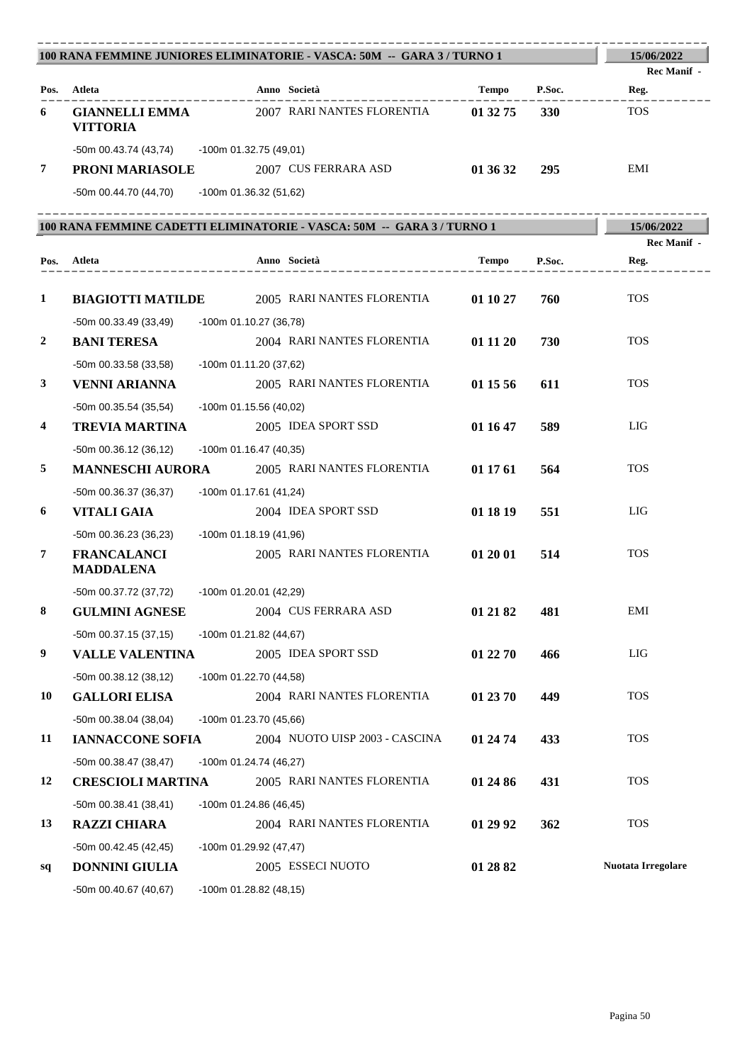## 100 RANA FEMMINE JUNIORES ELIMINATORIE - VASCA: 50M -- GARA 3 / TURNO 1

15/06/2022

| Pos. | Atleta | Anno | Società | Tempo | P.Soc. | Rec Manif - Reg. |
|---|---|---|---|---|---|---|
| 6 | **GIANNELLI EMMA VITTORIA** | 2007 | RARI NANTES FLORENTIA | **01 32 75** | **330** | TOS |
| | -50m 00.43.74 (43,74) -100m 01.32.75 (49,01) | | | | | |
| 7 | **PRONI MARIASOLE** | 2007 | CUS FERRARA ASD | **01 36 32** | **295** | EMI |
| | -50m 00.44.70 (44,70) -100m 01.36.32 (51,62) | | | | | |

## 100 RANA FEMMINE CADETTI ELIMINATORIE - VASCA: 50M -- GARA 3 / TURNO 1

15/06/2022

| Pos. | Atleta | Anno | Società | Tempo | P.Soc. | Rec Manif - Reg. |
|---|---|---|---|---|---|---|
| 1 | **BIAGIOTTI MATILDE** | 2005 | RARI NANTES FLORENTIA | **01 10 27** | **760** | TOS |
| | -50m 00.33.49 (33,49) -100m 01.10.27 (36,78) | | | | | |
| 2 | **BANI TERESA** | 2004 | RARI NANTES FLORENTIA | **01 11 20** | **730** | TOS |
| | -50m 00.33.58 (33,58) -100m 01.11.20 (37,62) | | | | | |
| 3 | **VENNI ARIANNA** | 2005 | RARI NANTES FLORENTIA | **01 15 56** | **611** | TOS |
| | -50m 00.35.54 (35,54) -100m 01.15.56 (40,02) | | | | | |
| 4 | **TREVIA MARTINA** | 2005 | IDEA SPORT SSD | **01 16 47** | **589** | LIG |
| | -50m 00.36.12 (36,12) -100m 01.16.47 (40,35) | | | | | |
| 5 | **MANNESCHI AURORA** | 2005 | RARI NANTES FLORENTIA | **01 17 61** | **564** | TOS |
| | -50m 00.36.37 (36,37) -100m 01.17.61 (41,24) | | | | | |
| 6 | **VITALI GAIA** | 2004 | IDEA SPORT SSD | **01 18 19** | **551** | LIG |
| | -50m 00.36.23 (36,23) -100m 01.18.19 (41,96) | | | | | |
| 7 | **FRANCALANCI MADDALENA** | 2005 | RARI NANTES FLORENTIA | **01 20 01** | **514** | TOS |
| | -50m 00.37.72 (37,72) -100m 01.20.01 (42,29) | | | | | |
| 8 | **GULMINI AGNESE** | 2004 | CUS FERRARA ASD | **01 21 82** | **481** | EMI |
| | -50m 00.37.15 (37,15) -100m 01.21.82 (44,67) | | | | | |
| 9 | **VALLE VALENTINA** | 2005 | IDEA SPORT SSD | **01 22 70** | **466** | LIG |
| | -50m 00.38.12 (38,12) -100m 01.22.70 (44,58) | | | | | |
| 10 | **GALLORI ELISA** | 2004 | RARI NANTES FLORENTIA | **01 23 70** | **449** | TOS |
| | -50m 00.38.04 (38,04) -100m 01.23.70 (45,66) | | | | | |
| 11 | **IANNACCONE SOFIA** | 2004 | NUOTO UISP 2003 - CASCINA | **01 24 74** | **433** | TOS |
| | -50m 00.38.47 (38,47) -100m 01.24.74 (46,27) | | | | | |
| 12 | **CRESCIOLI MARTINA** | 2005 | RARI NANTES FLORENTIA | **01 24 86** | **431** | TOS |
| | -50m 00.38.41 (38,41) -100m 01.24.86 (46,45) | | | | | |
| 13 | **RAZZI CHIARA** | 2004 | RARI NANTES FLORENTIA | **01 29 92** | **362** | TOS |
| | -50m 00.42.45 (42,45) -100m 01.29.92 (47,47) | | | | | |
| sq | **DONNINI GIULIA** | 2005 | ESSECI NUOTO | **01 28 82** | | **Nuotata Irregolare** |
| | -50m 00.40.67 (40,67) -100m 01.28.82 (48,15) | | | | | |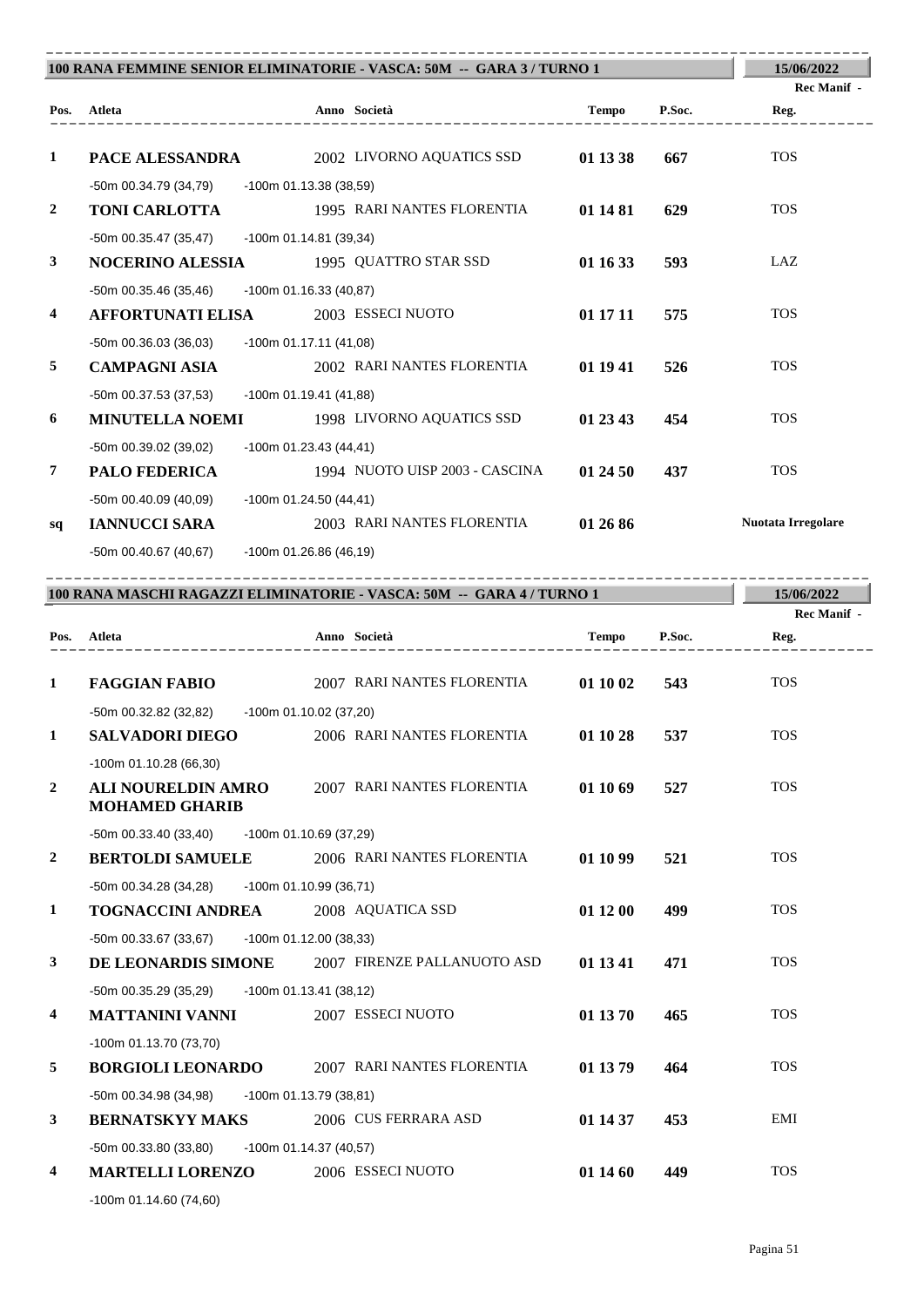## 100 RANA FEMMINE SENIOR ELIMINATORIE - VASCA: 50M -- GARA 3 / TURNO 1

15/06/2022

Rec Manif -

| Pos. | Atleta | Anno | Società | Tempo | P.Soc. | Reg. |
|---|---|---|---|---|---|---|
| 1 | **PACE ALESSANDRA** | 2002 | LIVORNO AQUATICS SSD | **01 13 38** | **667** | TOS |
| | -50m 00.34.79 (34,79) -100m 01.13.38 (38,59) | | | | | |
| 2 | **TONI CARLOTTA** | 1995 | RARI NANTES FLORENTIA | **01 14 81** | **629** | TOS |
| | -50m 00.35.47 (35,47) -100m 01.14.81 (39,34) | | | | | |
| 3 | **NOCERINO ALESSIA** | 1995 | QUATTRO STAR SSD | **01 16 33** | **593** | LAZ |
| | -50m 00.35.46 (35,46) -100m 01.16.33 (40,87) | | | | | |
| 4 | **AFFORTUNATI ELISA** | 2003 | ESSECI NUOTO | **01 17 11** | **575** | TOS |
| | -50m 00.36.03 (36,03) -100m 01.17.11 (41,08) | | | | | |
| 5 | **CAMPAGNI ASIA** | 2002 | RARI NANTES FLORENTIA | **01 19 41** | **526** | TOS |
| | -50m 00.37.53 (37,53) -100m 01.19.41 (41,88) | | | | | |
| 6 | **MINUTELLA NOEMI** | 1998 | LIVORNO AQUATICS SSD | **01 23 43** | **454** | TOS |
| | -50m 00.39.02 (39,02) -100m 01.23.43 (44,41) | | | | | |
| 7 | **PALO FEDERICA** | 1994 | NUOTO UISP 2003 - CASCINA | **01 24 50** | **437** | TOS |
| | -50m 00.40.09 (40,09) -100m 01.24.50 (44,41) | | | | | |
| sq | **IANNUCCI SARA** | 2003 | RARI NANTES FLORENTIA | **01 26 86** | | **Nuotata Irregolare** |
| | -50m 00.40.67 (40,67) -100m 01.26.86 (46,19) | | | | | |

## 100 RANA MASCHI RAGAZZI ELIMINATORIE - VASCA: 50M -- GARA 4 / TURNO 1

15/06/2022

Rec Manif -

| Pos. | Atleta | Anno | Società | Tempo | P.Soc. | Reg. |
|---|---|---|---|---|---|---|
| 1 | **FAGGIAN FABIO** | 2007 | RARI NANTES FLORENTIA | **01 10 02** | **543** | TOS |
| | -50m 00.32.82 (32,82) -100m 01.10.02 (37,20) | | | | | |
| 1 | **SALVADORI DIEGO** | 2006 | RARI NANTES FLORENTIA | **01 10 28** | **537** | TOS |
| | -100m 01.10.28 (66,30) | | | | | |
| 2 | **ALI NOURELDIN AMRO MOHAMED GHARIB** | 2007 | RARI NANTES FLORENTIA | **01 10 69** | **527** | TOS |
| | -50m 00.33.40 (33,40) -100m 01.10.69 (37,29) | | | | | |
| 2 | **BERTOLDI SAMUELE** | 2006 | RARI NANTES FLORENTIA | **01 10 99** | **521** | TOS |
| | -50m 00.34.28 (34,28) -100m 01.10.99 (36,71) | | | | | |
| 1 | **TOGNACCINI ANDREA** | 2008 | AQUATICA SSD | **01 12 00** | **499** | TOS |
| | -50m 00.33.67 (33,67) -100m 01.12.00 (38,33) | | | | | |
| 3 | **DE LEONARDIS SIMONE** | 2007 | FIRENZE PALLANUOTO ASD | **01 13 41** | **471** | TOS |
| | -50m 00.35.29 (35,29) -100m 01.13.41 (38,12) | | | | | |
| 4 | **MATTANINI VANNI** | 2007 | ESSECI NUOTO | **01 13 70** | **465** | TOS |
| | -100m 01.13.70 (73,70) | | | | | |
| 5 | **BORGIOLI LEONARDO** | 2007 | RARI NANTES FLORENTIA | **01 13 79** | **464** | TOS |
| | -50m 00.34.98 (34,98) -100m 01.13.79 (38,81) | | | | | |
| 3 | **BERNATSKYY MAKS** | 2006 | CUS FERRARA ASD | **01 14 37** | **453** | EMI |
| | -50m 00.33.80 (33,80) -100m 01.14.37 (40,57) | | | | | |
| 4 | **MARTELLI LORENZO** | 2006 | ESSECI NUOTO | **01 14 60** | **449** | TOS |
| | -100m 01.14.60 (74,60) | | | | | |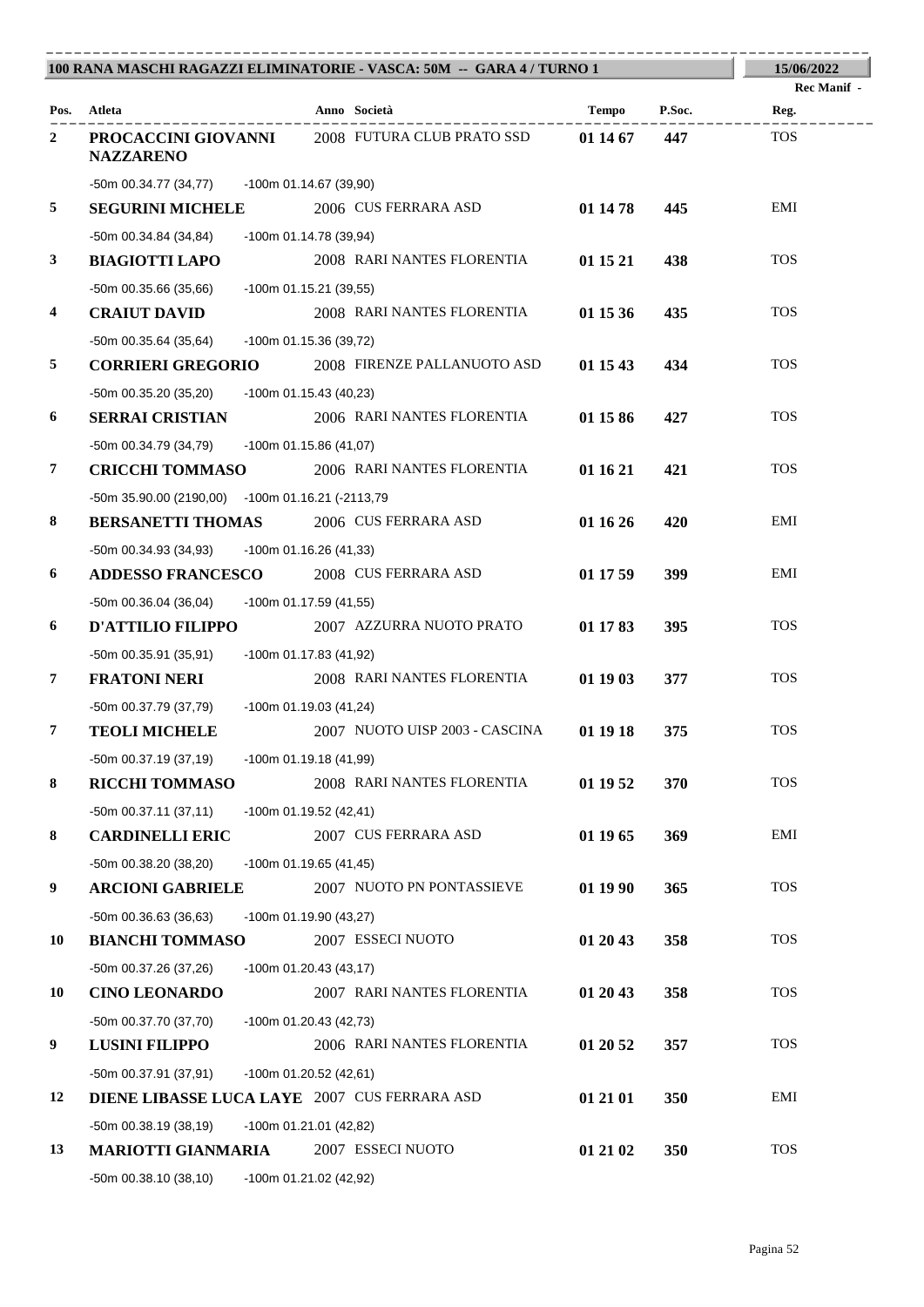| 100 RANA MASCHI RAGAZZI ELIMINATORIE - VASCA: 50M -- GARA 4 / TURNO 1 | | | | | | 15/06/2022 |
|---|---|---|---|---|---|---|
| | | | | | | Rec Manif - |
| **Pos.** | **Atleta** | **Anno** | **Società** | **Tempo** | **P.Soc.** | **Reg.** |
| **2** | **PROCACCINI GIOVANNI NAZZARENO** | 2008 | FUTURA CLUB PRATO SSD | **01 14 67** | **447** | TOS |
| | -50m 00.34.77 (34,77) -100m 01.14.67 (39,90) | | | | | |
| **5** | **SEGURINI MICHELE** | 2006 | CUS FERRARA ASD | **01 14 78** | **445** | EMI |
| | -50m 00.34.84 (34,84) -100m 01.14.78 (39,94) | | | | | |
| **3** | **BIAGIOTTI LAPO** | 2008 | RARI NANTES FLORENTIA | **01 15 21** | **438** | TOS |
| | -50m 00.35.66 (35,66) -100m 01.15.21 (39,55) | | | | | |
| **4** | **CRAIUT DAVID** | 2008 | RARI NANTES FLORENTIA | **01 15 36** | **435** | TOS |
| | -50m 00.35.64 (35,64) -100m 01.15.36 (39,72) | | | | | |
| **5** | **CORRIERI GREGORIO** | 2008 | FIRENZE PALLANUOTO ASD | **01 15 43** | **434** | TOS |
| | -50m 00.35.20 (35,20) -100m 01.15.43 (40,23) | | | | | |
| **6** | **SERRAI CRISTIAN** | 2006 | RARI NANTES FLORENTIA | **01 15 86** | **427** | TOS |
| | -50m 00.34.79 (34,79) -100m 01.15.86 (41,07) | | | | | |
| **7** | **CRICCHI TOMMASO** | 2006 | RARI NANTES FLORENTIA | **01 16 21** | **421** | TOS |
| | -50m 35.90.00 (2190,00) -100m 01.16.21 (-2113,79 | | | | | |
| **8** | **BERSANETTI THOMAS** | 2006 | CUS FERRARA ASD | **01 16 26** | **420** | EMI |
| | -50m 00.34.93 (34,93) -100m 01.16.26 (41,33) | | | | | |
| **6** | **ADDESSO FRANCESCO** | 2008 | CUS FERRARA ASD | **01 17 59** | **399** | EMI |
| | -50m 00.36.04 (36,04) -100m 01.17.59 (41,55) | | | | | |
| **6** | **D'ATTILIO FILIPPO** | 2007 | AZZURRA NUOTO PRATO | **01 17 83** | **395** | TOS |
| | -50m 00.35.91 (35,91) -100m 01.17.83 (41,92) | | | | | |
| **7** | **FRATONI NERI** | 2008 | RARI NANTES FLORENTIA | **01 19 03** | **377** | TOS |
| | -50m 00.37.79 (37,79) -100m 01.19.03 (41,24) | | | | | |
| **7** | **TEOLI MICHELE** | 2007 | NUOTO UISP 2003 - CASCINA | **01 19 18** | **375** | TOS |
| | -50m 00.37.19 (37,19) -100m 01.19.18 (41,99) | | | | | |
| **8** | **RICCHI TOMMASO** | 2008 | RARI NANTES FLORENTIA | **01 19 52** | **370** | TOS |
| | -50m 00.37.11 (37,11) -100m 01.19.52 (42,41) | | | | | |
| **8** | **CARDINELLI ERIC** | 2007 | CUS FERRARA ASD | **01 19 65** | **369** | EMI |
| | -50m 00.38.20 (38,20) -100m 01.19.65 (41,45) | | | | | |
| **9** | **ARCIONI GABRIELE** | 2007 | NUOTO PN PONTASSIEVE | **01 19 90** | **365** | TOS |
| | -50m 00.36.63 (36,63) -100m 01.19.90 (43,27) | | | | | |
| **10** | **BIANCHI TOMMASO** | 2007 | ESSECI NUOTO | **01 20 43** | **358** | TOS |
| | -50m 00.37.26 (37,26) -100m 01.20.43 (43,17) | | | | | |
| **10** | **CINO LEONARDO** | 2007 | RARI NANTES FLORENTIA | **01 20 43** | **358** | TOS |
| | -50m 00.37.70 (37,70) -100m 01.20.43 (42,73) | | | | | |
| **9** | **LUSINI FILIPPO** | 2006 | RARI NANTES FLORENTIA | **01 20 52** | **357** | TOS |
| | -50m 00.37.91 (37,91) -100m 01.20.52 (42,61) | | | | | |
| **12** | **DIENE LIBASSE LUCA LAYE** | 2007 | CUS FERRARA ASD | **01 21 01** | **350** | EMI |
| | -50m 00.38.19 (38,19) -100m 01.21.01 (42,82) | | | | | |
| **13** | **MARIOTTI GIANMARIA** | 2007 | ESSECI NUOTO | **01 21 02** | **350** | TOS |
| | -50m 00.38.10 (38,10) -100m 01.21.02 (42,92) | | | | | |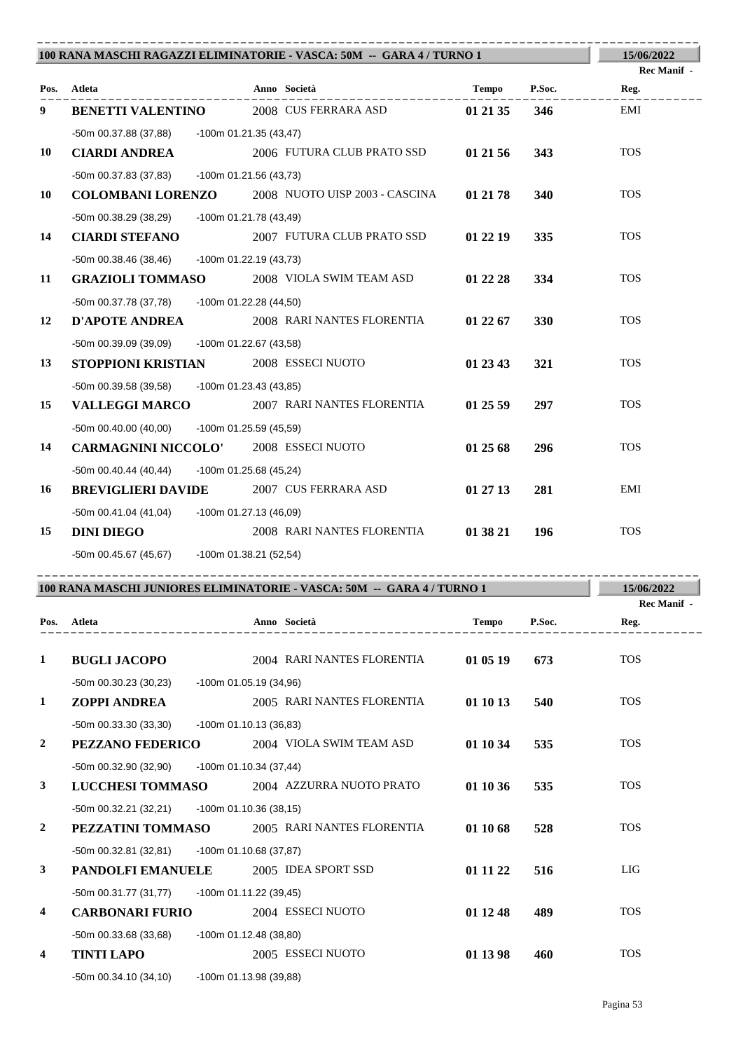## 100 RANA MASCHI RAGAZZI ELIMINATORIE - VASCA: 50M -- GARA 4 / TURNO 1

15/06/2022

Rec Manif -

| Pos. | Atleta | Anno | Società | Tempo | P.Soc. | Reg. |
|---|---|---|---|---|---|---|
| 9 | **BENETTI VALENTINO** | 2008 | CUS FERRARA ASD | **01 21 35** | **346** | EMI |
| | -50m 00.37.88 (37,88) -100m 01.21.35 (43,47) | | | | | |
| 10 | **CIARDI ANDREA** | 2006 | FUTURA CLUB PRATO SSD | **01 21 56** | **343** | TOS |
| | -50m 00.37.83 (37,83) -100m 01.21.56 (43,73) | | | | | |
| 10 | **COLOMBANI LORENZO** | 2008 | NUOTO UISP 2003 - CASCINA | **01 21 78** | **340** | TOS |
| | -50m 00.38.29 (38,29) -100m 01.21.78 (43,49) | | | | | |
| 14 | **CIARDI STEFANO** | 2007 | FUTURA CLUB PRATO SSD | **01 22 19** | **335** | TOS |
| | -50m 00.38.46 (38,46) -100m 01.22.19 (43,73) | | | | | |
| 11 | **GRAZIOLI TOMMASO** | 2008 | VIOLA SWIM TEAM ASD | **01 22 28** | **334** | TOS |
| | -50m 00.37.78 (37,78) -100m 01.22.28 (44,50) | | | | | |
| 12 | **D'APOTE ANDREA** | 2008 | RARI NANTES FLORENTIA | **01 22 67** | **330** | TOS |
| | -50m 00.39.09 (39,09) -100m 01.22.67 (43,58) | | | | | |
| 13 | **STOPPIONI KRISTIAN** | 2008 | ESSECI NUOTO | **01 23 43** | **321** | TOS |
| | -50m 00.39.58 (39,58) -100m 01.23.43 (43,85) | | | | | |
| 15 | **VALLEGGI MARCO** | 2007 | RARI NANTES FLORENTIA | **01 25 59** | **297** | TOS |
| | -50m 00.40.00 (40,00) -100m 01.25.59 (45,59) | | | | | |
| 14 | **CARMAGNINI NICCOLO'** | 2008 | ESSECI NUOTO | **01 25 68** | **296** | TOS |
| | -50m 00.40.44 (40,44) -100m 01.25.68 (45,24) | | | | | |
| 16 | **BREVIGLIERI DAVIDE** | 2007 | CUS FERRARA ASD | **01 27 13** | **281** | EMI |
| | -50m 00.41.04 (41,04) -100m 01.27.13 (46,09) | | | | | |
| 15 | **DINI DIEGO** | 2008 | RARI NANTES FLORENTIA | **01 38 21** | **196** | TOS |
| | -50m 00.45.67 (45,67) -100m 01.38.21 (52,54) | | | | | |

## 100 RANA MASCHI JUNIORES ELIMINATORIE - VASCA: 50M -- GARA 4 / TURNO 1

15/06/2022

Rec Manif -

| Pos. | Atleta | Anno | Società | Tempo | P.Soc. | Reg. |
|---|---|---|---|---|---|---|
| 1 | **BUGLI JACOPO** | 2004 | RARI NANTES FLORENTIA | **01 05 19** | **673** | TOS |
| | -50m 00.30.23 (30,23) -100m 01.05.19 (34,96) | | | | | |
| 1 | **ZOPPI ANDREA** | 2005 | RARI NANTES FLORENTIA | **01 10 13** | **540** | TOS |
| | -50m 00.33.30 (33,30) -100m 01.10.13 (36,83) | | | | | |
| 2 | **PEZZANO FEDERICO** | 2004 | VIOLA SWIM TEAM ASD | **01 10 34** | **535** | TOS |
| | -50m 00.32.90 (32,90) -100m 01.10.34 (37,44) | | | | | |
| 3 | **LUCCHESI TOMMASO** | 2004 | AZZURRA NUOTO PRATO | **01 10 36** | **535** | TOS |
| | -50m 00.32.21 (32,21) -100m 01.10.36 (38,15) | | | | | |
| 2 | **PEZZATINI TOMMASO** | 2005 | RARI NANTES FLORENTIA | **01 10 68** | **528** | TOS |
| | -50m 00.32.81 (32,81) -100m 01.10.68 (37,87) | | | | | |
| 3 | **PANDOLFI EMANUELE** | 2005 | IDEA SPORT SSD | **01 11 22** | **516** | LIG |
| | -50m 00.31.77 (31,77) -100m 01.11.22 (39,45) | | | | | |
| 4 | **CARBONARI FURIO** | 2004 | ESSECI NUOTO | **01 12 48** | **489** | TOS |
| | -50m 00.33.68 (33,68) -100m 01.12.48 (38,80) | | | | | |
| 4 | **TINTI LAPO** | 2005 | ESSECI NUOTO | **01 13 98** | **460** | TOS |
| | -50m 00.34.10 (34,10) -100m 01.13.98 (39,88) | | | | | |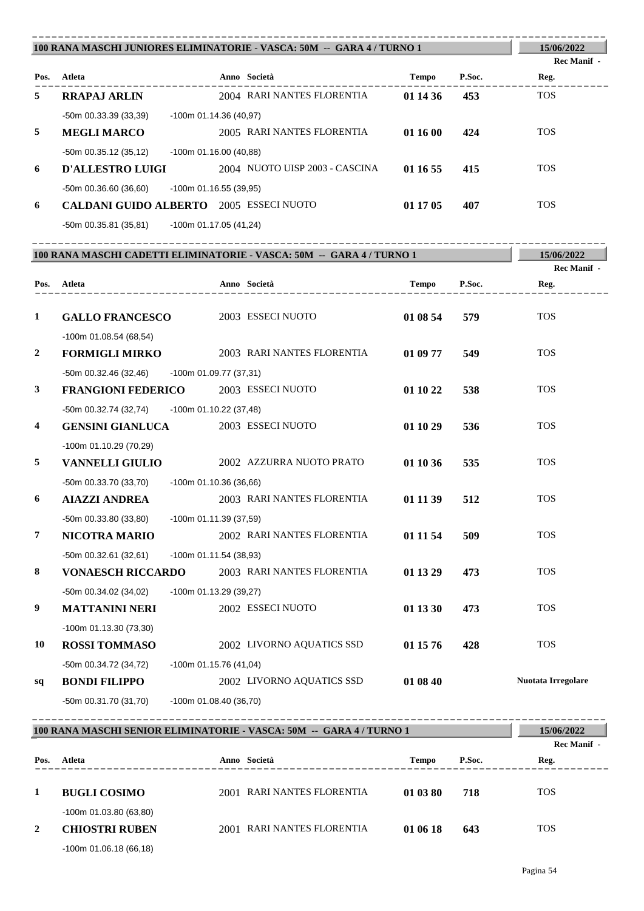## 100 RANA MASCHI JUNIORES ELIMINATORIE - VASCA: 50M -- GARA 4 / TURNO 1

15/06/2022

| Pos. | Atleta | Anno | Società | Tempo | P.Soc. | Rec Manif - Reg. |
|---|---|---|---|---|---|---|
| 5 | **RRAPAJ ARLIN** | 2004 | RARI NANTES FLORENTIA | **01 14 36** | **453** | TOS |
| | -50m 00.33.39 (33,39) -100m 01.14.36 (40,97) | | | | | |
| 5 | **MEGLI MARCO** | 2005 | RARI NANTES FLORENTIA | **01 16 00** | **424** | TOS |
| | -50m 00.35.12 (35,12) -100m 01.16.00 (40,88) | | | | | |
| 6 | **D'ALLESTRO LUIGI** | 2004 | NUOTO UISP 2003 - CASCINA | **01 16 55** | **415** | TOS |
| | -50m 00.36.60 (36,60) -100m 01.16.55 (39,95) | | | | | |
| 6 | **CALDANI GUIDO ALBERTO** | 2005 | ESSECI NUOTO | **01 17 05** | **407** | TOS |
| | -50m 00.35.81 (35,81) -100m 01.17.05 (41,24) | | | | | |

## 100 RANA MASCHI CADETTI ELIMINATORIE - VASCA: 50M -- GARA 4 / TURNO 1

15/06/2022

| Pos. | Atleta | Anno | Società | Tempo | P.Soc. | Rec Manif - Reg. |
|---|---|---|---|---|---|---|
| 1 | **GALLO FRANCESCO** | 2003 | ESSECI NUOTO | **01 08 54** | **579** | TOS |
| | -100m 01.08.54 (68,54) | | | | | |
| 2 | **FORMIGLI MIRKO** | 2003 | RARI NANTES FLORENTIA | **01 09 77** | **549** | TOS |
| | -50m 00.32.46 (32,46) -100m 01.09.77 (37,31) | | | | | |
| 3 | **FRANGIONI FEDERICO** | 2003 | ESSECI NUOTO | **01 10 22** | **538** | TOS |
| | -50m 00.32.74 (32,74) -100m 01.10.22 (37,48) | | | | | |
| 4 | **GENSINI GIANLUCA** | 2003 | ESSECI NUOTO | **01 10 29** | **536** | TOS |
| | -100m 01.10.29 (70,29) | | | | | |
| 5 | **VANNELLI GIULIO** | 2002 | AZZURRA NUOTO PRATO | **01 10 36** | **535** | TOS |
| | -50m 00.33.70 (33,70) -100m 01.10.36 (36,66) | | | | | |
| 6 | **AIAZZI ANDREA** | 2003 | RARI NANTES FLORENTIA | **01 11 39** | **512** | TOS |
| | -50m 00.33.80 (33,80) -100m 01.11.39 (37,59) | | | | | |
| 7 | **NICOTRA MARIO** | 2002 | RARI NANTES FLORENTIA | **01 11 54** | **509** | TOS |
| | -50m 00.32.61 (32,61) -100m 01.11.54 (38,93) | | | | | |
| 8 | **VONAESCH RICCARDO** | 2003 | RARI NANTES FLORENTIA | **01 13 29** | **473** | TOS |
| | -50m 00.34.02 (34,02) -100m 01.13.29 (39,27) | | | | | |
| 9 | **MATTANINI NERI** | 2002 | ESSECI NUOTO | **01 13 30** | **473** | TOS |
| | -100m 01.13.30 (73,30) | | | | | |
| 10 | **ROSSI TOMMASO** | 2002 | LIVORNO AQUATICS SSD | **01 15 76** | **428** | TOS |
| | -50m 00.34.72 (34,72) -100m 01.15.76 (41,04) | | | | | |
| sq | **BONDI FILIPPO** | 2002 | LIVORNO AQUATICS SSD | **01 08 40** | | **Nuotata Irregolare** |
| | -50m 00.31.70 (31,70) -100m 01.08.40 (36,70) | | | | | |

## 100 RANA MASCHI SENIOR ELIMINATORIE - VASCA: 50M -- GARA 4 / TURNO 1

15/06/2022

| Pos. | Atleta | Anno | Società | Tempo | P.Soc. | Rec Manif - Reg. |
|---|---|---|---|---|---|---|
| 1 | **BUGLI COSIMO** | 2001 | RARI NANTES FLORENTIA | **01 03 80** | **718** | TOS |
| | -100m 01.03.80 (63,80) | | | | | |
| 2 | **CHIOSTRI RUBEN** | 2001 | RARI NANTES FLORENTIA | **01 06 18** | **643** | TOS |
| | -100m 01.06.18 (66,18) | | | | | |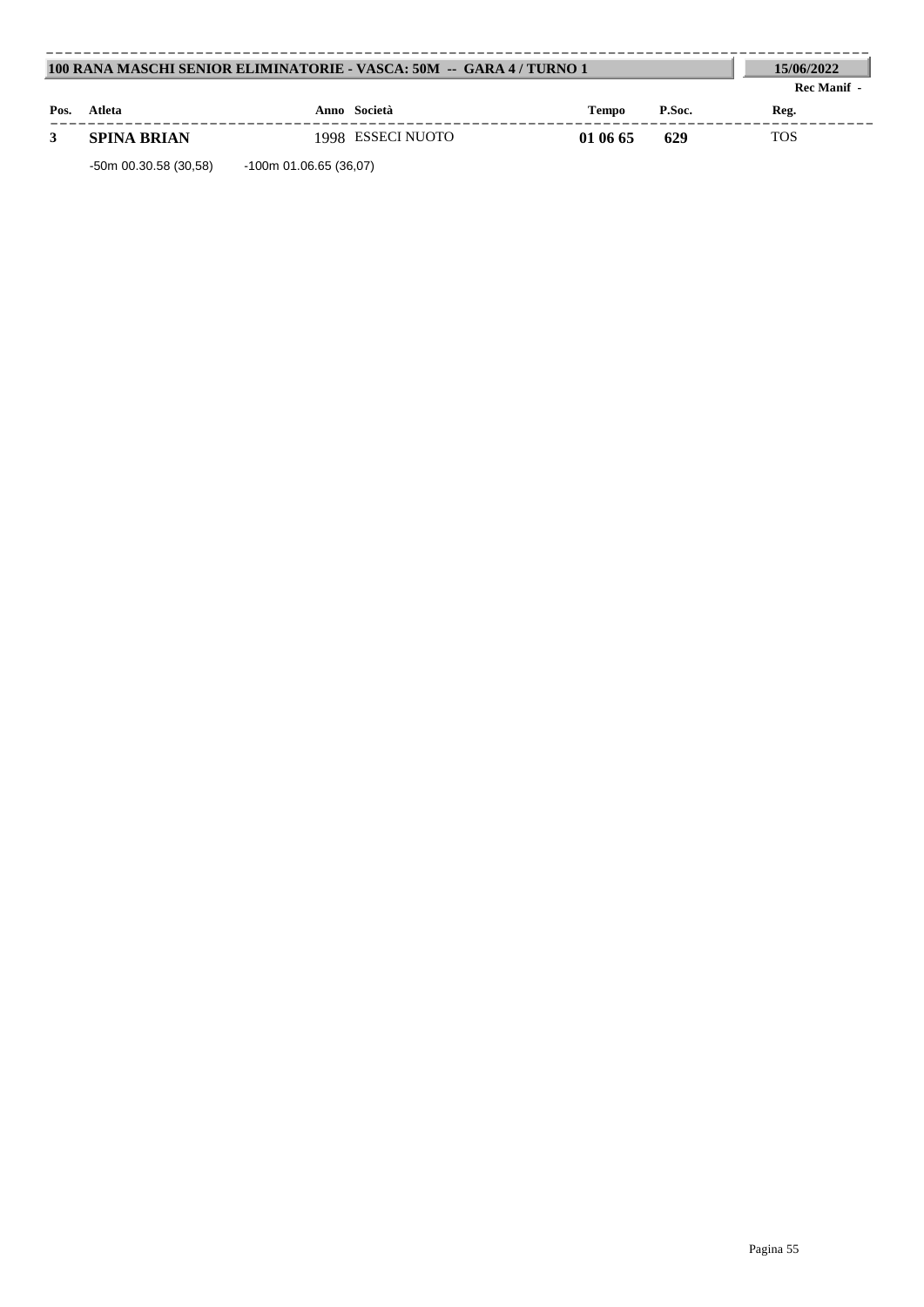**100 RANA MASCHI SENIOR ELIMINATORIE - VASCA: 50M -- GARA 4 / TURNO 1** | **15/06/2022**

**Rec Manif -**

| Pos. | Atleta | Anno | Società | Tempo | P.Soc. | Reg. |
|---|---|---|---|---|---|---|
| **3** | **SPINA BRIAN** | 1998 | ESSECI NUOTO | **01 06 65** | **629** | TOS |

-50m 00.30.58 (30,58)  -100m 01.06.65 (36,07)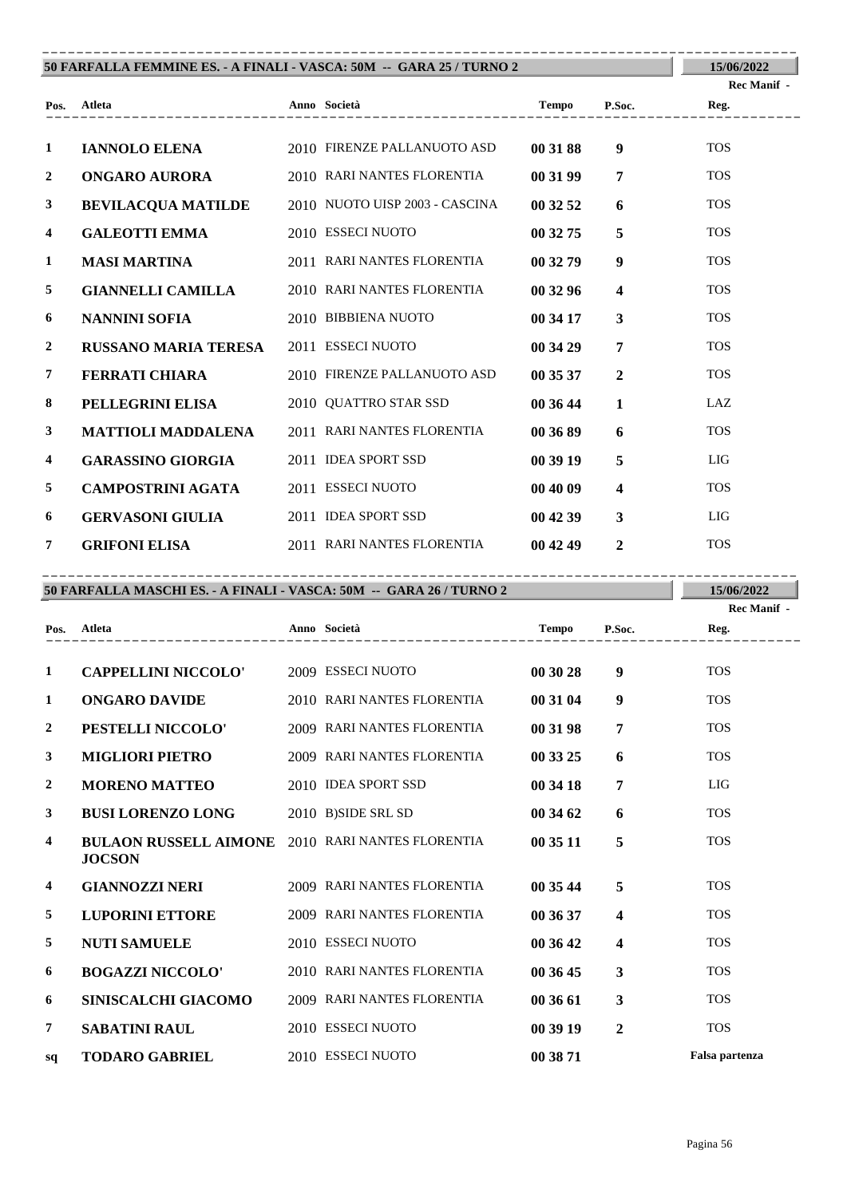## 50 FARFALLA FEMMINE ES. - A FINALI - VASCA: 50M -- GARA 25 / TURNO 2

15/06/2022

| Pos. | Atleta | Anno | Società | Tempo | P.Soc. | Rec Manif - Reg. |
|---|---|---|---|---|---|---|
| 1 | **IANNOLO ELENA** | 2010 | FIRENZE PALLANUOTO ASD | **00 31 88** | **9** | TOS |
| 2 | **ONGARO AURORA** | 2010 | RARI NANTES FLORENTIA | **00 31 99** | **7** | TOS |
| 3 | **BEVILACQUA MATILDE** | 2010 | NUOTO UISP 2003 - CASCINA | **00 32 52** | **6** | TOS |
| 4 | **GALEOTTI EMMA** | 2010 | ESSECI NUOTO | **00 32 75** | **5** | TOS |
| 1 | **MASI MARTINA** | 2011 | RARI NANTES FLORENTIA | **00 32 79** | **9** | TOS |
| 5 | **GIANNELLI CAMILLA** | 2010 | RARI NANTES FLORENTIA | **00 32 96** | **4** | TOS |
| 6 | **NANNINI SOFIA** | 2010 | BIBBIENA NUOTO | **00 34 17** | **3** | TOS |
| 2 | **RUSSANO MARIA TERESA** | 2011 | ESSECI NUOTO | **00 34 29** | **7** | TOS |
| 7 | **FERRATI CHIARA** | 2010 | FIRENZE PALLANUOTO ASD | **00 35 37** | **2** | TOS |
| 8 | **PELLEGRINI ELISA** | 2010 | QUATTRO STAR SSD | **00 36 44** | **1** | LAZ |
| 3 | **MATTIOLI MADDALENA** | 2011 | RARI NANTES FLORENTIA | **00 36 89** | **6** | TOS |
| 4 | **GARASSINO GIORGIA** | 2011 | IDEA SPORT SSD | **00 39 19** | **5** | LIG |
| 5 | **CAMPOSTRINI AGATA** | 2011 | ESSECI NUOTO | **00 40 09** | **4** | TOS |
| 6 | **GERVASONI GIULIA** | 2011 | IDEA SPORT SSD | **00 42 39** | **3** | LIG |
| 7 | **GRIFONI ELISA** | 2011 | RARI NANTES FLORENTIA | **00 42 49** | **2** | TOS |

## 50 FARFALLA MASCHI ES. - A FINALI - VASCA: 50M -- GARA 26 / TURNO 2

15/06/2022

| Pos. | Atleta | Anno | Società | Tempo | P.Soc. | Rec Manif - Reg. |
|---|---|---|---|---|---|---|
| 1 | **CAPPELLINI NICCOLO'** | 2009 | ESSECI NUOTO | **00 30 28** | **9** | TOS |
| 1 | **ONGARO DAVIDE** | 2010 | RARI NANTES FLORENTIA | **00 31 04** | **9** | TOS |
| 2 | **PESTELLI NICCOLO'** | 2009 | RARI NANTES FLORENTIA | **00 31 98** | **7** | TOS |
| 3 | **MIGLIORI PIETRO** | 2009 | RARI NANTES FLORENTIA | **00 33 25** | **6** | TOS |
| 2 | **MORENO MATTEO** | 2010 | IDEA SPORT SSD | **00 34 18** | **7** | LIG |
| 3 | **BUSI LORENZO LONG** | 2010 | B)SIDE SRL SD | **00 34 62** | **6** | TOS |
| 4 | **BULAON RUSSELL AIMONE JOCSON** | 2010 | RARI NANTES FLORENTIA | **00 35 11** | **5** | TOS |
| 4 | **GIANNOZZI NERI** | 2009 | RARI NANTES FLORENTIA | **00 35 44** | **5** | TOS |
| 5 | **LUPORINI ETTORE** | 2009 | RARI NANTES FLORENTIA | **00 36 37** | **4** | TOS |
| 5 | **NUTI SAMUELE** | 2010 | ESSECI NUOTO | **00 36 42** | **4** | TOS |
| 6 | **BOGAZZI NICCOLO'** | 2010 | RARI NANTES FLORENTIA | **00 36 45** | **3** | TOS |
| 6 | **SINISCALCHI GIACOMO** | 2009 | RARI NANTES FLORENTIA | **00 36 61** | **3** | TOS |
| 7 | **SABATINI RAUL** | 2010 | ESSECI NUOTO | **00 39 19** | **2** | TOS |
| sq | **TODARO GABRIEL** | 2010 | ESSECI NUOTO | **00 38 71** | | **Falsa partenza** |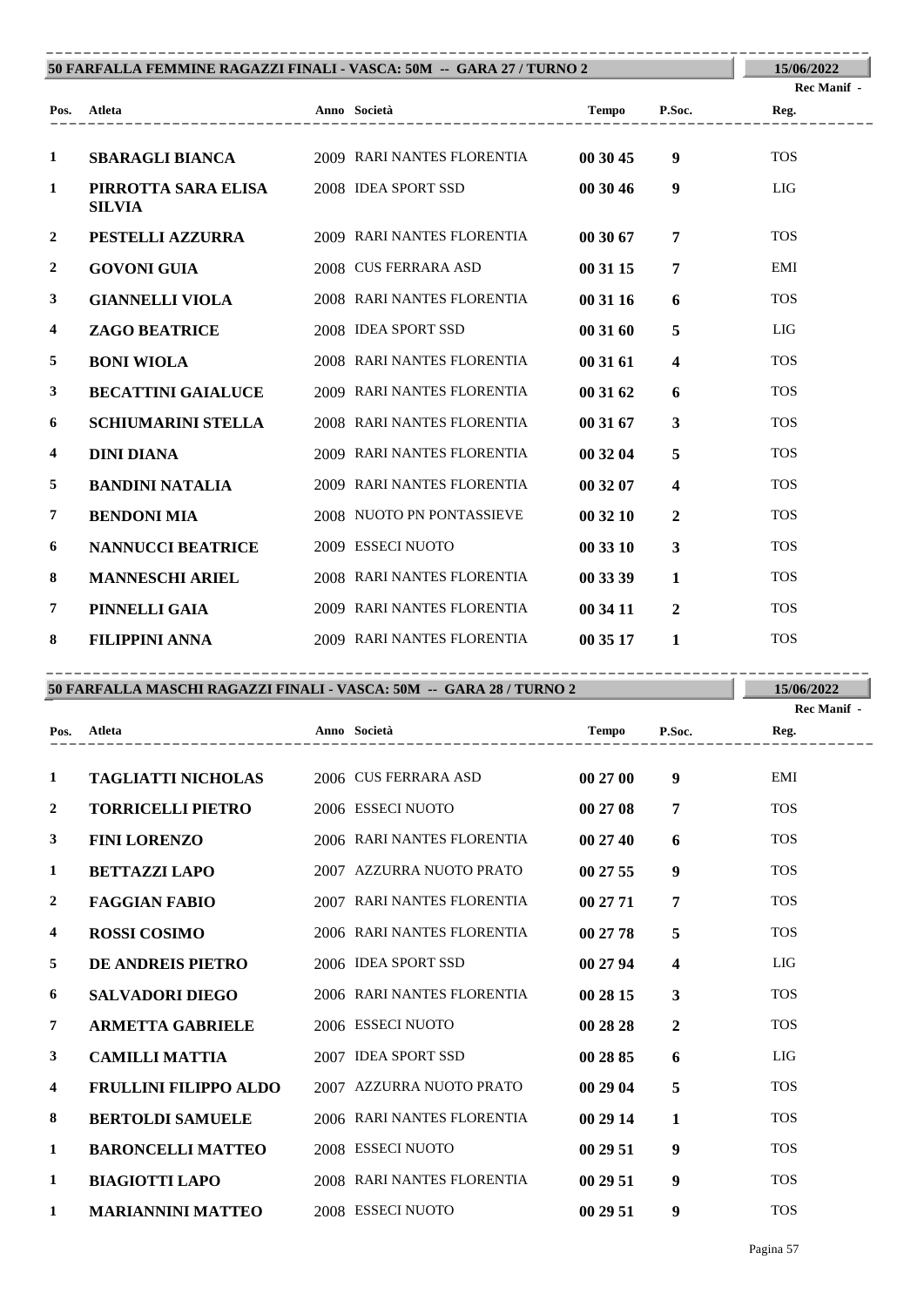## 50 FARFALLA FEMMINE RAGAZZI FINALI - VASCA: 50M -- GARA 27 / TURNO 2

15/06/2022

Rec Manif -

| Pos. | Atleta | Anno | Società | Tempo | P.Soc. | Reg. |
|---|---|---|---|---|---|---|
| 1 | **SBARAGLI BIANCA** | 2009 | RARI NANTES FLORENTIA | **00 30 45** | **9** | TOS |
| 1 | **PIRROTTA SARA ELISA SILVIA** | 2008 | IDEA SPORT SSD | **00 30 46** | **9** | LIG |
| 2 | **PESTELLI AZZURRA** | 2009 | RARI NANTES FLORENTIA | **00 30 67** | **7** | TOS |
| 2 | **GOVONI GUIA** | 2008 | CUS FERRARA ASD | **00 31 15** | **7** | EMI |
| 3 | **GIANNELLI VIOLA** | 2008 | RARI NANTES FLORENTIA | **00 31 16** | **6** | TOS |
| 4 | **ZAGO BEATRICE** | 2008 | IDEA SPORT SSD | **00 31 60** | **5** | LIG |
| 5 | **BONI WIOLA** | 2008 | RARI NANTES FLORENTIA | **00 31 61** | **4** | TOS |
| 3 | **BECATTINI GAIALUCE** | 2009 | RARI NANTES FLORENTIA | **00 31 62** | **6** | TOS |
| 6 | **SCHIUMARINI STELLA** | 2008 | RARI NANTES FLORENTIA | **00 31 67** | **3** | TOS |
| 4 | **DINI DIANA** | 2009 | RARI NANTES FLORENTIA | **00 32 04** | **5** | TOS |
| 5 | **BANDINI NATALIA** | 2009 | RARI NANTES FLORENTIA | **00 32 07** | **4** | TOS |
| 7 | **BENDONI MIA** | 2008 | NUOTO PN PONTASSIEVE | **00 32 10** | **2** | TOS |
| 6 | **NANNUCCI BEATRICE** | 2009 | ESSECI NUOTO | **00 33 10** | **3** | TOS |
| 8 | **MANNESCHI ARIEL** | 2008 | RARI NANTES FLORENTIA | **00 33 39** | **1** | TOS |
| 7 | **PINNELLI GAIA** | 2009 | RARI NANTES FLORENTIA | **00 34 11** | **2** | TOS |
| 8 | **FILIPPINI ANNA** | 2009 | RARI NANTES FLORENTIA | **00 35 17** | **1** | TOS |

## 50 FARFALLA MASCHI RAGAZZI FINALI - VASCA: 50M -- GARA 28 / TURNO 2

15/06/2022

Rec Manif -

| Pos. | Atleta | Anno | Società | Tempo | P.Soc. | Reg. |
|---|---|---|---|---|---|---|
| 1 | **TAGLIATTI NICHOLAS** | 2006 | CUS FERRARA ASD | **00 27 00** | **9** | EMI |
| 2 | **TORRICELLI PIETRO** | 2006 | ESSECI NUOTO | **00 27 08** | **7** | TOS |
| 3 | **FINI LORENZO** | 2006 | RARI NANTES FLORENTIA | **00 27 40** | **6** | TOS |
| 1 | **BETTAZZI LAPO** | 2007 | AZZURRA NUOTO PRATO | **00 27 55** | **9** | TOS |
| 2 | **FAGGIAN FABIO** | 2007 | RARI NANTES FLORENTIA | **00 27 71** | **7** | TOS |
| 4 | **ROSSI COSIMO** | 2006 | RARI NANTES FLORENTIA | **00 27 78** | **5** | TOS |
| 5 | **DE ANDREIS PIETRO** | 2006 | IDEA SPORT SSD | **00 27 94** | **4** | LIG |
| 6 | **SALVADORI DIEGO** | 2006 | RARI NANTES FLORENTIA | **00 28 15** | **3** | TOS |
| 7 | **ARMETTA GABRIELE** | 2006 | ESSECI NUOTO | **00 28 28** | **2** | TOS |
| 3 | **CAMILLI MATTIA** | 2007 | IDEA SPORT SSD | **00 28 85** | **6** | LIG |
| 4 | **FRULLINI FILIPPO ALDO** | 2007 | AZZURRA NUOTO PRATO | **00 29 04** | **5** | TOS |
| 8 | **BERTOLDI SAMUELE** | 2006 | RARI NANTES FLORENTIA | **00 29 14** | **1** | TOS |
| 1 | **BARONCELLI MATTEO** | 2008 | ESSECI NUOTO | **00 29 51** | **9** | TOS |
| 1 | **BIAGIOTTI LAPO** | 2008 | RARI NANTES FLORENTIA | **00 29 51** | **9** | TOS |
| 1 | **MARIANNINI MATTEO** | 2008 | ESSECI NUOTO | **00 29 51** | **9** | TOS |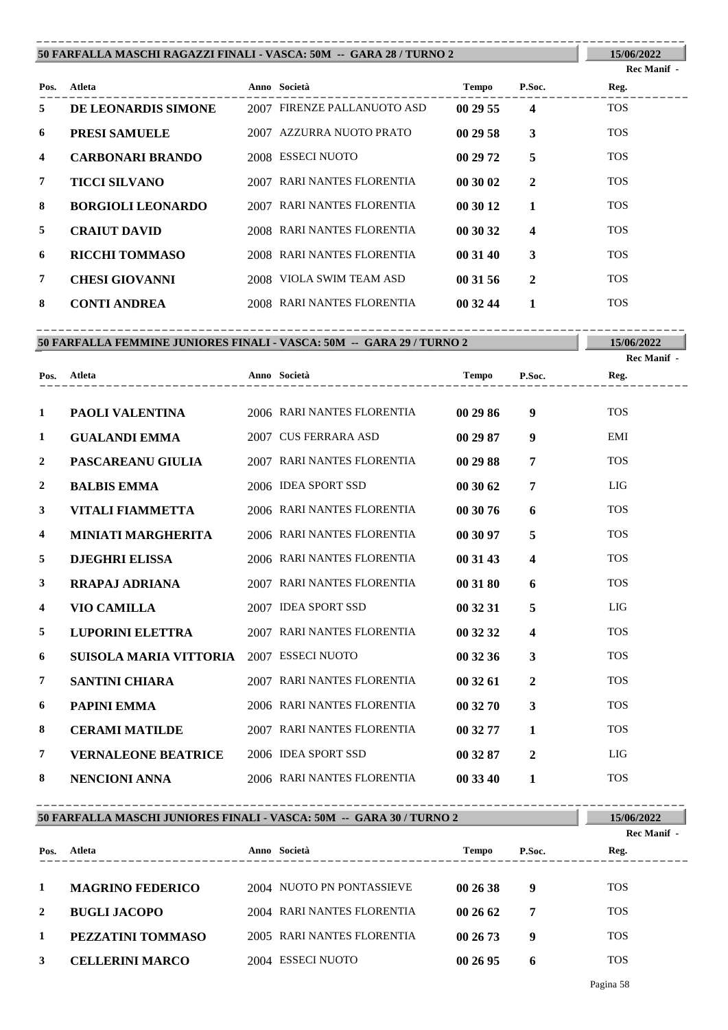## 50 FARFALLA MASCHI RAGAZZI FINALI - VASCA: 50M -- GARA 28 / TURNO 2

15/06/2022

Rec Manif -

| Pos. | Atleta | Anno | Società | Tempo | P.Soc. | Reg. |
|---|---|---|---|---|---|---|
| 5 | **DE LEONARDIS SIMONE** | 2007 | FIRENZE PALLANUOTO ASD | **00 29 55** | **4** | TOS |
| 6 | **PRESI SAMUELE** | 2007 | AZZURRA NUOTO PRATO | **00 29 58** | **3** | TOS |
| 4 | **CARBONARI BRANDO** | 2008 | ESSECI NUOTO | **00 29 72** | **5** | TOS |
| 7 | **TICCI SILVANO** | 2007 | RARI NANTES FLORENTIA | **00 30 02** | **2** | TOS |
| 8 | **BORGIOLI LEONARDO** | 2007 | RARI NANTES FLORENTIA | **00 30 12** | **1** | TOS |
| 5 | **CRAIUT DAVID** | 2008 | RARI NANTES FLORENTIA | **00 30 32** | **4** | TOS |
| 6 | **RICCHI TOMMASO** | 2008 | RARI NANTES FLORENTIA | **00 31 40** | **3** | TOS |
| 7 | **CHESI GIOVANNI** | 2008 | VIOLA SWIM TEAM ASD | **00 31 56** | **2** | TOS |
| 8 | **CONTI ANDREA** | 2008 | RARI NANTES FLORENTIA | **00 32 44** | **1** | TOS |

## 50 FARFALLA FEMMINE JUNIORES FINALI - VASCA: 50M -- GARA 29 / TURNO 2

15/06/2022

Rec Manif -

| Pos. | Atleta | Anno | Società | Tempo | P.Soc. | Reg. |
|---|---|---|---|---|---|---|
| 1 | **PAOLI VALENTINA** | 2006 | RARI NANTES FLORENTIA | **00 29 86** | **9** | TOS |
| 1 | **GUALANDI EMMA** | 2007 | CUS FERRARA ASD | **00 29 87** | **9** | EMI |
| 2 | **PASCAREANU GIULIA** | 2007 | RARI NANTES FLORENTIA | **00 29 88** | **7** | TOS |
| 2 | **BALBIS EMMA** | 2006 | IDEA SPORT SSD | **00 30 62** | **7** | LIG |
| 3 | **VITALI FIAMMETTA** | 2006 | RARI NANTES FLORENTIA | **00 30 76** | **6** | TOS |
| 4 | **MINIATI MARGHERITA** | 2006 | RARI NANTES FLORENTIA | **00 30 97** | **5** | TOS |
| 5 | **DJEGHRI ELISSA** | 2006 | RARI NANTES FLORENTIA | **00 31 43** | **4** | TOS |
| 3 | **RRAPAJ ADRIANA** | 2007 | RARI NANTES FLORENTIA | **00 31 80** | **6** | TOS |
| 4 | **VIO CAMILLA** | 2007 | IDEA SPORT SSD | **00 32 31** | **5** | LIG |
| 5 | **LUPORINI ELETTRA** | 2007 | RARI NANTES FLORENTIA | **00 32 32** | **4** | TOS |
| 6 | **SUISOLA MARIA VITTORIA** | 2007 | ESSECI NUOTO | **00 32 36** | **3** | TOS |
| 7 | **SANTINI CHIARA** | 2007 | RARI NANTES FLORENTIA | **00 32 61** | **2** | TOS |
| 6 | **PAPINI EMMA** | 2006 | RARI NANTES FLORENTIA | **00 32 70** | **3** | TOS |
| 8 | **CERAMI MATILDE** | 2007 | RARI NANTES FLORENTIA | **00 32 77** | **1** | TOS |
| 7 | **VERNALEONE BEATRICE** | 2006 | IDEA SPORT SSD | **00 32 87** | **2** | LIG |
| 8 | **NENCIONI ANNA** | 2006 | RARI NANTES FLORENTIA | **00 33 40** | **1** | TOS |

## 50 FARFALLA MASCHI JUNIORES FINALI - VASCA: 50M -- GARA 30 / TURNO 2

15/06/2022

Rec Manif -

| Pos. | Atleta | Anno | Società | Tempo | P.Soc. | Reg. |
|---|---|---|---|---|---|---|
| 1 | **MAGRINO FEDERICO** | 2004 | NUOTO PN PONTASSIEVE | **00 26 38** | **9** | TOS |
| 2 | **BUGLI JACOPO** | 2004 | RARI NANTES FLORENTIA | **00 26 62** | **7** | TOS |
| 1 | **PEZZATINI TOMMASO** | 2005 | RARI NANTES FLORENTIA | **00 26 73** | **9** | TOS |
| 3 | **CELLERINI MARCO** | 2004 | ESSECI NUOTO | **00 26 95** | **6** | TOS |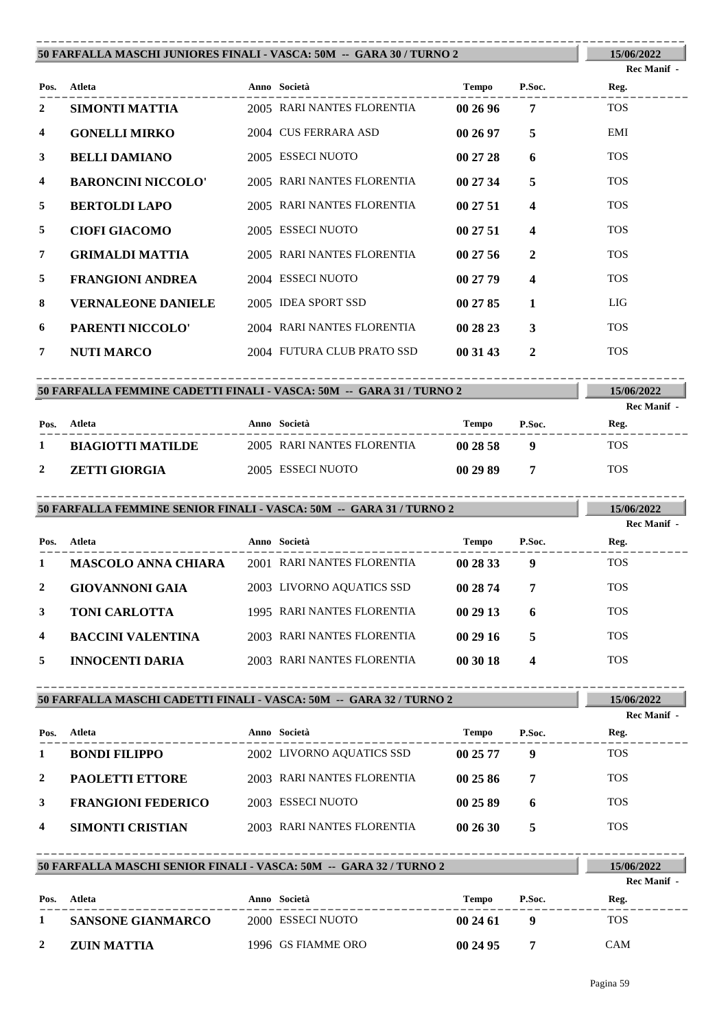## 50 FARFALLA MASCHI JUNIORES FINALI - VASCA: 50M -- GARA 30 / TURNO 2

15/06/2022

Rec Manif -

| Pos. | Atleta | Anno | Società | Tempo | P.Soc. | Reg. |
|---|---|---|---|---|---|---|
| 2 | **SIMONTI MATTIA** | 2005 | RARI NANTES FLORENTIA | **00 26 96** | **7** | TOS |
| 4 | **GONELLI MIRKO** | 2004 | CUS FERRARA ASD | **00 26 97** | **5** | EMI |
| 3 | **BELLI DAMIANO** | 2005 | ESSECI NUOTO | **00 27 28** | **6** | TOS |
| 4 | **BARONCINI NICCOLO'** | 2005 | RARI NANTES FLORENTIA | **00 27 34** | **5** | TOS |
| 5 | **BERTOLDI LAPO** | 2005 | RARI NANTES FLORENTIA | **00 27 51** | **4** | TOS |
| 5 | **CIOFI GIACOMO** | 2005 | ESSECI NUOTO | **00 27 51** | **4** | TOS |
| 7 | **GRIMALDI MATTIA** | 2005 | RARI NANTES FLORENTIA | **00 27 56** | **2** | TOS |
| 5 | **FRANGIONI ANDREA** | 2004 | ESSECI NUOTO | **00 27 79** | **4** | TOS |
| 8 | **VERNALEONE DANIELE** | 2005 | IDEA SPORT SSD | **00 27 85** | **1** | LIG |
| 6 | **PARENTI NICCOLO'** | 2004 | RARI NANTES FLORENTIA | **00 28 23** | **3** | TOS |
| 7 | **NUTI MARCO** | 2004 | FUTURA CLUB PRATO SSD | **00 31 43** | **2** | TOS |

## 50 FARFALLA FEMMINE CADETTI FINALI - VASCA: 50M -- GARA 31 / TURNO 2

15/06/2022

Rec Manif -

| Pos. | Atleta | Anno | Società | Tempo | P.Soc. | Reg. |
|---|---|---|---|---|---|---|
| 1 | **BIAGIOTTI MATILDE** | 2005 | RARI NANTES FLORENTIA | **00 28 58** | **9** | TOS |
| 2 | **ZETTI GIORGIA** | 2005 | ESSECI NUOTO | **00 29 89** | **7** | TOS |

## 50 FARFALLA FEMMINE SENIOR FINALI - VASCA: 50M -- GARA 31 / TURNO 2

15/06/2022

Rec Manif -

| Pos. | Atleta | Anno | Società | Tempo | P.Soc. | Reg. |
|---|---|---|---|---|---|---|
| 1 | **MASCOLO ANNA CHIARA** | 2001 | RARI NANTES FLORENTIA | **00 28 33** | **9** | TOS |
| 2 | **GIOVANNONI GAIA** | 2003 | LIVORNO AQUATICS SSD | **00 28 74** | **7** | TOS |
| 3 | **TONI CARLOTTA** | 1995 | RARI NANTES FLORENTIA | **00 29 13** | **6** | TOS |
| 4 | **BACCINI VALENTINA** | 2003 | RARI NANTES FLORENTIA | **00 29 16** | **5** | TOS |
| 5 | **INNOCENTI DARIA** | 2003 | RARI NANTES FLORENTIA | **00 30 18** | **4** | TOS |

## 50 FARFALLA MASCHI CADETTI FINALI - VASCA: 50M -- GARA 32 / TURNO 2

15/06/2022

Rec Manif -

| Pos. | Atleta | Anno | Società | Tempo | P.Soc. | Reg. |
|---|---|---|---|---|---|---|
| 1 | **BONDI FILIPPO** | 2002 | LIVORNO AQUATICS SSD | **00 25 77** | **9** | TOS |
| 2 | **PAOLETTI ETTORE** | 2003 | RARI NANTES FLORENTIA | **00 25 86** | **7** | TOS |
| 3 | **FRANGIONI FEDERICO** | 2003 | ESSECI NUOTO | **00 25 89** | **6** | TOS |
| 4 | **SIMONTI CRISTIAN** | 2003 | RARI NANTES FLORENTIA | **00 26 30** | **5** | TOS |

## 50 FARFALLA MASCHI SENIOR FINALI - VASCA: 50M -- GARA 32 / TURNO 2

15/06/2022

Rec Manif -

| Pos. | Atleta | Anno | Società | Tempo | P.Soc. | Reg. |
|---|---|---|---|---|---|---|
| 1 | **SANSONE GIANMARCO** | 2000 | ESSECI NUOTO | **00 24 61** | **9** | TOS |
| 2 | **ZUIN MATTIA** | 1996 | GS FIAMME ORO | **00 24 95** | **7** | CAM |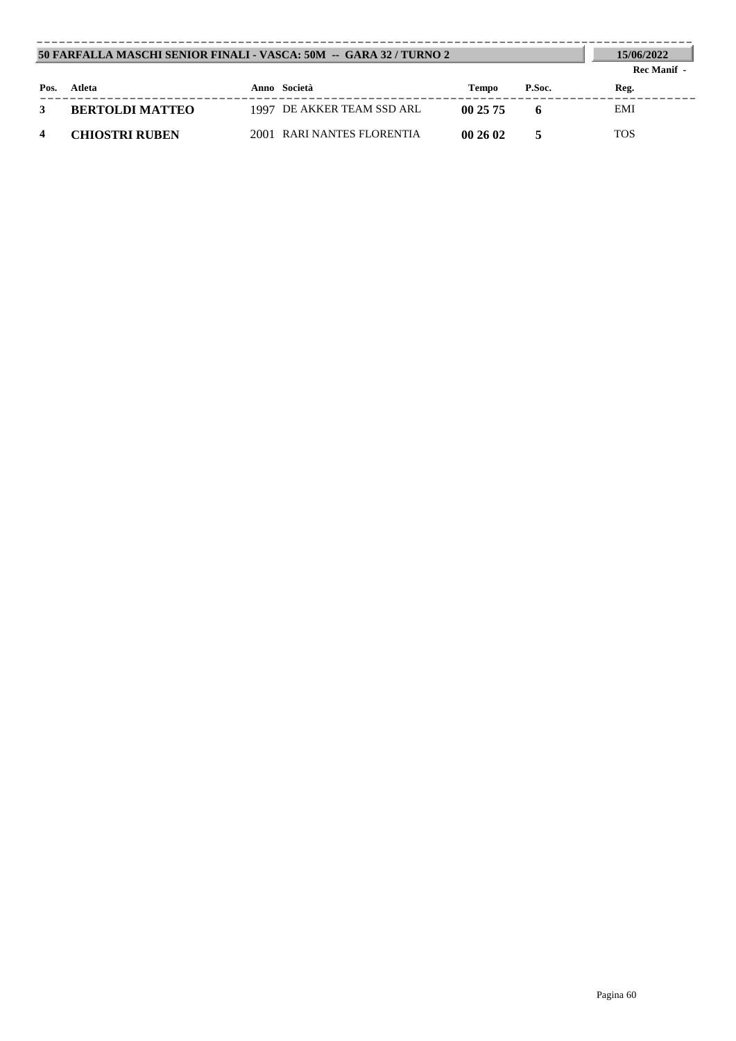## 50 FARFALLA MASCHI SENIOR FINALI - VASCA: 50M -- GARA 32 / TURNO 2

**15/06/2022**

**Rec Manif -**

| Pos. | Atleta | Anno | Società | Tempo | P.Soc. | Reg. |
|---|---|---|---|---|---|---|
| **3** | **BERTOLDI MATTEO** | 1997 | DE AKKER TEAM SSD ARL | **00 25 75** | **6** | EMI |
| **4** | **CHIOSTRI RUBEN** | 2001 | RARI NANTES FLORENTIA | **00 26 02** | **5** | TOS |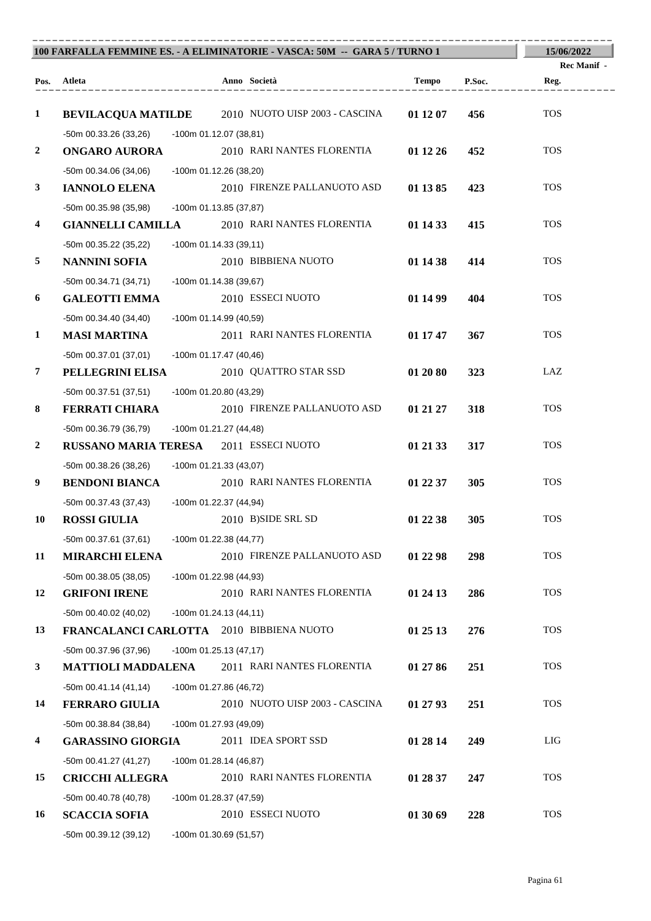**100 FARFALLA FEMMINE ES. - A ELIMINATORIE - VASCA: 50M -- GARA 5 / TURNO 1** — **15/06/2022**

Rec Manif -

| Pos. | Atleta | Anno | Società | Tempo | P.Soc. | Reg. |
|---|---|---|---|---|---|---|
| 1 | **BEVILACQUA MATILDE** | 2010 | NUOTO UISP 2003 - CASCINA | **01 12 07** | **456** | TOS |
| | -50m 00.33.26 (33,26) -100m 01.12.07 (38,81) | | | | | |
| 2 | **ONGARO AURORA** | 2010 | RARI NANTES FLORENTIA | **01 12 26** | **452** | TOS |
| | -50m 00.34.06 (34,06) -100m 01.12.26 (38,20) | | | | | |
| 3 | **IANNOLO ELENA** | 2010 | FIRENZE PALLANUOTO ASD | **01 13 85** | **423** | TOS |
| | -50m 00.35.98 (35,98) -100m 01.13.85 (37,87) | | | | | |
| 4 | **GIANNELLI CAMILLA** | 2010 | RARI NANTES FLORENTIA | **01 14 33** | **415** | TOS |
| | -50m 00.35.22 (35,22) -100m 01.14.33 (39,11) | | | | | |
| 5 | **NANNINI SOFIA** | 2010 | BIBBIENA NUOTO | **01 14 38** | **414** | TOS |
| | -50m 00.34.71 (34,71) -100m 01.14.38 (39,67) | | | | | |
| 6 | **GALEOTTI EMMA** | 2010 | ESSECI NUOTO | **01 14 99** | **404** | TOS |
| | -50m 00.34.40 (34,40) -100m 01.14.99 (40,59) | | | | | |
| 1 | **MASI MARTINA** | 2011 | RARI NANTES FLORENTIA | **01 17 47** | **367** | TOS |
| | -50m 00.37.01 (37,01) -100m 01.17.47 (40,46) | | | | | |
| 7 | **PELLEGRINI ELISA** | 2010 | QUATTRO STAR SSD | **01 20 80** | **323** | LAZ |
| | -50m 00.37.51 (37,51) -100m 01.20.80 (43,29) | | | | | |
| 8 | **FERRATI CHIARA** | 2010 | FIRENZE PALLANUOTO ASD | **01 21 27** | **318** | TOS |
| | -50m 00.36.79 (36,79) -100m 01.21.27 (44,48) | | | | | |
| 2 | **RUSSANO MARIA TERESA** | 2011 | ESSECI NUOTO | **01 21 33** | **317** | TOS |
| | -50m 00.38.26 (38,26) -100m 01.21.33 (43,07) | | | | | |
| 9 | **BENDONI BIANCA** | 2010 | RARI NANTES FLORENTIA | **01 22 37** | **305** | TOS |
| | -50m 00.37.43 (37,43) -100m 01.22.37 (44,94) | | | | | |
| 10 | **ROSSI GIULIA** | 2010 | B)SIDE SRL SD | **01 22 38** | **305** | TOS |
| | -50m 00.37.61 (37,61) -100m 01.22.38 (44,77) | | | | | |
| 11 | **MIRARCHI ELENA** | 2010 | FIRENZE PALLANUOTO ASD | **01 22 98** | **298** | TOS |
| | -50m 00.38.05 (38,05) -100m 01.22.98 (44,93) | | | | | |
| 12 | **GRIFONI IRENE** | 2010 | RARI NANTES FLORENTIA | **01 24 13** | **286** | TOS |
| | -50m 00.40.02 (40,02) -100m 01.24.13 (44,11) | | | | | |
| 13 | **FRANCALANCI CARLOTTA** | 2010 | BIBBIENA NUOTO | **01 25 13** | **276** | TOS |
| | -50m 00.37.96 (37,96) -100m 01.25.13 (47,17) | | | | | |
| 3 | **MATTIOLI MADDALENA** | 2011 | RARI NANTES FLORENTIA | **01 27 86** | **251** | TOS |
| | -50m 00.41.14 (41,14) -100m 01.27.86 (46,72) | | | | | |
| 14 | **FERRARO GIULIA** | 2010 | NUOTO UISP 2003 - CASCINA | **01 27 93** | **251** | TOS |
| | -50m 00.38.84 (38,84) -100m 01.27.93 (49,09) | | | | | |
| 4 | **GARASSINO GIORGIA** | 2011 | IDEA SPORT SSD | **01 28 14** | **249** | LIG |
| | -50m 00.41.27 (41,27) -100m 01.28.14 (46,87) | | | | | |
| 15 | **CRICCHI ALLEGRA** | 2010 | RARI NANTES FLORENTIA | **01 28 37** | **247** | TOS |
| | -50m 00.40.78 (40,78) -100m 01.28.37 (47,59) | | | | | |
| 16 | **SCACCIA SOFIA** | 2010 | ESSECI NUOTO | **01 30 69** | **228** | TOS |
| | -50m 00.39.12 (39,12) -100m 01.30.69 (51,57) | | | | | |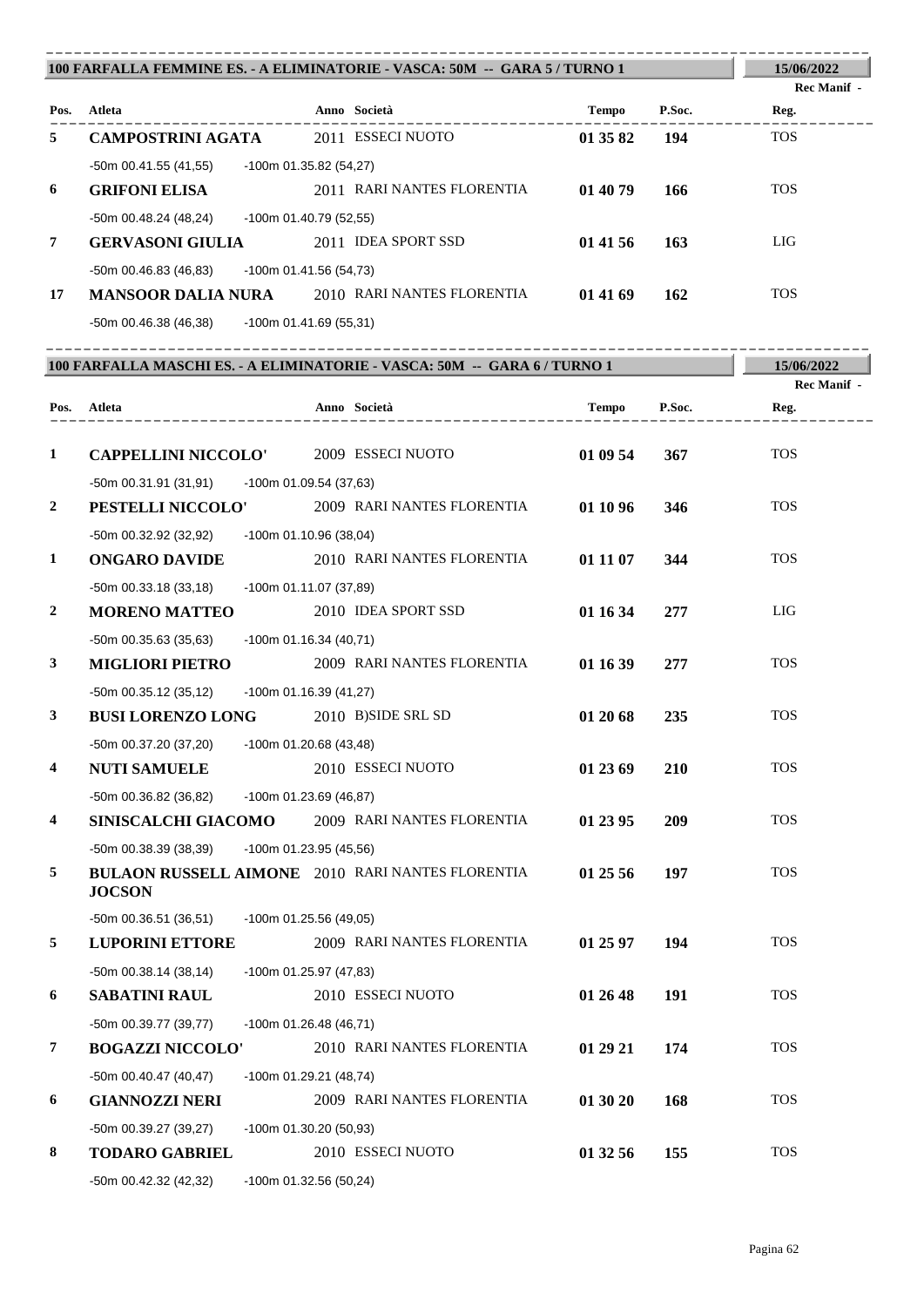## 100 FARFALLA FEMMINE ES. - A ELIMINATORIE - VASCA: 50M -- GARA 5 / TURNO 1

15/06/2022

Rec Manif -

| Pos. | Atleta | Anno | Società | Tempo | P.Soc. | Reg. |
|---|---|---|---|---|---|---|
| 5 | **CAMPOSTRINI AGATA** | 2011 | ESSECI NUOTO | **01 35 82** | **194** | TOS |
| | -50m 00.41.55 (41,55) -100m 01.35.82 (54,27) | | | | | |
| 6 | **GRIFONI ELISA** | 2011 | RARI NANTES FLORENTIA | **01 40 79** | **166** | TOS |
| | -50m 00.48.24 (48,24) -100m 01.40.79 (52,55) | | | | | |
| 7 | **GERVASONI GIULIA** | 2011 | IDEA SPORT SSD | **01 41 56** | **163** | LIG |
| | -50m 00.46.83 (46,83) -100m 01.41.56 (54,73) | | | | | |
| 17 | **MANSOOR DALIA NURA** | 2010 | RARI NANTES FLORENTIA | **01 41 69** | **162** | TOS |
| | -50m 00.46.38 (46,38) -100m 01.41.69 (55,31) | | | | | |

## 100 FARFALLA MASCHI ES. - A ELIMINATORIE - VASCA: 50M -- GARA 6 / TURNO 1

15/06/2022

Rec Manif -

| Pos. | Atleta | Anno | Società | Tempo | P.Soc. | Reg. |
|---|---|---|---|---|---|---|
| 1 | **CAPPELLINI NICCOLO'** | 2009 | ESSECI NUOTO | **01 09 54** | **367** | TOS |
| | -50m 00.31.91 (31,91) -100m 01.09.54 (37,63) | | | | | |
| 2 | **PESTELLI NICCOLO'** | 2009 | RARI NANTES FLORENTIA | **01 10 96** | **346** | TOS |
| | -50m 00.32.92 (32,92) -100m 01.10.96 (38,04) | | | | | |
| 1 | **ONGARO DAVIDE** | 2010 | RARI NANTES FLORENTIA | **01 11 07** | **344** | TOS |
| | -50m 00.33.18 (33,18) -100m 01.11.07 (37,89) | | | | | |
| 2 | **MORENO MATTEO** | 2010 | IDEA SPORT SSD | **01 16 34** | **277** | LIG |
| | -50m 00.35.63 (35,63) -100m 01.16.34 (40,71) | | | | | |
| 3 | **MIGLIORI PIETRO** | 2009 | RARI NANTES FLORENTIA | **01 16 39** | **277** | TOS |
| | -50m 00.35.12 (35,12) -100m 01.16.39 (41,27) | | | | | |
| 3 | **BUSI LORENZO LONG** | 2010 | B)SIDE SRL SD | **01 20 68** | **235** | TOS |
| | -50m 00.37.20 (37,20) -100m 01.20.68 (43,48) | | | | | |
| 4 | **NUTI SAMUELE** | 2010 | ESSECI NUOTO | **01 23 69** | **210** | TOS |
| | -50m 00.36.82 (36,82) -100m 01.23.69 (46,87) | | | | | |
| 4 | **SINISCALCHI GIACOMO** | 2009 | RARI NANTES FLORENTIA | **01 23 95** | **209** | TOS |
| | -50m 00.38.39 (38,39) -100m 01.23.95 (45,56) | | | | | |
| 5 | **BULAON RUSSELL AIMONE JOCSON** | 2010 | RARI NANTES FLORENTIA | **01 25 56** | **197** | TOS |
| | -50m 00.36.51 (36,51) -100m 01.25.56 (49,05) | | | | | |
| 5 | **LUPORINI ETTORE** | 2009 | RARI NANTES FLORENTIA | **01 25 97** | **194** | TOS |
| | -50m 00.38.14 (38,14) -100m 01.25.97 (47,83) | | | | | |
| 6 | **SABATINI RAUL** | 2010 | ESSECI NUOTO | **01 26 48** | **191** | TOS |
| | -50m 00.39.77 (39,77) -100m 01.26.48 (46,71) | | | | | |
| 7 | **BOGAZZI NICCOLO'** | 2010 | RARI NANTES FLORENTIA | **01 29 21** | **174** | TOS |
| | -50m 00.40.47 (40,47) -100m 01.29.21 (48,74) | | | | | |
| 6 | **GIANNOZZI NERI** | 2009 | RARI NANTES FLORENTIA | **01 30 20** | **168** | TOS |
| | -50m 00.39.27 (39,27) -100m 01.30.20 (50,93) | | | | | |
| 8 | **TODARO GABRIEL** | 2010 | ESSECI NUOTO | **01 32 56** | **155** | TOS |
| | -50m 00.42.32 (42,32) -100m 01.32.56 (50,24) | | | | | |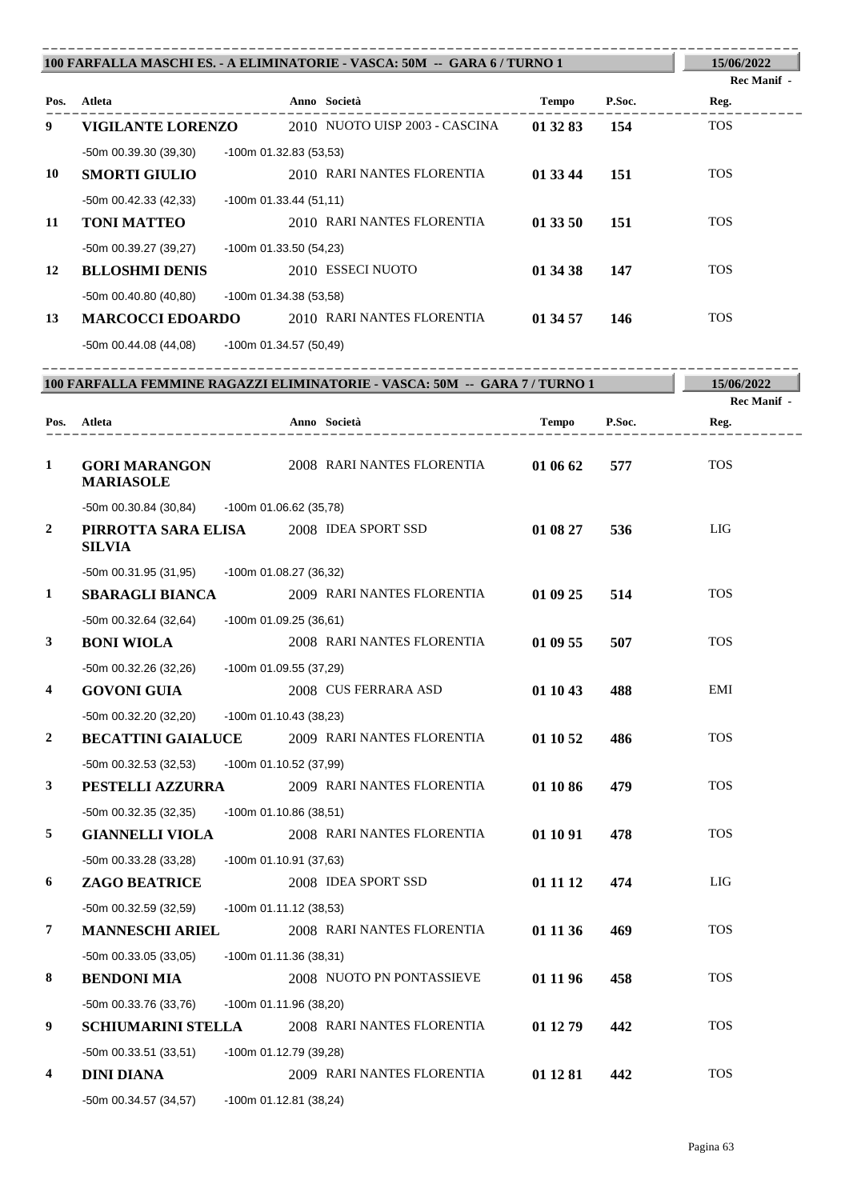## 100 FARFALLA MASCHI ES. - A ELIMINATORIE - VASCA: 50M -- GARA 6 / TURNO 1

15/06/2022

Rec Manif -

| Pos. | Atleta | Anno | Società | Tempo | P.Soc. | Reg. |
|---|---|---|---|---|---|---|
| 9 | **VIGILANTE LORENZO** | 2010 | NUOTO UISP 2003 - CASCINA | **01 32 83** | **154** | TOS |
| | -50m 00.39.30 (39,30) -100m 01.32.83 (53,53) | | | | | |
| 10 | **SMORTI GIULIO** | 2010 | RARI NANTES FLORENTIA | **01 33 44** | **151** | TOS |
| | -50m 00.42.33 (42,33) -100m 01.33.44 (51,11) | | | | | |
| 11 | **TONI MATTEO** | 2010 | RARI NANTES FLORENTIA | **01 33 50** | **151** | TOS |
| | -50m 00.39.27 (39,27) -100m 01.33.50 (54,23) | | | | | |
| 12 | **BLLOSHMI DENIS** | 2010 | ESSECI NUOTO | **01 34 38** | **147** | TOS |
| | -50m 00.40.80 (40,80) -100m 01.34.38 (53,58) | | | | | |
| 13 | **MARCOCCI EDOARDO** | 2010 | RARI NANTES FLORENTIA | **01 34 57** | **146** | TOS |
| | -50m 00.44.08 (44,08) -100m 01.34.57 (50,49) | | | | | |

## 100 FARFALLA FEMMINE RAGAZZI ELIMINATORIE - VASCA: 50M -- GARA 7 / TURNO 1

15/06/2022

Rec Manif -

| Pos. | Atleta | Anno | Società | Tempo | P.Soc. | Reg. |
|---|---|---|---|---|---|---|
| 1 | **GORI MARANGON MARIASOLE** | 2008 | RARI NANTES FLORENTIA | **01 06 62** | **577** | TOS |
| | -50m 00.30.84 (30,84) -100m 01.06.62 (35,78) | | | | | |
| 2 | **PIRROTTA SARA ELISA SILVIA** | 2008 | IDEA SPORT SSD | **01 08 27** | **536** | LIG |
| | -50m 00.31.95 (31,95) -100m 01.08.27 (36,32) | | | | | |
| 1 | **SBARAGLI BIANCA** | 2009 | RARI NANTES FLORENTIA | **01 09 25** | **514** | TOS |
| | -50m 00.32.64 (32,64) -100m 01.09.25 (36,61) | | | | | |
| 3 | **BONI WIOLA** | 2008 | RARI NANTES FLORENTIA | **01 09 55** | **507** | TOS |
| | -50m 00.32.26 (32,26) -100m 01.09.55 (37,29) | | | | | |
| 4 | **GOVONI GUIA** | 2008 | CUS FERRARA ASD | **01 10 43** | **488** | EMI |
| | -50m 00.32.20 (32,20) -100m 01.10.43 (38,23) | | | | | |
| 2 | **BECATTINI GAIALUCE** | 2009 | RARI NANTES FLORENTIA | **01 10 52** | **486** | TOS |
| | -50m 00.32.53 (32,53) -100m 01.10.52 (37,99) | | | | | |
| 3 | **PESTELLI AZZURRA** | 2009 | RARI NANTES FLORENTIA | **01 10 86** | **479** | TOS |
| | -50m 00.32.35 (32,35) -100m 01.10.86 (38,51) | | | | | |
| 5 | **GIANNELLI VIOLA** | 2008 | RARI NANTES FLORENTIA | **01 10 91** | **478** | TOS |
| | -50m 00.33.28 (33,28) -100m 01.10.91 (37,63) | | | | | |
| 6 | **ZAGO BEATRICE** | 2008 | IDEA SPORT SSD | **01 11 12** | **474** | LIG |
| | -50m 00.32.59 (32,59) -100m 01.11.12 (38,53) | | | | | |
| 7 | **MANNESCHI ARIEL** | 2008 | RARI NANTES FLORENTIA | **01 11 36** | **469** | TOS |
| | -50m 00.33.05 (33,05) -100m 01.11.36 (38,31) | | | | | |
| 8 | **BENDONI MIA** | 2008 | NUOTO PN PONTASSIEVE | **01 11 96** | **458** | TOS |
| | -50m 00.33.76 (33,76) -100m 01.11.96 (38,20) | | | | | |
| 9 | **SCHIUMARINI STELLA** | 2008 | RARI NANTES FLORENTIA | **01 12 79** | **442** | TOS |
| | -50m 00.33.51 (33,51) -100m 01.12.79 (39,28) | | | | | |
| 4 | **DINI DIANA** | 2009 | RARI NANTES FLORENTIA | **01 12 81** | **442** | TOS |
| | -50m 00.34.57 (34,57) -100m 01.12.81 (38,24) | | | | | |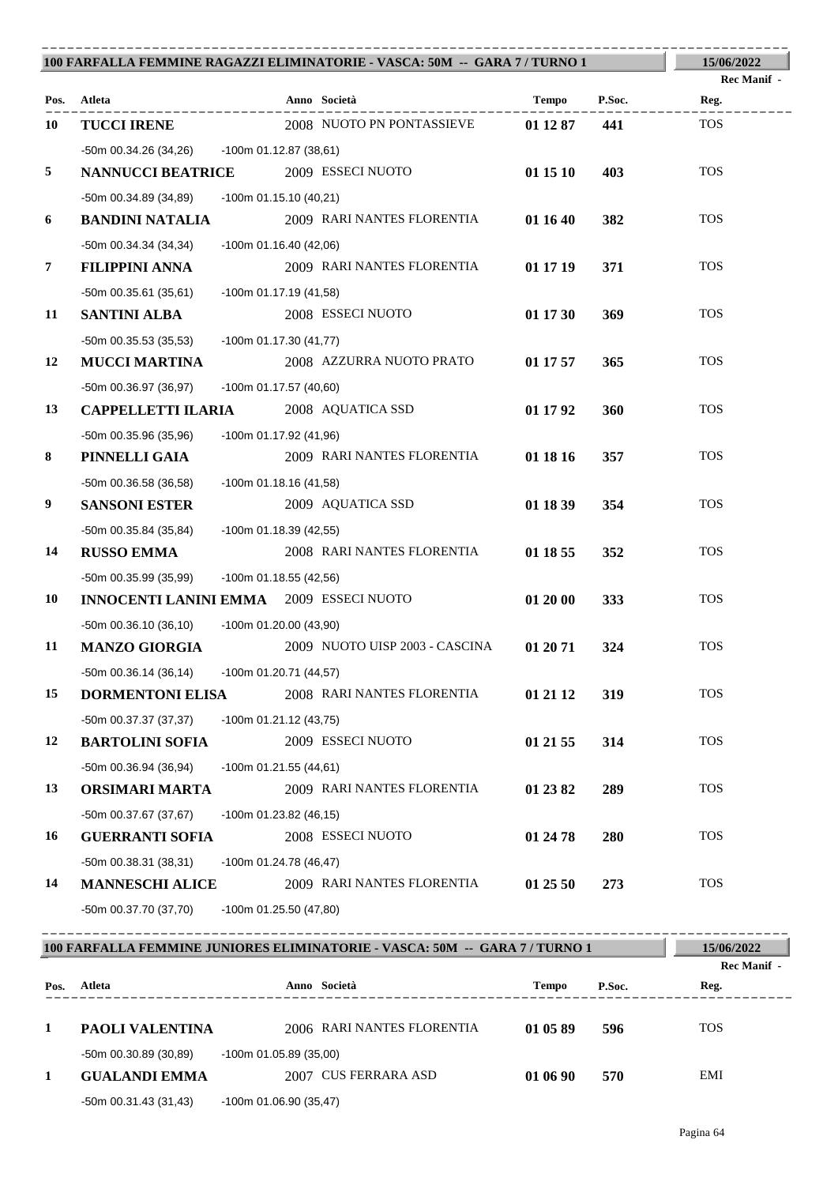## 100 FARFALLA FEMMINE RAGAZZI ELIMINATORIE - VASCA: 50M -- GARA 7 / TURNO 1

15/06/2022

| Pos. | Atleta | Anno | Società | Tempo | P.Soc. | Rec Manif - Reg. |
|---|---|---|---|---|---|---|
| 10 | **TUCCI IRENE** | 2008 | NUOTO PN PONTASSIEVE | **01 12 87** | **441** | TOS |
| | -50m 00.34.26 (34,26) -100m 01.12.87 (38,61) | | | | | |
| 5 | **NANNUCCI BEATRICE** | 2009 | ESSECI NUOTO | **01 15 10** | **403** | TOS |
| | -50m 00.34.89 (34,89) -100m 01.15.10 (40,21) | | | | | |
| 6 | **BANDINI NATALIA** | 2009 | RARI NANTES FLORENTIA | **01 16 40** | **382** | TOS |
| | -50m 00.34.34 (34,34) -100m 01.16.40 (42,06) | | | | | |
| 7 | **FILIPPINI ANNA** | 2009 | RARI NANTES FLORENTIA | **01 17 19** | **371** | TOS |
| | -50m 00.35.61 (35,61) -100m 01.17.19 (41,58) | | | | | |
| 11 | **SANTINI ALBA** | 2008 | ESSECI NUOTO | **01 17 30** | **369** | TOS |
| | -50m 00.35.53 (35,53) -100m 01.17.30 (41,77) | | | | | |
| 12 | **MUCCI MARTINA** | 2008 | AZZURRA NUOTO PRATO | **01 17 57** | **365** | TOS |
| | -50m 00.36.97 (36,97) -100m 01.17.57 (40,60) | | | | | |
| 13 | **CAPPELLETTI ILARIA** | 2008 | AQUATICA SSD | **01 17 92** | **360** | TOS |
| | -50m 00.35.96 (35,96) -100m 01.17.92 (41,96) | | | | | |
| 8 | **PINNELLI GAIA** | 2009 | RARI NANTES FLORENTIA | **01 18 16** | **357** | TOS |
| | -50m 00.36.58 (36,58) -100m 01.18.16 (41,58) | | | | | |
| 9 | **SANSONI ESTER** | 2009 | AQUATICA SSD | **01 18 39** | **354** | TOS |
| | -50m 00.35.84 (35,84) -100m 01.18.39 (42,55) | | | | | |
| 14 | **RUSSO EMMA** | 2008 | RARI NANTES FLORENTIA | **01 18 55** | **352** | TOS |
| | -50m 00.35.99 (35,99) -100m 01.18.55 (42,56) | | | | | |
| 10 | **INNOCENTI LANINI EMMA** | 2009 | ESSECI NUOTO | **01 20 00** | **333** | TOS |
| | -50m 00.36.10 (36,10) -100m 01.20.00 (43,90) | | | | | |
| 11 | **MANZO GIORGIA** | 2009 | NUOTO UISP 2003 - CASCINA | **01 20 71** | **324** | TOS |
| | -50m 00.36.14 (36,14) -100m 01.20.71 (44,57) | | | | | |
| 15 | **DORMENTONI ELISA** | 2008 | RARI NANTES FLORENTIA | **01 21 12** | **319** | TOS |
| | -50m 00.37.37 (37,37) -100m 01.21.12 (43,75) | | | | | |
| 12 | **BARTOLINI SOFIA** | 2009 | ESSECI NUOTO | **01 21 55** | **314** | TOS |
| | -50m 00.36.94 (36,94) -100m 01.21.55 (44,61) | | | | | |
| 13 | **ORSIMARI MARTA** | 2009 | RARI NANTES FLORENTIA | **01 23 82** | **289** | TOS |
| | -50m 00.37.67 (37,67) -100m 01.23.82 (46,15) | | | | | |
| 16 | **GUERRANTI SOFIA** | 2008 | ESSECI NUOTO | **01 24 78** | **280** | TOS |
| | -50m 00.38.31 (38,31) -100m 01.24.78 (46,47) | | | | | |
| 14 | **MANNESCHI ALICE** | 2009 | RARI NANTES FLORENTIA | **01 25 50** | **273** | TOS |
| | -50m 00.37.70 (37,70) -100m 01.25.50 (47,80) | | | | | |

## 100 FARFALLA FEMMINE JUNIORES ELIMINATORIE - VASCA: 50M -- GARA 7 / TURNO 1

15/06/2022

| Pos. | Atleta | Anno | Società | Tempo | P.Soc. | Rec Manif - Reg. |
|---|---|---|---|---|---|---|
| 1 | **PAOLI VALENTINA** | 2006 | RARI NANTES FLORENTIA | **01 05 89** | **596** | TOS |
| | -50m 00.30.89 (30,89) -100m 01.05.89 (35,00) | | | | | |
| 1 | **GUALANDI EMMA** | 2007 | CUS FERRARA ASD | **01 06 90** | **570** | EMI |
| | -50m 00.31.43 (31,43) -100m 01.06.90 (35,47) | | | | | |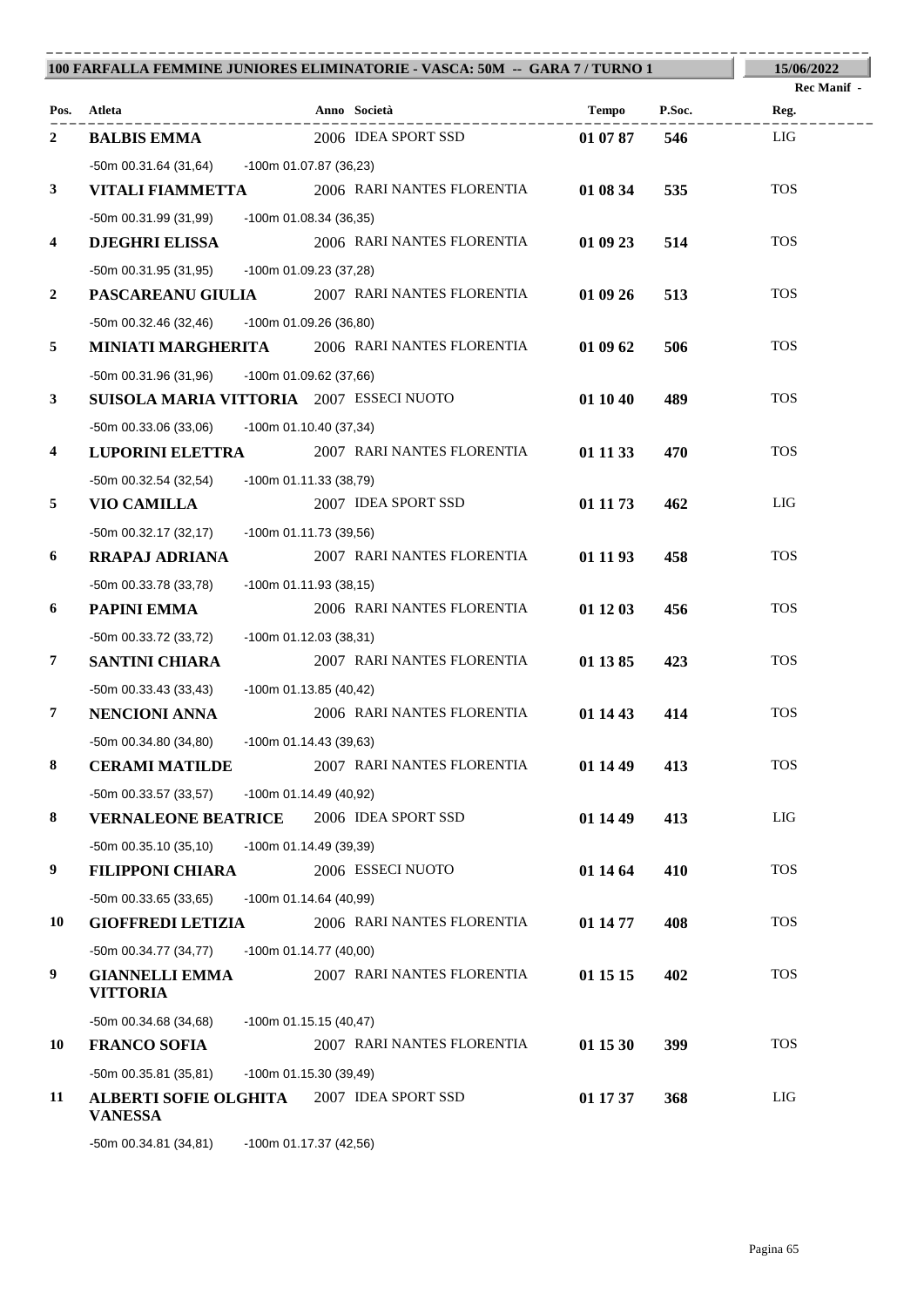## 100 FARFALLA FEMMINE JUNIORES ELIMINATORIE - VASCA: 50M -- GARA 7 / TURNO 1

15/06/2022

Rec Manif -

| Pos. | Atleta | Anno | Società | Tempo | P.Soc. | Reg. |
|---|---|---|---|---|---|---|
| 2 | **BALBIS EMMA** | 2006 | IDEA SPORT SSD | **01 07 87** | **546** | LIG |
| | -50m 00.31.64 (31,64) -100m 01.07.87 (36,23) | | | | | |
| 3 | **VITALI FIAMMETTA** | 2006 | RARI NANTES FLORENTIA | **01 08 34** | **535** | TOS |
| | -50m 00.31.99 (31,99) -100m 01.08.34 (36,35) | | | | | |
| 4 | **DJEGHRI ELISSA** | 2006 | RARI NANTES FLORENTIA | **01 09 23** | **514** | TOS |
| | -50m 00.31.95 (31,95) -100m 01.09.23 (37,28) | | | | | |
| 2 | **PASCAREANU GIULIA** | 2007 | RARI NANTES FLORENTIA | **01 09 26** | **513** | TOS |
| | -50m 00.32.46 (32,46) -100m 01.09.26 (36,80) | | | | | |
| 5 | **MINIATI MARGHERITA** | 2006 | RARI NANTES FLORENTIA | **01 09 62** | **506** | TOS |
| | -50m 00.31.96 (31,96) -100m 01.09.62 (37,66) | | | | | |
| 3 | **SUISOLA MARIA VITTORIA** | 2007 | ESSECI NUOTO | **01 10 40** | **489** | TOS |
| | -50m 00.33.06 (33,06) -100m 01.10.40 (37,34) | | | | | |
| 4 | **LUPORINI ELETTRA** | 2007 | RARI NANTES FLORENTIA | **01 11 33** | **470** | TOS |
| | -50m 00.32.54 (32,54) -100m 01.11.33 (38,79) | | | | | |
| 5 | **VIO CAMILLA** | 2007 | IDEA SPORT SSD | **01 11 73** | **462** | LIG |
| | -50m 00.32.17 (32,17) -100m 01.11.73 (39,56) | | | | | |
| 6 | **RRAPAJ ADRIANA** | 2007 | RARI NANTES FLORENTIA | **01 11 93** | **458** | TOS |
| | -50m 00.33.78 (33,78) -100m 01.11.93 (38,15) | | | | | |
| 6 | **PAPINI EMMA** | 2006 | RARI NANTES FLORENTIA | **01 12 03** | **456** | TOS |
| | -50m 00.33.72 (33,72) -100m 01.12.03 (38,31) | | | | | |
| 7 | **SANTINI CHIARA** | 2007 | RARI NANTES FLORENTIA | **01 13 85** | **423** | TOS |
| | -50m 00.33.43 (33,43) -100m 01.13.85 (40,42) | | | | | |
| 7 | **NENCIONI ANNA** | 2006 | RARI NANTES FLORENTIA | **01 14 43** | **414** | TOS |
| | -50m 00.34.80 (34,80) -100m 01.14.43 (39,63) | | | | | |
| 8 | **CERAMI MATILDE** | 2007 | RARI NANTES FLORENTIA | **01 14 49** | **413** | TOS |
| | -50m 00.33.57 (33,57) -100m 01.14.49 (40,92) | | | | | |
| 8 | **VERNALEONE BEATRICE** | 2006 | IDEA SPORT SSD | **01 14 49** | **413** | LIG |
| | -50m 00.35.10 (35,10) -100m 01.14.49 (39,39) | | | | | |
| 9 | **FILIPPONI CHIARA** | 2006 | ESSECI NUOTO | **01 14 64** | **410** | TOS |
| | -50m 00.33.65 (33,65) -100m 01.14.64 (40,99) | | | | | |
| 10 | **GIOFFREDI LETIZIA** | 2006 | RARI NANTES FLORENTIA | **01 14 77** | **408** | TOS |
| | -50m 00.34.77 (34,77) -100m 01.14.77 (40,00) | | | | | |
| 9 | **GIANNELLI EMMA VITTORIA** | 2007 | RARI NANTES FLORENTIA | **01 15 15** | **402** | TOS |
| | -50m 00.34.68 (34,68) -100m 01.15.15 (40,47) | | | | | |
| 10 | **FRANCO SOFIA** | 2007 | RARI NANTES FLORENTIA | **01 15 30** | **399** | TOS |
| | -50m 00.35.81 (35,81) -100m 01.15.30 (39,49) | | | | | |
| 11 | **ALBERTI SOFIE OLGHITA VANESSA** | 2007 | IDEA SPORT SSD | **01 17 37** | **368** | LIG |
| | -50m 00.34.81 (34,81) -100m 01.17.37 (42,56) | | | | | |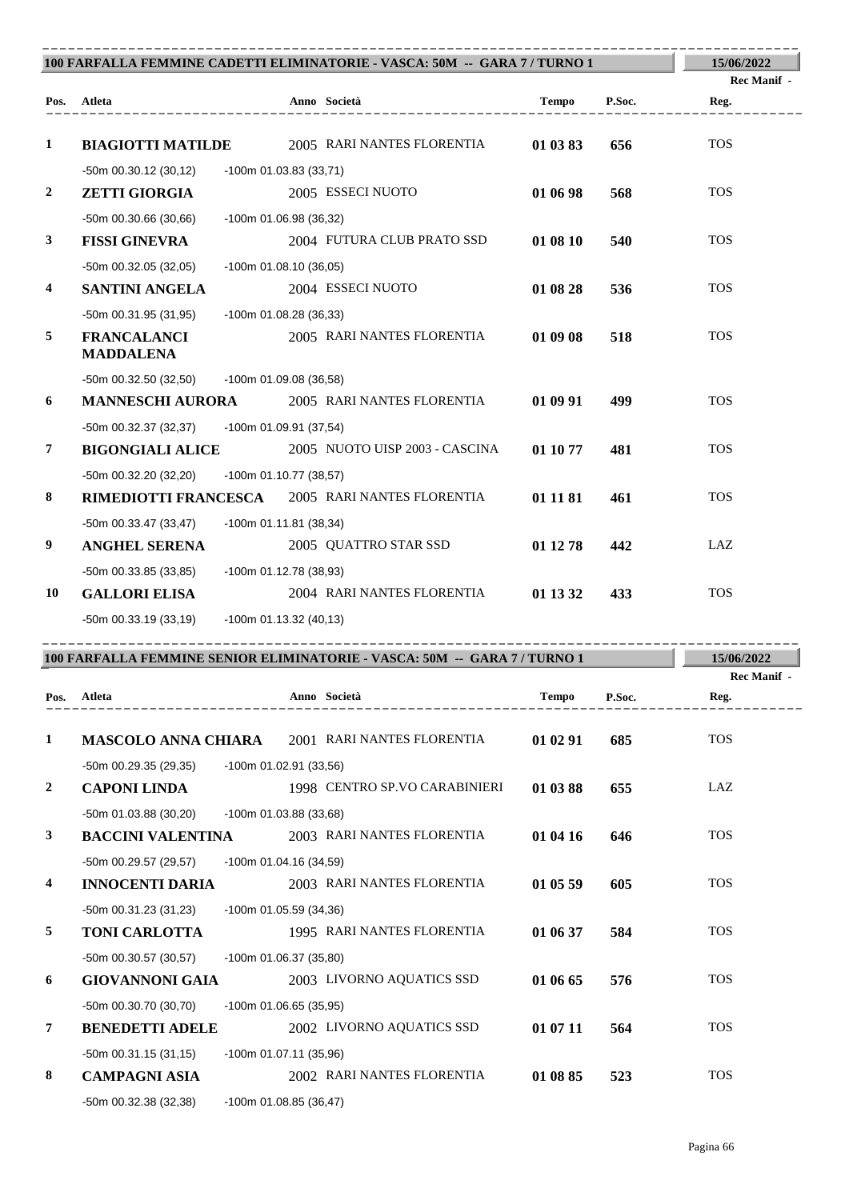## 100 FARFALLA FEMMINE CADETTI ELIMINATORIE - VASCA: 50M -- GARA 7 / TURNO 1

15/06/2022

Rec Manif -

| Pos. | Atleta | Anno | Società | Tempo | P.Soc. | Reg. |
|---|---|---|---|---|---|---|
| 1 | **BIAGIOTTI MATILDE** | 2005 | RARI NANTES FLORENTIA | **01 03 83** | **656** | TOS |
| | -50m 00.30.12 (30,12) -100m 01.03.83 (33,71) | | | | | |
| 2 | **ZETTI GIORGIA** | 2005 | ESSECI NUOTO | **01 06 98** | **568** | TOS |
| | -50m 00.30.66 (30,66) -100m 01.06.98 (36,32) | | | | | |
| 3 | **FISSI GINEVRA** | 2004 | FUTURA CLUB PRATO SSD | **01 08 10** | **540** | TOS |
| | -50m 00.32.05 (32,05) -100m 01.08.10 (36,05) | | | | | |
| 4 | **SANTINI ANGELA** | 2004 | ESSECI NUOTO | **01 08 28** | **536** | TOS |
| | -50m 00.31.95 (31,95) -100m 01.08.28 (36,33) | | | | | |
| 5 | **FRANCALANCI MADDALENA** | 2005 | RARI NANTES FLORENTIA | **01 09 08** | **518** | TOS |
| | -50m 00.32.50 (32,50) -100m 01.09.08 (36,58) | | | | | |
| 6 | **MANNESCHI AURORA** | 2005 | RARI NANTES FLORENTIA | **01 09 91** | **499** | TOS |
| | -50m 00.32.37 (32,37) -100m 01.09.91 (37,54) | | | | | |
| 7 | **BIGONGIALI ALICE** | 2005 | NUOTO UISP 2003 - CASCINA | **01 10 77** | **481** | TOS |
| | -50m 00.32.20 (32,20) -100m 01.10.77 (38,57) | | | | | |
| 8 | **RIMEDIOTTI FRANCESCA** | 2005 | RARI NANTES FLORENTIA | **01 11 81** | **461** | TOS |
| | -50m 00.33.47 (33,47) -100m 01.11.81 (38,34) | | | | | |
| 9 | **ANGHEL SERENA** | 2005 | QUATTRO STAR SSD | **01 12 78** | **442** | LAZ |
| | -50m 00.33.85 (33,85) -100m 01.12.78 (38,93) | | | | | |
| 10 | **GALLORI ELISA** | 2004 | RARI NANTES FLORENTIA | **01 13 32** | **433** | TOS |
| | -50m 00.33.19 (33,19) -100m 01.13.32 (40,13) | | | | | |

## 100 FARFALLA FEMMINE SENIOR ELIMINATORIE - VASCA: 50M -- GARA 7 / TURNO 1

15/06/2022

Rec Manif -

| Pos. | Atleta | Anno | Società | Tempo | P.Soc. | Reg. |
|---|---|---|---|---|---|---|
| 1 | **MASCOLO ANNA CHIARA** | 2001 | RARI NANTES FLORENTIA | **01 02 91** | **685** | TOS |
| | -50m 00.29.35 (29,35) -100m 01.02.91 (33,56) | | | | | |
| 2 | **CAPONI LINDA** | 1998 | CENTRO SP.VO CARABINIERI | **01 03 88** | **655** | LAZ |
| | -50m 01.03.88 (30,20) -100m 01.03.88 (33,68) | | | | | |
| 3 | **BACCINI VALENTINA** | 2003 | RARI NANTES FLORENTIA | **01 04 16** | **646** | TOS |
| | -50m 00.29.57 (29,57) -100m 01.04.16 (34,59) | | | | | |
| 4 | **INNOCENTI DARIA** | 2003 | RARI NANTES FLORENTIA | **01 05 59** | **605** | TOS |
| | -50m 00.31.23 (31,23) -100m 01.05.59 (34,36) | | | | | |
| 5 | **TONI CARLOTTA** | 1995 | RARI NANTES FLORENTIA | **01 06 37** | **584** | TOS |
| | -50m 00.30.57 (30,57) -100m 01.06.37 (35,80) | | | | | |
| 6 | **GIOVANNONI GAIA** | 2003 | LIVORNO AQUATICS SSD | **01 06 65** | **576** | TOS |
| | -50m 00.30.70 (30,70) -100m 01.06.65 (35,95) | | | | | |
| 7 | **BENEDETTI ADELE** | 2002 | LIVORNO AQUATICS SSD | **01 07 11** | **564** | TOS |
| | -50m 00.31.15 (31,15) -100m 01.07.11 (35,96) | | | | | |
| 8 | **CAMPAGNI ASIA** | 2002 | RARI NANTES FLORENTIA | **01 08 85** | **523** | TOS |
| | -50m 00.32.38 (32,38) -100m 01.08.85 (36,47) | | | | | |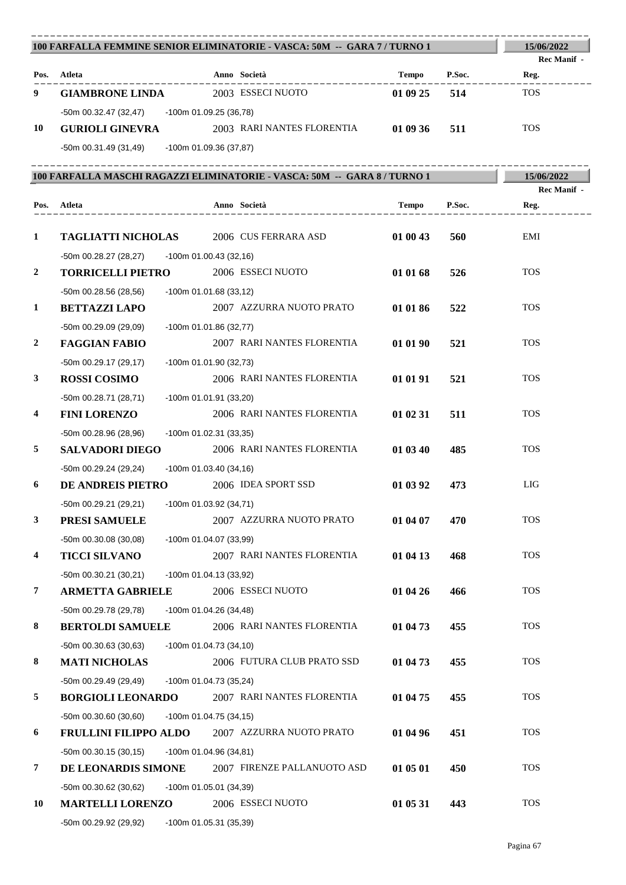## 100 FARFALLA FEMMINE SENIOR ELIMINATORIE - VASCA: 50M -- GARA 7 / TURNO 1

15/06/2022

Rec Manif -

| Pos. | Atleta | Anno | Società | Tempo | P.Soc. | Reg. |
|---|---|---|---|---|---|---|
| 9 | **GIAMBRONE LINDA** | 2003 | ESSECI NUOTO | **01 09 25** | **514** | TOS |
| | -50m 00.32.47 (32,47) -100m 01.09.25 (36,78) | | | | | |
| 10 | **GURIOLI GINEVRA** | 2003 | RARI NANTES FLORENTIA | **01 09 36** | **511** | TOS |
| | -50m 00.31.49 (31,49) -100m 01.09.36 (37,87) | | | | | |

## 100 FARFALLA MASCHI RAGAZZI ELIMINATORIE - VASCA: 50M -- GARA 8 / TURNO 1

15/06/2022

Rec Manif -

| Pos. | Atleta | Anno | Società | Tempo | P.Soc. | Reg. |
|---|---|---|---|---|---|---|
| 1 | **TAGLIATTI NICHOLAS** | 2006 | CUS FERRARA ASD | **01 00 43** | **560** | EMI |
| | -50m 00.28.27 (28,27) -100m 01.00.43 (32,16) | | | | | |
| 2 | **TORRICELLI PIETRO** | 2006 | ESSECI NUOTO | **01 01 68** | **526** | TOS |
| | -50m 00.28.56 (28,56) -100m 01.01.68 (33,12) | | | | | |
| 1 | **BETTAZZI LAPO** | 2007 | AZZURRA NUOTO PRATO | **01 01 86** | **522** | TOS |
| | -50m 00.29.09 (29,09) -100m 01.01.86 (32,77) | | | | | |
| 2 | **FAGGIAN FABIO** | 2007 | RARI NANTES FLORENTIA | **01 01 90** | **521** | TOS |
| | -50m 00.29.17 (29,17) -100m 01.01.90 (32,73) | | | | | |
| 3 | **ROSSI COSIMO** | 2006 | RARI NANTES FLORENTIA | **01 01 91** | **521** | TOS |
| | -50m 00.28.71 (28,71) -100m 01.01.91 (33,20) | | | | | |
| 4 | **FINI LORENZO** | 2006 | RARI NANTES FLORENTIA | **01 02 31** | **511** | TOS |
| | -50m 00.28.96 (28,96) -100m 01.02.31 (33,35) | | | | | |
| 5 | **SALVADORI DIEGO** | 2006 | RARI NANTES FLORENTIA | **01 03 40** | **485** | TOS |
| | -50m 00.29.24 (29,24) -100m 01.03.40 (34,16) | | | | | |
| 6 | **DE ANDREIS PIETRO** | 2006 | IDEA SPORT SSD | **01 03 92** | **473** | LIG |
| | -50m 00.29.21 (29,21) -100m 01.03.92 (34,71) | | | | | |
| 3 | **PRESI SAMUELE** | 2007 | AZZURRA NUOTO PRATO | **01 04 07** | **470** | TOS |
| | -50m 00.30.08 (30,08) -100m 01.04.07 (33,99) | | | | | |
| 4 | **TICCI SILVANO** | 2007 | RARI NANTES FLORENTIA | **01 04 13** | **468** | TOS |
| | -50m 00.30.21 (30,21) -100m 01.04.13 (33,92) | | | | | |
| 7 | **ARMETTA GABRIELE** | 2006 | ESSECI NUOTO | **01 04 26** | **466** | TOS |
| | -50m 00.29.78 (29,78) -100m 01.04.26 (34,48) | | | | | |
| 8 | **BERTOLDI SAMUELE** | 2006 | RARI NANTES FLORENTIA | **01 04 73** | **455** | TOS |
| | -50m 00.30.63 (30,63) -100m 01.04.73 (34,10) | | | | | |
| 8 | **MATI NICHOLAS** | 2006 | FUTURA CLUB PRATO SSD | **01 04 73** | **455** | TOS |
| | -50m 00.29.49 (29,49) -100m 01.04.73 (35,24) | | | | | |
| 5 | **BORGIOLI LEONARDO** | 2007 | RARI NANTES FLORENTIA | **01 04 75** | **455** | TOS |
| | -50m 00.30.60 (30,60) -100m 01.04.75 (34,15) | | | | | |
| 6 | **FRULLINI FILIPPO ALDO** | 2007 | AZZURRA NUOTO PRATO | **01 04 96** | **451** | TOS |
| | -50m 00.30.15 (30,15) -100m 01.04.96 (34,81) | | | | | |
| 7 | **DE LEONARDIS SIMONE** | 2007 | FIRENZE PALLANUOTO ASD | **01 05 01** | **450** | TOS |
| | -50m 00.30.62 (30,62) -100m 01.05.01 (34,39) | | | | | |
| 10 | **MARTELLI LORENZO** | 2006 | ESSECI NUOTO | **01 05 31** | **443** | TOS |
| | -50m 00.29.92 (29,92) -100m 01.05.31 (35,39) | | | | | |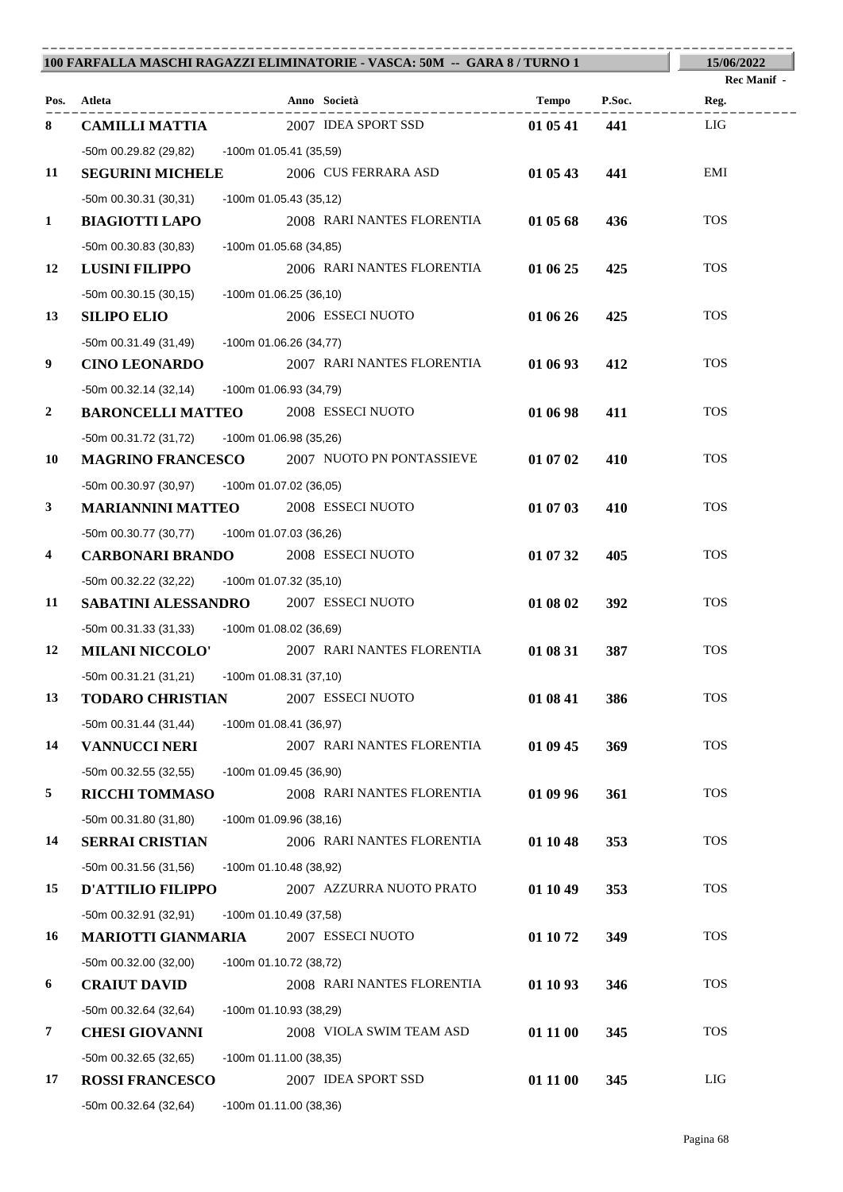## 100 FARFALLA MASCHI RAGAZZI ELIMINATORIE - VASCA: 50M -- GARA 8 / TURNO 1

15/06/2022

Rec Manif -

| Pos. | Atleta | Anno | Società | Tempo | P.Soc. | Reg. |
|---|---|---|---|---|---|---|
| 8 | **CAMILLI MATTIA** | 2007 | IDEA SPORT SSD | **01 05 41** | **441** | LIG |
| | -50m 00.29.82 (29,82) -100m 01.05.41 (35,59) | | | | | |
| 11 | **SEGURINI MICHELE** | 2006 | CUS FERRARA ASD | **01 05 43** | **441** | EMI |
| | -50m 00.30.31 (30,31) -100m 01.05.43 (35,12) | | | | | |
| 1 | **BIAGIOTTI LAPO** | 2008 | RARI NANTES FLORENTIA | **01 05 68** | **436** | TOS |
| | -50m 00.30.83 (30,83) -100m 01.05.68 (34,85) | | | | | |
| 12 | **LUSINI FILIPPO** | 2006 | RARI NANTES FLORENTIA | **01 06 25** | **425** | TOS |
| | -50m 00.30.15 (30,15) -100m 01.06.25 (36,10) | | | | | |
| 13 | **SILIPO ELIO** | 2006 | ESSECI NUOTO | **01 06 26** | **425** | TOS |
| | -50m 00.31.49 (31,49) -100m 01.06.26 (34,77) | | | | | |
| 9 | **CINO LEONARDO** | 2007 | RARI NANTES FLORENTIA | **01 06 93** | **412** | TOS |
| | -50m 00.32.14 (32,14) -100m 01.06.93 (34,79) | | | | | |
| 2 | **BARONCELLI MATTEO** | 2008 | ESSECI NUOTO | **01 06 98** | **411** | TOS |
| | -50m 00.31.72 (31,72) -100m 01.06.98 (35,26) | | | | | |
| 10 | **MAGRINO FRANCESCO** | 2007 | NUOTO PN PONTASSIEVE | **01 07 02** | **410** | TOS |
| | -50m 00.30.97 (30,97) -100m 01.07.02 (36,05) | | | | | |
| 3 | **MARIANNINI MATTEO** | 2008 | ESSECI NUOTO | **01 07 03** | **410** | TOS |
| | -50m 00.30.77 (30,77) -100m 01.07.03 (36,26) | | | | | |
| 4 | **CARBONARI BRANDO** | 2008 | ESSECI NUOTO | **01 07 32** | **405** | TOS |
| | -50m 00.32.22 (32,22) -100m 01.07.32 (35,10) | | | | | |
| 11 | **SABATINI ALESSANDRO** | 2007 | ESSECI NUOTO | **01 08 02** | **392** | TOS |
| | -50m 00.31.33 (31,33) -100m 01.08.02 (36,69) | | | | | |
| 12 | **MILANI NICCOLO'** | 2007 | RARI NANTES FLORENTIA | **01 08 31** | **387** | TOS |
| | -50m 00.31.21 (31,21) -100m 01.08.31 (37,10) | | | | | |
| 13 | **TODARO CHRISTIAN** | 2007 | ESSECI NUOTO | **01 08 41** | **386** | TOS |
| | -50m 00.31.44 (31,44) -100m 01.08.41 (36,97) | | | | | |
| 14 | **VANNUCCI NERI** | 2007 | RARI NANTES FLORENTIA | **01 09 45** | **369** | TOS |
| | -50m 00.32.55 (32,55) -100m 01.09.45 (36,90) | | | | | |
| 5 | **RICCHI TOMMASO** | 2008 | RARI NANTES FLORENTIA | **01 09 96** | **361** | TOS |
| | -50m 00.31.80 (31,80) -100m 01.09.96 (38,16) | | | | | |
| 14 | **SERRAI CRISTIAN** | 2006 | RARI NANTES FLORENTIA | **01 10 48** | **353** | TOS |
| | -50m 00.31.56 (31,56) -100m 01.10.48 (38,92) | | | | | |
| 15 | **D'ATTILIO FILIPPO** | 2007 | AZZURRA NUOTO PRATO | **01 10 49** | **353** | TOS |
| | -50m 00.32.91 (32,91) -100m 01.10.49 (37,58) | | | | | |
| 16 | **MARIOTTI GIANMARIA** | 2007 | ESSECI NUOTO | **01 10 72** | **349** | TOS |
| | -50m 00.32.00 (32,00) -100m 01.10.72 (38,72) | | | | | |
| 6 | **CRAIUT DAVID** | 2008 | RARI NANTES FLORENTIA | **01 10 93** | **346** | TOS |
| | -50m 00.32.64 (32,64) -100m 01.10.93 (38,29) | | | | | |
| 7 | **CHESI GIOVANNI** | 2008 | VIOLA SWIM TEAM ASD | **01 11 00** | **345** | TOS |
| | -50m 00.32.65 (32,65) -100m 01.11.00 (38,35) | | | | | |
| 17 | **ROSSI FRANCESCO** | 2007 | IDEA SPORT SSD | **01 11 00** | **345** | LIG |
| | -50m 00.32.64 (32,64) -100m 01.11.00 (38,36) | | | | | |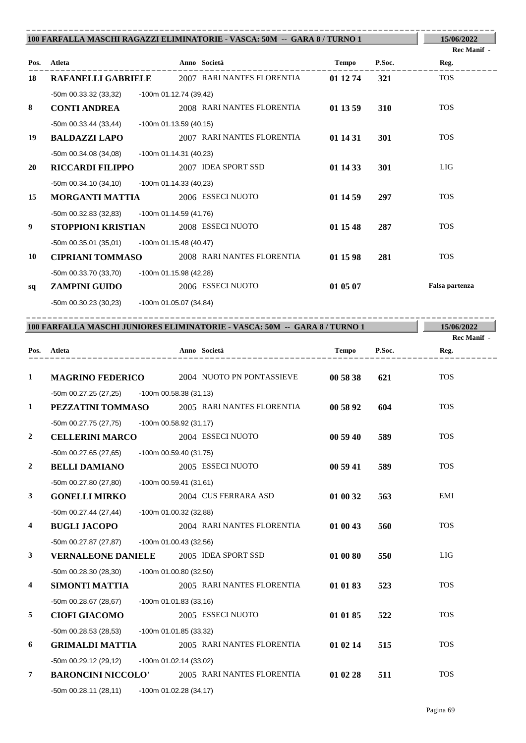## 100 FARFALLA MASCHI RAGAZZI ELIMINATORIE - VASCA: 50M -- GARA 8 / TURNO 1

15/06/2022

Rec Manif -

| Pos. | Atleta | Anno | Società | Tempo | P.Soc. | Reg. |
|---|---|---|---|---|---|---|
| 18 | **RAFANELLI GABRIELE** | 2007 | RARI NANTES FLORENTIA | **01 12 74** | **321** | TOS |
| | -50m 00.33.32 (33,32) -100m 01.12.74 (39,42) | | | | | |
| 8 | **CONTI ANDREA** | 2008 | RARI NANTES FLORENTIA | **01 13 59** | **310** | TOS |
| | -50m 00.33.44 (33,44) -100m 01.13.59 (40,15) | | | | | |
| 19 | **BALDAZZI LAPO** | 2007 | RARI NANTES FLORENTIA | **01 14 31** | **301** | TOS |
| | -50m 00.34.08 (34,08) -100m 01.14.31 (40,23) | | | | | |
| 20 | **RICCARDI FILIPPO** | 2007 | IDEA SPORT SSD | **01 14 33** | **301** | LIG |
| | -50m 00.34.10 (34,10) -100m 01.14.33 (40,23) | | | | | |
| 15 | **MORGANTI MATTIA** | 2006 | ESSECI NUOTO | **01 14 59** | **297** | TOS |
| | -50m 00.32.83 (32,83) -100m 01.14.59 (41,76) | | | | | |
| 9 | **STOPPIONI KRISTIAN** | 2008 | ESSECI NUOTO | **01 15 48** | **287** | TOS |
| | -50m 00.35.01 (35,01) -100m 01.15.48 (40,47) | | | | | |
| 10 | **CIPRIANI TOMMASO** | 2008 | RARI NANTES FLORENTIA | **01 15 98** | **281** | TOS |
| | -50m 00.33.70 (33,70) -100m 01.15.98 (42,28) | | | | | |
| sq | **ZAMPINI GUIDO** | 2006 | ESSECI NUOTO | **01 05 07** | | **Falsa partenza** |
| | -50m 00.30.23 (30,23) -100m 01.05.07 (34,84) | | | | | |

## 100 FARFALLA MASCHI JUNIORES ELIMINATORIE - VASCA: 50M -- GARA 8 / TURNO 1

15/06/2022

Rec Manif -

| Pos. | Atleta | Anno | Società | Tempo | P.Soc. | Reg. |
|---|---|---|---|---|---|---|
| 1 | **MAGRINO FEDERICO** | 2004 | NUOTO PN PONTASSIEVE | **00 58 38** | **621** | TOS |
| | -50m 00.27.25 (27,25) -100m 00.58.38 (31,13) | | | | | |
| 1 | **PEZZATINI TOMMASO** | 2005 | RARI NANTES FLORENTIA | **00 58 92** | **604** | TOS |
| | -50m 00.27.75 (27,75) -100m 00.58.92 (31,17) | | | | | |
| 2 | **CELLERINI MARCO** | 2004 | ESSECI NUOTO | **00 59 40** | **589** | TOS |
| | -50m 00.27.65 (27,65) -100m 00.59.40 (31,75) | | | | | |
| 2 | **BELLI DAMIANO** | 2005 | ESSECI NUOTO | **00 59 41** | **589** | TOS |
| | -50m 00.27.80 (27,80) -100m 00.59.41 (31,61) | | | | | |
| 3 | **GONELLI MIRKO** | 2004 | CUS FERRARA ASD | **01 00 32** | **563** | EMI |
| | -50m 00.27.44 (27,44) -100m 01.00.32 (32,88) | | | | | |
| 4 | **BUGLI JACOPO** | 2004 | RARI NANTES FLORENTIA | **01 00 43** | **560** | TOS |
| | -50m 00.27.87 (27,87) -100m 01.00.43 (32,56) | | | | | |
| 3 | **VERNALEONE DANIELE** | 2005 | IDEA SPORT SSD | **01 00 80** | **550** | LIG |
| | -50m 00.28.30 (28,30) -100m 01.00.80 (32,50) | | | | | |
| 4 | **SIMONTI MATTIA** | 2005 | RARI NANTES FLORENTIA | **01 01 83** | **523** | TOS |
| | -50m 00.28.67 (28,67) -100m 01.01.83 (33,16) | | | | | |
| 5 | **CIOFI GIACOMO** | 2005 | ESSECI NUOTO | **01 01 85** | **522** | TOS |
| | -50m 00.28.53 (28,53) -100m 01.01.85 (33,32) | | | | | |
| 6 | **GRIMALDI MATTIA** | 2005 | RARI NANTES FLORENTIA | **01 02 14** | **515** | TOS |
| | -50m 00.29.12 (29,12) -100m 01.02.14 (33,02) | | | | | |
| 7 | **BARONCINI NICCOLO'** | 2005 | RARI NANTES FLORENTIA | **01 02 28** | **511** | TOS |
| | -50m 00.28.11 (28,11) -100m 01.02.28 (34,17) | | | | | |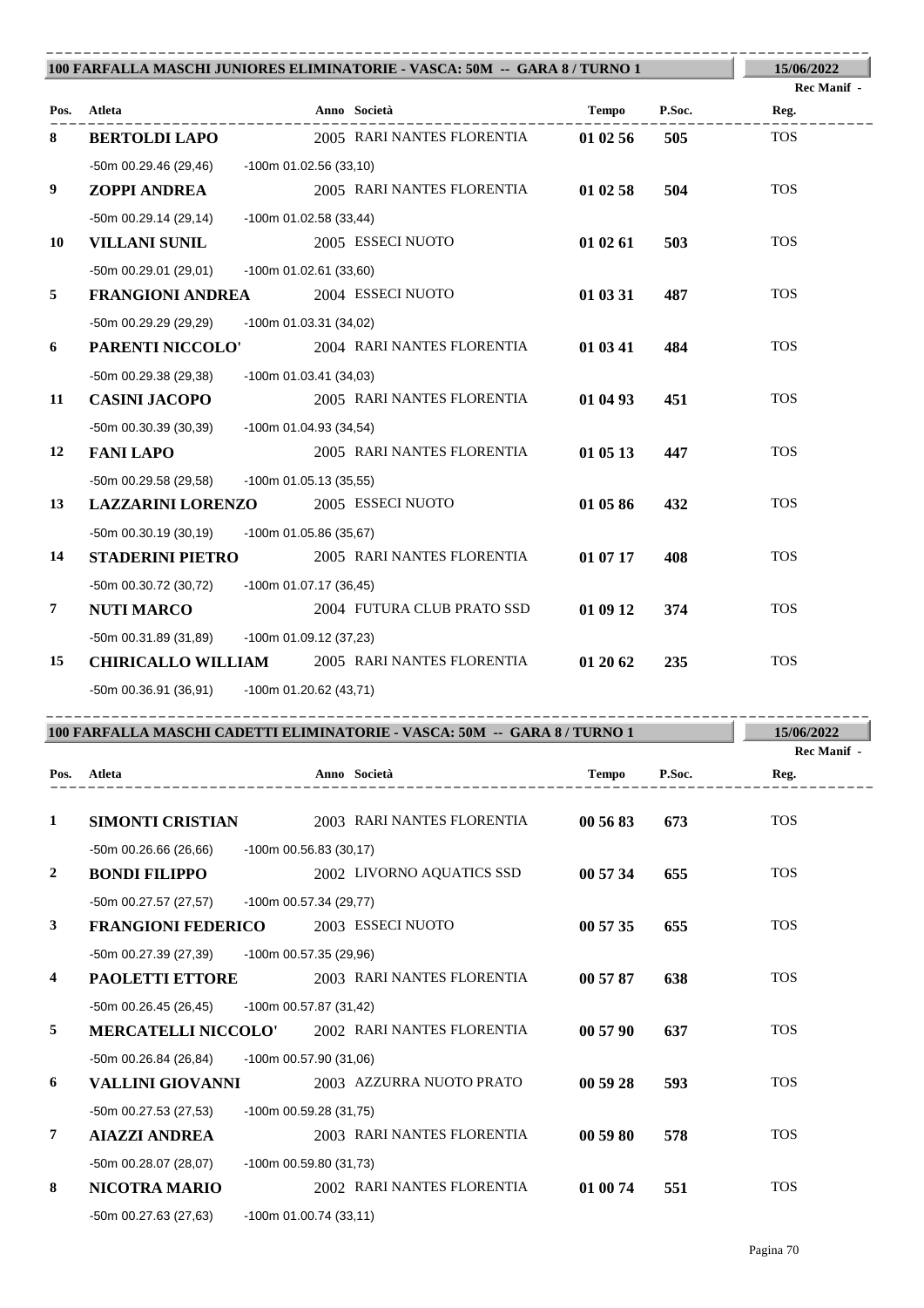## 100 FARFALLA MASCHI JUNIORES ELIMINATORIE - VASCA: 50M -- GARA 8 / TURNO 1

15/06/2022

Rec Manif -

| Pos. | Atleta | Anno | Società | Tempo | P.Soc. | Reg. |
|---|---|---|---|---|---|---|
| 8 | **BERTOLDI LAPO** | 2005 | RARI NANTES FLORENTIA | **01 02 56** | **505** | TOS |
| | -50m 00.29.46 (29,46) -100m 01.02.56 (33,10) | | | | | |
| 9 | **ZOPPI ANDREA** | 2005 | RARI NANTES FLORENTIA | **01 02 58** | **504** | TOS |
| | -50m 00.29.14 (29,14) -100m 01.02.58 (33,44) | | | | | |
| 10 | **VILLANI SUNIL** | 2005 | ESSECI NUOTO | **01 02 61** | **503** | TOS |
| | -50m 00.29.01 (29,01) -100m 01.02.61 (33,60) | | | | | |
| 5 | **FRANGIONI ANDREA** | 2004 | ESSECI NUOTO | **01 03 31** | **487** | TOS |
| | -50m 00.29.29 (29,29) -100m 01.03.31 (34,02) | | | | | |
| 6 | **PARENTI NICCOLO'** | 2004 | RARI NANTES FLORENTIA | **01 03 41** | **484** | TOS |
| | -50m 00.29.38 (29,38) -100m 01.03.41 (34,03) | | | | | |
| 11 | **CASINI JACOPO** | 2005 | RARI NANTES FLORENTIA | **01 04 93** | **451** | TOS |
| | -50m 00.30.39 (30,39) -100m 01.04.93 (34,54) | | | | | |
| 12 | **FANI LAPO** | 2005 | RARI NANTES FLORENTIA | **01 05 13** | **447** | TOS |
| | -50m 00.29.58 (29,58) -100m 01.05.13 (35,55) | | | | | |
| 13 | **LAZZARINI LORENZO** | 2005 | ESSECI NUOTO | **01 05 86** | **432** | TOS |
| | -50m 00.30.19 (30,19) -100m 01.05.86 (35,67) | | | | | |
| 14 | **STADERINI PIETRO** | 2005 | RARI NANTES FLORENTIA | **01 07 17** | **408** | TOS |
| | -50m 00.30.72 (30,72) -100m 01.07.17 (36,45) | | | | | |
| 7 | **NUTI MARCO** | 2004 | FUTURA CLUB PRATO SSD | **01 09 12** | **374** | TOS |
| | -50m 00.31.89 (31,89) -100m 01.09.12 (37,23) | | | | | |
| 15 | **CHIRICALLO WILLIAM** | 2005 | RARI NANTES FLORENTIA | **01 20 62** | **235** | TOS |
| | -50m 00.36.91 (36,91) -100m 01.20.62 (43,71) | | | | | |

## 100 FARFALLA MASCHI CADETTI ELIMINATORIE - VASCA: 50M -- GARA 8 / TURNO 1

15/06/2022

Rec Manif -

| Pos. | Atleta | Anno | Società | Tempo | P.Soc. | Reg. |
|---|---|---|---|---|---|---|
| 1 | **SIMONTI CRISTIAN** | 2003 | RARI NANTES FLORENTIA | **00 56 83** | **673** | TOS |
| | -50m 00.26.66 (26,66) -100m 00.56.83 (30,17) | | | | | |
| 2 | **BONDI FILIPPO** | 2002 | LIVORNO AQUATICS SSD | **00 57 34** | **655** | TOS |
| | -50m 00.27.57 (27,57) -100m 00.57.34 (29,77) | | | | | |
| 3 | **FRANGIONI FEDERICO** | 2003 | ESSECI NUOTO | **00 57 35** | **655** | TOS |
| | -50m 00.27.39 (27,39) -100m 00.57.35 (29,96) | | | | | |
| 4 | **PAOLETTI ETTORE** | 2003 | RARI NANTES FLORENTIA | **00 57 87** | **638** | TOS |
| | -50m 00.26.45 (26,45) -100m 00.57.87 (31,42) | | | | | |
| 5 | **MERCATELLI NICCOLO'** | 2002 | RARI NANTES FLORENTIA | **00 57 90** | **637** | TOS |
| | -50m 00.26.84 (26,84) -100m 00.57.90 (31,06) | | | | | |
| 6 | **VALLINI GIOVANNI** | 2003 | AZZURRA NUOTO PRATO | **00 59 28** | **593** | TOS |
| | -50m 00.27.53 (27,53) -100m 00.59.28 (31,75) | | | | | |
| 7 | **AIAZZI ANDREA** | 2003 | RARI NANTES FLORENTIA | **00 59 80** | **578** | TOS |
| | -50m 00.28.07 (28,07) -100m 00.59.80 (31,73) | | | | | |
| 8 | **NICOTRA MARIO** | 2002 | RARI NANTES FLORENTIA | **01 00 74** | **551** | TOS |
| | -50m 00.27.63 (27,63) -100m 01.00.74 (33,11) | | | | | |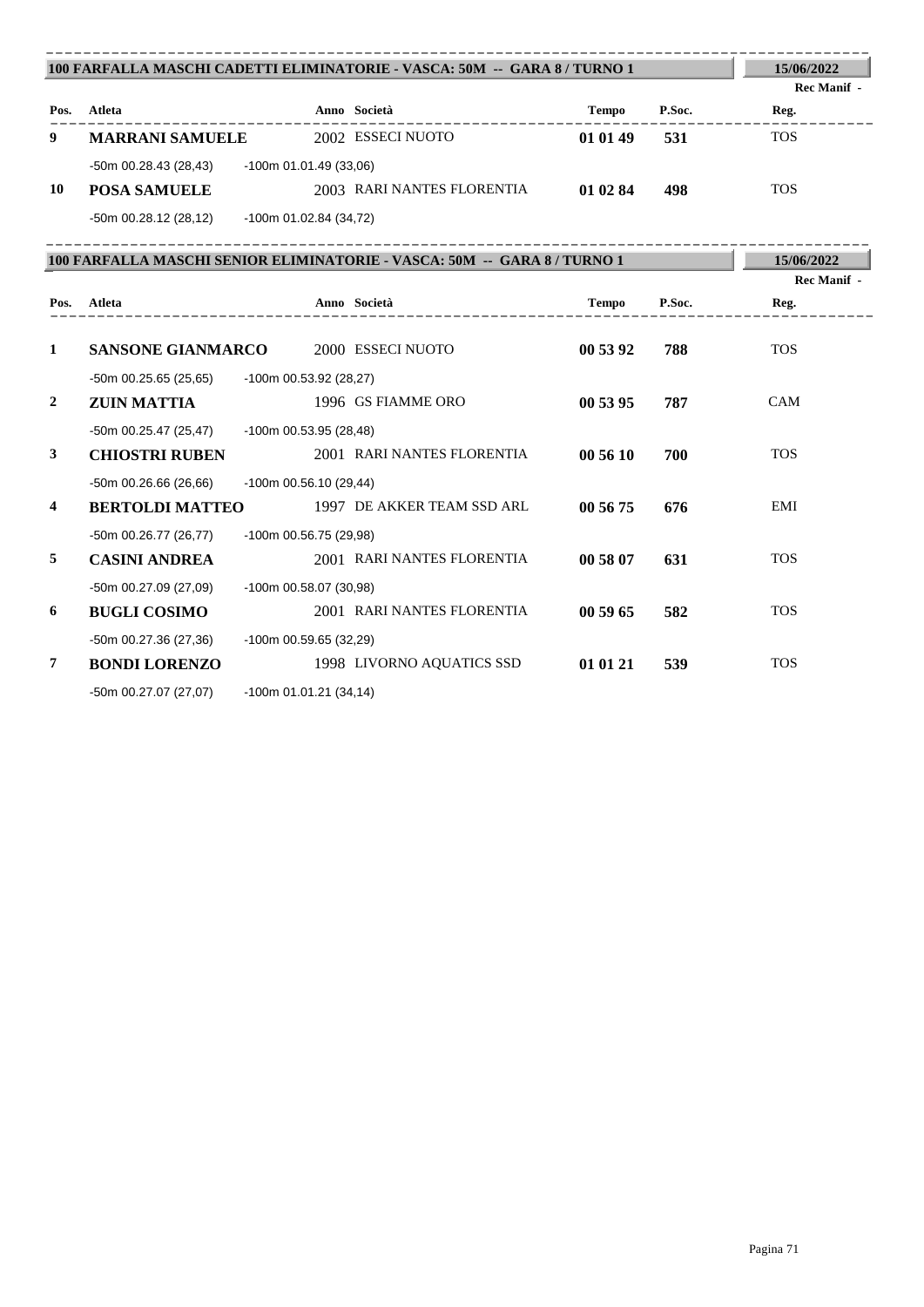## 100 FARFALLA MASCHI CADETTI ELIMINATORIE - VASCA: 50M -- GARA 8 / TURNO 1

15/06/2022

Rec Manif -

| Pos. | Atleta | Anno | Società | Tempo | P.Soc. | Reg. |
|---|---|---|---|---|---|---|
| 9 | **MARRANI SAMUELE** | 2002 | ESSECI NUOTO | **01 01 49** | **531** | TOS |
| | -50m 00.28.43 (28,43) | -100m 01.01.49 (33,06) | | | | |
| 10 | **POSA SAMUELE** | 2003 | RARI NANTES FLORENTIA | **01 02 84** | **498** | TOS |
| | -50m 00.28.12 (28,12) | -100m 01.02.84 (34,72) | | | | |

## 100 FARFALLA MASCHI SENIOR ELIMINATORIE - VASCA: 50M -- GARA 8 / TURNO 1

15/06/2022

Rec Manif -

| Pos. | Atleta | Anno | Società | Tempo | P.Soc. | Reg. |
|---|---|---|---|---|---|---|
| 1 | **SANSONE GIANMARCO** | 2000 | ESSECI NUOTO | **00 53 92** | **788** | TOS |
| | -50m 00.25.65 (25,65) | -100m 00.53.92 (28,27) | | | | |
| 2 | **ZUIN MATTIA** | 1996 | GS FIAMME ORO | **00 53 95** | **787** | CAM |
| | -50m 00.25.47 (25,47) | -100m 00.53.95 (28,48) | | | | |
| 3 | **CHIOSTRI RUBEN** | 2001 | RARI NANTES FLORENTIA | **00 56 10** | **700** | TOS |
| | -50m 00.26.66 (26,66) | -100m 00.56.10 (29,44) | | | | |
| 4 | **BERTOLDI MATTEO** | 1997 | DE AKKER TEAM SSD ARL | **00 56 75** | **676** | EMI |
| | -50m 00.26.77 (26,77) | -100m 00.56.75 (29,98) | | | | |
| 5 | **CASINI ANDREA** | 2001 | RARI NANTES FLORENTIA | **00 58 07** | **631** | TOS |
| | -50m 00.27.09 (27,09) | -100m 00.58.07 (30,98) | | | | |
| 6 | **BUGLI COSIMO** | 2001 | RARI NANTES FLORENTIA | **00 59 65** | **582** | TOS |
| | -50m 00.27.36 (27,36) | -100m 00.59.65 (32,29) | | | | |
| 7 | **BONDI LORENZO** | 1998 | LIVORNO AQUATICS SSD | **01 01 21** | **539** | TOS |
| | -50m 00.27.07 (27,07) | -100m 01.01.21 (34,14) | | | | |